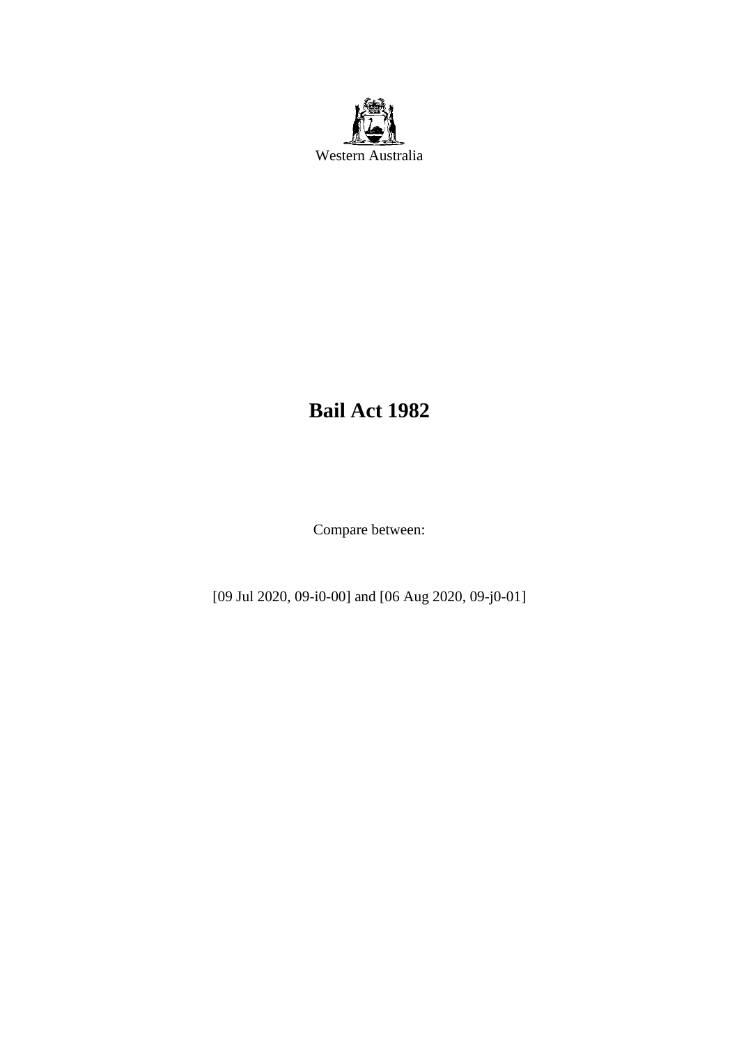Western Australia

# Bail Act 1982

Compare between:

[09 Jul 2020, 09-i0-00] and [06 Aug 2020, 09-j0-01]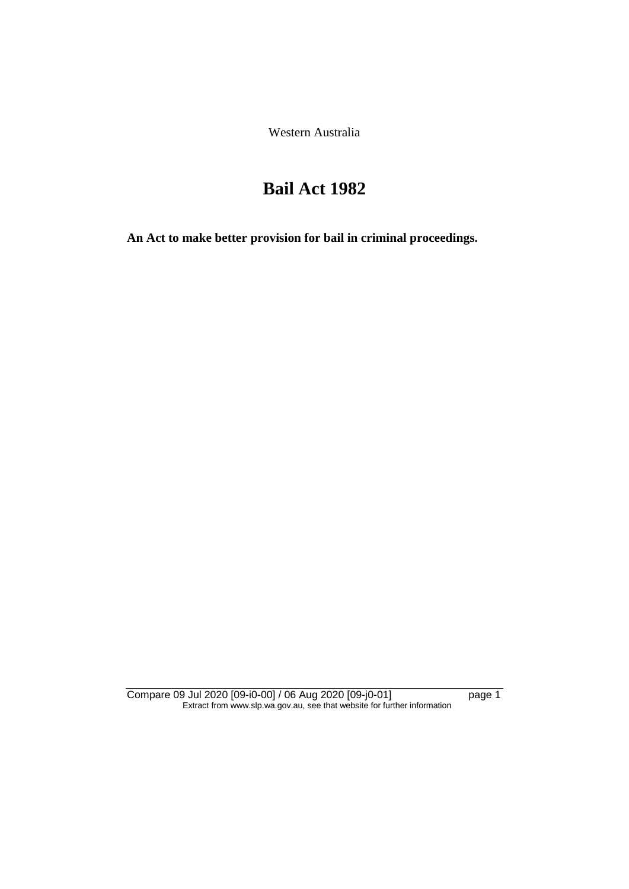Western Australia

# Bail Act 1982

**An Act to make better provision for bail in criminal proceedings.**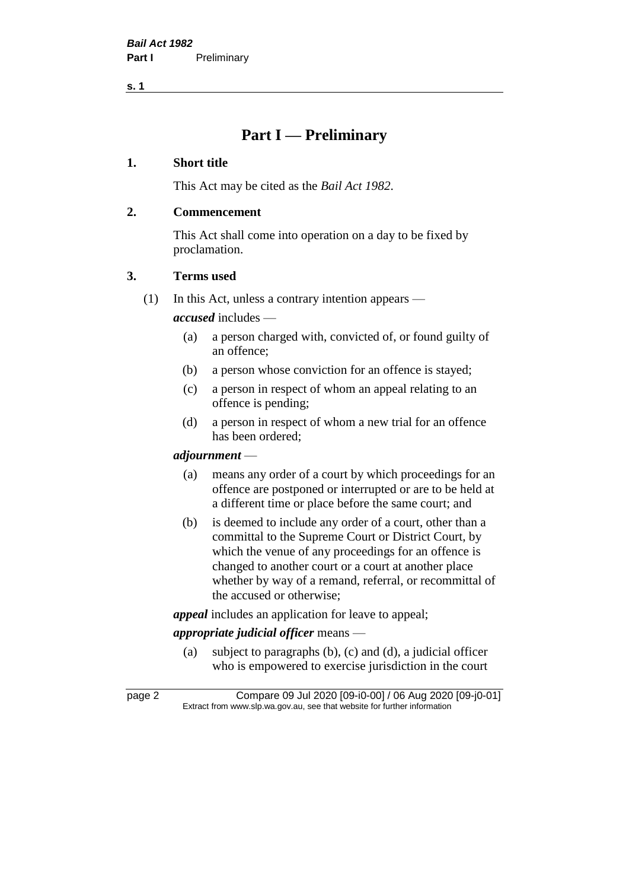# Part I — Preliminary

**1. Short title**

This Act may be cited as the *Bail Act 1982*.

**2. Commencement**

This Act shall come into operation on a day to be fixed by proclamation.

**3. Terms used**

(1) In this Act, unless a contrary intention appears —

***accused*** includes —

- (a) a person charged with, convicted of, or found guilty of an offence;
- (b) a person whose conviction for an offence is stayed;
- (c) a person in respect of whom an appeal relating to an offence is pending;
- (d) a person in respect of whom a new trial for an offence has been ordered;

***adjournment*** —

- (a) means any order of a court by which proceedings for an offence are postponed or interrupted or are to be held at a different time or place before the same court; and
- (b) is deemed to include any order of a court, other than a committal to the Supreme Court or District Court, by which the venue of any proceedings for an offence is changed to another court or a court at another place whether by way of a remand, referral, or recommittal of the accused or otherwise;

***appeal*** includes an application for leave to appeal;

***appropriate judicial officer*** means —

- (a) subject to paragraphs (b), (c) and (d), a judicial officer who is empowered to exercise jurisdiction in the court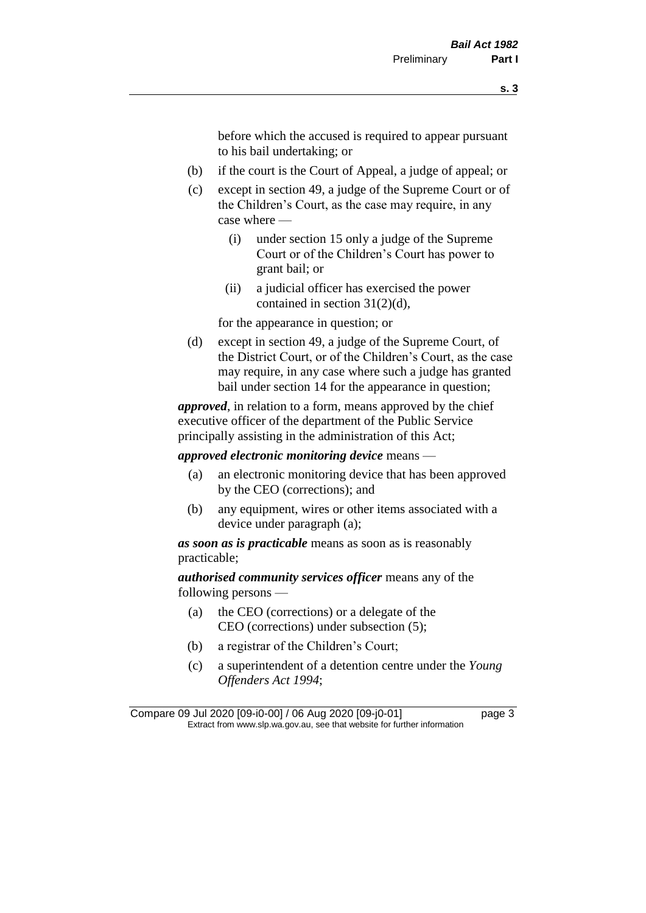before which the accused is required to appear pursuant to his bail undertaking; or

(b) if the court is the Court of Appeal, a judge of appeal; or

(c) except in section 49, a judge of the Supreme Court or of the Children's Court, as the case may require, in any case where —

  (i) under section 15 only a judge of the Supreme Court or of the Children's Court has power to grant bail; or

  (ii) a judicial officer has exercised the power contained in section 31(2)(d),

for the appearance in question; or

(d) except in section 49, a judge of the Supreme Court, of the District Court, or of the Children's Court, as the case may require, in any case where such a judge has granted bail under section 14 for the appearance in question;

***approved***, in relation to a form, means approved by the chief executive officer of the department of the Public Service principally assisting in the administration of this Act;

***approved electronic monitoring device*** means —

(a) an electronic monitoring device that has been approved by the CEO (corrections); and

(b) any equipment, wires or other items associated with a device under paragraph (a);

***as soon as is practicable*** means as soon as is reasonably practicable;

***authorised community services officer*** means any of the following persons —

(a) the CEO (corrections) or a delegate of the CEO (corrections) under subsection (5);

(b) a registrar of the Children's Court;

(c) a superintendent of a detention centre under the *Young Offenders Act 1994*;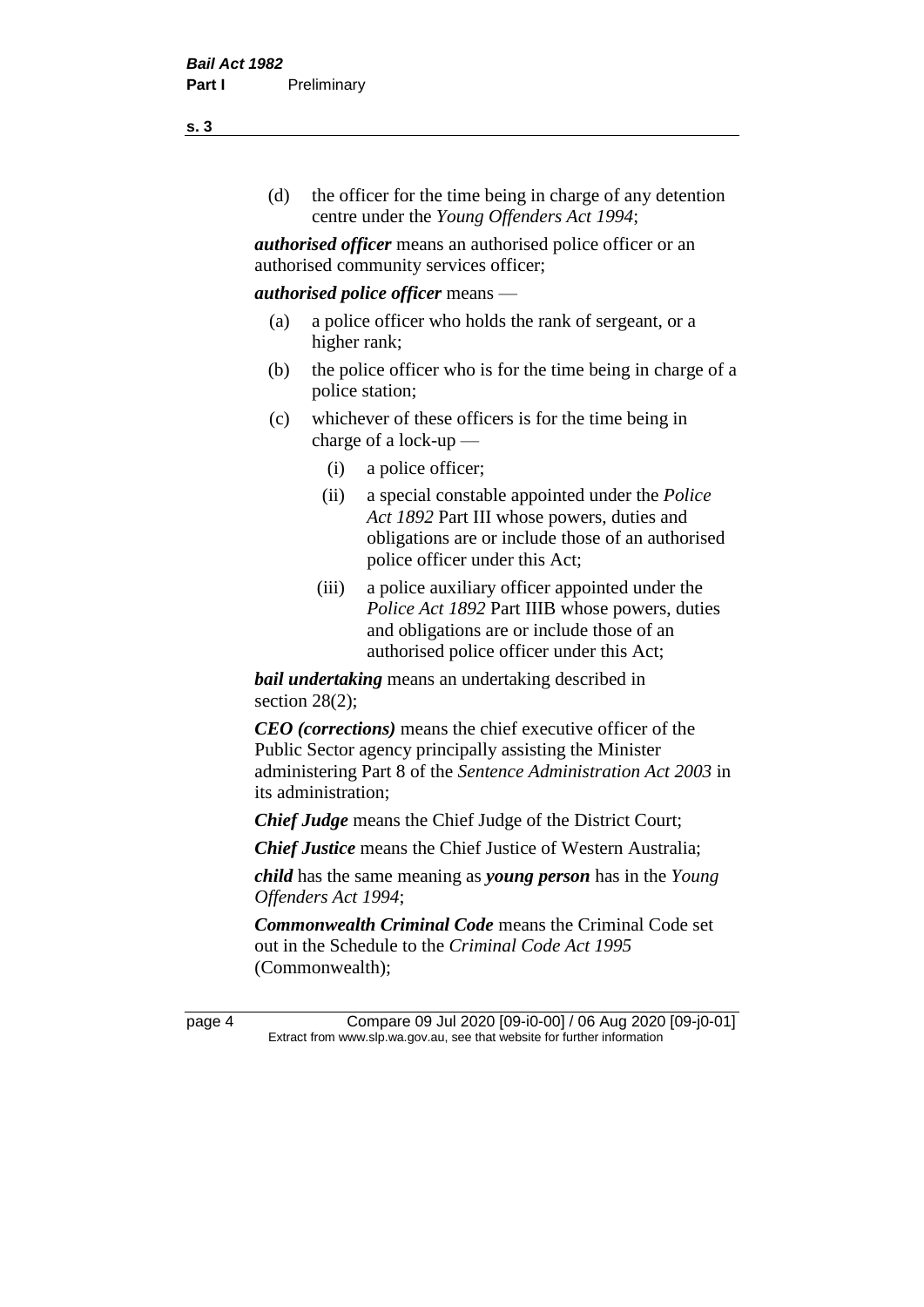(d) the officer for the time being in charge of any detention centre under the *Young Offenders Act 1994*;

***authorised officer*** means an authorised police officer or an authorised community services officer;

***authorised police officer*** means —

(a) a police officer who holds the rank of sergeant, or a higher rank;

(b) the police officer who is for the time being in charge of a police station;

(c) whichever of these officers is for the time being in charge of a lock-up —

  (i) a police officer;

  (ii) a special constable appointed under the *Police Act 1892* Part III whose powers, duties and obligations are or include those of an authorised police officer under this Act;

  (iii) a police auxiliary officer appointed under the *Police Act 1892* Part IIIB whose powers, duties and obligations are or include those of an authorised police officer under this Act;

***bail undertaking*** means an undertaking described in section 28(2);

***CEO (corrections)*** means the chief executive officer of the Public Sector agency principally assisting the Minister administering Part 8 of the *Sentence Administration Act 2003* in its administration;

***Chief Judge*** means the Chief Judge of the District Court;

***Chief Justice*** means the Chief Justice of Western Australia;

***child*** has the same meaning as ***young person*** has in the *Young Offenders Act 1994*;

***Commonwealth Criminal Code*** means the Criminal Code set out in the Schedule to the *Criminal Code Act 1995* (Commonwealth);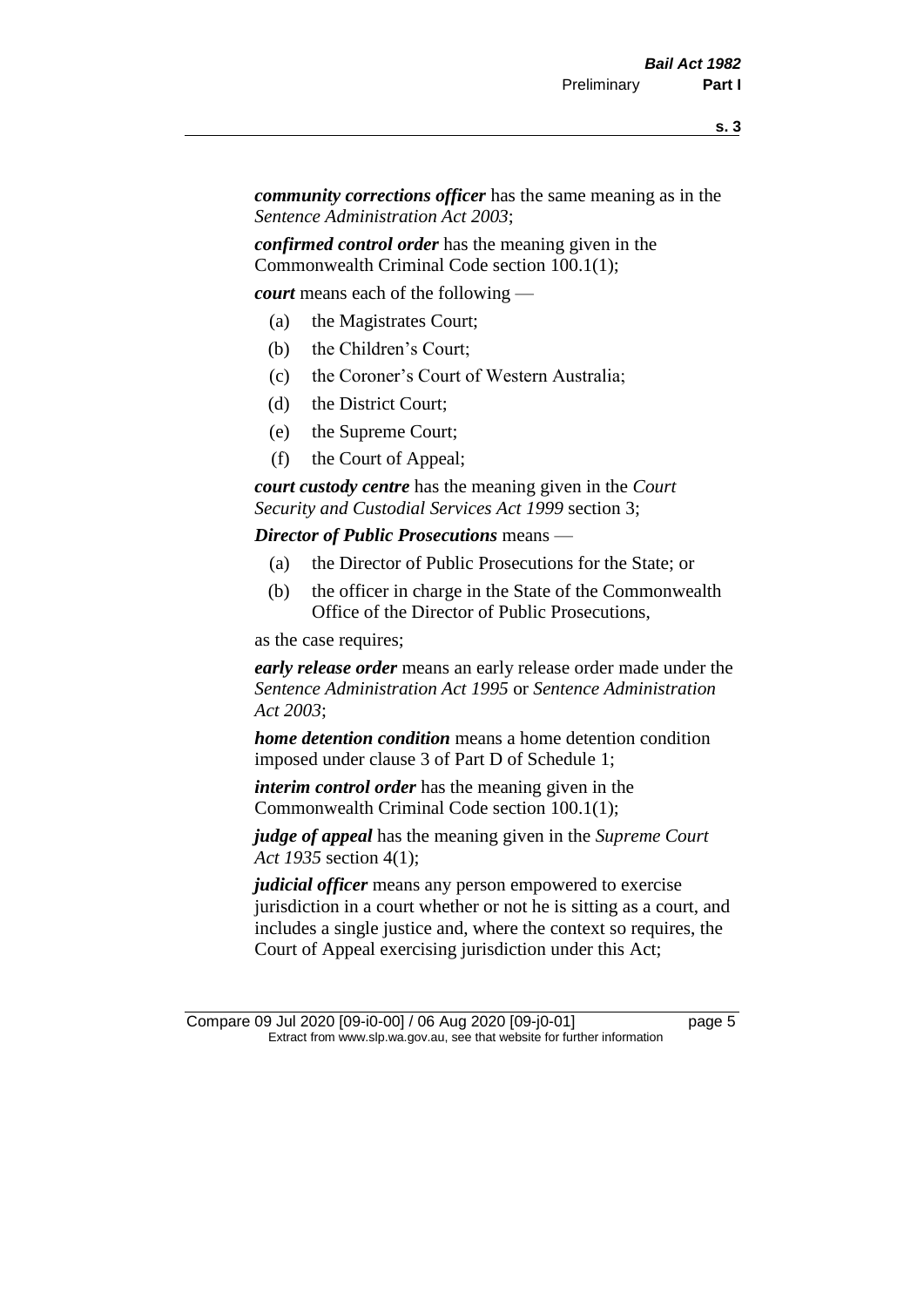***community corrections officer*** has the same meaning as in the *Sentence Administration Act 2003*;

***confirmed control order*** has the meaning given in the Commonwealth Criminal Code section 100.1(1);

***court*** means each of the following —

- (a) the Magistrates Court;
- (b) the Children's Court;
- (c) the Coroner's Court of Western Australia;
- (d) the District Court;
- (e) the Supreme Court;
- (f) the Court of Appeal;

***court custody centre*** has the meaning given in the *Court Security and Custodial Services Act 1999* section 3;

***Director of Public Prosecutions*** means —

- (a) the Director of Public Prosecutions for the State; or
- (b) the officer in charge in the State of the Commonwealth Office of the Director of Public Prosecutions,

as the case requires;

***early release order*** means an early release order made under the *Sentence Administration Act 1995* or *Sentence Administration Act 2003*;

***home detention condition*** means a home detention condition imposed under clause 3 of Part D of Schedule 1;

***interim control order*** has the meaning given in the Commonwealth Criminal Code section 100.1(1);

***judge of appeal*** has the meaning given in the *Supreme Court Act 1935* section 4(1);

***judicial officer*** means any person empowered to exercise jurisdiction in a court whether or not he is sitting as a court, and includes a single justice and, where the context so requires, the Court of Appeal exercising jurisdiction under this Act;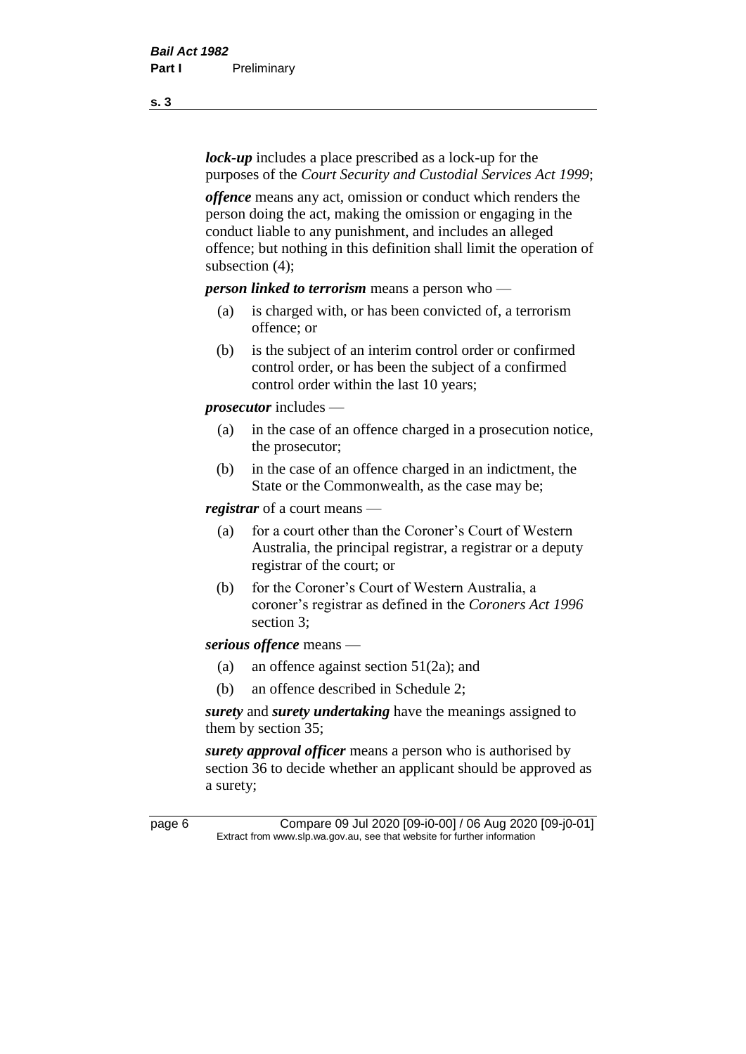***lock-up*** includes a place prescribed as a lock-up for the purposes of the *Court Security and Custodial Services Act 1999*;

***offence*** means any act, omission or conduct which renders the person doing the act, making the omission or engaging in the conduct liable to any punishment, and includes an alleged offence; but nothing in this definition shall limit the operation of subsection (4);

***person linked to terrorism*** means a person who —

(a) is charged with, or has been convicted of, a terrorism offence; or

(b) is the subject of an interim control order or confirmed control order, or has been the subject of a confirmed control order within the last 10 years;

***prosecutor*** includes —

(a) in the case of an offence charged in a prosecution notice, the prosecutor;

(b) in the case of an offence charged in an indictment, the State or the Commonwealth, as the case may be;

***registrar*** of a court means —

(a) for a court other than the Coroner's Court of Western Australia, the principal registrar, a registrar or a deputy registrar of the court; or

(b) for the Coroner's Court of Western Australia, a coroner's registrar as defined in the *Coroners Act 1996* section 3;

***serious offence*** means —

(a) an offence against section 51(2a); and

(b) an offence described in Schedule 2;

***surety*** and ***surety undertaking*** have the meanings assigned to them by section 35;

***surety approval officer*** means a person who is authorised by section 36 to decide whether an applicant should be approved as a surety;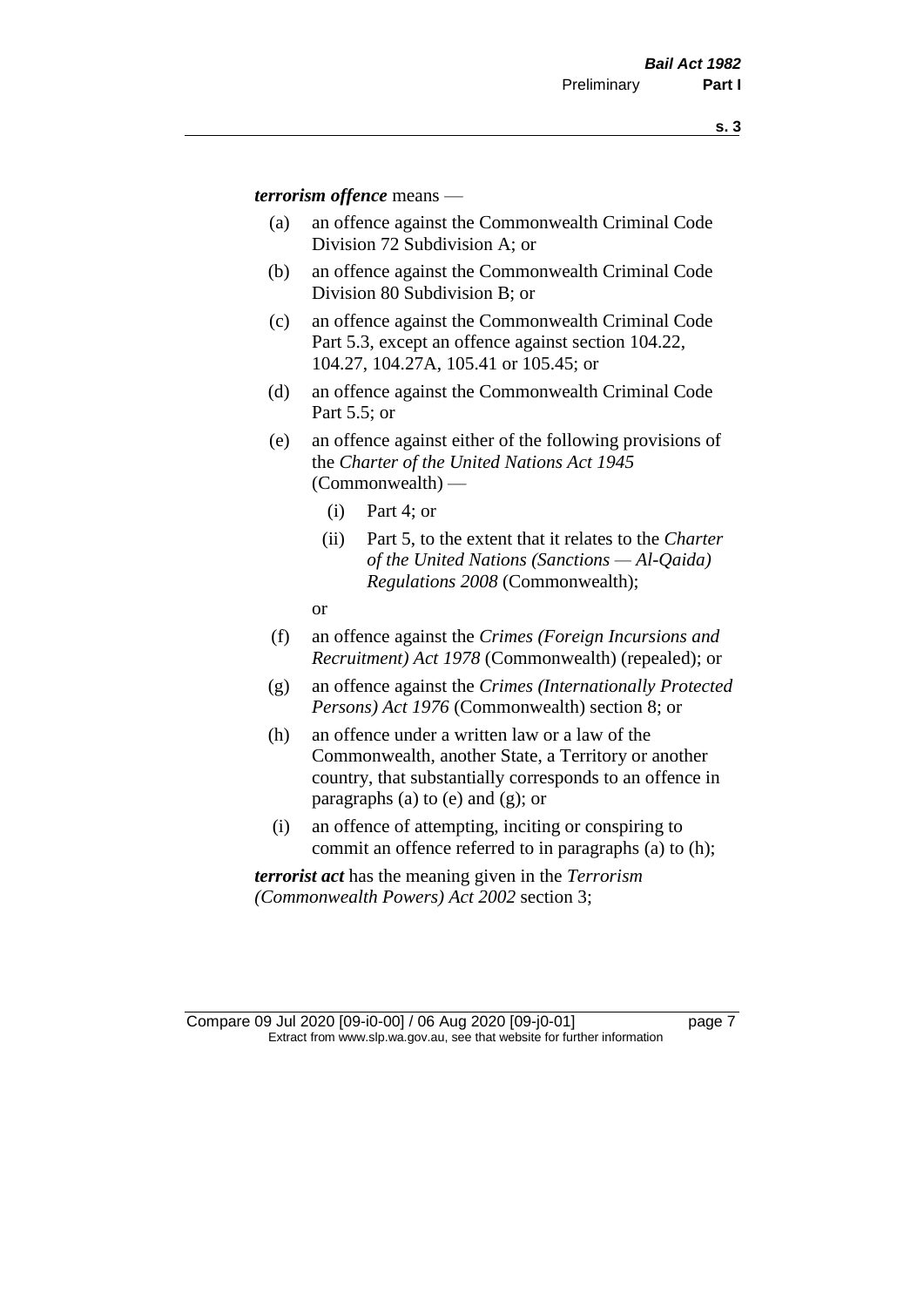***terrorism offence*** means —

(a) an offence against the Commonwealth Criminal Code Division 72 Subdivision A; or

(b) an offence against the Commonwealth Criminal Code Division 80 Subdivision B; or

(c) an offence against the Commonwealth Criminal Code Part 5.3, except an offence against section 104.22, 104.27, 104.27A, 105.41 or 105.45; or

(d) an offence against the Commonwealth Criminal Code Part 5.5; or

(e) an offence against either of the following provisions of the *Charter of the United Nations Act 1945* (Commonwealth) —

  (i) Part 4; or

  (ii) Part 5, to the extent that it relates to the *Charter of the United Nations (Sanctions — Al-Qaida) Regulations 2008* (Commonwealth);

  or

(f) an offence against the *Crimes (Foreign Incursions and Recruitment) Act 1978* (Commonwealth) (repealed); or

(g) an offence against the *Crimes (Internationally Protected Persons) Act 1976* (Commonwealth) section 8; or

(h) an offence under a written law or a law of the Commonwealth, another State, a Territory or another country, that substantially corresponds to an offence in paragraphs (a) to (e) and (g); or

(i) an offence of attempting, inciting or conspiring to commit an offence referred to in paragraphs (a) to (h);

***terrorist act*** has the meaning given in the *Terrorism (Commonwealth Powers) Act 2002* section 3;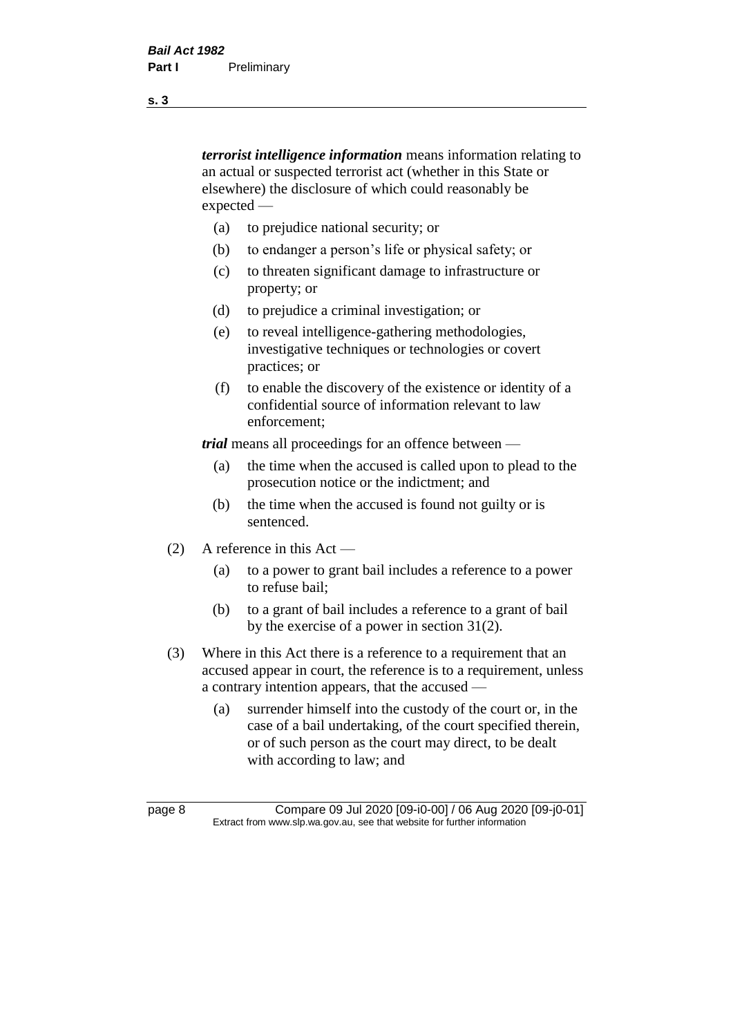***terrorist intelligence information*** means information relating to an actual or suspected terrorist act (whether in this State or elsewhere) the disclosure of which could reasonably be expected —

(a) to prejudice national security; or

(b) to endanger a person's life or physical safety; or

(c) to threaten significant damage to infrastructure or property; or

(d) to prejudice a criminal investigation; or

(e) to reveal intelligence-gathering methodologies, investigative techniques or technologies or covert practices; or

(f) to enable the discovery of the existence or identity of a confidential source of information relevant to law enforcement;

***trial*** means all proceedings for an offence between —

(a) the time when the accused is called upon to plead to the prosecution notice or the indictment; and

(b) the time when the accused is found not guilty or is sentenced.

(2) A reference in this Act —

(a) to a power to grant bail includes a reference to a power to refuse bail;

(b) to a grant of bail includes a reference to a grant of bail by the exercise of a power in section 31(2).

(3) Where in this Act there is a reference to a requirement that an accused appear in court, the reference is to a requirement, unless a contrary intention appears, that the accused —

(a) surrender himself into the custody of the court or, in the case of a bail undertaking, of the court specified therein, or of such person as the court may direct, to be dealt with according to law; and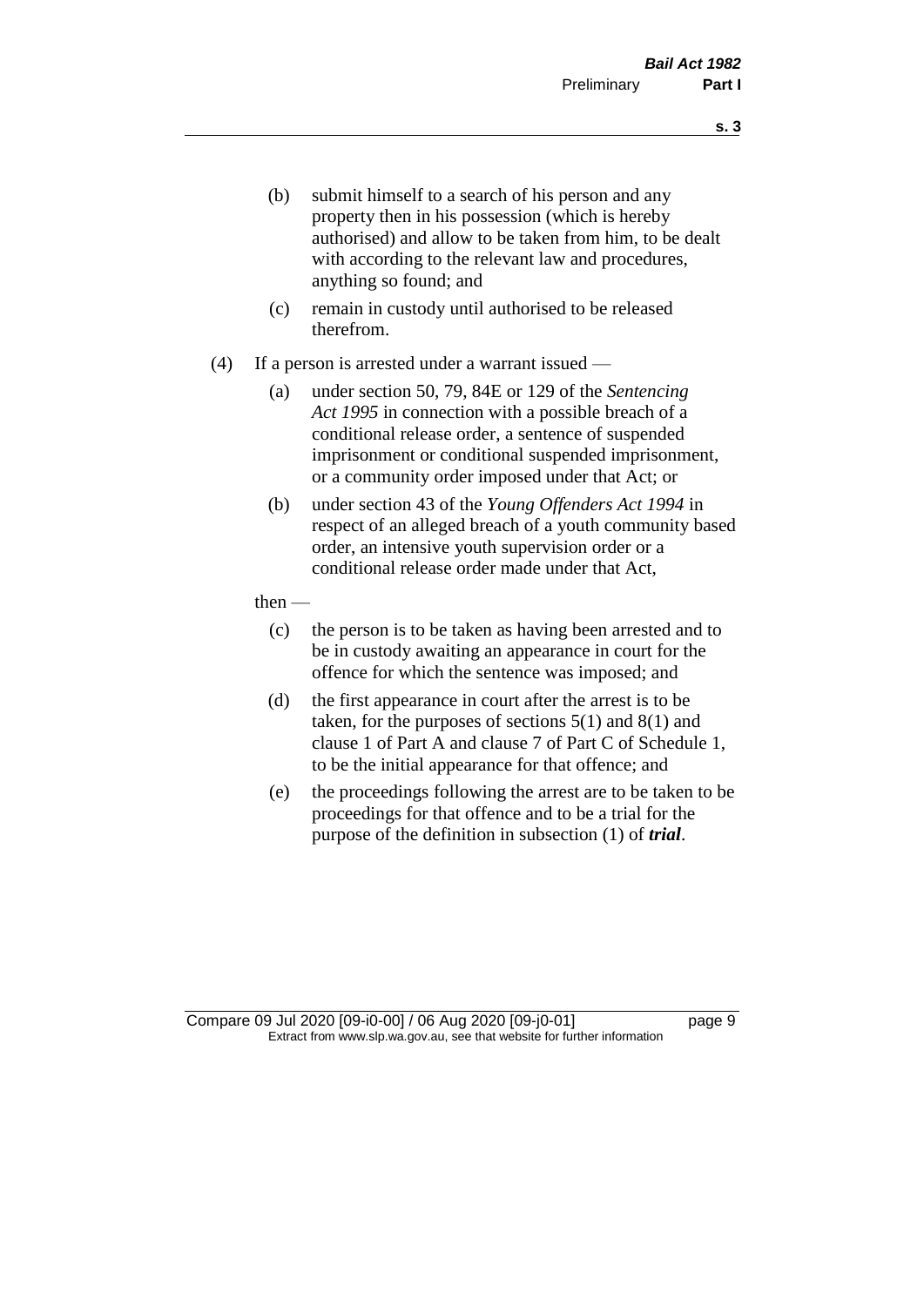(b) submit himself to a search of his person and any property then in his possession (which is hereby authorised) and allow to be taken from him, to be dealt with according to the relevant law and procedures, anything so found; and

(c) remain in custody until authorised to be released therefrom.

(4) If a person is arrested under a warrant issued —

(a) under section 50, 79, 84E or 129 of the *Sentencing Act 1995* in connection with a possible breach of a conditional release order, a sentence of suspended imprisonment or conditional suspended imprisonment, or a community order imposed under that Act; or

(b) under section 43 of the *Young Offenders Act 1994* in respect of an alleged breach of a youth community based order, an intensive youth supervision order or a conditional release order made under that Act,

then —

(c) the person is to be taken as having been arrested and to be in custody awaiting an appearance in court for the offence for which the sentence was imposed; and

(d) the first appearance in court after the arrest is to be taken, for the purposes of sections 5(1) and 8(1) and clause 1 of Part A and clause 7 of Part C of Schedule 1, to be the initial appearance for that offence; and

(e) the proceedings following the arrest are to be taken to be proceedings for that offence and to be a trial for the purpose of the definition in subsection (1) of ***trial***.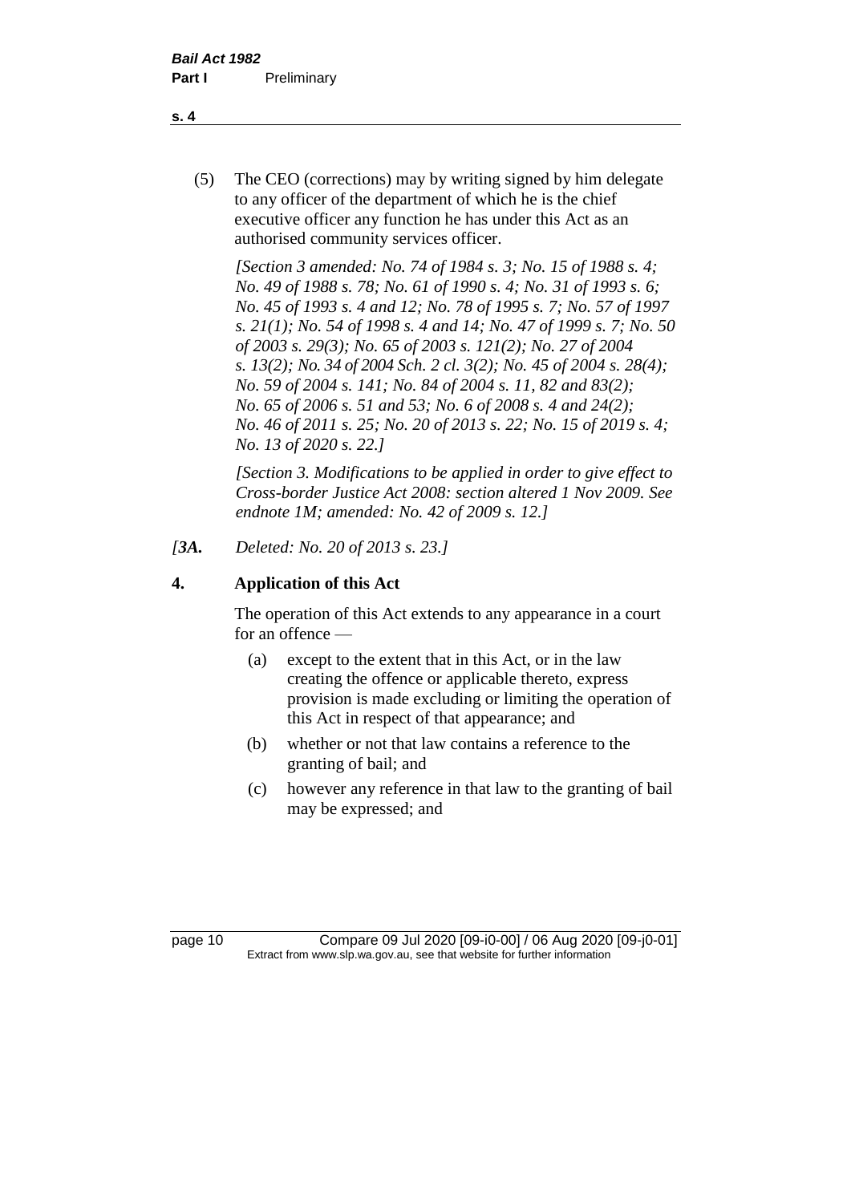(5) The CEO (corrections) may by writing signed by him delegate to any officer of the department of which he is the chief executive officer any function he has under this Act as an authorised community services officer.

*[Section 3 amended: No. 74 of 1984 s. 3; No. 15 of 1988 s. 4; No. 49 of 1988 s. 78; No. 61 of 1990 s. 4; No. 31 of 1993 s. 6; No. 45 of 1993 s. 4 and 12; No. 78 of 1995 s. 7; No. 57 of 1997 s. 21(1); No. 54 of 1998 s. 4 and 14; No. 47 of 1999 s. 7; No. 50 of 2003 s. 29(3); No. 65 of 2003 s. 121(2); No. 27 of 2004 s. 13(2); No. 34 of 2004 Sch. 2 cl. 3(2); No. 45 of 2004 s. 28(4); No. 59 of 2004 s. 141; No. 84 of 2004 s. 11, 82 and 83(2); No. 65 of 2006 s. 51 and 53; No. 6 of 2008 s. 4 and 24(2); No. 46 of 2011 s. 25; No. 20 of 2013 s. 22; No. 15 of 2019 s. 4; No. 13 of 2020 s. 22.]*

*[Section 3. Modifications to be applied in order to give effect to Cross-border Justice Act 2008: section altered 1 Nov 2009. See endnote 1M; amended: No. 42 of 2009 s. 12.]*

*[**3A.** Deleted: No. 20 of 2013 s. 23.]*

## 4. Application of this Act

The operation of this Act extends to any appearance in a court for an offence —

(a) except to the extent that in this Act, or in the law creating the offence or applicable thereto, express provision is made excluding or limiting the operation of this Act in respect of that appearance; and

(b) whether or not that law contains a reference to the granting of bail; and

(c) however any reference in that law to the granting of bail may be expressed; and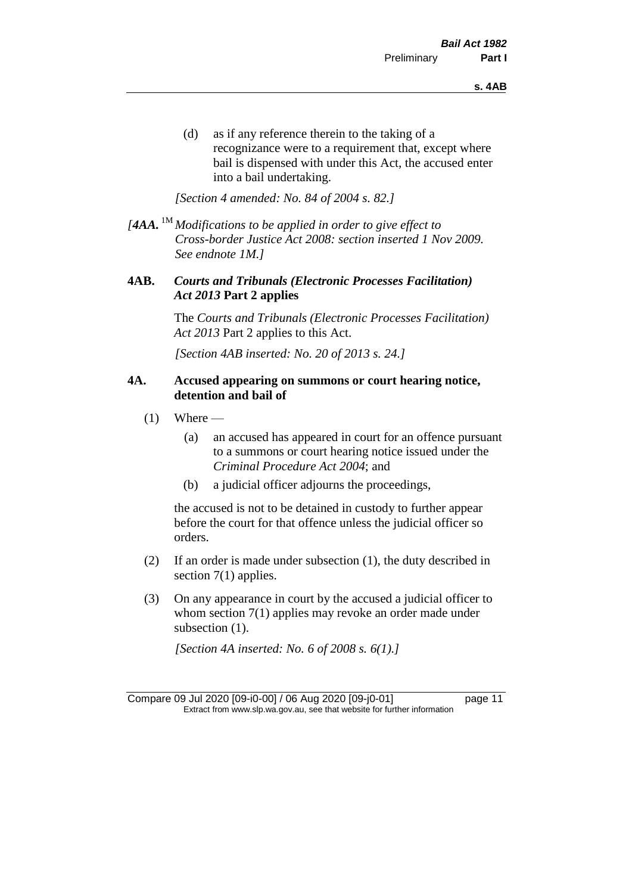(d) as if any reference therein to the taking of a recognizance were to a requirement that, except where bail is dispensed with under this Act, the accused enter into a bail undertaking.

*[Section 4 amended: No. 84 of 2004 s. 82.]*

*[**4AA.** [1M] Modifications to be applied in order to give effect to Cross-border Justice Act 2008: section inserted 1 Nov 2009. See endnote 1M.]*

**4AB.** ***Courts and Tribunals (Electronic Processes Facilitation) Act 2013*** **Part 2 applies**

The *Courts and Tribunals (Electronic Processes Facilitation) Act 2013* Part 2 applies to this Act.

*[Section 4AB inserted: No. 20 of 2013 s. 24.]*

**4A. Accused appearing on summons or court hearing notice, detention and bail of**

(1) Where —

(a) an accused has appeared in court for an offence pursuant to a summons or court hearing notice issued under the *Criminal Procedure Act 2004*; and

(b) a judicial officer adjourns the proceedings,

the accused is not to be detained in custody to further appear before the court for that offence unless the judicial officer so orders.

(2) If an order is made under subsection (1), the duty described in section 7(1) applies.

(3) On any appearance in court by the accused a judicial officer to whom section 7(1) applies may revoke an order made under subsection (1).

*[Section 4A inserted: No. 6 of 2008 s. 6(1).]*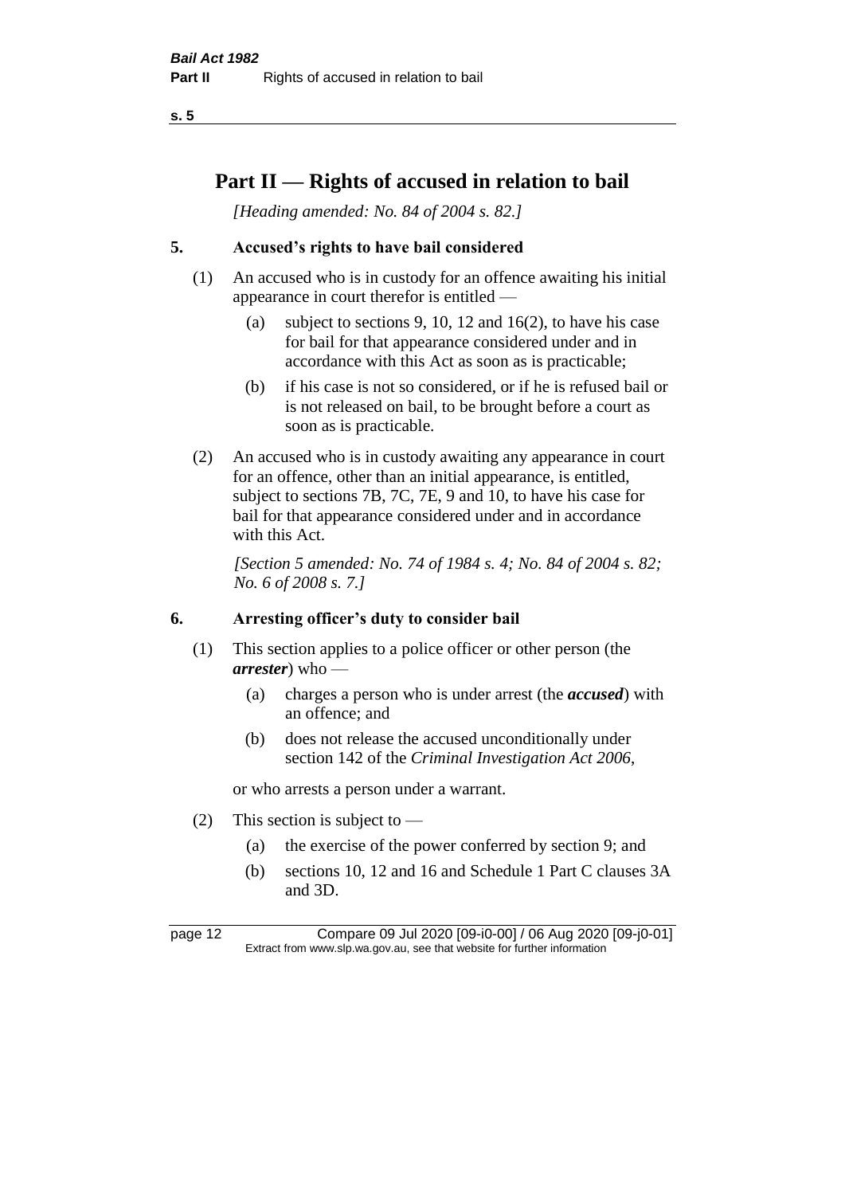# Part II — Rights of accused in relation to bail

*[Heading amended: No. 84 of 2004 s. 82.]*

## 5. Accused's rights to have bail considered

(1) An accused who is in custody for an offence awaiting his initial appearance in court therefor is entitled —

- (a) subject to sections 9, 10, 12 and 16(2), to have his case for bail for that appearance considered under and in accordance with this Act as soon as is practicable;
- (b) if his case is not so considered, or if he is refused bail or is not released on bail, to be brought before a court as soon as is practicable.

(2) An accused who is in custody awaiting any appearance in court for an offence, other than an initial appearance, is entitled, subject to sections 7B, 7C, 7E, 9 and 10, to have his case for bail for that appearance considered under and in accordance with this Act.

*[Section 5 amended: No. 74 of 1984 s. 4; No. 84 of 2004 s. 82; No. 6 of 2008 s. 7.]*

## 6. Arresting officer's duty to consider bail

(1) This section applies to a police officer or other person (the ***arrester***) who —

- (a) charges a person who is under arrest (the ***accused***) with an offence; and
- (b) does not release the accused unconditionally under section 142 of the *Criminal Investigation Act 2006*,

or who arrests a person under a warrant.

(2) This section is subject to —

- (a) the exercise of the power conferred by section 9; and
- (b) sections 10, 12 and 16 and Schedule 1 Part C clauses 3A and 3D.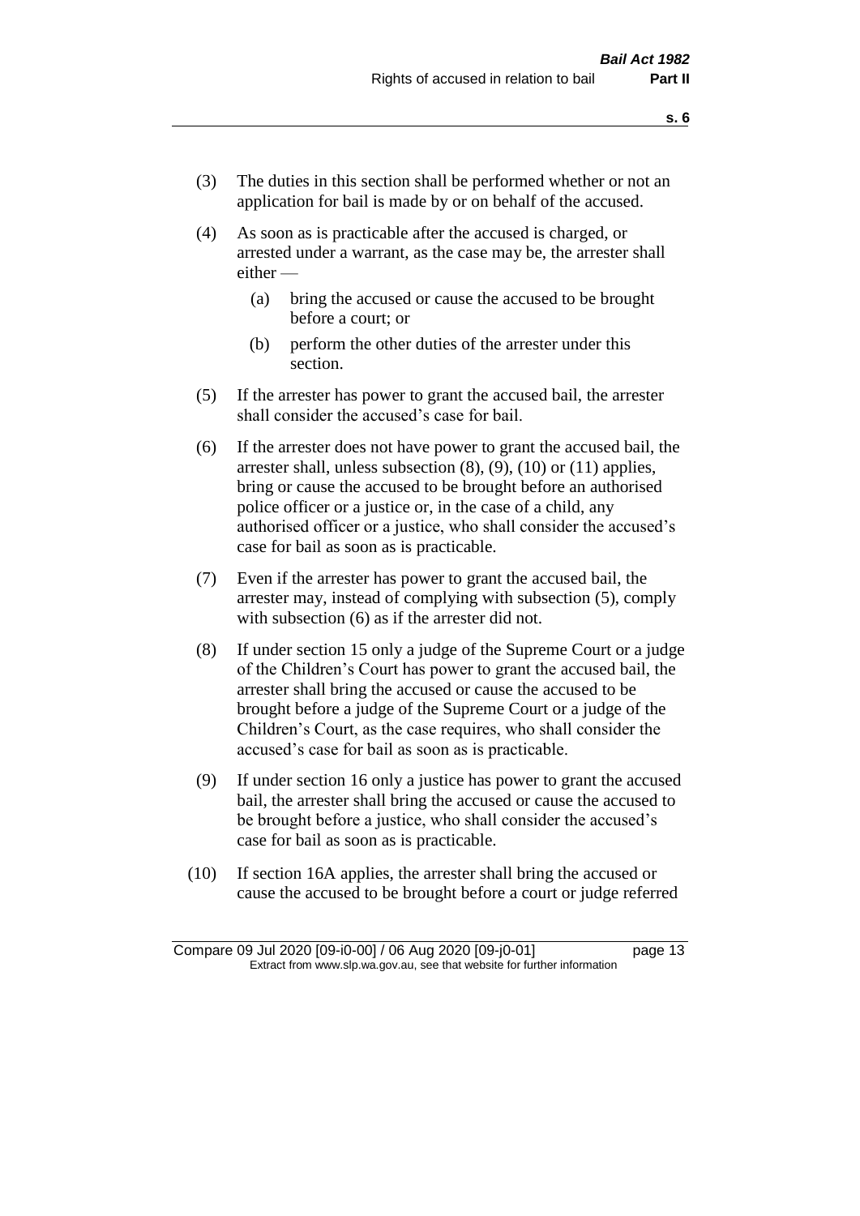(3) The duties in this section shall be performed whether or not an application for bail is made by or on behalf of the accused.

(4) As soon as is practicable after the accused is charged, or arrested under a warrant, as the case may be, the arrester shall either —

  (a) bring the accused or cause the accused to be brought before a court; or

  (b) perform the other duties of the arrester under this section.

(5) If the arrester has power to grant the accused bail, the arrester shall consider the accused's case for bail.

(6) If the arrester does not have power to grant the accused bail, the arrester shall, unless subsection (8), (9), (10) or (11) applies, bring or cause the accused to be brought before an authorised police officer or a justice or, in the case of a child, any authorised officer or a justice, who shall consider the accused's case for bail as soon as is practicable.

(7) Even if the arrester has power to grant the accused bail, the arrester may, instead of complying with subsection (5), comply with subsection (6) as if the arrester did not.

(8) If under section 15 only a judge of the Supreme Court or a judge of the Children's Court has power to grant the accused bail, the arrester shall bring the accused or cause the accused to be brought before a judge of the Supreme Court or a judge of the Children's Court, as the case requires, who shall consider the accused's case for bail as soon as is practicable.

(9) If under section 16 only a justice has power to grant the accused bail, the arrester shall bring the accused or cause the accused to be brought before a justice, who shall consider the accused's case for bail as soon as is practicable.

(10) If section 16A applies, the arrester shall bring the accused or cause the accused to be brought before a court or judge referred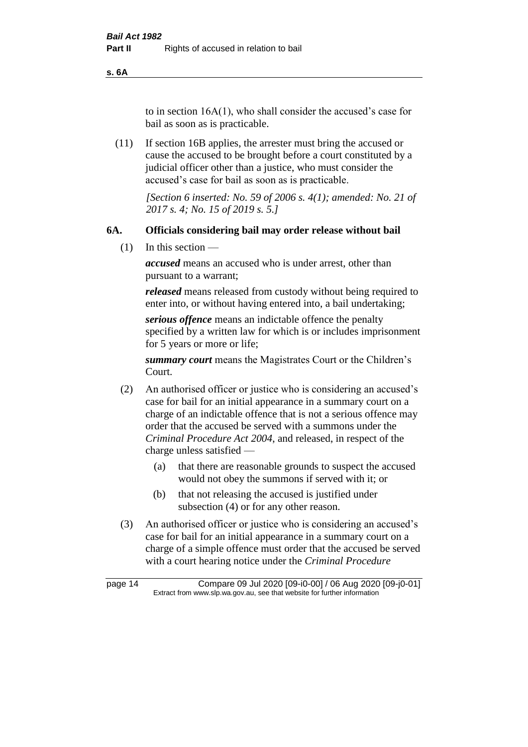to in section 16A(1), who shall consider the accused's case for bail as soon as is practicable.

(11) If section 16B applies, the arrester must bring the accused or cause the accused to be brought before a court constituted by a judicial officer other than a justice, who must consider the accused's case for bail as soon as is practicable.

*[Section 6 inserted: No. 59 of 2006 s. 4(1); amended: No. 21 of 2017 s. 4; No. 15 of 2019 s. 5.]*

### 6A. Officials considering bail may order release without bail

(1) In this section —

***accused*** means an accused who is under arrest, other than pursuant to a warrant;

***released*** means released from custody without being required to enter into, or without having entered into, a bail undertaking;

***serious offence*** means an indictable offence the penalty specified by a written law for which is or includes imprisonment for 5 years or more or life;

***summary court*** means the Magistrates Court or the Children's Court.

(2) An authorised officer or justice who is considering an accused's case for bail for an initial appearance in a summary court on a charge of an indictable offence that is not a serious offence may order that the accused be served with a summons under the *Criminal Procedure Act 2004*, and released, in respect of the charge unless satisfied —

(a) that there are reasonable grounds to suspect the accused would not obey the summons if served with it; or

(b) that not releasing the accused is justified under subsection (4) or for any other reason.

(3) An authorised officer or justice who is considering an accused's case for bail for an initial appearance in a summary court on a charge of a simple offence must order that the accused be served with a court hearing notice under the *Criminal Procedure*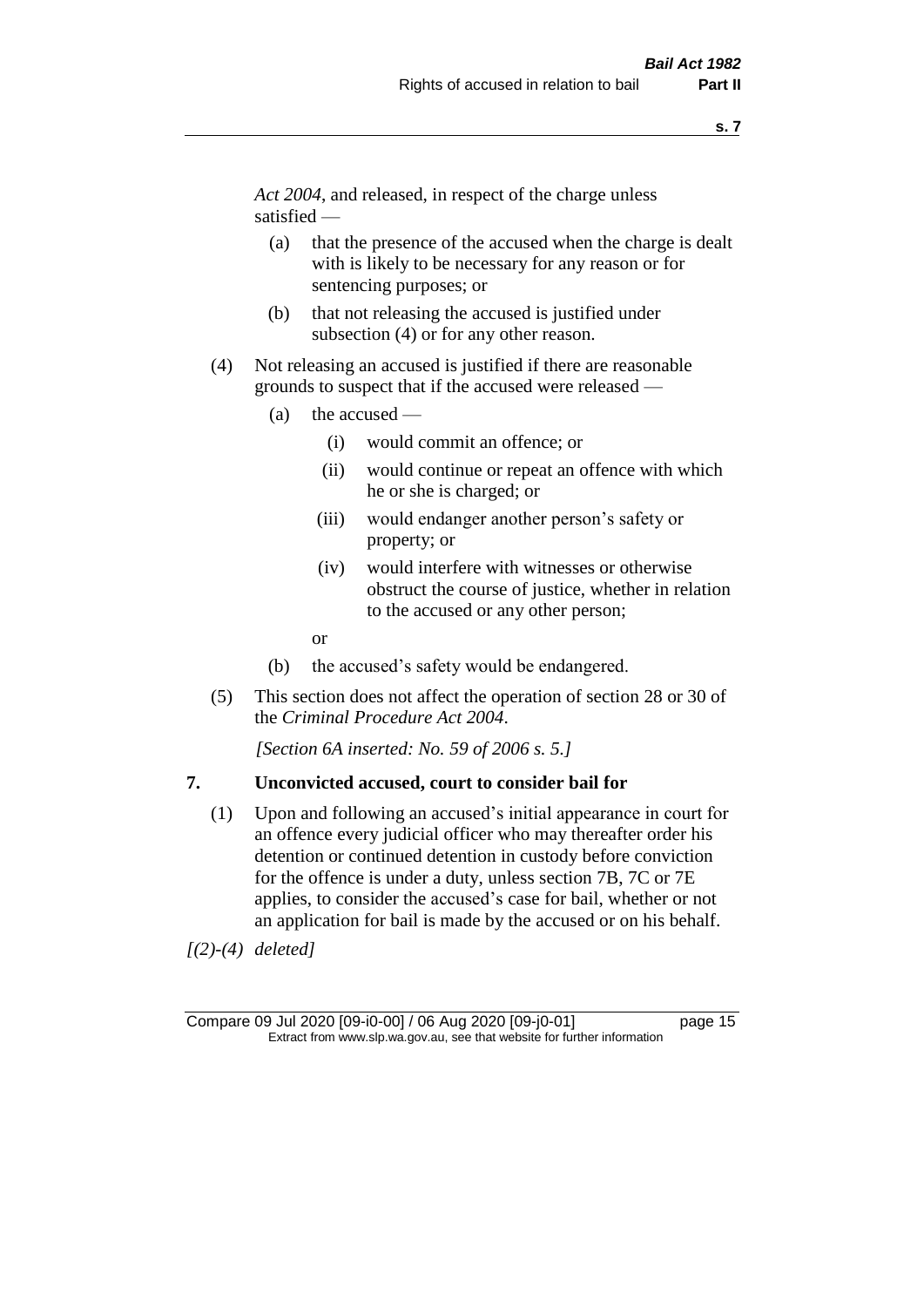*Act 2004*, and released, in respect of the charge unless satisfied —

(a) that the presence of the accused when the charge is dealt with is likely to be necessary for any reason or for sentencing purposes; or

(b) that not releasing the accused is justified under subsection (4) or for any other reason.

(4) Not releasing an accused is justified if there are reasonable grounds to suspect that if the accused were released —

(a) the accused —

(i) would commit an offence; or

(ii) would continue or repeat an offence with which he or she is charged; or

(iii) would endanger another person's safety or property; or

(iv) would interfere with witnesses or otherwise obstruct the course of justice, whether in relation to the accused or any other person;

or

(b) the accused's safety would be endangered.

(5) This section does not affect the operation of section 28 or 30 of the *Criminal Procedure Act 2004*.

*[Section 6A inserted: No. 59 of 2006 s. 5.]*

**7. Unconvicted accused, court to consider bail for**

(1) Upon and following an accused's initial appearance in court for an offence every judicial officer who may thereafter order his detention or continued detention in custody before conviction for the offence is under a duty, unless section 7B, 7C or 7E applies, to consider the accused's case for bail, whether or not an application for bail is made by the accused or on his behalf.

*[(2)-(4) deleted]*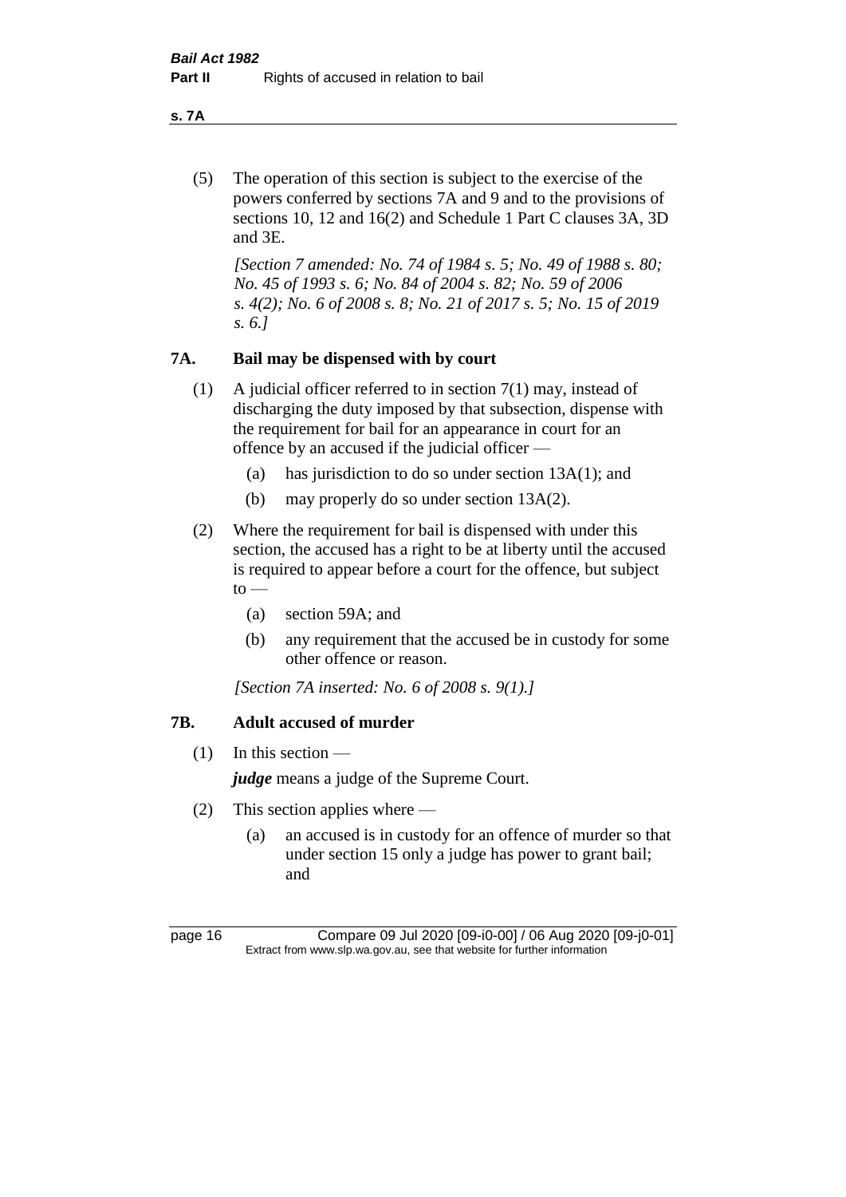(5) The operation of this section is subject to the exercise of the powers conferred by sections 7A and 9 and to the provisions of sections 10, 12 and 16(2) and Schedule 1 Part C clauses 3A, 3D and 3E.

*[Section 7 amended: No. 74 of 1984 s. 5; No. 49 of 1988 s. 80; No. 45 of 1993 s. 6; No. 84 of 2004 s. 82; No. 59 of 2006 s. 4(2); No. 6 of 2008 s. 8; No. 21 of 2017 s. 5; No. 15 of 2019 s. 6.]*

### 7A. Bail may be dispensed with by court

(1) A judicial officer referred to in section 7(1) may, instead of discharging the duty imposed by that subsection, dispense with the requirement for bail for an appearance in court for an offence by an accused if the judicial officer —

- (a) has jurisdiction to do so under section 13A(1); and
- (b) may properly do so under section 13A(2).

(2) Where the requirement for bail is dispensed with under this section, the accused has a right to be at liberty until the accused is required to appear before a court for the offence, but subject to —

- (a) section 59A; and
- (b) any requirement that the accused be in custody for some other offence or reason.

*[Section 7A inserted: No. 6 of 2008 s. 9(1).]*

### 7B. Adult accused of murder

(1) In this section —

***judge*** means a judge of the Supreme Court.

(2) This section applies where —

- (a) an accused is in custody for an offence of murder so that under section 15 only a judge has power to grant bail; and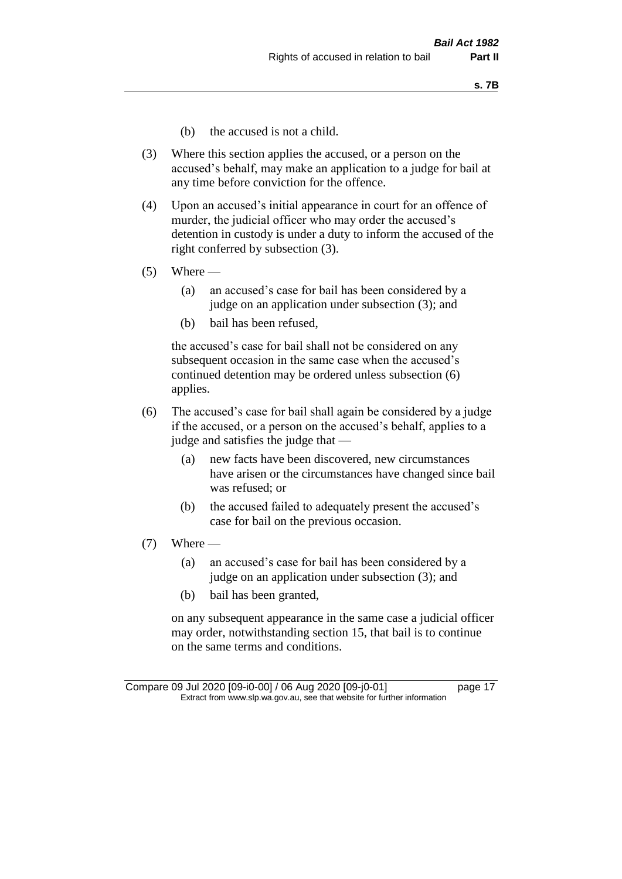(b) the accused is not a child.

(3) Where this section applies the accused, or a person on the accused's behalf, may make an application to a judge for bail at any time before conviction for the offence.

(4) Upon an accused's initial appearance in court for an offence of murder, the judicial officer who may order the accused's detention in custody is under a duty to inform the accused of the right conferred by subsection (3).

(5) Where —

(a) an accused's case for bail has been considered by a judge on an application under subsection (3); and

(b) bail has been refused,

the accused's case for bail shall not be considered on any subsequent occasion in the same case when the accused's continued detention may be ordered unless subsection (6) applies.

(6) The accused's case for bail shall again be considered by a judge if the accused, or a person on the accused's behalf, applies to a judge and satisfies the judge that —

(a) new facts have been discovered, new circumstances have arisen or the circumstances have changed since bail was refused; or

(b) the accused failed to adequately present the accused's case for bail on the previous occasion.

(7) Where —

(a) an accused's case for bail has been considered by a judge on an application under subsection (3); and

(b) bail has been granted,

on any subsequent appearance in the same case a judicial officer may order, notwithstanding section 15, that bail is to continue on the same terms and conditions.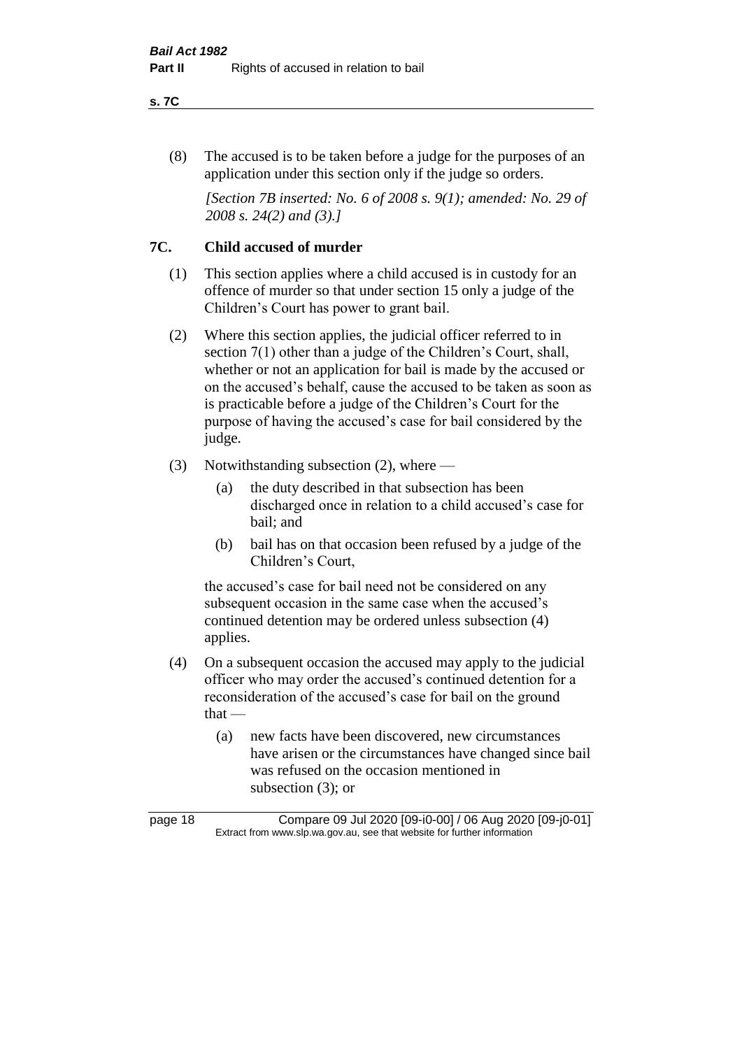(8) The accused is to be taken before a judge for the purposes of an application under this section only if the judge so orders.

*[Section 7B inserted: No. 6 of 2008 s. 9(1); amended: No. 29 of 2008 s. 24(2) and (3).]*

## 7C. Child accused of murder

(1) This section applies where a child accused is in custody for an offence of murder so that under section 15 only a judge of the Children's Court has power to grant bail.

(2) Where this section applies, the judicial officer referred to in section 7(1) other than a judge of the Children's Court, shall, whether or not an application for bail is made by the accused or on the accused's behalf, cause the accused to be taken as soon as is practicable before a judge of the Children's Court for the purpose of having the accused's case for bail considered by the judge.

(3) Notwithstanding subsection (2), where —

- (a) the duty described in that subsection has been discharged once in relation to a child accused's case for bail; and
- (b) bail has on that occasion been refused by a judge of the Children's Court,

the accused's case for bail need not be considered on any subsequent occasion in the same case when the accused's continued detention may be ordered unless subsection (4) applies.

(4) On a subsequent occasion the accused may apply to the judicial officer who may order the accused's continued detention for a reconsideration of the accused's case for bail on the ground that —

- (a) new facts have been discovered, new circumstances have arisen or the circumstances have changed since bail was refused on the occasion mentioned in subsection (3); or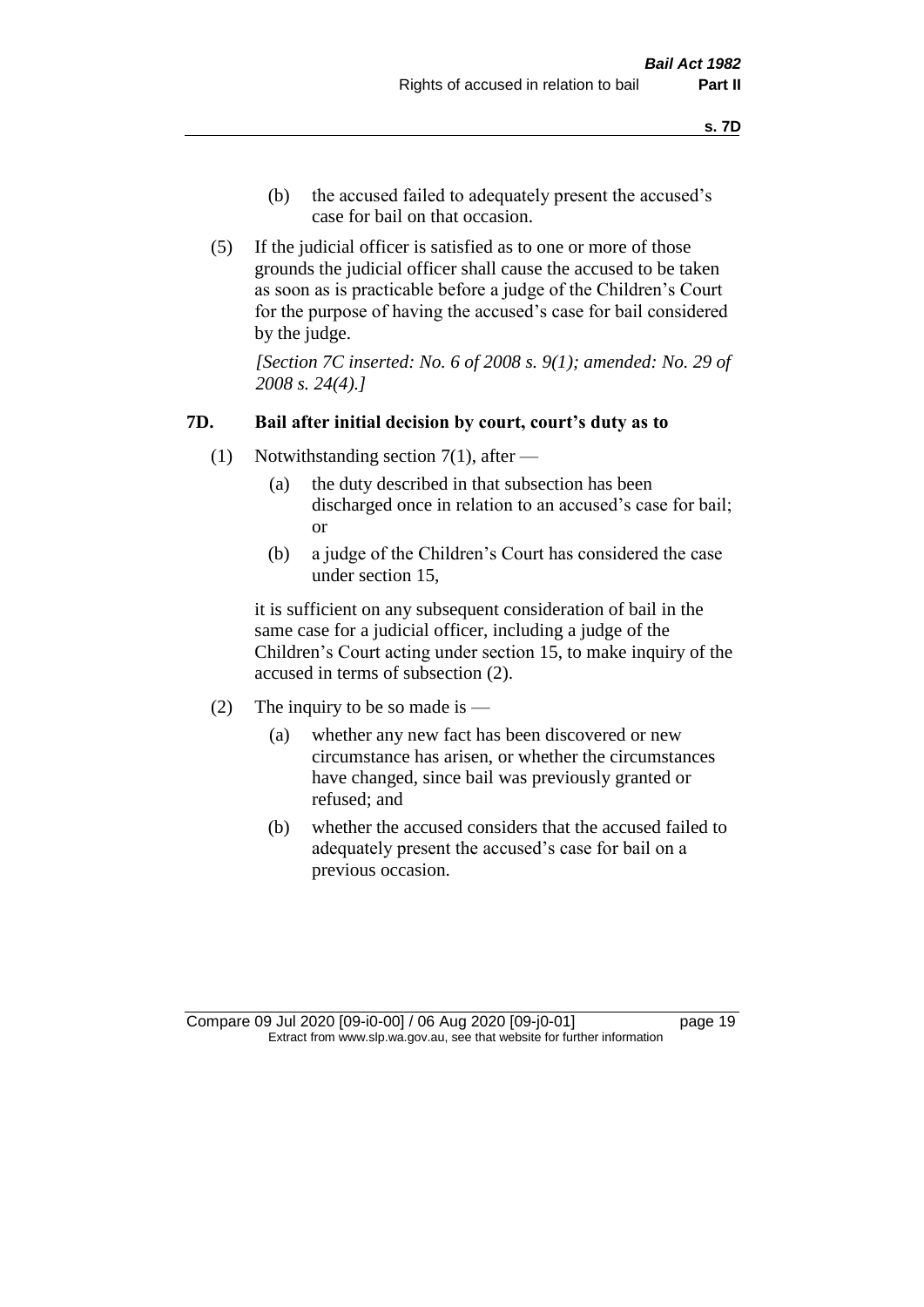(b) the accused failed to adequately present the accused's case for bail on that occasion.

(5) If the judicial officer is satisfied as to one or more of those grounds the judicial officer shall cause the accused to be taken as soon as is practicable before a judge of the Children's Court for the purpose of having the accused's case for bail considered by the judge.

*[Section 7C inserted: No. 6 of 2008 s. 9(1); amended: No. 29 of 2008 s. 24(4).]*

### 7D. Bail after initial decision by court, court's duty as to

(1) Notwithstanding section 7(1), after —

(a) the duty described in that subsection has been discharged once in relation to an accused's case for bail; or

(b) a judge of the Children's Court has considered the case under section 15,

it is sufficient on any subsequent consideration of bail in the same case for a judicial officer, including a judge of the Children's Court acting under section 15, to make inquiry of the accused in terms of subsection (2).

(2) The inquiry to be so made is —

(a) whether any new fact has been discovered or new circumstance has arisen, or whether the circumstances have changed, since bail was previously granted or refused; and

(b) whether the accused considers that the accused failed to adequately present the accused's case for bail on a previous occasion.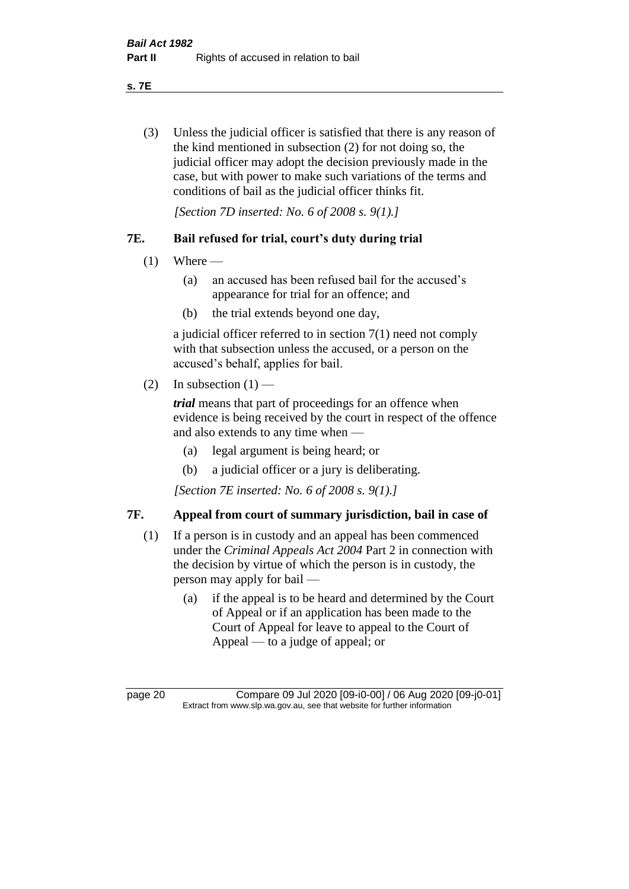(3) Unless the judicial officer is satisfied that there is any reason of the kind mentioned in subsection (2) for not doing so, the judicial officer may adopt the decision previously made in the case, but with power to make such variations of the terms and conditions of bail as the judicial officer thinks fit.

*[Section 7D inserted: No. 6 of 2008 s. 9(1).]*

## 7E. Bail refused for trial, court's duty during trial

(1) Where —

(a) an accused has been refused bail for the accused's appearance for trial for an offence; and

(b) the trial extends beyond one day,

a judicial officer referred to in section 7(1) need not comply with that subsection unless the accused, or a person on the accused's behalf, applies for bail.

(2) In subsection (1) —

***trial*** means that part of proceedings for an offence when evidence is being received by the court in respect of the offence and also extends to any time when —

(a) legal argument is being heard; or

(b) a judicial officer or a jury is deliberating.

*[Section 7E inserted: No. 6 of 2008 s. 9(1).]*

## 7F. Appeal from court of summary jurisdiction, bail in case of

(1) If a person is in custody and an appeal has been commenced under the *Criminal Appeals Act 2004* Part 2 in connection with the decision by virtue of which the person is in custody, the person may apply for bail —

(a) if the appeal is to be heard and determined by the Court of Appeal or if an application has been made to the Court of Appeal for leave to appeal to the Court of Appeal — to a judge of appeal; or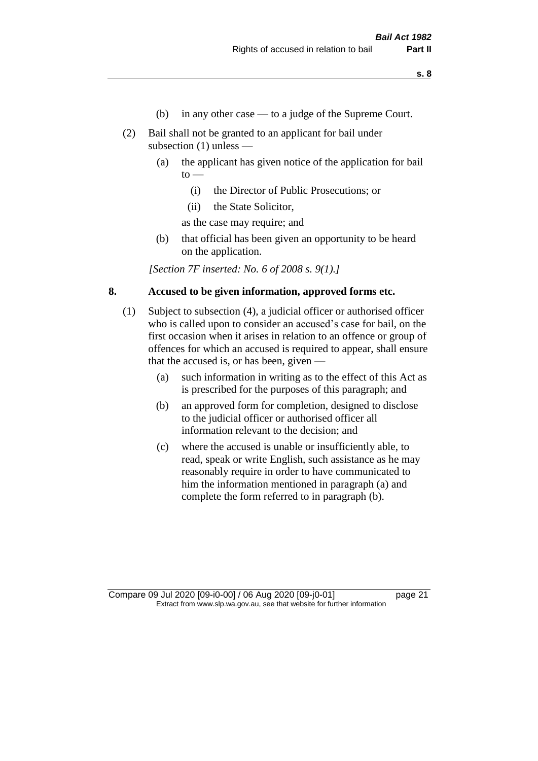(b) in any other case — to a judge of the Supreme Court.

(2) Bail shall not be granted to an applicant for bail under subsection (1) unless —

(a) the applicant has given notice of the application for bail to —

(i) the Director of Public Prosecutions; or

(ii) the State Solicitor,

as the case may require; and

(b) that official has been given an opportunity to be heard on the application.

*[Section 7F inserted: No. 6 of 2008 s. 9(1).]*

## 8. Accused to be given information, approved forms etc.

(1) Subject to subsection (4), a judicial officer or authorised officer who is called upon to consider an accused's case for bail, on the first occasion when it arises in relation to an offence or group of offences for which an accused is required to appear, shall ensure that the accused is, or has been, given —

(a) such information in writing as to the effect of this Act as is prescribed for the purposes of this paragraph; and

(b) an approved form for completion, designed to disclose to the judicial officer or authorised officer all information relevant to the decision; and

(c) where the accused is unable or insufficiently able, to read, speak or write English, such assistance as he may reasonably require in order to have communicated to him the information mentioned in paragraph (a) and complete the form referred to in paragraph (b).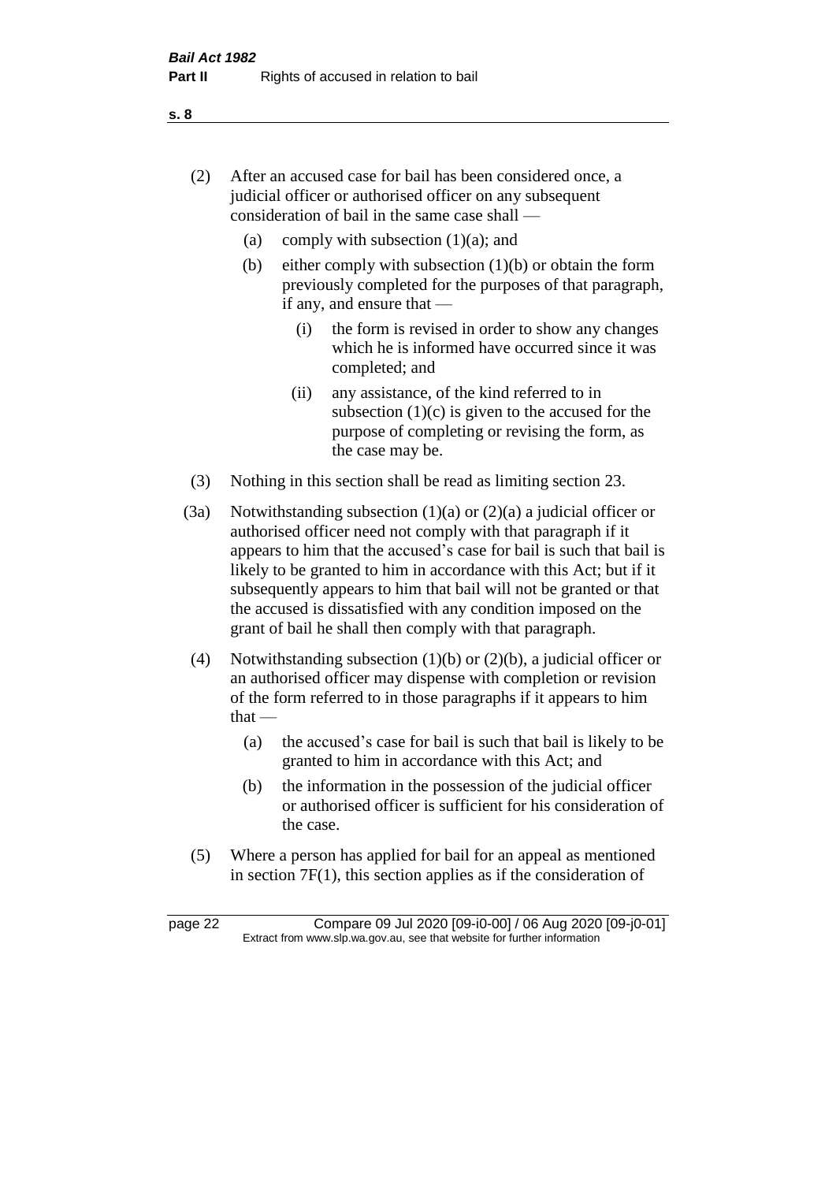(2) After an accused case for bail has been considered once, a judicial officer or authorised officer on any subsequent consideration of bail in the same case shall —

(a) comply with subsection (1)(a); and

(b) either comply with subsection (1)(b) or obtain the form previously completed for the purposes of that paragraph, if any, and ensure that —

(i) the form is revised in order to show any changes which he is informed have occurred since it was completed; and

(ii) any assistance, of the kind referred to in subsection (1)(c) is given to the accused for the purpose of completing or revising the form, as the case may be.

(3) Nothing in this section shall be read as limiting section 23.

(3a) Notwithstanding subsection (1)(a) or (2)(a) a judicial officer or authorised officer need not comply with that paragraph if it appears to him that the accused's case for bail is such that bail is likely to be granted to him in accordance with this Act; but if it subsequently appears to him that bail will not be granted or that the accused is dissatisfied with any condition imposed on the grant of bail he shall then comply with that paragraph.

(4) Notwithstanding subsection (1)(b) or (2)(b), a judicial officer or an authorised officer may dispense with completion or revision of the form referred to in those paragraphs if it appears to him that —

(a) the accused's case for bail is such that bail is likely to be granted to him in accordance with this Act; and

(b) the information in the possession of the judicial officer or authorised officer is sufficient for his consideration of the case.

(5) Where a person has applied for bail for an appeal as mentioned in section 7F(1), this section applies as if the consideration of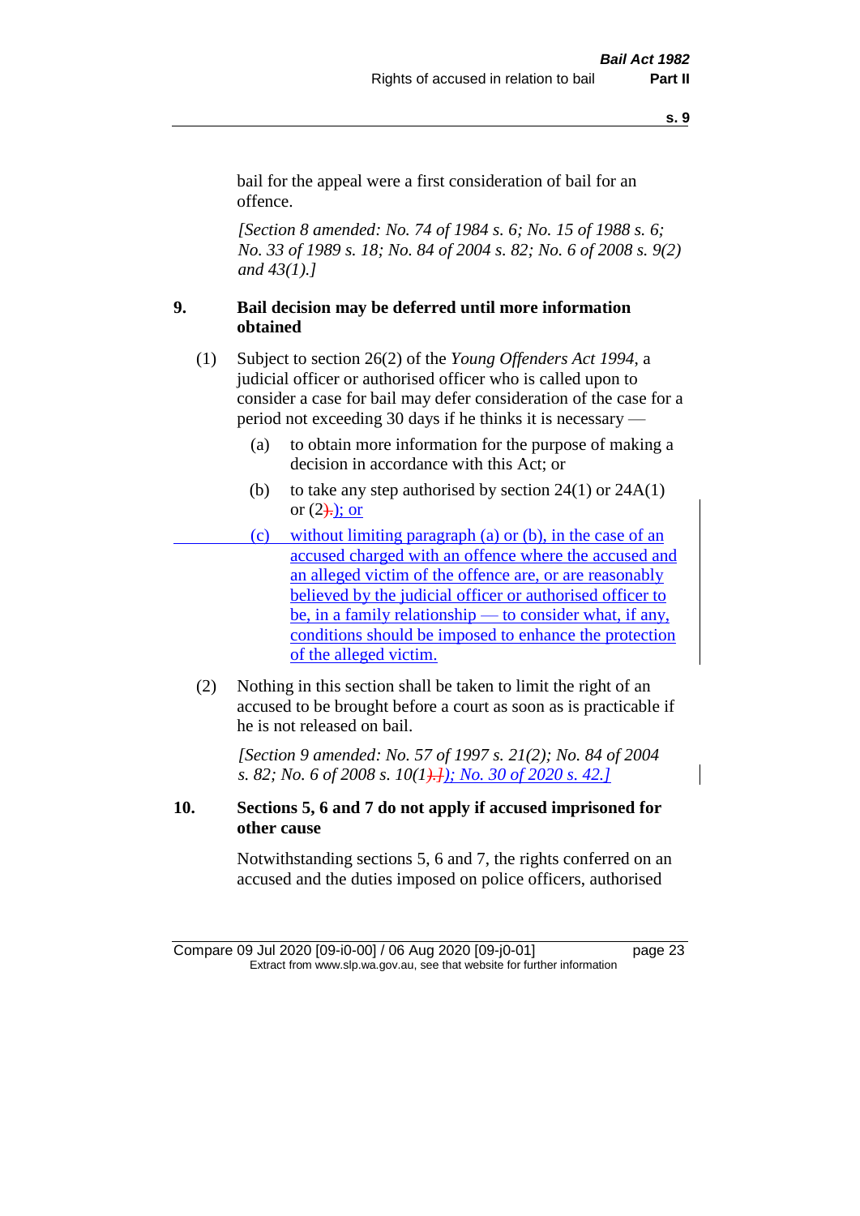bail for the appeal were a first consideration of bail for an offence.

*[Section 8 amended: No. 74 of 1984 s. 6; No. 15 of 1988 s. 6; No. 33 of 1989 s. 18; No. 84 of 2004 s. 82; No. 6 of 2008 s. 9(2) and 43(1).]*

### 9. Bail decision may be deferred until more information obtained

(1) Subject to section 26(2) of the *Young Offenders Act 1994*, a judicial officer or authorised officer who is called upon to consider a case for bail may defer consideration of the case for a period not exceeding 30 days if he thinks it is necessary —

(a) to obtain more information for the purpose of making a decision in accordance with this Act; or

(b) to take any step authorised by section 24(1) or 24A(1) or (2).); or

(c) without limiting paragraph (a) or (b), in the case of an accused charged with an offence where the accused and an alleged victim of the offence are, or are reasonably believed by the judicial officer or authorised officer to be, in a family relationship — to consider what, if any, conditions should be imposed to enhance the protection of the alleged victim.

(2) Nothing in this section shall be taken to limit the right of an accused to be brought before a court as soon as is practicable if he is not released on bail.

*[Section 9 amended: No. 57 of 1997 s. 21(2); No. 84 of 2004 s. 82; No. 6 of 2008 s. 10(1).]); No. 30 of 2020 s. 42.]*

### 10. Sections 5, 6 and 7 do not apply if accused imprisoned for other cause

Notwithstanding sections 5, 6 and 7, the rights conferred on an accused and the duties imposed on police officers, authorised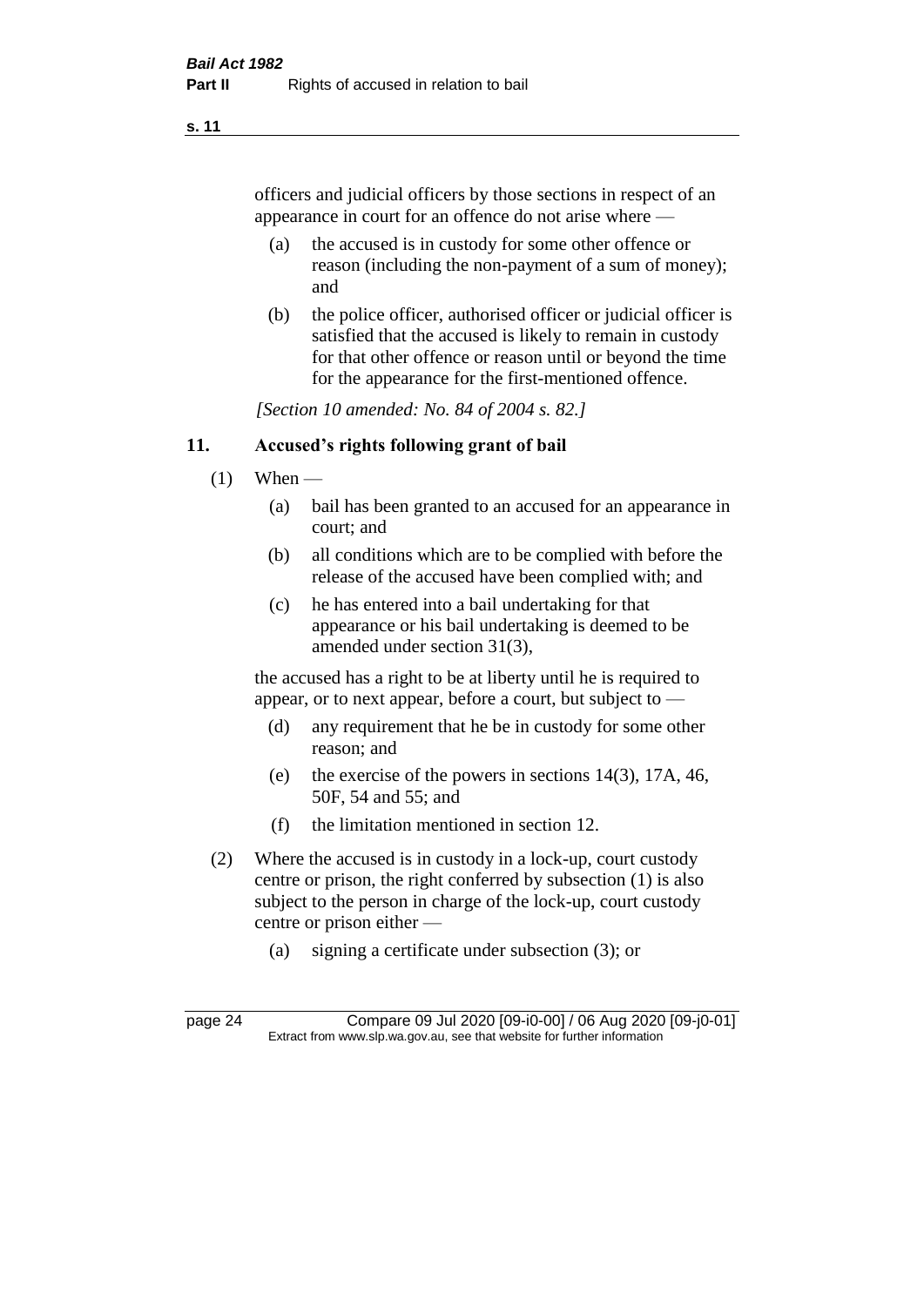officers and judicial officers by those sections in respect of an appearance in court for an offence do not arise where —

(a) the accused is in custody for some other offence or reason (including the non-payment of a sum of money); and

(b) the police officer, authorised officer or judicial officer is satisfied that the accused is likely to remain in custody for that other offence or reason until or beyond the time for the appearance for the first-mentioned offence.

*[Section 10 amended: No. 84 of 2004 s. 82.]*

## 11. Accused's rights following grant of bail

(1) When —

(a) bail has been granted to an accused for an appearance in court; and

(b) all conditions which are to be complied with before the release of the accused have been complied with; and

(c) he has entered into a bail undertaking for that appearance or his bail undertaking is deemed to be amended under section 31(3),

the accused has a right to be at liberty until he is required to appear, or to next appear, before a court, but subject to —

(d) any requirement that he be in custody for some other reason; and

(e) the exercise of the powers in sections 14(3), 17A, 46, 50F, 54 and 55; and

(f) the limitation mentioned in section 12.

(2) Where the accused is in custody in a lock-up, court custody centre or prison, the right conferred by subsection (1) is also subject to the person in charge of the lock-up, court custody centre or prison either —

(a) signing a certificate under subsection (3); or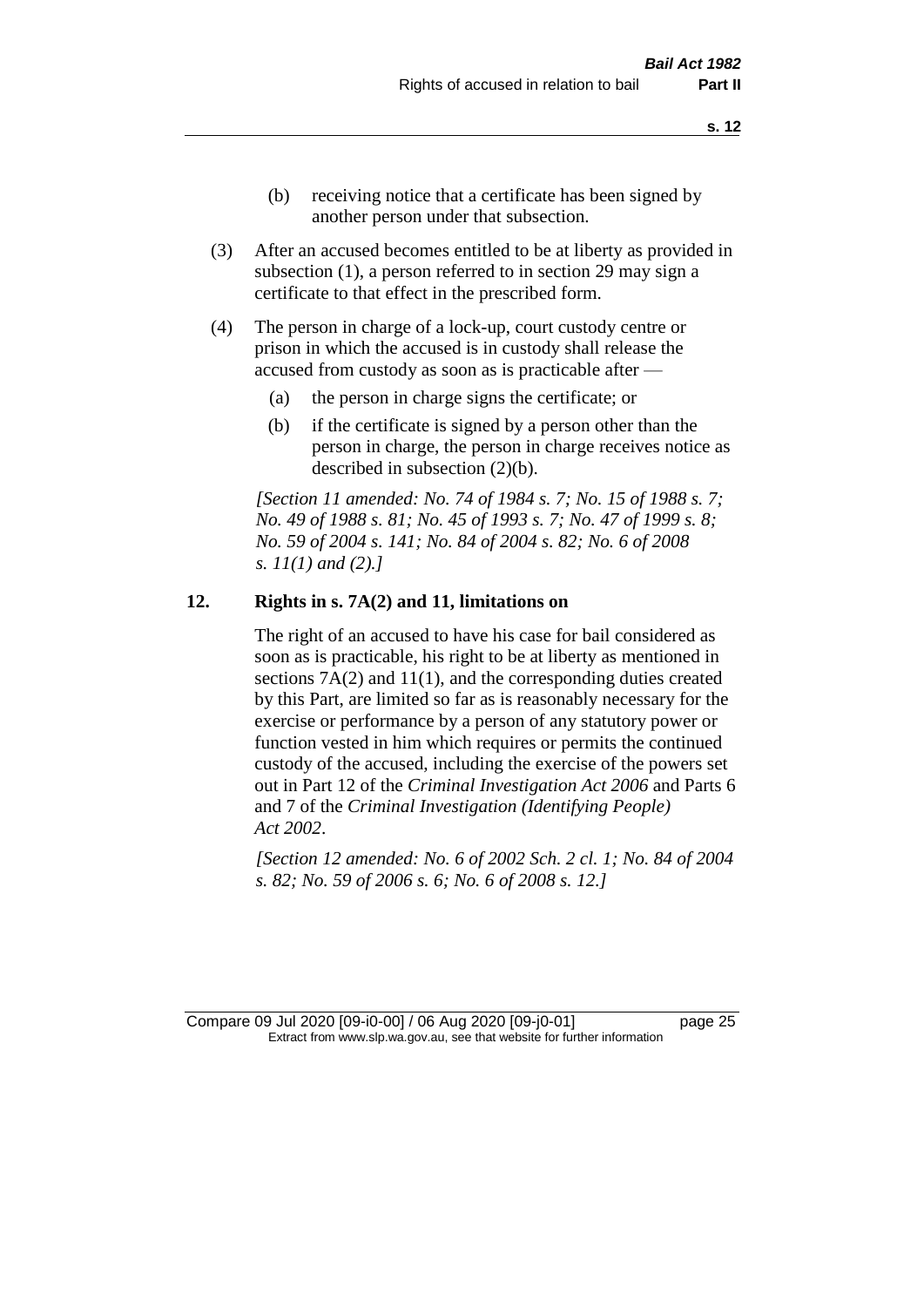(b) receiving notice that a certificate has been signed by another person under that subsection.

(3) After an accused becomes entitled to be at liberty as provided in subsection (1), a person referred to in section 29 may sign a certificate to that effect in the prescribed form.

(4) The person in charge of a lock-up, court custody centre or prison in which the accused is in custody shall release the accused from custody as soon as is practicable after —

(a) the person in charge signs the certificate; or

(b) if the certificate is signed by a person other than the person in charge, the person in charge receives notice as described in subsection (2)(b).

*[Section 11 amended: No. 74 of 1984 s. 7; No. 15 of 1988 s. 7; No. 49 of 1988 s. 81; No. 45 of 1993 s. 7; No. 47 of 1999 s. 8; No. 59 of 2004 s. 141; No. 84 of 2004 s. 82; No. 6 of 2008 s. 11(1) and (2).]*

## 12. Rights in s. 7A(2) and 11, limitations on

The right of an accused to have his case for bail considered as soon as is practicable, his right to be at liberty as mentioned in sections 7A(2) and 11(1), and the corresponding duties created by this Part, are limited so far as is reasonably necessary for the exercise or performance by a person of any statutory power or function vested in him which requires or permits the continued custody of the accused, including the exercise of the powers set out in Part 12 of the *Criminal Investigation Act 2006* and Parts 6 and 7 of the *Criminal Investigation (Identifying People) Act 2002*.

*[Section 12 amended: No. 6 of 2002 Sch. 2 cl. 1; No. 84 of 2004 s. 82; No. 59 of 2006 s. 6; No. 6 of 2008 s. 12.]*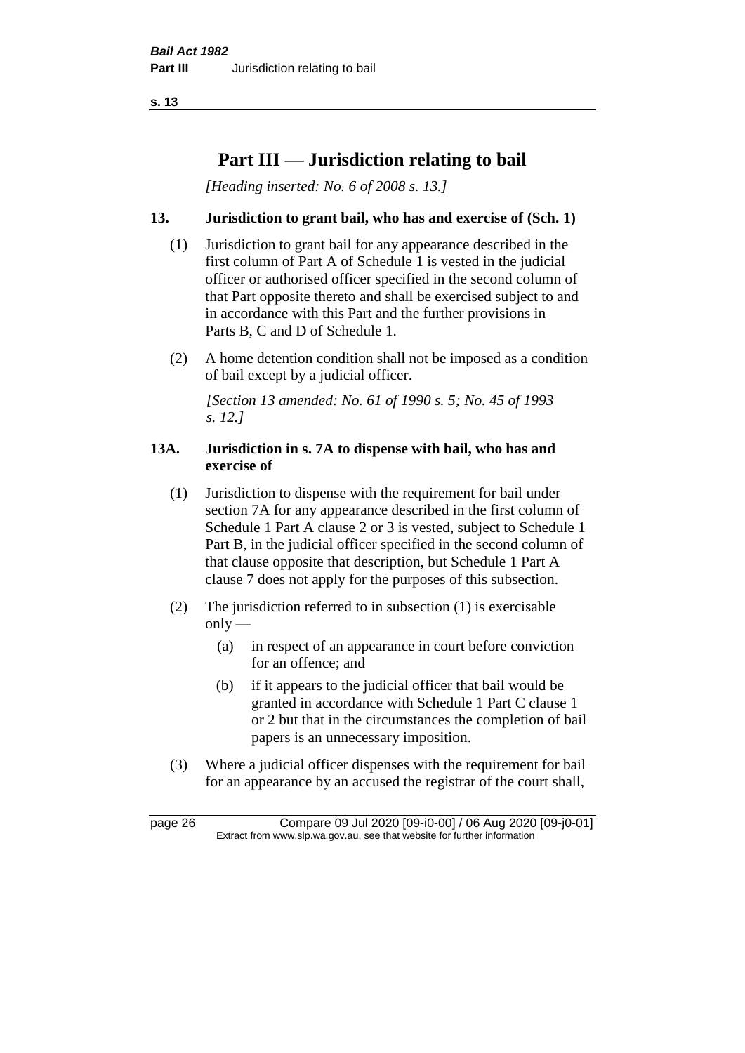# Part III — Jurisdiction relating to bail

*[Heading inserted: No. 6 of 2008 s. 13.]*

### 13. Jurisdiction to grant bail, who has and exercise of (Sch. 1)

(1) Jurisdiction to grant bail for any appearance described in the first column of Part A of Schedule 1 is vested in the judicial officer or authorised officer specified in the second column of that Part opposite thereto and shall be exercised subject to and in accordance with this Part and the further provisions in Parts B, C and D of Schedule 1.

(2) A home detention condition shall not be imposed as a condition of bail except by a judicial officer.

*[Section 13 amended: No. 61 of 1990 s. 5; No. 45 of 1993 s. 12.]*

### 13A. Jurisdiction in s. 7A to dispense with bail, who has and exercise of

(1) Jurisdiction to dispense with the requirement for bail under section 7A for any appearance described in the first column of Schedule 1 Part A clause 2 or 3 is vested, subject to Schedule 1 Part B, in the judicial officer specified in the second column of that clause opposite that description, but Schedule 1 Part A clause 7 does not apply for the purposes of this subsection.

(2) The jurisdiction referred to in subsection (1) is exercisable only —

(a) in respect of an appearance in court before conviction for an offence; and

(b) if it appears to the judicial officer that bail would be granted in accordance with Schedule 1 Part C clause 1 or 2 but that in the circumstances the completion of bail papers is an unnecessary imposition.

(3) Where a judicial officer dispenses with the requirement for bail for an appearance by an accused the registrar of the court shall,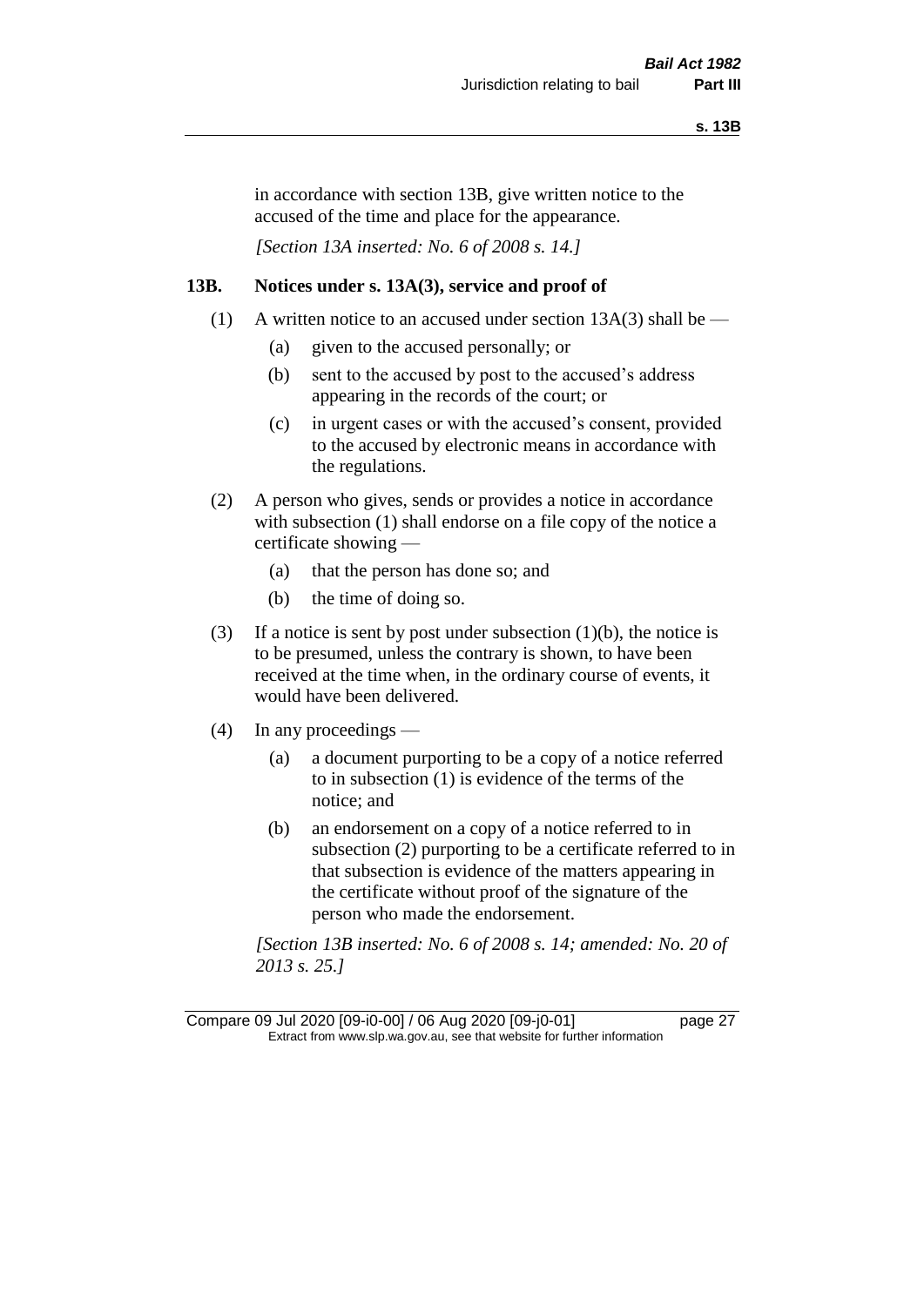in accordance with section 13B, give written notice to the accused of the time and place for the appearance.

*[Section 13A inserted: No. 6 of 2008 s. 14.]*

### 13B. Notices under s. 13A(3), service and proof of

(1) A written notice to an accused under section 13A(3) shall be —

(a) given to the accused personally; or

(b) sent to the accused by post to the accused's address appearing in the records of the court; or

(c) in urgent cases or with the accused's consent, provided to the accused by electronic means in accordance with the regulations.

(2) A person who gives, sends or provides a notice in accordance with subsection (1) shall endorse on a file copy of the notice a certificate showing —

(a) that the person has done so; and

(b) the time of doing so.

(3) If a notice is sent by post under subsection (1)(b), the notice is to be presumed, unless the contrary is shown, to have been received at the time when, in the ordinary course of events, it would have been delivered.

(4) In any proceedings —

(a) a document purporting to be a copy of a notice referred to in subsection (1) is evidence of the terms of the notice; and

(b) an endorsement on a copy of a notice referred to in subsection (2) purporting to be a certificate referred to in that subsection is evidence of the matters appearing in the certificate without proof of the signature of the person who made the endorsement.

*[Section 13B inserted: No. 6 of 2008 s. 14; amended: No. 20 of 2013 s. 25.]*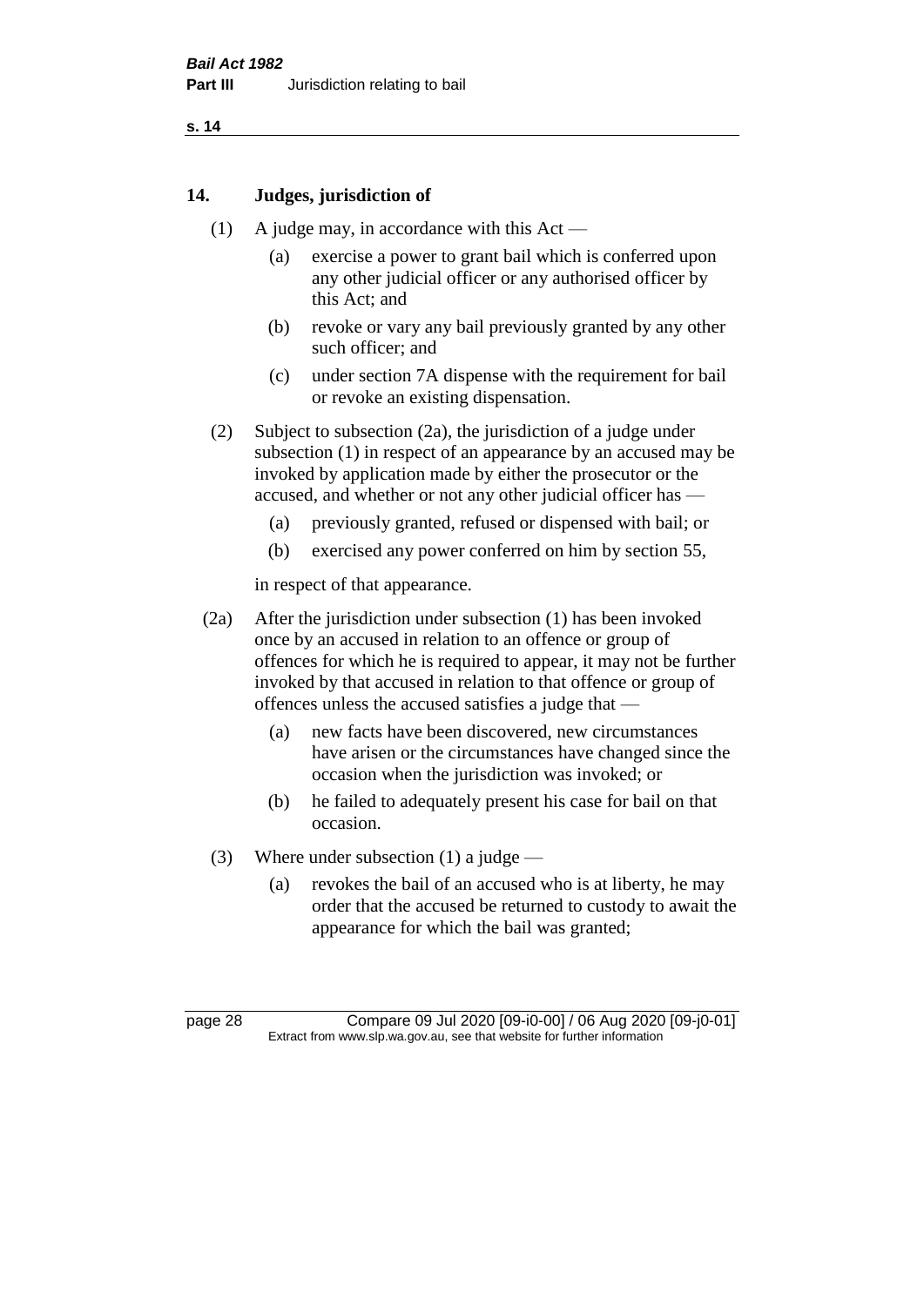## 14. Judges, jurisdiction of

(1) A judge may, in accordance with this Act —

  (a) exercise a power to grant bail which is conferred upon any other judicial officer or any authorised officer by this Act; and

  (b) revoke or vary any bail previously granted by any other such officer; and

  (c) under section 7A dispense with the requirement for bail or revoke an existing dispensation.

(2) Subject to subsection (2a), the jurisdiction of a judge under subsection (1) in respect of an appearance by an accused may be invoked by application made by either the prosecutor or the accused, and whether or not any other judicial officer has —

  (a) previously granted, refused or dispensed with bail; or

  (b) exercised any power conferred on him by section 55,

in respect of that appearance.

(2a) After the jurisdiction under subsection (1) has been invoked once by an accused in relation to an offence or group of offences for which he is required to appear, it may not be further invoked by that accused in relation to that offence or group of offences unless the accused satisfies a judge that —

  (a) new facts have been discovered, new circumstances have arisen or the circumstances have changed since the occasion when the jurisdiction was invoked; or

  (b) he failed to adequately present his case for bail on that occasion.

(3) Where under subsection (1) a judge —

  (a) revokes the bail of an accused who is at liberty, he may order that the accused be returned to custody to await the appearance for which the bail was granted;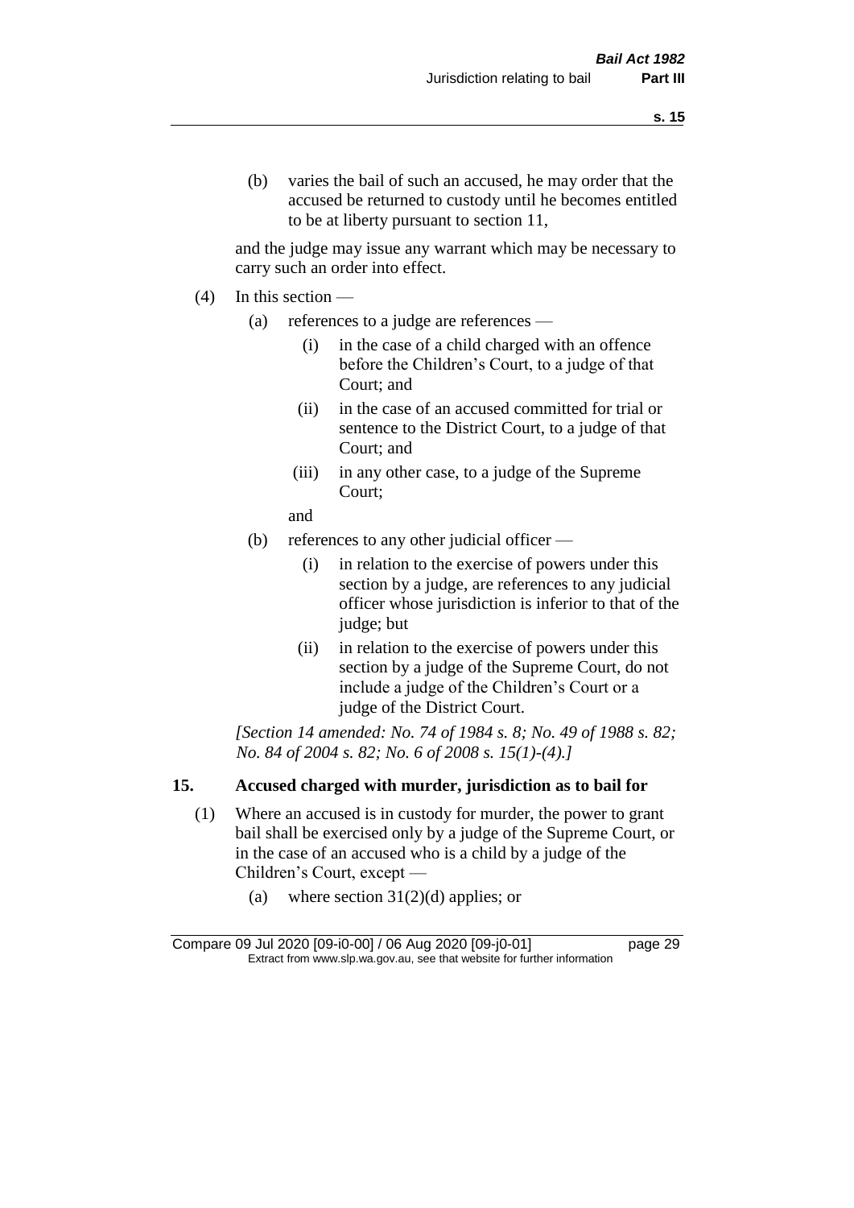(b) varies the bail of such an accused, he may order that the accused be returned to custody until he becomes entitled to be at liberty pursuant to section 11,

and the judge may issue any warrant which may be necessary to carry such an order into effect.

(4) In this section —

(a) references to a judge are references —

(i) in the case of a child charged with an offence before the Children's Court, to a judge of that Court; and

(ii) in the case of an accused committed for trial or sentence to the District Court, to a judge of that Court; and

(iii) in any other case, to a judge of the Supreme Court;

and

(b) references to any other judicial officer —

(i) in relation to the exercise of powers under this section by a judge, are references to any judicial officer whose jurisdiction is inferior to that of the judge; but

(ii) in relation to the exercise of powers under this section by a judge of the Supreme Court, do not include a judge of the Children's Court or a judge of the District Court.

*[Section 14 amended: No. 74 of 1984 s. 8; No. 49 of 1988 s. 82; No. 84 of 2004 s. 82; No. 6 of 2008 s. 15(1)-(4).]*

## 15. Accused charged with murder, jurisdiction as to bail for

(1) Where an accused is in custody for murder, the power to grant bail shall be exercised only by a judge of the Supreme Court, or in the case of an accused who is a child by a judge of the Children's Court, except —

(a) where section 31(2)(d) applies; or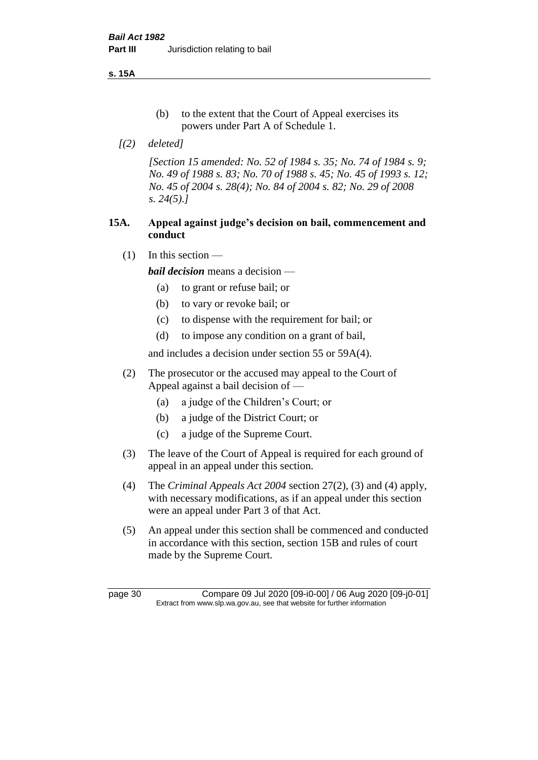(b) to the extent that the Court of Appeal exercises its powers under Part A of Schedule 1.

*[(2) deleted]*

*[Section 15 amended: No. 52 of 1984 s. 35; No. 74 of 1984 s. 9; No. 49 of 1988 s. 83; No. 70 of 1988 s. 45; No. 45 of 1993 s. 12; No. 45 of 2004 s. 28(4); No. 84 of 2004 s. 82; No. 29 of 2008 s. 24(5).]*

## 15A. Appeal against judge's decision on bail, commencement and conduct

(1) In this section —

***bail decision*** means a decision —

- (a) to grant or refuse bail; or
- (b) to vary or revoke bail; or
- (c) to dispense with the requirement for bail; or
- (d) to impose any condition on a grant of bail,

and includes a decision under section 55 or 59A(4).

(2) The prosecutor or the accused may appeal to the Court of Appeal against a bail decision of —

- (a) a judge of the Children's Court; or
- (b) a judge of the District Court; or
- (c) a judge of the Supreme Court.

(3) The leave of the Court of Appeal is required for each ground of appeal in an appeal under this section.

(4) The *Criminal Appeals Act 2004* section 27(2), (3) and (4) apply, with necessary modifications, as if an appeal under this section were an appeal under Part 3 of that Act.

(5) An appeal under this section shall be commenced and conducted in accordance with this section, section 15B and rules of court made by the Supreme Court.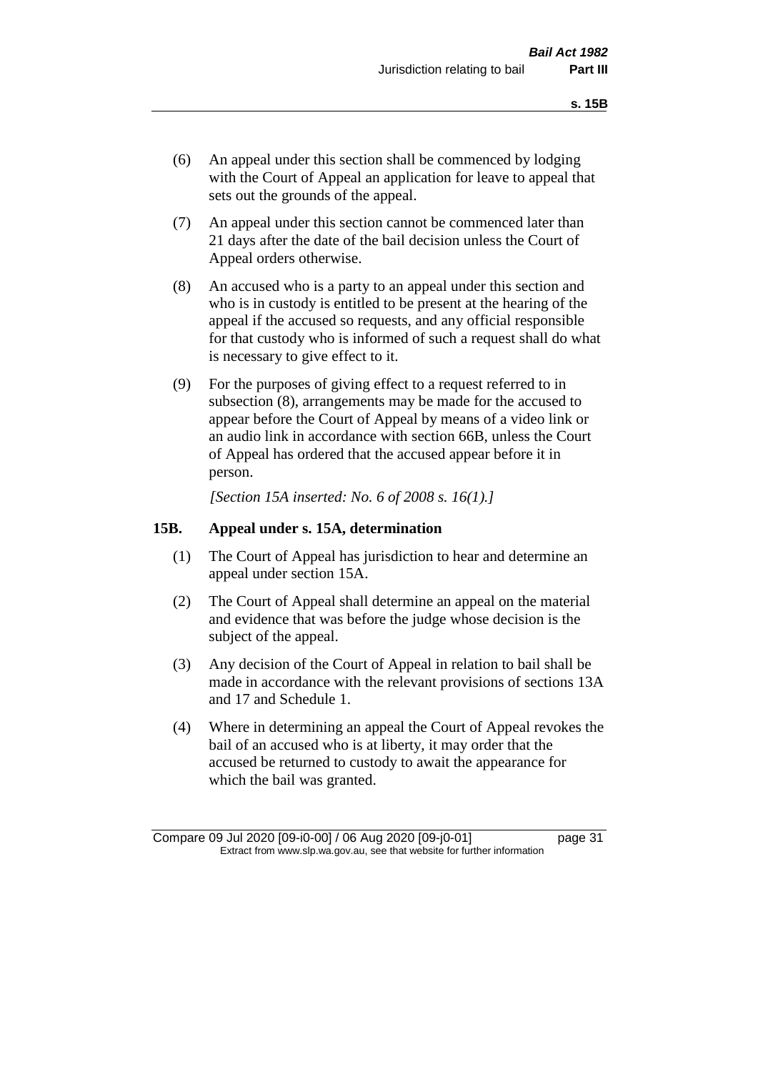(6) An appeal under this section shall be commenced by lodging with the Court of Appeal an application for leave to appeal that sets out the grounds of the appeal.

(7) An appeal under this section cannot be commenced later than 21 days after the date of the bail decision unless the Court of Appeal orders otherwise.

(8) An accused who is a party to an appeal under this section and who is in custody is entitled to be present at the hearing of the appeal if the accused so requests, and any official responsible for that custody who is informed of such a request shall do what is necessary to give effect to it.

(9) For the purposes of giving effect to a request referred to in subsection (8), arrangements may be made for the accused to appear before the Court of Appeal by means of a video link or an audio link in accordance with section 66B, unless the Court of Appeal has ordered that the accused appear before it in person.

*[Section 15A inserted: No. 6 of 2008 s. 16(1).]*

### 15B. Appeal under s. 15A, determination

(1) The Court of Appeal has jurisdiction to hear and determine an appeal under section 15A.

(2) The Court of Appeal shall determine an appeal on the material and evidence that was before the judge whose decision is the subject of the appeal.

(3) Any decision of the Court of Appeal in relation to bail shall be made in accordance with the relevant provisions of sections 13A and 17 and Schedule 1.

(4) Where in determining an appeal the Court of Appeal revokes the bail of an accused who is at liberty, it may order that the accused be returned to custody to await the appearance for which the bail was granted.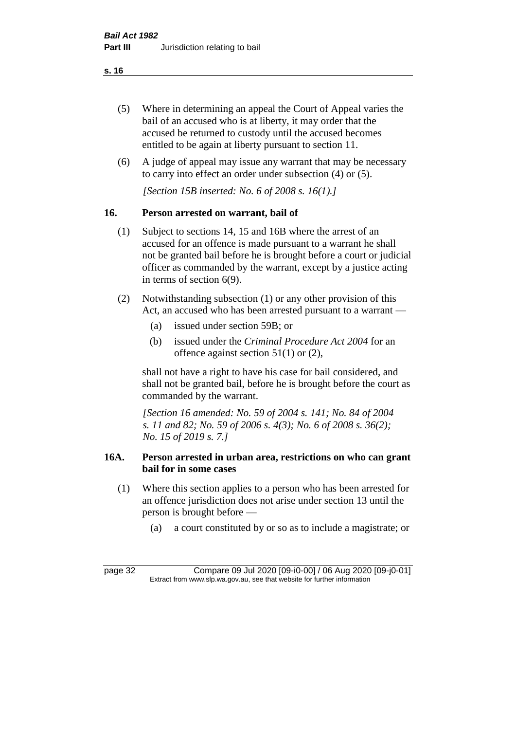(5) Where in determining an appeal the Court of Appeal varies the bail of an accused who is at liberty, it may order that the accused be returned to custody until the accused becomes entitled to be again at liberty pursuant to section 11.

(6) A judge of appeal may issue any warrant that may be necessary to carry into effect an order under subsection (4) or (5).

*[Section 15B inserted: No. 6 of 2008 s. 16(1).]*

## 16. Person arrested on warrant, bail of

(1) Subject to sections 14, 15 and 16B where the arrest of an accused for an offence is made pursuant to a warrant he shall not be granted bail before he is brought before a court or judicial officer as commanded by the warrant, except by a justice acting in terms of section 6(9).

(2) Notwithstanding subsection (1) or any other provision of this Act, an accused who has been arrested pursuant to a warrant —

- (a) issued under section 59B; or
- (b) issued under the *Criminal Procedure Act 2004* for an offence against section 51(1) or (2),

shall not have a right to have his case for bail considered, and shall not be granted bail, before he is brought before the court as commanded by the warrant.

*[Section 16 amended: No. 59 of 2004 s. 141; No. 84 of 2004 s. 11 and 82; No. 59 of 2006 s. 4(3); No. 6 of 2008 s. 36(2); No. 15 of 2019 s. 7.]*

## 16A. Person arrested in urban area, restrictions on who can grant bail for in some cases

(1) Where this section applies to a person who has been arrested for an offence jurisdiction does not arise under section 13 until the person is brought before —

- (a) a court constituted by or so as to include a magistrate; or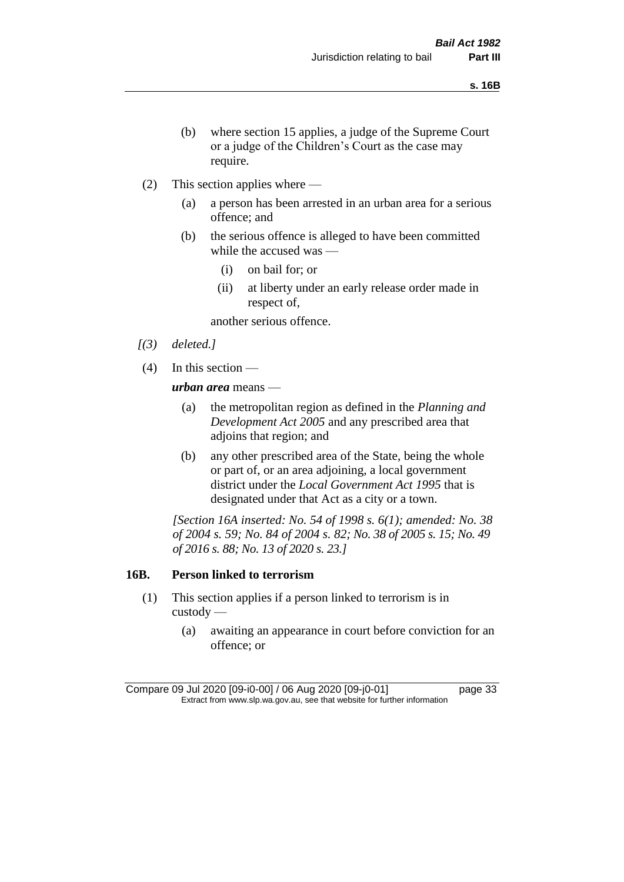(b) where section 15 applies, a judge of the Supreme Court or a judge of the Children's Court as the case may require.

(2) This section applies where —

(a) a person has been arrested in an urban area for a serious offence; and

(b) the serious offence is alleged to have been committed while the accused was —

(i) on bail for; or

(ii) at liberty under an early release order made in respect of,

another serious offence.

*[(3) deleted.]*

(4) In this section —

***urban area*** means —

(a) the metropolitan region as defined in the *Planning and Development Act 2005* and any prescribed area that adjoins that region; and

(b) any other prescribed area of the State, being the whole or part of, or an area adjoining, a local government district under the *Local Government Act 1995* that is designated under that Act as a city or a town.

*[Section 16A inserted: No. 54 of 1998 s. 6(1); amended: No. 38 of 2004 s. 59; No. 84 of 2004 s. 82; No. 38 of 2005 s. 15; No. 49 of 2016 s. 88; No. 13 of 2020 s. 23.]*

## 16B. Person linked to terrorism

(1) This section applies if a person linked to terrorism is in custody —

(a) awaiting an appearance in court before conviction for an offence; or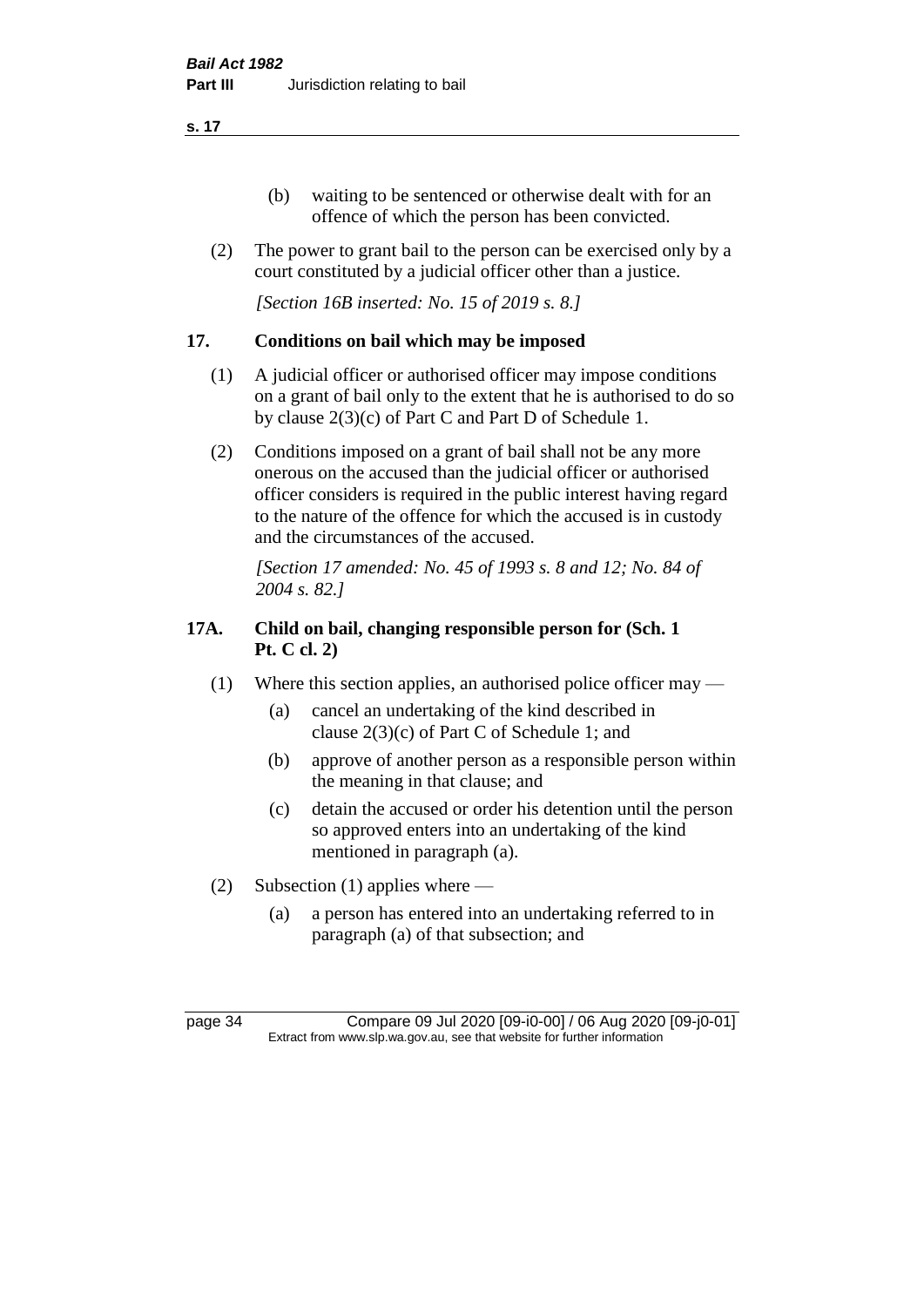(b) waiting to be sentenced or otherwise dealt with for an offence of which the person has been convicted.

(2) The power to grant bail to the person can be exercised only by a court constituted by a judicial officer other than a justice.

*[Section 16B inserted: No. 15 of 2019 s. 8.]*

## 17. Conditions on bail which may be imposed

(1) A judicial officer or authorised officer may impose conditions on a grant of bail only to the extent that he is authorised to do so by clause 2(3)(c) of Part C and Part D of Schedule 1.

(2) Conditions imposed on a grant of bail shall not be any more onerous on the accused than the judicial officer or authorised officer considers is required in the public interest having regard to the nature of the offence for which the accused is in custody and the circumstances of the accused.

*[Section 17 amended: No. 45 of 1993 s. 8 and 12; No. 84 of 2004 s. 82.]*

## 17A. Child on bail, changing responsible person for (Sch. 1 Pt. C cl. 2)

(1) Where this section applies, an authorised police officer may —

(a) cancel an undertaking of the kind described in clause 2(3)(c) of Part C of Schedule 1; and

(b) approve of another person as a responsible person within the meaning in that clause; and

(c) detain the accused or order his detention until the person so approved enters into an undertaking of the kind mentioned in paragraph (a).

(2) Subsection (1) applies where —

(a) a person has entered into an undertaking referred to in paragraph (a) of that subsection; and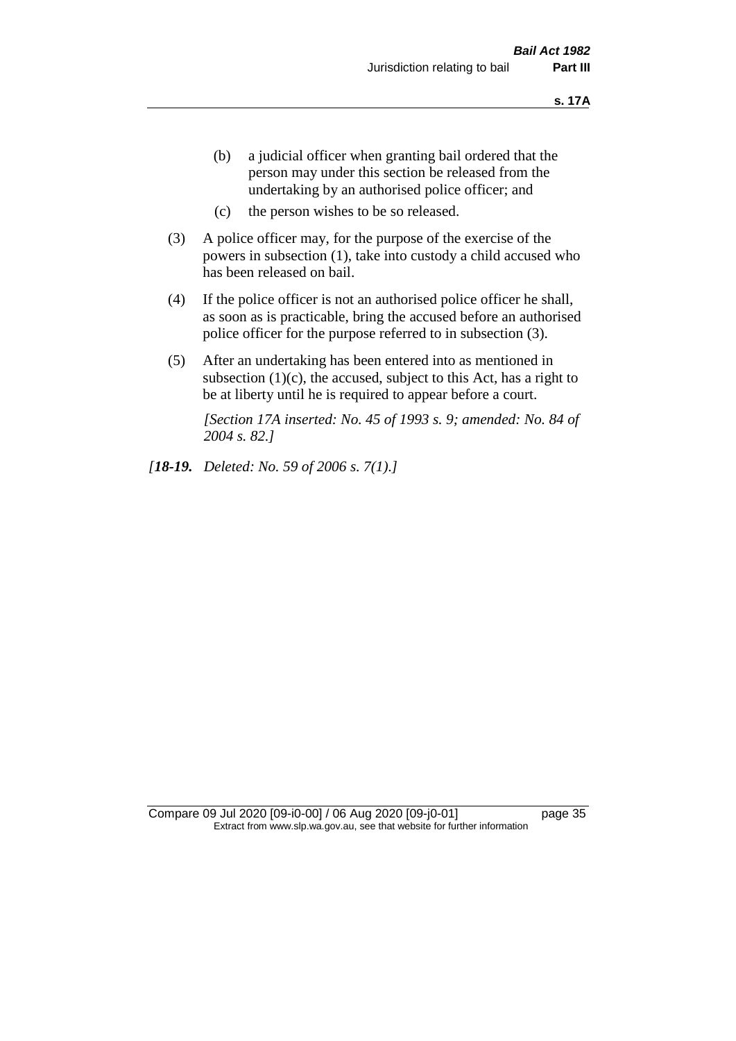(b) a judicial officer when granting bail ordered that the person may under this section be released from the undertaking by an authorised police officer; and

(c) the person wishes to be so released.

(3) A police officer may, for the purpose of the exercise of the powers in subsection (1), take into custody a child accused who has been released on bail.

(4) If the police officer is not an authorised police officer he shall, as soon as is practicable, bring the accused before an authorised police officer for the purpose referred to in subsection (3).

(5) After an undertaking has been entered into as mentioned in subsection (1)(c), the accused, subject to this Act, has a right to be at liberty until he is required to appear before a court.

*[Section 17A inserted: No. 45 of 1993 s. 9; amended: No. 84 of 2004 s. 82.]*

*[**18-19.** Deleted: No. 59 of 2006 s. 7(1).]*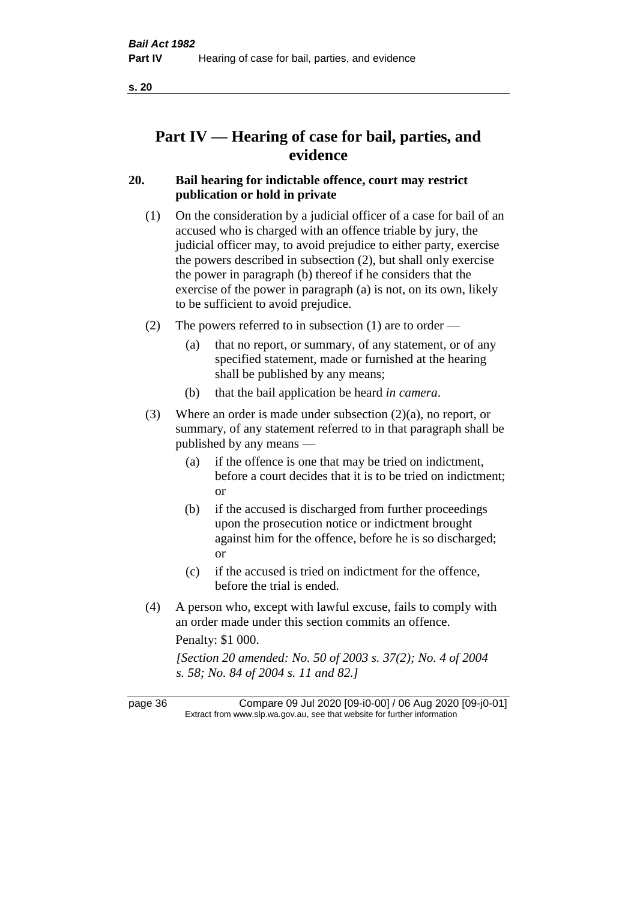# Part IV — Hearing of case for bail, parties, and evidence

## 20. Bail hearing for indictable offence, court may restrict publication or hold in private

(1) On the consideration by a judicial officer of a case for bail of an accused who is charged with an offence triable by jury, the judicial officer may, to avoid prejudice to either party, exercise the powers described in subsection (2), but shall only exercise the power in paragraph (b) thereof if he considers that the exercise of the power in paragraph (a) is not, on its own, likely to be sufficient to avoid prejudice.

(2) The powers referred to in subsection (1) are to order —

- (a) that no report, or summary, of any statement, or of any specified statement, made or furnished at the hearing shall be published by any means;
- (b) that the bail application be heard *in camera*.

(3) Where an order is made under subsection (2)(a), no report, or summary, of any statement referred to in that paragraph shall be published by any means —

- (a) if the offence is one that may be tried on indictment, before a court decides that it is to be tried on indictment; or
- (b) if the accused is discharged from further proceedings upon the prosecution notice or indictment brought against him for the offence, before he is so discharged; or
- (c) if the accused is tried on indictment for the offence, before the trial is ended.

(4) A person who, except with lawful excuse, fails to comply with an order made under this section commits an offence.

Penalty: $1 000.

*[Section 20 amended: No. 50 of 2003 s. 37(2); No. 4 of 2004 s. 58; No. 84 of 2004 s. 11 and 82.]*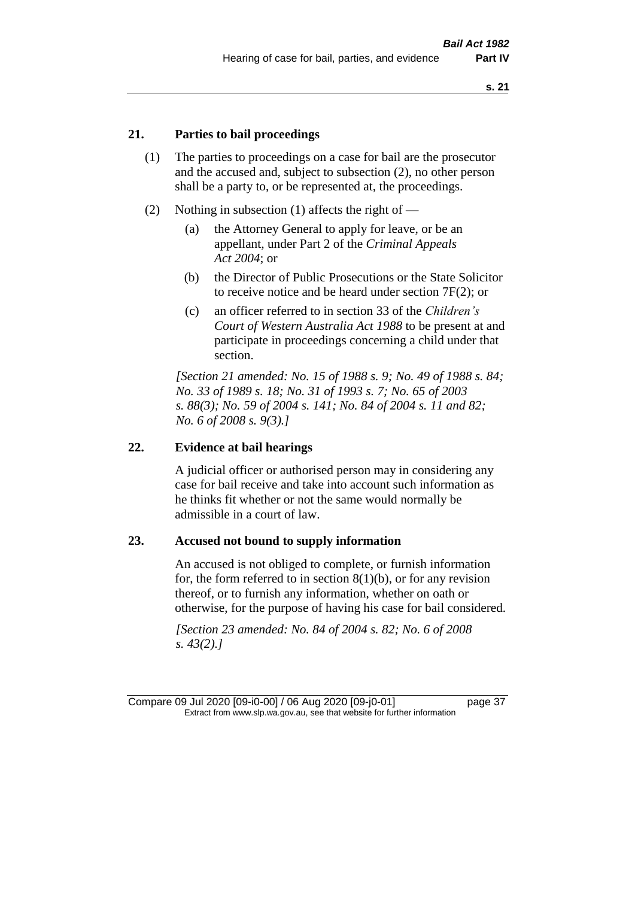## 21. Parties to bail proceedings

(1) The parties to proceedings on a case for bail are the prosecutor and the accused and, subject to subsection (2), no other person shall be a party to, or be represented at, the proceedings.

(2) Nothing in subsection (1) affects the right of —

(a) the Attorney General to apply for leave, or be an appellant, under Part 2 of the *Criminal Appeals Act 2004*; or

(b) the Director of Public Prosecutions or the State Solicitor to receive notice and be heard under section 7F(2); or

(c) an officer referred to in section 33 of the *Children's Court of Western Australia Act 1988* to be present at and participate in proceedings concerning a child under that section.

*[Section 21 amended: No. 15 of 1988 s. 9; No. 49 of 1988 s. 84; No. 33 of 1989 s. 18; No. 31 of 1993 s. 7; No. 65 of 2003 s. 88(3); No. 59 of 2004 s. 141; No. 84 of 2004 s. 11 and 82; No. 6 of 2008 s. 9(3).]*

## 22. Evidence at bail hearings

A judicial officer or authorised person may in considering any case for bail receive and take into account such information as he thinks fit whether or not the same would normally be admissible in a court of law.

## 23. Accused not bound to supply information

An accused is not obliged to complete, or furnish information for, the form referred to in section 8(1)(b), or for any revision thereof, or to furnish any information, whether on oath or otherwise, for the purpose of having his case for bail considered.

*[Section 23 amended: No. 84 of 2004 s. 82; No. 6 of 2008 s. 43(2).]*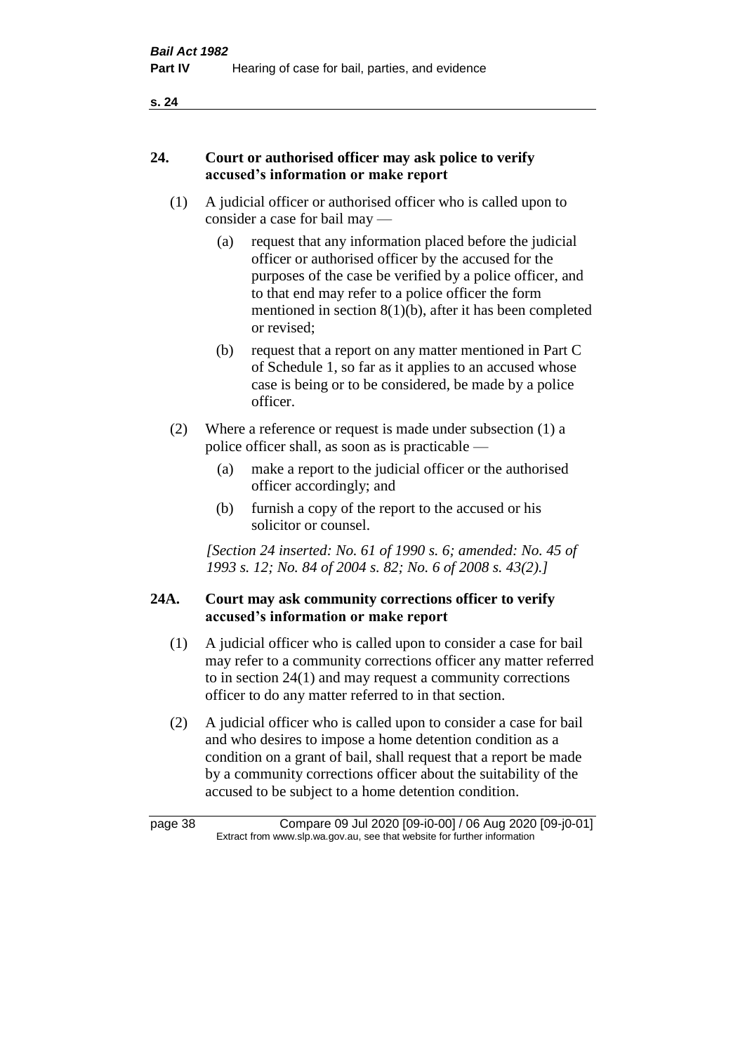## 24. Court or authorised officer may ask police to verify accused's information or make report

(1) A judicial officer or authorised officer who is called upon to consider a case for bail may —

(a) request that any information placed before the judicial officer or authorised officer by the accused for the purposes of the case be verified by a police officer, and to that end may refer to a police officer the form mentioned in section 8(1)(b), after it has been completed or revised;

(b) request that a report on any matter mentioned in Part C of Schedule 1, so far as it applies to an accused whose case is being or to be considered, be made by a police officer.

(2) Where a reference or request is made under subsection (1) a police officer shall, as soon as is practicable —

(a) make a report to the judicial officer or the authorised officer accordingly; and

(b) furnish a copy of the report to the accused or his solicitor or counsel.

*[Section 24 inserted: No. 61 of 1990 s. 6; amended: No. 45 of 1993 s. 12; No. 84 of 2004 s. 82; No. 6 of 2008 s. 43(2).]*

## 24A. Court may ask community corrections officer to verify accused's information or make report

(1) A judicial officer who is called upon to consider a case for bail may refer to a community corrections officer any matter referred to in section 24(1) and may request a community corrections officer to do any matter referred to in that section.

(2) A judicial officer who is called upon to consider a case for bail and who desires to impose a home detention condition as a condition on a grant of bail, shall request that a report be made by a community corrections officer about the suitability of the accused to be subject to a home detention condition.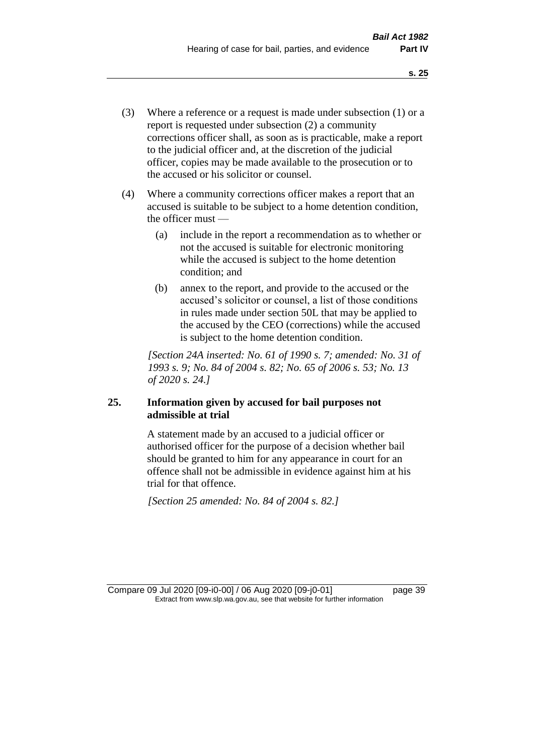(3) Where a reference or a request is made under subsection (1) or a report is requested under subsection (2) a community corrections officer shall, as soon as is practicable, make a report to the judicial officer and, at the discretion of the judicial officer, copies may be made available to the prosecution or to the accused or his solicitor or counsel.

(4) Where a community corrections officer makes a report that an accused is suitable to be subject to a home detention condition, the officer must —

   (a) include in the report a recommendation as to whether or not the accused is suitable for electronic monitoring while the accused is subject to the home detention condition; and

   (b) annex to the report, and provide to the accused or the accused's solicitor or counsel, a list of those conditions in rules made under section 50L that may be applied to the accused by the CEO (corrections) while the accused is subject to the home detention condition.

*[Section 24A inserted: No. 61 of 1990 s. 7; amended: No. 31 of 1993 s. 9; No. 84 of 2004 s. 82; No. 65 of 2006 s. 53; No. 13 of 2020 s. 24.]*

### 25. Information given by accused for bail purposes not admissible at trial

A statement made by an accused to a judicial officer or authorised officer for the purpose of a decision whether bail should be granted to him for any appearance in court for an offence shall not be admissible in evidence against him at his trial for that offence.

*[Section 25 amended: No. 84 of 2004 s. 82.]*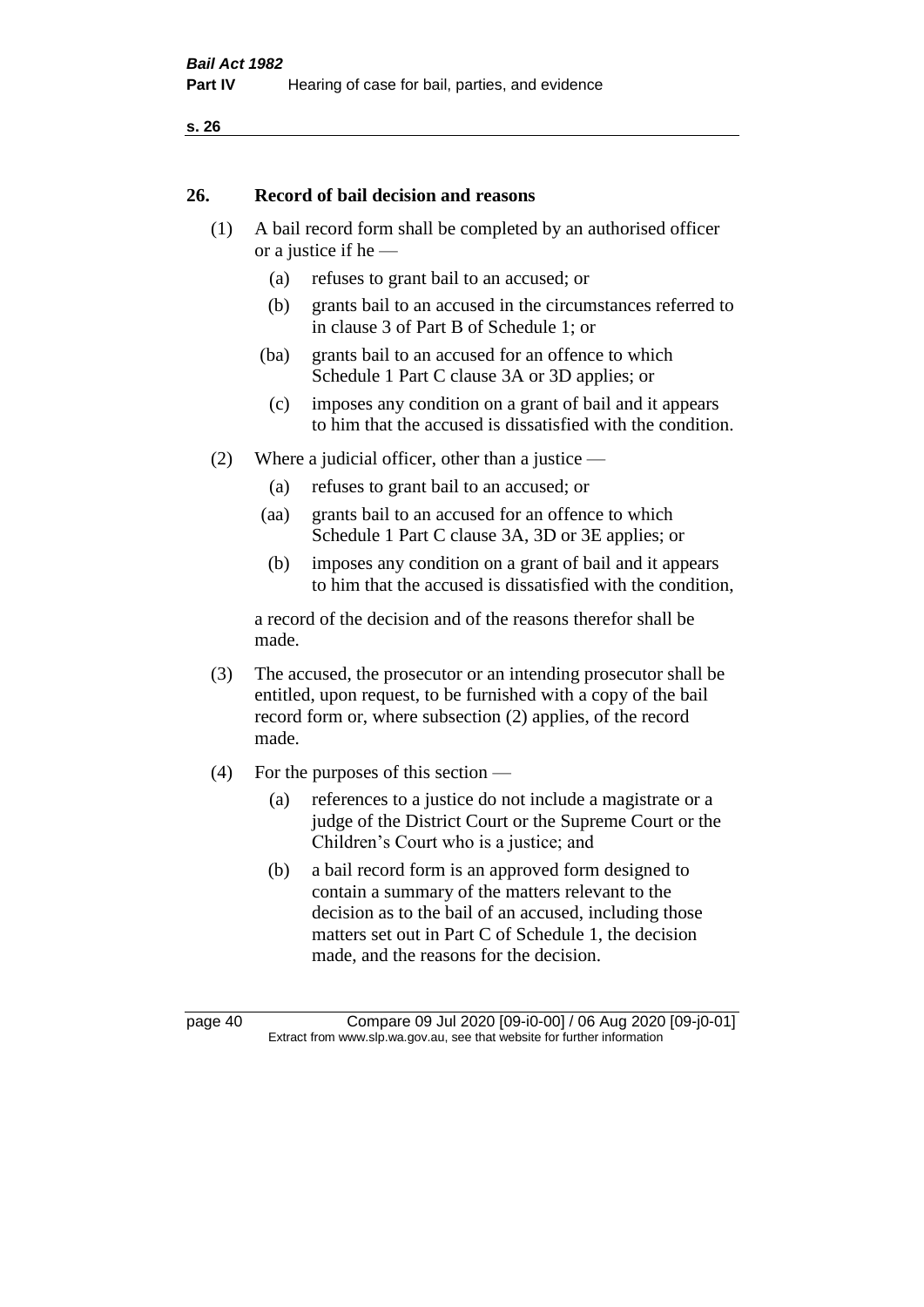## 26. Record of bail decision and reasons

(1) A bail record form shall be completed by an authorised officer or a justice if he —

- (a) refuses to grant bail to an accused; or
- (b) grants bail to an accused in the circumstances referred to in clause 3 of Part B of Schedule 1; or
- (ba) grants bail to an accused for an offence to which Schedule 1 Part C clause 3A or 3D applies; or
- (c) imposes any condition on a grant of bail and it appears to him that the accused is dissatisfied with the condition.

(2) Where a judicial officer, other than a justice —

- (a) refuses to grant bail to an accused; or
- (aa) grants bail to an accused for an offence to which Schedule 1 Part C clause 3A, 3D or 3E applies; or
- (b) imposes any condition on a grant of bail and it appears to him that the accused is dissatisfied with the condition,

a record of the decision and of the reasons therefor shall be made.

(3) The accused, the prosecutor or an intending prosecutor shall be entitled, upon request, to be furnished with a copy of the bail record form or, where subsection (2) applies, of the record made.

(4) For the purposes of this section —

- (a) references to a justice do not include a magistrate or a judge of the District Court or the Supreme Court or the Children's Court who is a justice; and
- (b) a bail record form is an approved form designed to contain a summary of the matters relevant to the decision as to the bail of an accused, including those matters set out in Part C of Schedule 1, the decision made, and the reasons for the decision.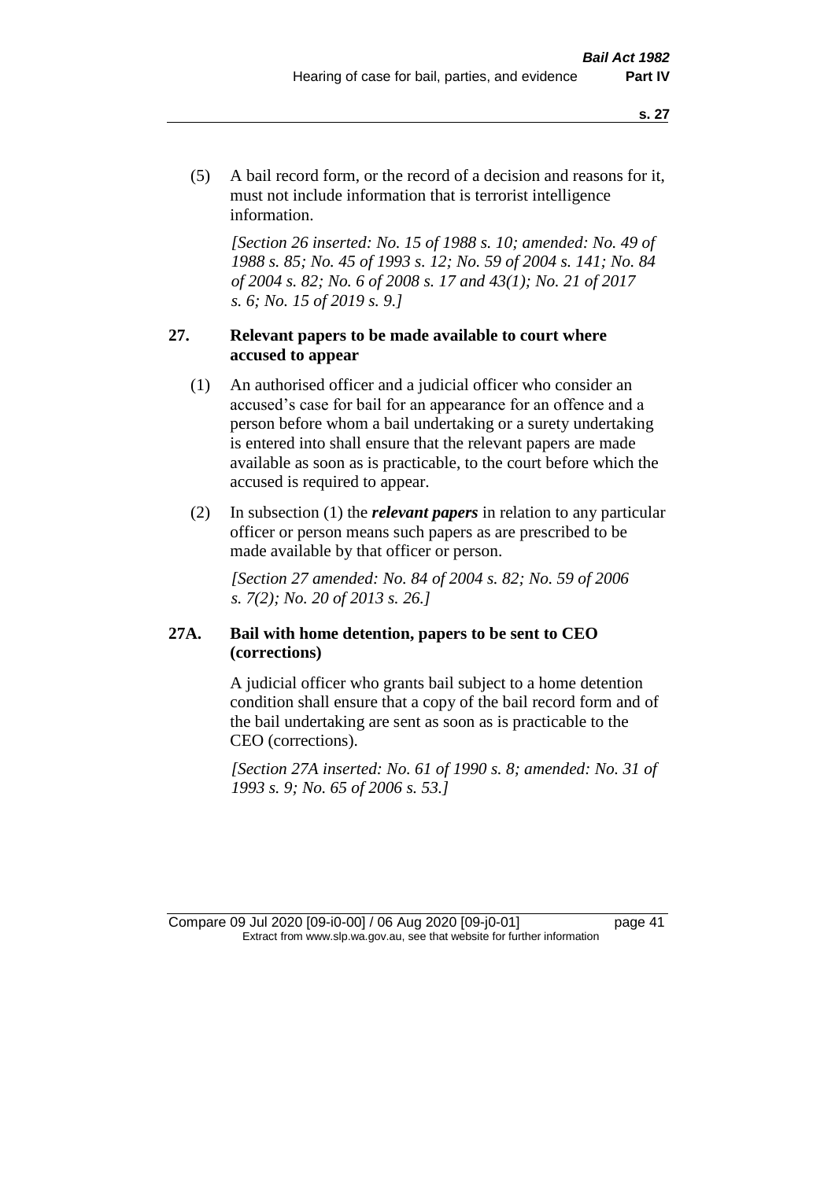(5) A bail record form, or the record of a decision and reasons for it, must not include information that is terrorist intelligence information.

*[Section 26 inserted: No. 15 of 1988 s. 10; amended: No. 49 of 1988 s. 85; No. 45 of 1993 s. 12; No. 59 of 2004 s. 141; No. 84 of 2004 s. 82; No. 6 of 2008 s. 17 and 43(1); No. 21 of 2017 s. 6; No. 15 of 2019 s. 9.]*

## 27. Relevant papers to be made available to court where accused to appear

(1) An authorised officer and a judicial officer who consider an accused's case for bail for an appearance for an offence and a person before whom a bail undertaking or a surety undertaking is entered into shall ensure that the relevant papers are made available as soon as is practicable, to the court before which the accused is required to appear.

(2) In subsection (1) the ***relevant papers*** in relation to any particular officer or person means such papers as are prescribed to be made available by that officer or person.

*[Section 27 amended: No. 84 of 2004 s. 82; No. 59 of 2006 s. 7(2); No. 20 of 2013 s. 26.]*

## 27A. Bail with home detention, papers to be sent to CEO (corrections)

A judicial officer who grants bail subject to a home detention condition shall ensure that a copy of the bail record form and of the bail undertaking are sent as soon as is practicable to the CEO (corrections).

*[Section 27A inserted: No. 61 of 1990 s. 8; amended: No. 31 of 1993 s. 9; No. 65 of 2006 s. 53.]*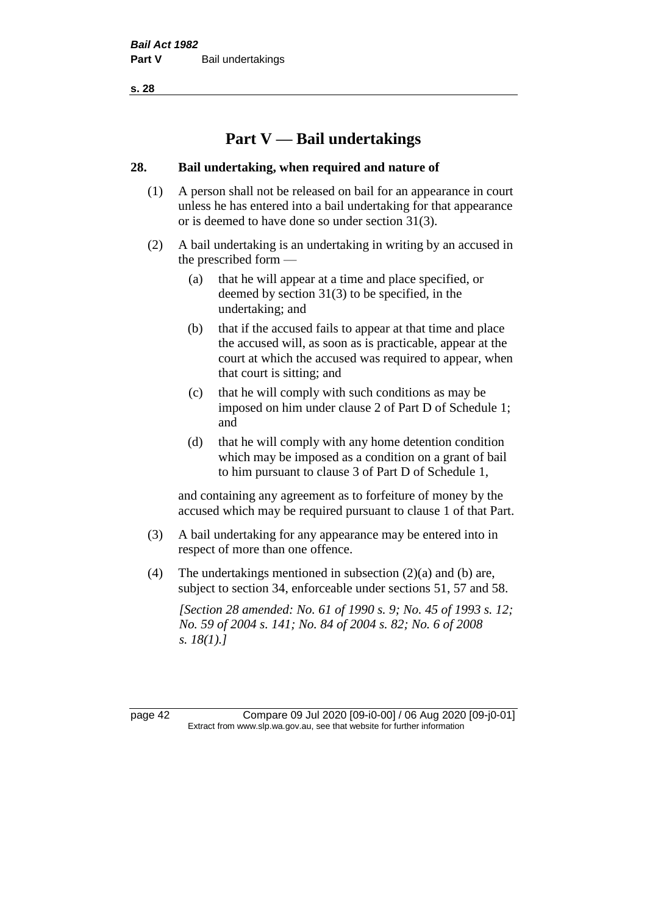# Part V — Bail undertakings

## 28. Bail undertaking, when required and nature of

(1) A person shall not be released on bail for an appearance in court unless he has entered into a bail undertaking for that appearance or is deemed to have done so under section 31(3).

(2) A bail undertaking is an undertaking in writing by an accused in the prescribed form —

(a) that he will appear at a time and place specified, or deemed by section 31(3) to be specified, in the undertaking; and

(b) that if the accused fails to appear at that time and place the accused will, as soon as is practicable, appear at the court at which the accused was required to appear, when that court is sitting; and

(c) that he will comply with such conditions as may be imposed on him under clause 2 of Part D of Schedule 1; and

(d) that he will comply with any home detention condition which may be imposed as a condition on a grant of bail to him pursuant to clause 3 of Part D of Schedule 1,

and containing any agreement as to forfeiture of money by the accused which may be required pursuant to clause 1 of that Part.

(3) A bail undertaking for any appearance may be entered into in respect of more than one offence.

(4) The undertakings mentioned in subsection (2)(a) and (b) are, subject to section 34, enforceable under sections 51, 57 and 58.

*[Section 28 amended: No. 61 of 1990 s. 9; No. 45 of 1993 s. 12; No. 59 of 2004 s. 141; No. 84 of 2004 s. 82; No. 6 of 2008 s. 18(1).]*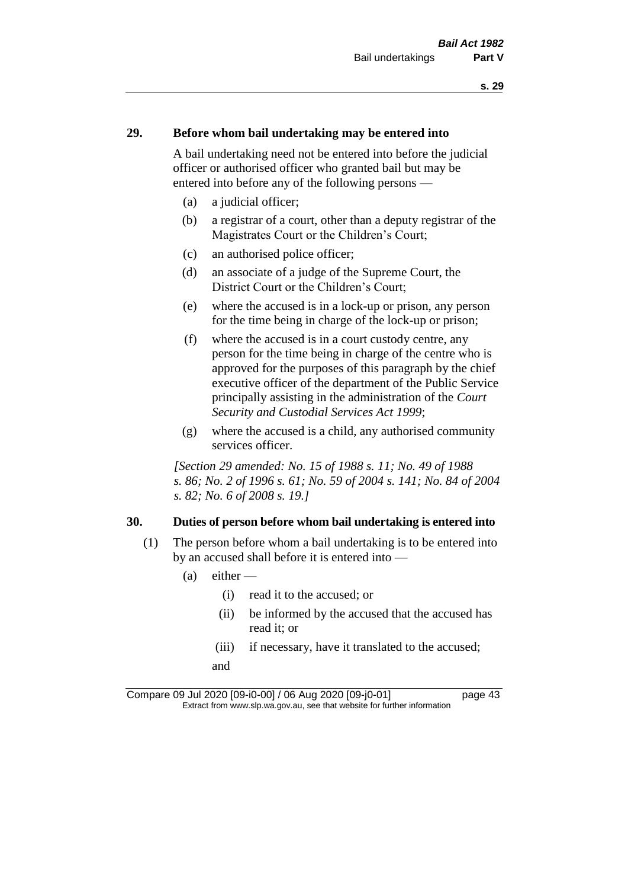## 29. Before whom bail undertaking may be entered into

A bail undertaking need not be entered into before the judicial officer or authorised officer who granted bail but may be entered into before any of the following persons —

(a) a judicial officer;

(b) a registrar of a court, other than a deputy registrar of the Magistrates Court or the Children's Court;

(c) an authorised police officer;

(d) an associate of a judge of the Supreme Court, the District Court or the Children's Court;

(e) where the accused is in a lock-up or prison, any person for the time being in charge of the lock-up or prison;

(f) where the accused is in a court custody centre, any person for the time being in charge of the centre who is approved for the purposes of this paragraph by the chief executive officer of the department of the Public Service principally assisting in the administration of the *Court Security and Custodial Services Act 1999*;

(g) where the accused is a child, any authorised community services officer.

*[Section 29 amended: No. 15 of 1988 s. 11; No. 49 of 1988 s. 86; No. 2 of 1996 s. 61; No. 59 of 2004 s. 141; No. 84 of 2004 s. 82; No. 6 of 2008 s. 19.]*

## 30. Duties of person before whom bail undertaking is entered into

(1) The person before whom a bail undertaking is to be entered into by an accused shall before it is entered into —

(a) either —

(i) read it to the accused; or

(ii) be informed by the accused that the accused has read it; or

(iii) if necessary, have it translated to the accused;

and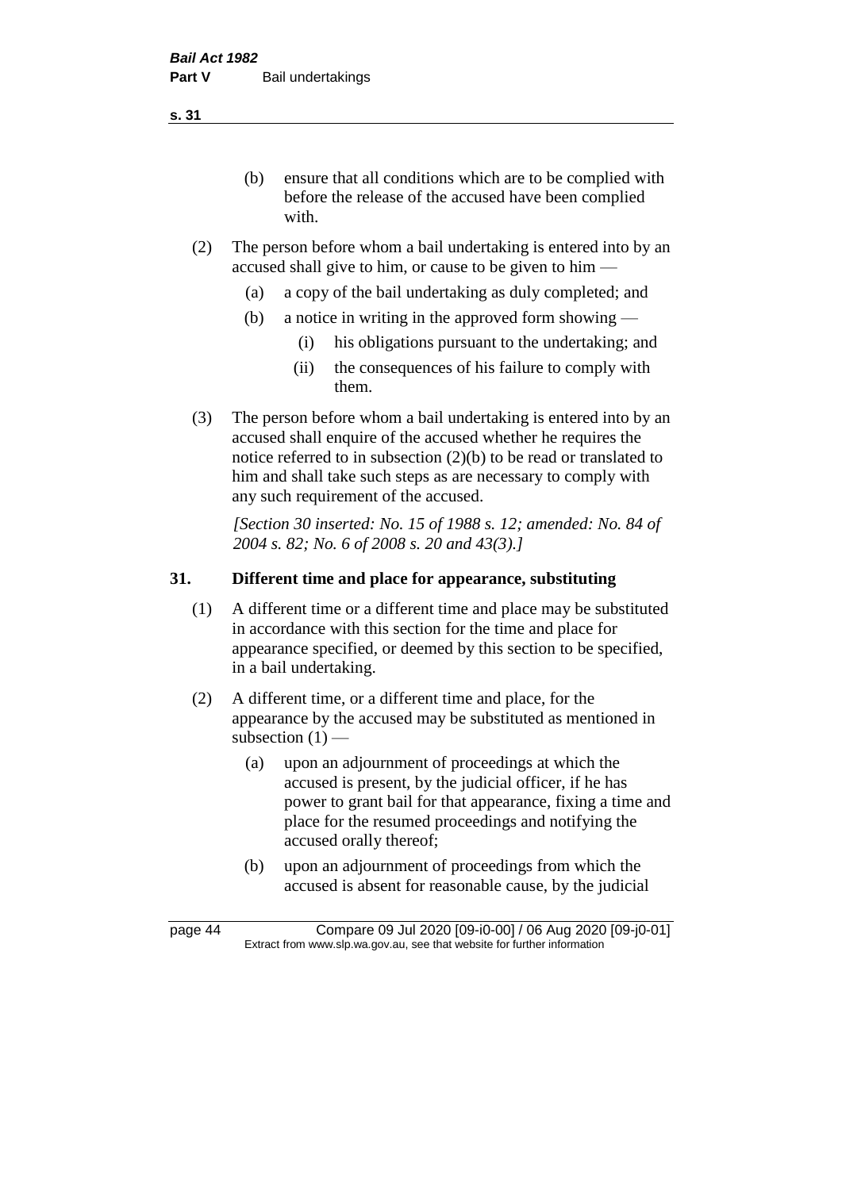(b) ensure that all conditions which are to be complied with before the release of the accused have been complied with.

(2) The person before whom a bail undertaking is entered into by an accused shall give to him, or cause to be given to him —

(a) a copy of the bail undertaking as duly completed; and

(b) a notice in writing in the approved form showing —

(i) his obligations pursuant to the undertaking; and

(ii) the consequences of his failure to comply with them.

(3) The person before whom a bail undertaking is entered into by an accused shall enquire of the accused whether he requires the notice referred to in subsection (2)(b) to be read or translated to him and shall take such steps as are necessary to comply with any such requirement of the accused.

*[Section 30 inserted: No. 15 of 1988 s. 12; amended: No. 84 of 2004 s. 82; No. 6 of 2008 s. 20 and 43(3).]*

## 31. Different time and place for appearance, substituting

(1) A different time or a different time and place may be substituted in accordance with this section for the time and place for appearance specified, or deemed by this section to be specified, in a bail undertaking.

(2) A different time, or a different time and place, for the appearance by the accused may be substituted as mentioned in subsection (1) —

(a) upon an adjournment of proceedings at which the accused is present, by the judicial officer, if he has power to grant bail for that appearance, fixing a time and place for the resumed proceedings and notifying the accused orally thereof;

(b) upon an adjournment of proceedings from which the accused is absent for reasonable cause, by the judicial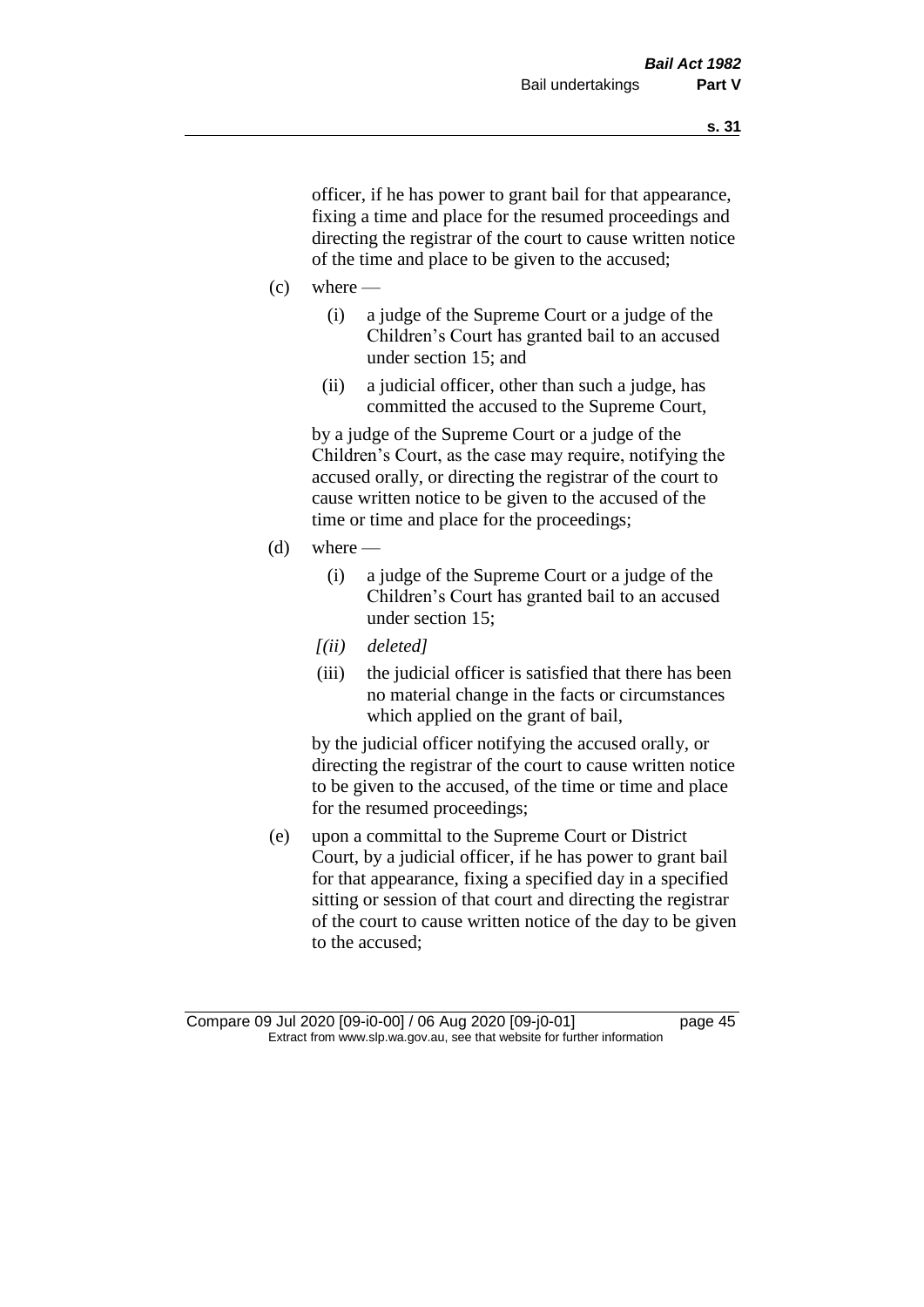officer, if he has power to grant bail for that appearance, fixing a time and place for the resumed proceedings and directing the registrar of the court to cause written notice of the time and place to be given to the accused;

(c) where —

  (i) a judge of the Supreme Court or a judge of the Children's Court has granted bail to an accused under section 15; and

  (ii) a judicial officer, other than such a judge, has committed the accused to the Supreme Court,

  by a judge of the Supreme Court or a judge of the Children's Court, as the case may require, notifying the accused orally, or directing the registrar of the court to cause written notice to be given to the accused of the time or time and place for the proceedings;

(d) where —

  (i) a judge of the Supreme Court or a judge of the Children's Court has granted bail to an accused under section 15;

  *[(ii) deleted]*

  (iii) the judicial officer is satisfied that there has been no material change in the facts or circumstances which applied on the grant of bail,

  by the judicial officer notifying the accused orally, or directing the registrar of the court to cause written notice to be given to the accused, of the time or time and place for the resumed proceedings;

(e) upon a committal to the Supreme Court or District Court, by a judicial officer, if he has power to grant bail for that appearance, fixing a specified day in a specified sitting or session of that court and directing the registrar of the court to cause written notice of the day to be given to the accused;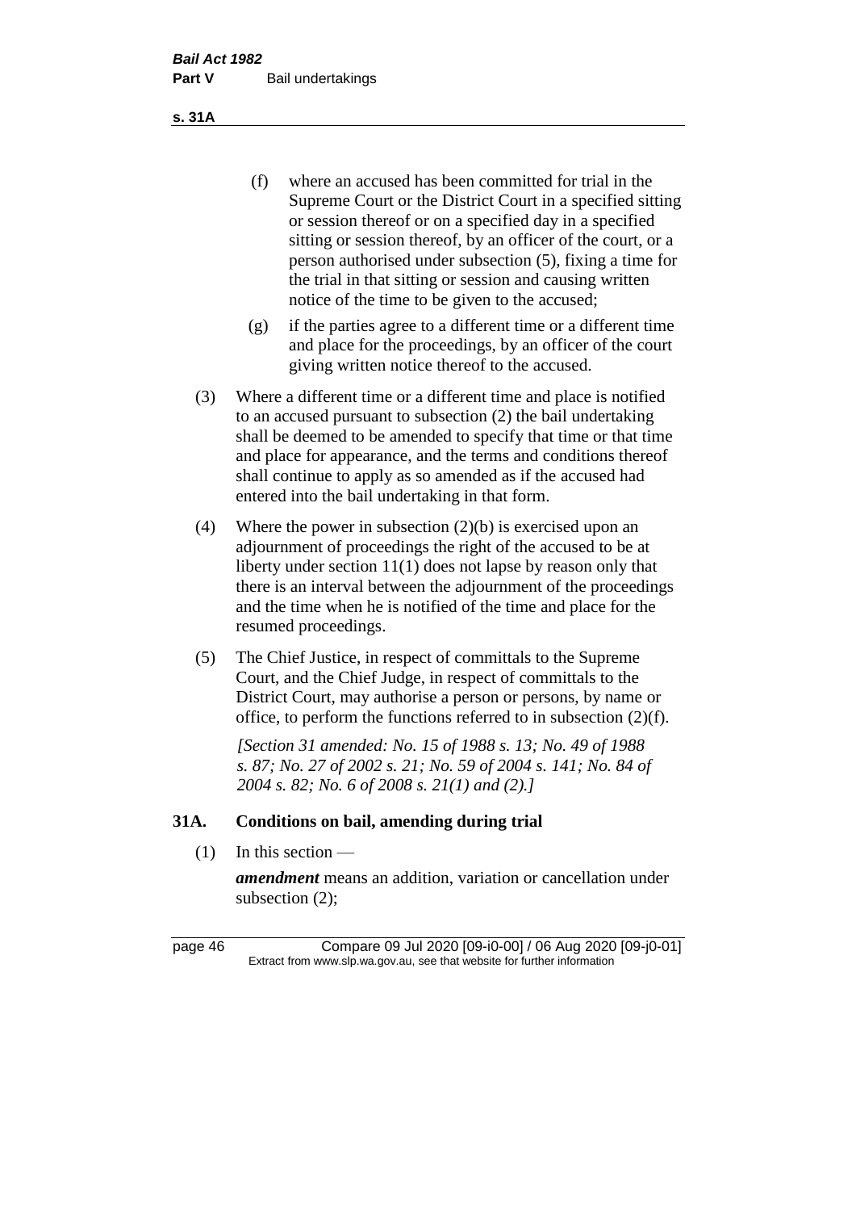(f) where an accused has been committed for trial in the Supreme Court or the District Court in a specified sitting or session thereof or on a specified day in a specified sitting or session thereof, by an officer of the court, or a person authorised under subsection (5), fixing a time for the trial in that sitting or session and causing written notice of the time to be given to the accused;

(g) if the parties agree to a different time or a different time and place for the proceedings, by an officer of the court giving written notice thereof to the accused.

(3) Where a different time or a different time and place is notified to an accused pursuant to subsection (2) the bail undertaking shall be deemed to be amended to specify that time or that time and place for appearance, and the terms and conditions thereof shall continue to apply as so amended as if the accused had entered into the bail undertaking in that form.

(4) Where the power in subsection (2)(b) is exercised upon an adjournment of proceedings the right of the accused to be at liberty under section 11(1) does not lapse by reason only that there is an interval between the adjournment of the proceedings and the time when he is notified of the time and place for the resumed proceedings.

(5) The Chief Justice, in respect of committals to the Supreme Court, and the Chief Judge, in respect of committals to the District Court, may authorise a person or persons, by name or office, to perform the functions referred to in subsection (2)(f).

*[Section 31 amended: No. 15 of 1988 s. 13; No. 49 of 1988 s. 87; No. 27 of 2002 s. 21; No. 59 of 2004 s. 141; No. 84 of 2004 s. 82; No. 6 of 2008 s. 21(1) and (2).]*

## 31A. Conditions on bail, amending during trial

(1) In this section —

***amendment*** means an addition, variation or cancellation under subsection (2);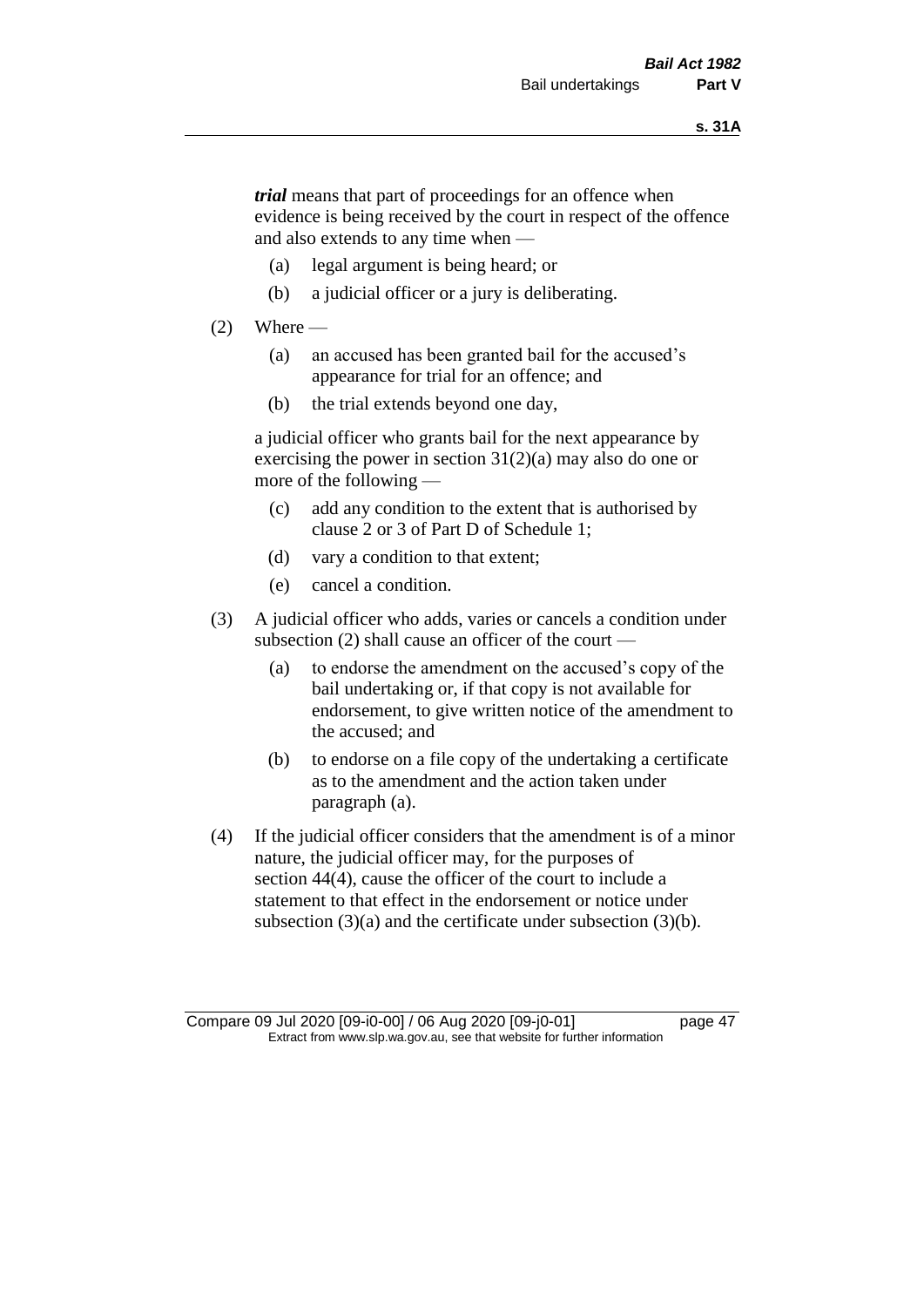***trial*** means that part of proceedings for an offence when evidence is being received by the court in respect of the offence and also extends to any time when —

(a) legal argument is being heard; or

(b) a judicial officer or a jury is deliberating.

(2) Where —

(a) an accused has been granted bail for the accused's appearance for trial for an offence; and

(b) the trial extends beyond one day,

a judicial officer who grants bail for the next appearance by exercising the power in section 31(2)(a) may also do one or more of the following —

(c) add any condition to the extent that is authorised by clause 2 or 3 of Part D of Schedule 1;

(d) vary a condition to that extent;

(e) cancel a condition.

(3) A judicial officer who adds, varies or cancels a condition under subsection (2) shall cause an officer of the court —

(a) to endorse the amendment on the accused's copy of the bail undertaking or, if that copy is not available for endorsement, to give written notice of the amendment to the accused; and

(b) to endorse on a file copy of the undertaking a certificate as to the amendment and the action taken under paragraph (a).

(4) If the judicial officer considers that the amendment is of a minor nature, the judicial officer may, for the purposes of section 44(4), cause the officer of the court to include a statement to that effect in the endorsement or notice under subsection (3)(a) and the certificate under subsection (3)(b).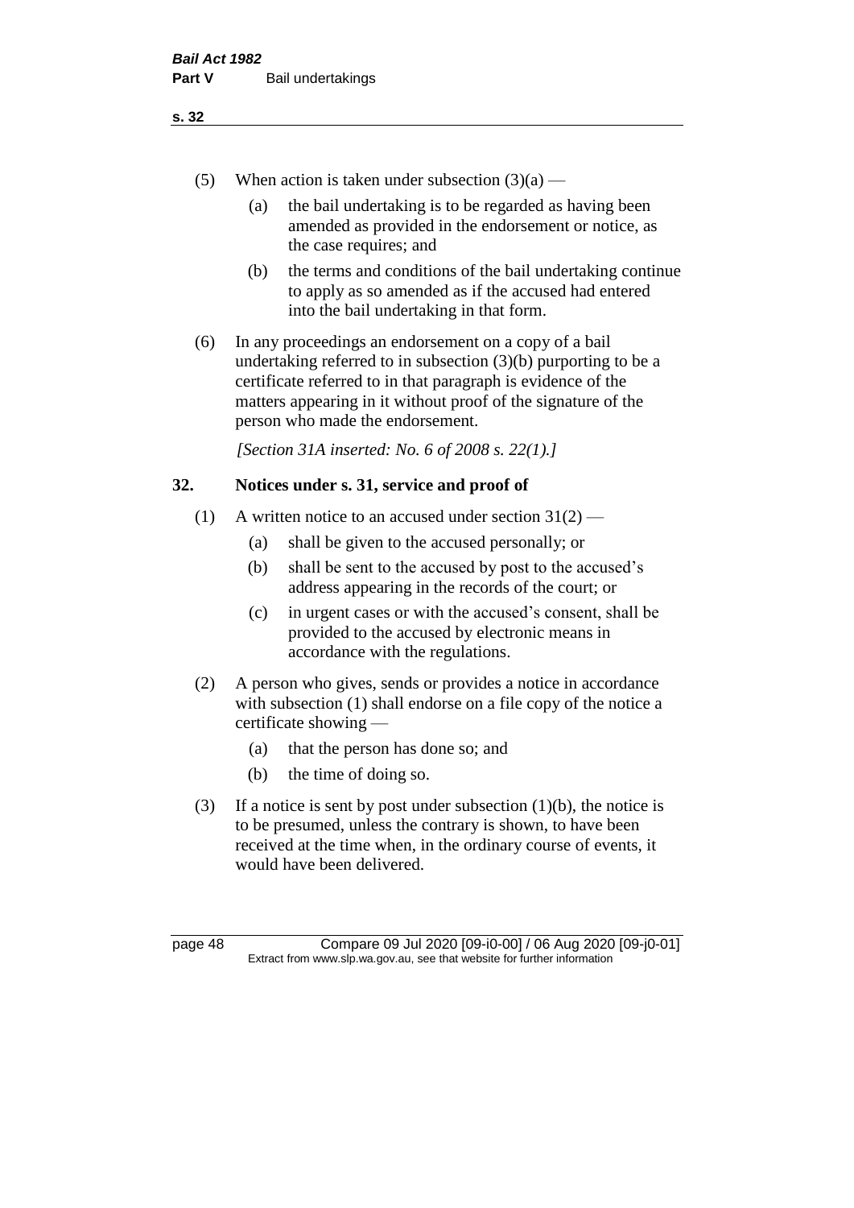(5) When action is taken under subsection (3)(a) —

(a) the bail undertaking is to be regarded as having been amended as provided in the endorsement or notice, as the case requires; and

(b) the terms and conditions of the bail undertaking continue to apply as so amended as if the accused had entered into the bail undertaking in that form.

(6) In any proceedings an endorsement on a copy of a bail undertaking referred to in subsection (3)(b) purporting to be a certificate referred to in that paragraph is evidence of the matters appearing in it without proof of the signature of the person who made the endorsement.

*[Section 31A inserted: No. 6 of 2008 s. 22(1).]*

## 32. Notices under s. 31, service and proof of

(1) A written notice to an accused under section 31(2) —

(a) shall be given to the accused personally; or

(b) shall be sent to the accused by post to the accused's address appearing in the records of the court; or

(c) in urgent cases or with the accused's consent, shall be provided to the accused by electronic means in accordance with the regulations.

(2) A person who gives, sends or provides a notice in accordance with subsection (1) shall endorse on a file copy of the notice a certificate showing —

(a) that the person has done so; and

(b) the time of doing so.

(3) If a notice is sent by post under subsection (1)(b), the notice is to be presumed, unless the contrary is shown, to have been received at the time when, in the ordinary course of events, it would have been delivered.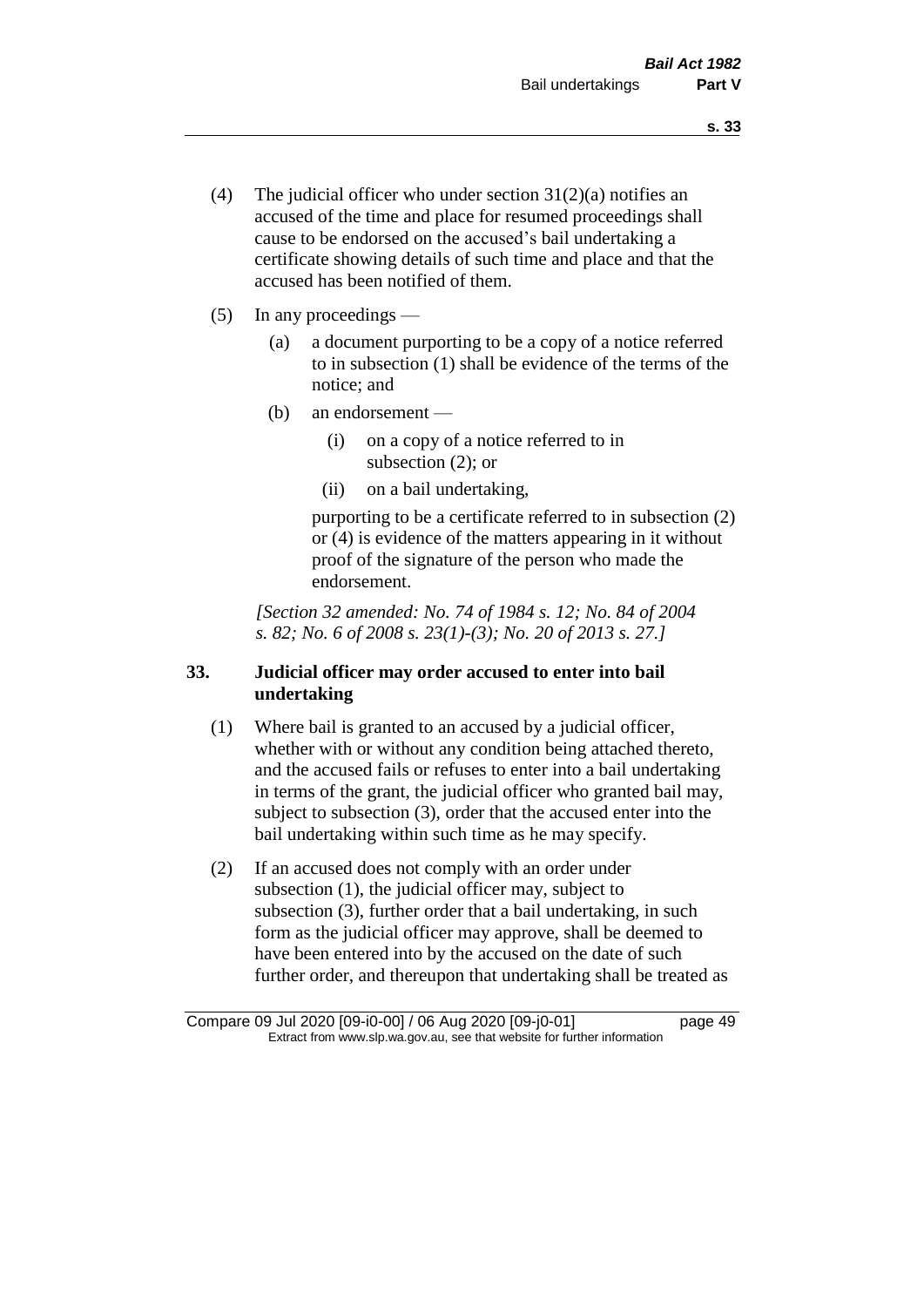(4) The judicial officer who under section 31(2)(a) notifies an accused of the time and place for resumed proceedings shall cause to be endorsed on the accused's bail undertaking a certificate showing details of such time and place and that the accused has been notified of them.

(5) In any proceedings —

(a) a document purporting to be a copy of a notice referred to in subsection (1) shall be evidence of the terms of the notice; and

(b) an endorsement —

(i) on a copy of a notice referred to in subsection (2); or

(ii) on a bail undertaking,

purporting to be a certificate referred to in subsection (2) or (4) is evidence of the matters appearing in it without proof of the signature of the person who made the endorsement.

*[Section 32 amended: No. 74 of 1984 s. 12; No. 84 of 2004 s. 82; No. 6 of 2008 s. 23(1)-(3); No. 20 of 2013 s. 27.]*

### 33. Judicial officer may order accused to enter into bail undertaking

(1) Where bail is granted to an accused by a judicial officer, whether with or without any condition being attached thereto, and the accused fails or refuses to enter into a bail undertaking in terms of the grant, the judicial officer who granted bail may, subject to subsection (3), order that the accused enter into the bail undertaking within such time as he may specify.

(2) If an accused does not comply with an order under subsection (1), the judicial officer may, subject to subsection (3), further order that a bail undertaking, in such form as the judicial officer may approve, shall be deemed to have been entered into by the accused on the date of such further order, and thereupon that undertaking shall be treated as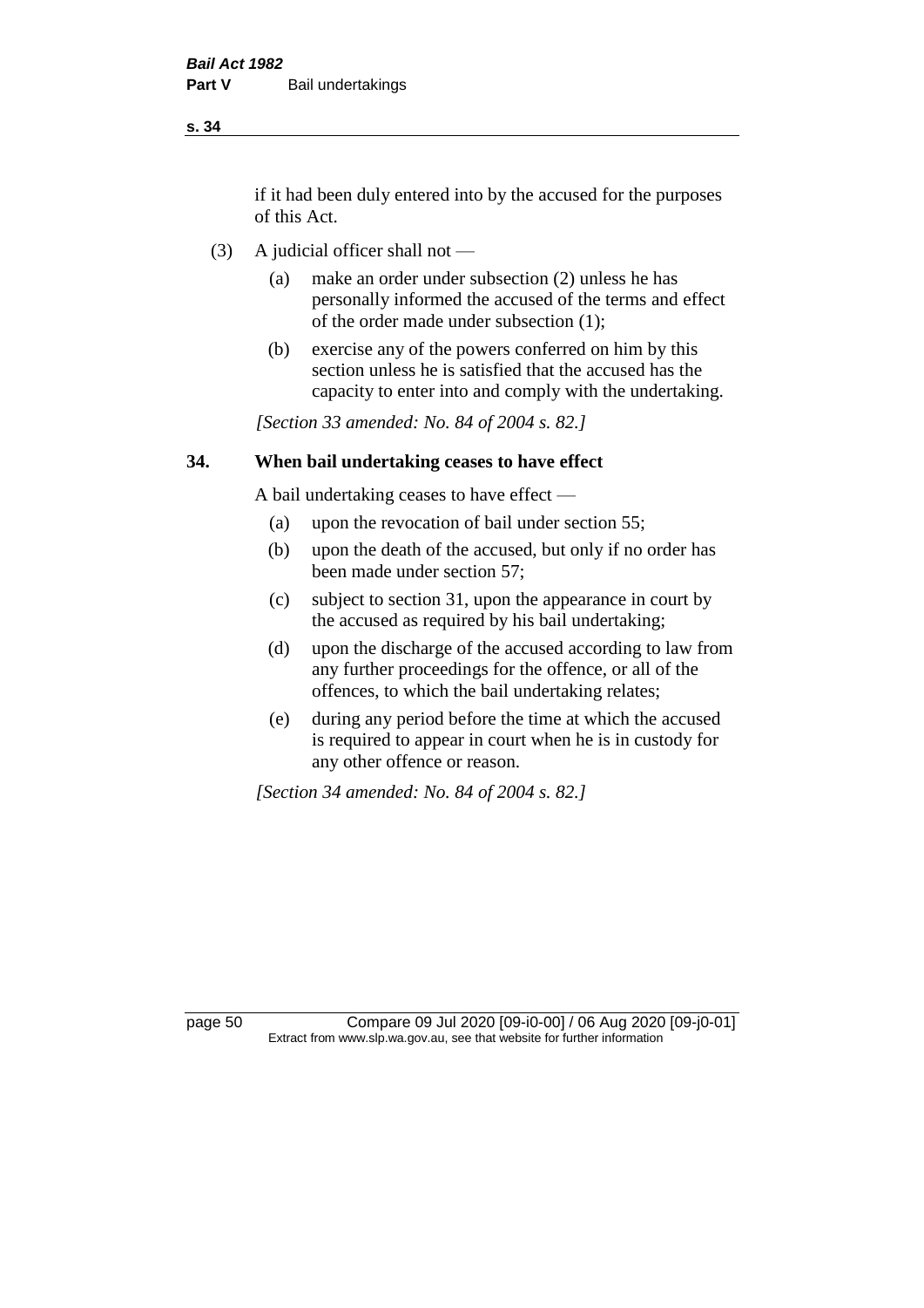if it had been duly entered into by the accused for the purposes of this Act.

(3) A judicial officer shall not —

(a) make an order under subsection (2) unless he has personally informed the accused of the terms and effect of the order made under subsection (1);

(b) exercise any of the powers conferred on him by this section unless he is satisfied that the accused has the capacity to enter into and comply with the undertaking.

*[Section 33 amended: No. 84 of 2004 s. 82.]*

## 34. When bail undertaking ceases to have effect

A bail undertaking ceases to have effect —

(a) upon the revocation of bail under section 55;

(b) upon the death of the accused, but only if no order has been made under section 57;

(c) subject to section 31, upon the appearance in court by the accused as required by his bail undertaking;

(d) upon the discharge of the accused according to law from any further proceedings for the offence, or all of the offences, to which the bail undertaking relates;

(e) during any period before the time at which the accused is required to appear in court when he is in custody for any other offence or reason.

*[Section 34 amended: No. 84 of 2004 s. 82.]*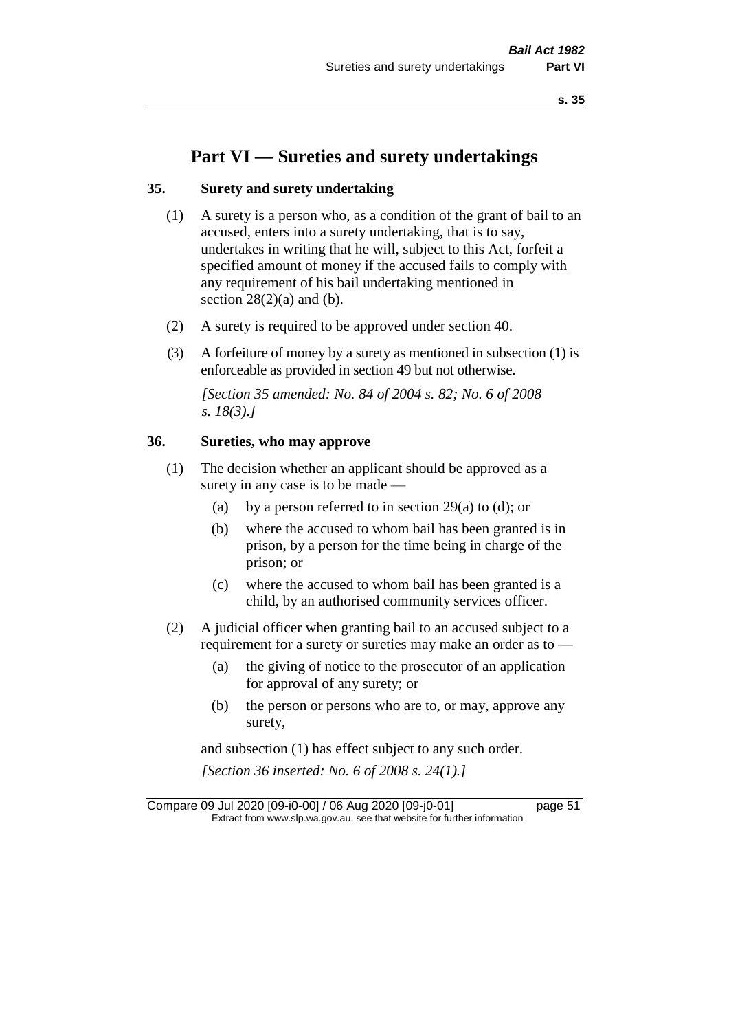# Part VI — Sureties and surety undertakings

## 35. Surety and surety undertaking

(1) A surety is a person who, as a condition of the grant of bail to an accused, enters into a surety undertaking, that is to say, undertakes in writing that he will, subject to this Act, forfeit a specified amount of money if the accused fails to comply with any requirement of his bail undertaking mentioned in section 28(2)(a) and (b).

(2) A surety is required to be approved under section 40.

(3) A forfeiture of money by a surety as mentioned in subsection (1) is enforceable as provided in section 49 but not otherwise.

*[Section 35 amended: No. 84 of 2004 s. 82; No. 6 of 2008 s. 18(3).]*

## 36. Sureties, who may approve

(1) The decision whether an applicant should be approved as a surety in any case is to be made —

- (a) by a person referred to in section 29(a) to (d); or
- (b) where the accused to whom bail has been granted is in prison, by a person for the time being in charge of the prison; or
- (c) where the accused to whom bail has been granted is a child, by an authorised community services officer.

(2) A judicial officer when granting bail to an accused subject to a requirement for a surety or sureties may make an order as to —

- (a) the giving of notice to the prosecutor of an application for approval of any surety; or
- (b) the person or persons who are to, or may, approve any surety,

and subsection (1) has effect subject to any such order.

*[Section 36 inserted: No. 6 of 2008 s. 24(1).]*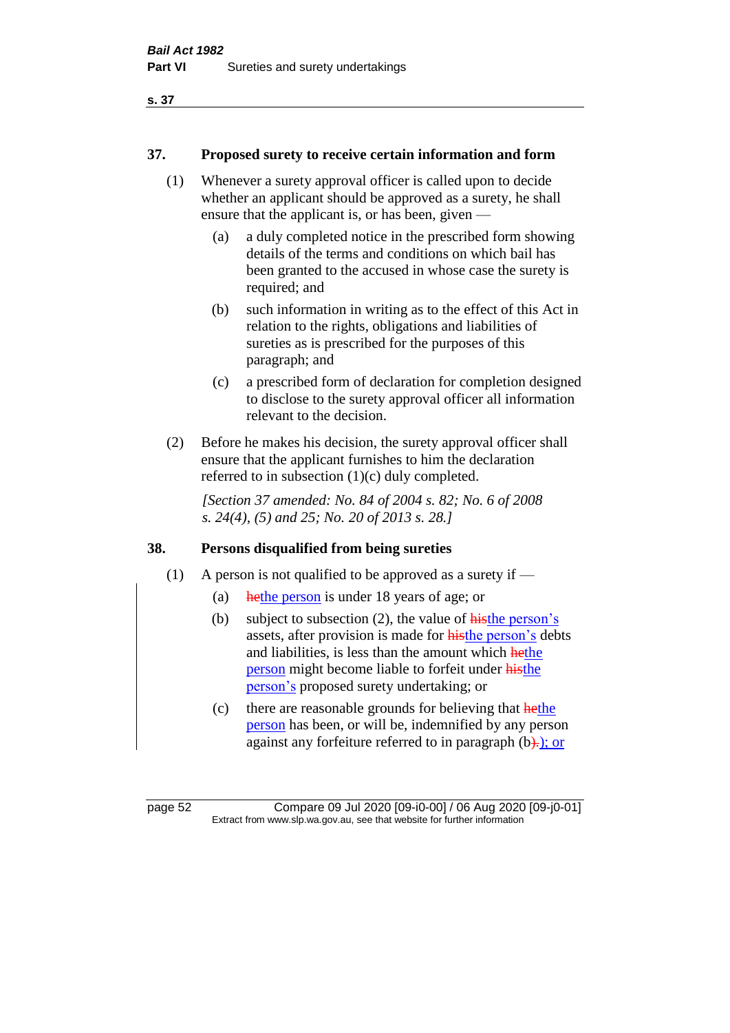## 37. Proposed surety to receive certain information and form

(1) Whenever a surety approval officer is called upon to decide whether an applicant should be approved as a surety, he shall ensure that the applicant is, or has been, given —

   (a) a duly completed notice in the prescribed form showing details of the terms and conditions on which bail has been granted to the accused in whose case the surety is required; and

   (b) such information in writing as to the effect of this Act in relation to the rights, obligations and liabilities of sureties as is prescribed for the purposes of this paragraph; and

   (c) a prescribed form of declaration for completion designed to disclose to the surety approval officer all information relevant to the decision.

(2) Before he makes his decision, the surety approval officer shall ensure that the applicant furnishes to him the declaration referred to in subsection (1)(c) duly completed.

*[Section 37 amended: No. 84 of 2004 s. 82; No. 6 of 2008 s. 24(4), (5) and 25; No. 20 of 2013 s. 28.]*

## 38. Persons disqualified from being sureties

(1) A person is not qualified to be approved as a surety if —

   (a) ~~he~~the person is under 18 years of age; or

   (b) subject to subsection (2), the value of ~~his~~the person's assets, after provision is made for ~~his~~the person's debts and liabilities, is less than the amount which ~~he~~the person might become liable to forfeit under ~~his~~the person's proposed surety undertaking; or

   (c) there are reasonable grounds for believing that ~~he~~the person has been, or will be, indemnified by any person against any forfeiture referred to in paragraph (b~~).~~); or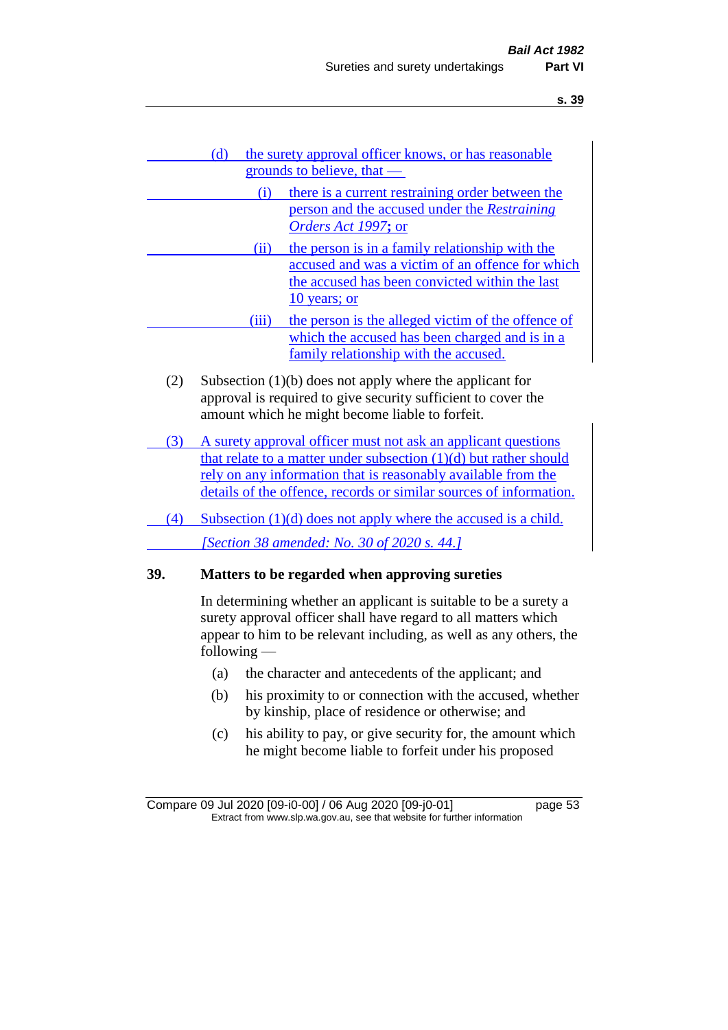(d) the surety approval officer knows, or has reasonable grounds to believe, that —

(i) there is a current restraining order between the person and the accused under the *Restraining Orders Act 1997*; or

(ii) the person is in a family relationship with the accused and was a victim of an offence for which the accused has been convicted within the last 10 years; or

(iii) the person is the alleged victim of the offence of which the accused has been charged and is in a family relationship with the accused.

(2) Subsection (1)(b) does not apply where the applicant for approval is required to give security sufficient to cover the amount which he might become liable to forfeit.

(3) A surety approval officer must not ask an applicant questions that relate to a matter under subsection (1)(d) but rather should rely on any information that is reasonably available from the details of the offence, records or similar sources of information.

(4) Subsection (1)(d) does not apply where the accused is a child.

*[Section 38 amended: No. 30 of 2020 s. 44.]*

## 39. Matters to be regarded when approving sureties

In determining whether an applicant is suitable to be a surety a surety approval officer shall have regard to all matters which appear to him to be relevant including, as well as any others, the following —

(a) the character and antecedents of the applicant; and

(b) his proximity to or connection with the accused, whether by kinship, place of residence or otherwise; and

(c) his ability to pay, or give security for, the amount which he might become liable to forfeit under his proposed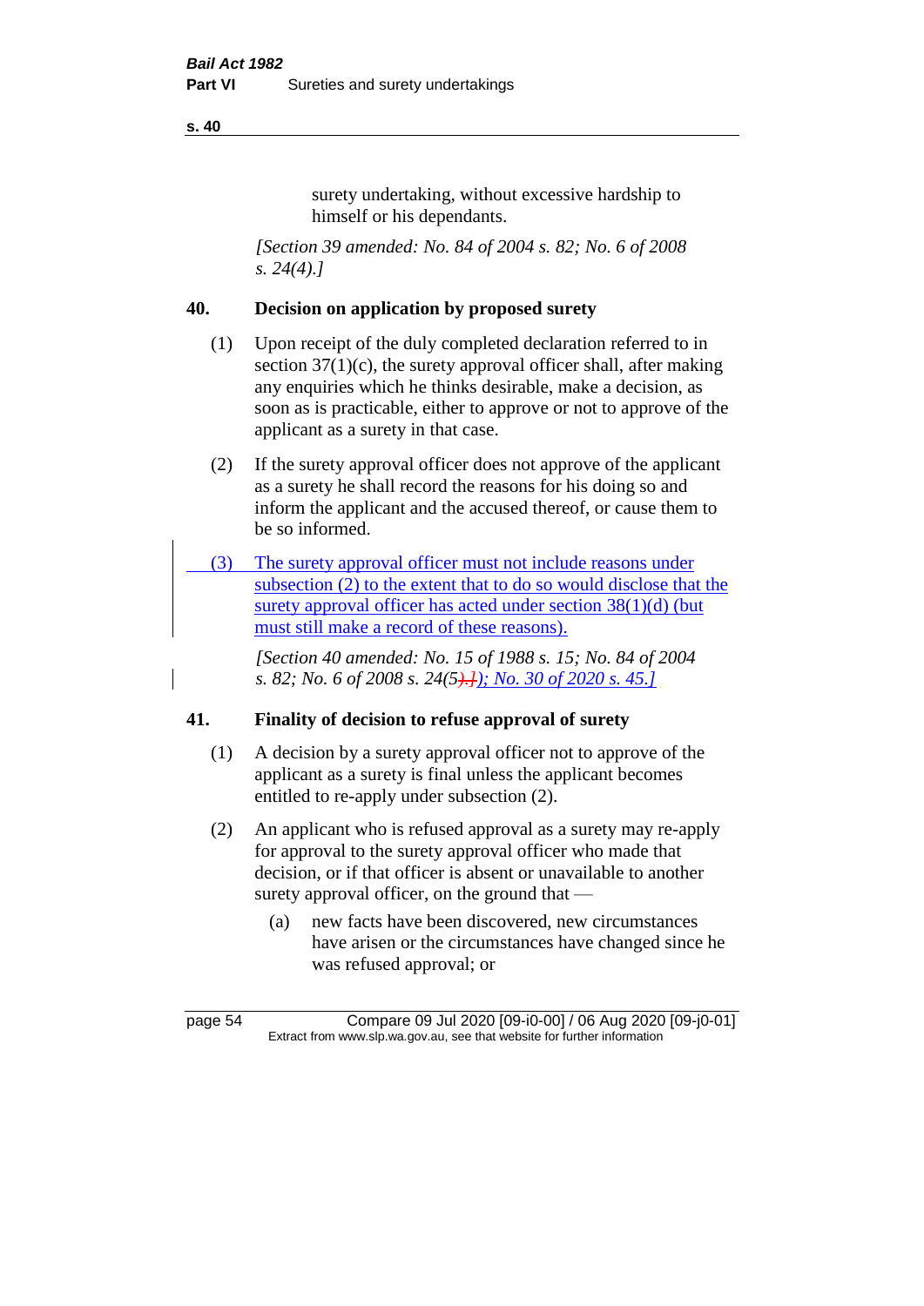surety undertaking, without excessive hardship to himself or his dependants.

*[Section 39 amended: No. 84 of 2004 s. 82; No. 6 of 2008 s. 24(4).]*

## 40. Decision on application by proposed surety

(1) Upon receipt of the duly completed declaration referred to in section 37(1)(c), the surety approval officer shall, after making any enquiries which he thinks desirable, make a decision, as soon as is practicable, either to approve or not to approve of the applicant as a surety in that case.

(2) If the surety approval officer does not approve of the applicant as a surety he shall record the reasons for his doing so and inform the applicant and the accused thereof, or cause them to be so informed.

(3) The surety approval officer must not include reasons under subsection (2) to the extent that to do so would disclose that the surety approval officer has acted under section 38(1)(d) (but must still make a record of these reasons).

*[Section 40 amended: No. 15 of 1988 s. 15; No. 84 of 2004 s. 82; No. 6 of 2008 s. 24(5).]); No. 30 of 2020 s. 45.]*

## 41. Finality of decision to refuse approval of surety

(1) A decision by a surety approval officer not to approve of the applicant as a surety is final unless the applicant becomes entitled to re-apply under subsection (2).

(2) An applicant who is refused approval as a surety may re-apply for approval to the surety approval officer who made that decision, or if that officer is absent or unavailable to another surety approval officer, on the ground that —

(a) new facts have been discovered, new circumstances have arisen or the circumstances have changed since he was refused approval; or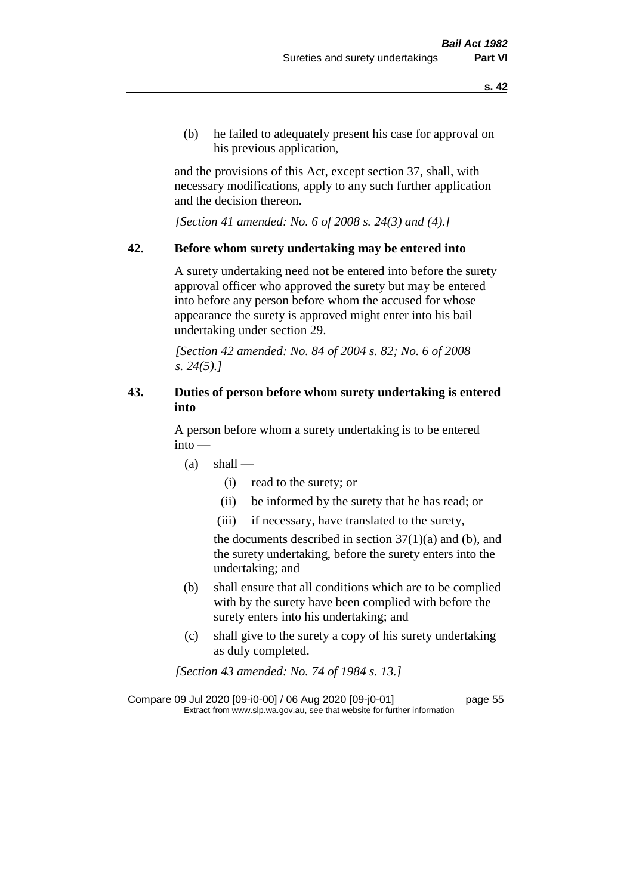(b) he failed to adequately present his case for approval on his previous application,

and the provisions of this Act, except section 37, shall, with necessary modifications, apply to any such further application and the decision thereon.

*[Section 41 amended: No. 6 of 2008 s. 24(3) and (4).]*

## 42. Before whom surety undertaking may be entered into

A surety undertaking need not be entered into before the surety approval officer who approved the surety but may be entered into before any person before whom the accused for whose appearance the surety is approved might enter into his bail undertaking under section 29.

*[Section 42 amended: No. 84 of 2004 s. 82; No. 6 of 2008 s. 24(5).]*

## 43. Duties of person before whom surety undertaking is entered into

A person before whom a surety undertaking is to be entered into —

(a) shall —

  (i) read to the surety; or

  (ii) be informed by the surety that he has read; or

  (iii) if necessary, have translated to the surety,

  the documents described in section 37(1)(a) and (b), and the surety undertaking, before the surety enters into the undertaking; and

(b) shall ensure that all conditions which are to be complied with by the surety have been complied with before the surety enters into his undertaking; and

(c) shall give to the surety a copy of his surety undertaking as duly completed.

*[Section 43 amended: No. 74 of 1984 s. 13.]*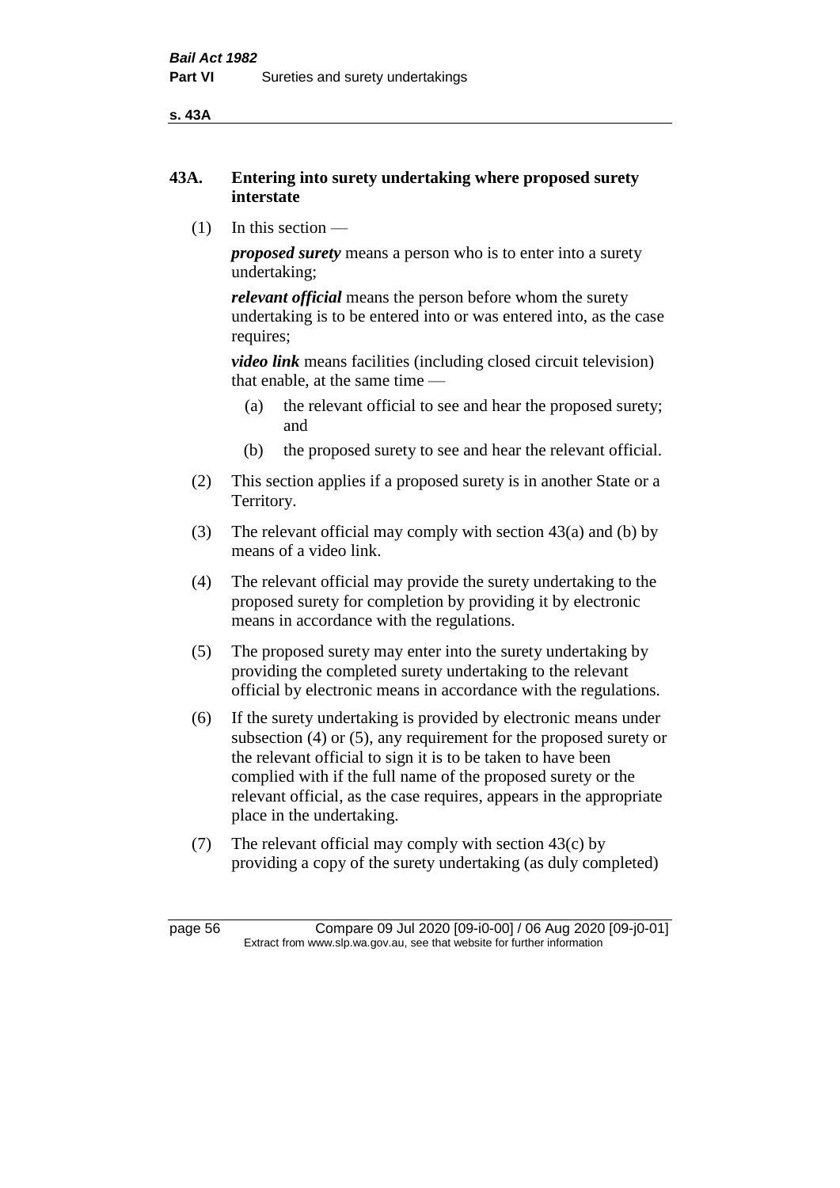## 43A. Entering into surety undertaking where proposed surety interstate

(1) In this section —

***proposed surety*** means a person who is to enter into a surety undertaking;

***relevant official*** means the person before whom the surety undertaking is to be entered into or was entered into, as the case requires;

***video link*** means facilities (including closed circuit television) that enable, at the same time —

- (a) the relevant official to see and hear the proposed surety; and
- (b) the proposed surety to see and hear the relevant official.

(2) This section applies if a proposed surety is in another State or a Territory.

(3) The relevant official may comply with section 43(a) and (b) by means of a video link.

(4) The relevant official may provide the surety undertaking to the proposed surety for completion by providing it by electronic means in accordance with the regulations.

(5) The proposed surety may enter into the surety undertaking by providing the completed surety undertaking to the relevant official by electronic means in accordance with the regulations.

(6) If the surety undertaking is provided by electronic means under subsection (4) or (5), any requirement for the proposed surety or the relevant official to sign it is to be taken to have been complied with if the full name of the proposed surety or the relevant official, as the case requires, appears in the appropriate place in the undertaking.

(7) The relevant official may comply with section 43(c) by providing a copy of the surety undertaking (as duly completed)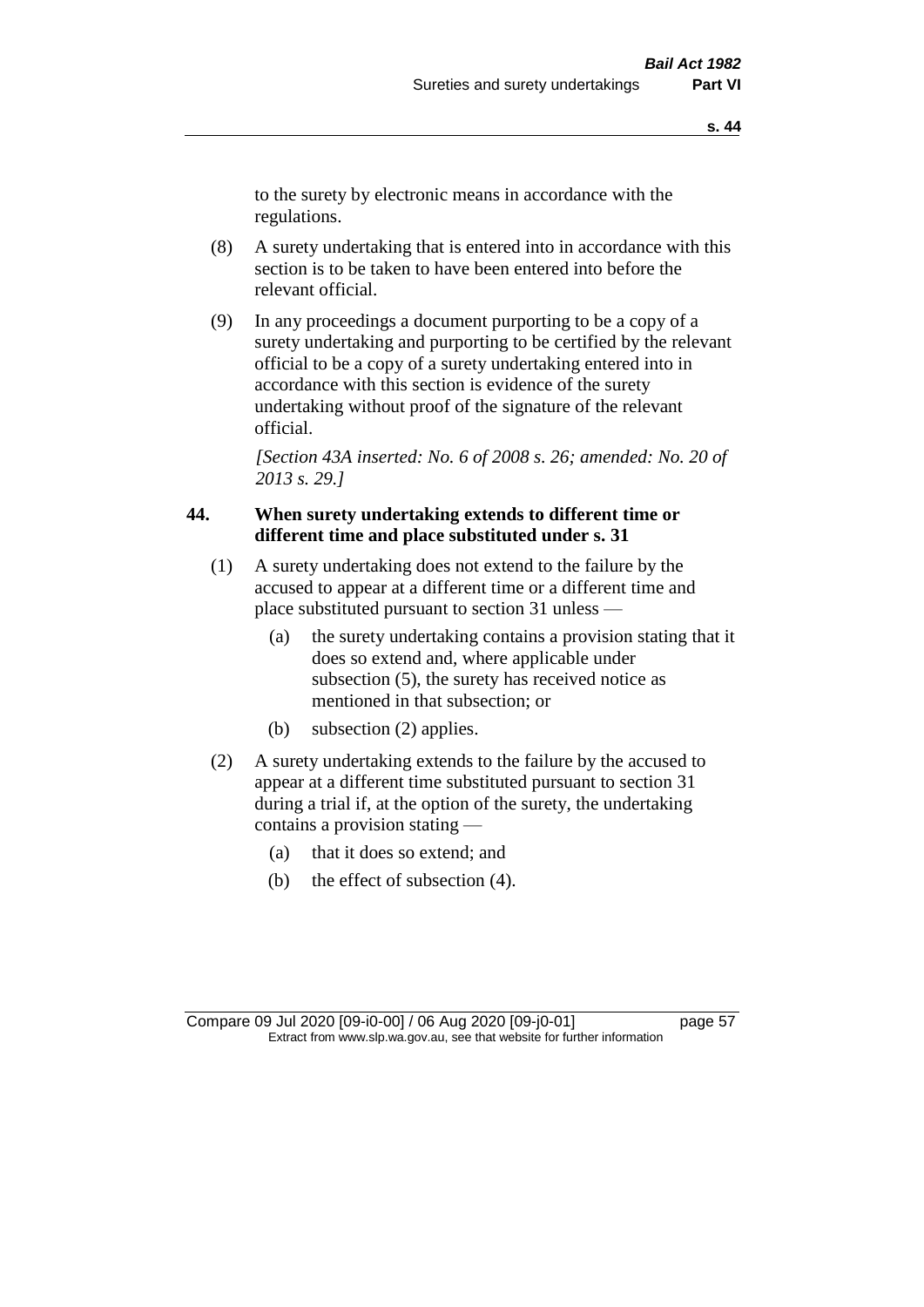to the surety by electronic means in accordance with the regulations.

(8) A surety undertaking that is entered into in accordance with this section is to be taken to have been entered into before the relevant official.

(9) In any proceedings a document purporting to be a copy of a surety undertaking and purporting to be certified by the relevant official to be a copy of a surety undertaking entered into in accordance with this section is evidence of the surety undertaking without proof of the signature of the relevant official.

*[Section 43A inserted: No. 6 of 2008 s. 26; amended: No. 20 of 2013 s. 29.]*

### 44. When surety undertaking extends to different time or different time and place substituted under s. 31

(1) A surety undertaking does not extend to the failure by the accused to appear at a different time or a different time and place substituted pursuant to section 31 unless —

- (a) the surety undertaking contains a provision stating that it does so extend and, where applicable under subsection (5), the surety has received notice as mentioned in that subsection; or
- (b) subsection (2) applies.

(2) A surety undertaking extends to the failure by the accused to appear at a different time substituted pursuant to section 31 during a trial if, at the option of the surety, the undertaking contains a provision stating —

- (a) that it does so extend; and
- (b) the effect of subsection (4).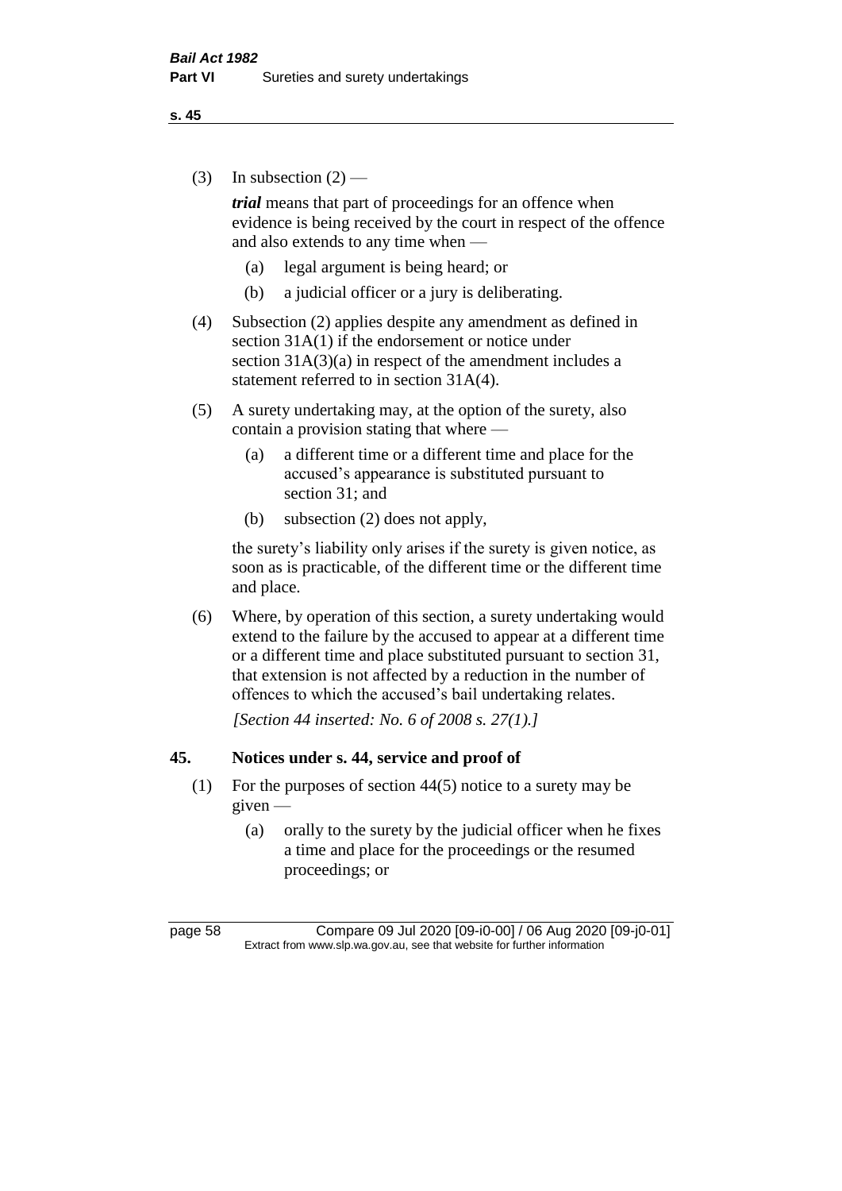(3) In subsection (2) —

***trial*** means that part of proceedings for an offence when evidence is being received by the court in respect of the offence and also extends to any time when —

(a) legal argument is being heard; or

(b) a judicial officer or a jury is deliberating.

(4) Subsection (2) applies despite any amendment as defined in section 31A(1) if the endorsement or notice under section 31A(3)(a) in respect of the amendment includes a statement referred to in section 31A(4).

(5) A surety undertaking may, at the option of the surety, also contain a provision stating that where —

(a) a different time or a different time and place for the accused's appearance is substituted pursuant to section 31; and

(b) subsection (2) does not apply,

the surety's liability only arises if the surety is given notice, as soon as is practicable, of the different time or the different time and place.

(6) Where, by operation of this section, a surety undertaking would extend to the failure by the accused to appear at a different time or a different time and place substituted pursuant to section 31, that extension is not affected by a reduction in the number of offences to which the accused's bail undertaking relates.

*[Section 44 inserted: No. 6 of 2008 s. 27(1).]*

## 45. Notices under s. 44, service and proof of

(1) For the purposes of section 44(5) notice to a surety may be given —

(a) orally to the surety by the judicial officer when he fixes a time and place for the proceedings or the resumed proceedings; or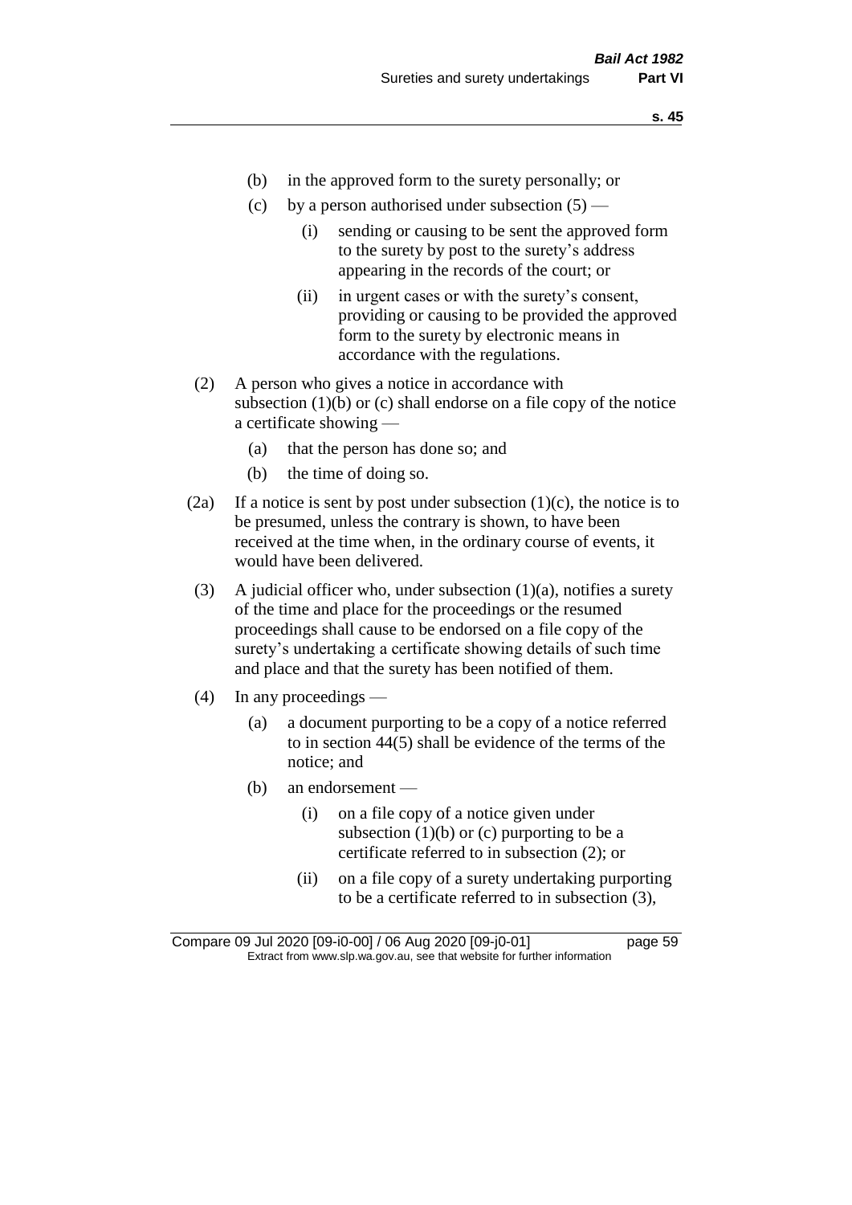- (b) in the approved form to the surety personally; or
- (c) by a person authorised under subsection (5) —
  - (i) sending or causing to be sent the approved form to the surety by post to the surety's address appearing in the records of the court; or
  - (ii) in urgent cases or with the surety's consent, providing or causing to be provided the approved form to the surety by electronic means in accordance with the regulations.

(2) A person who gives a notice in accordance with subsection (1)(b) or (c) shall endorse on a file copy of the notice a certificate showing —

- (a) that the person has done so; and
- (b) the time of doing so.

(2a) If a notice is sent by post under subsection (1)(c), the notice is to be presumed, unless the contrary is shown, to have been received at the time when, in the ordinary course of events, it would have been delivered.

(3) A judicial officer who, under subsection (1)(a), notifies a surety of the time and place for the proceedings or the resumed proceedings shall cause to be endorsed on a file copy of the surety's undertaking a certificate showing details of such time and place and that the surety has been notified of them.

(4) In any proceedings —

- (a) a document purporting to be a copy of a notice referred to in section 44(5) shall be evidence of the terms of the notice; and
- (b) an endorsement —
  - (i) on a file copy of a notice given under subsection (1)(b) or (c) purporting to be a certificate referred to in subsection (2); or
  - (ii) on a file copy of a surety undertaking purporting to be a certificate referred to in subsection (3),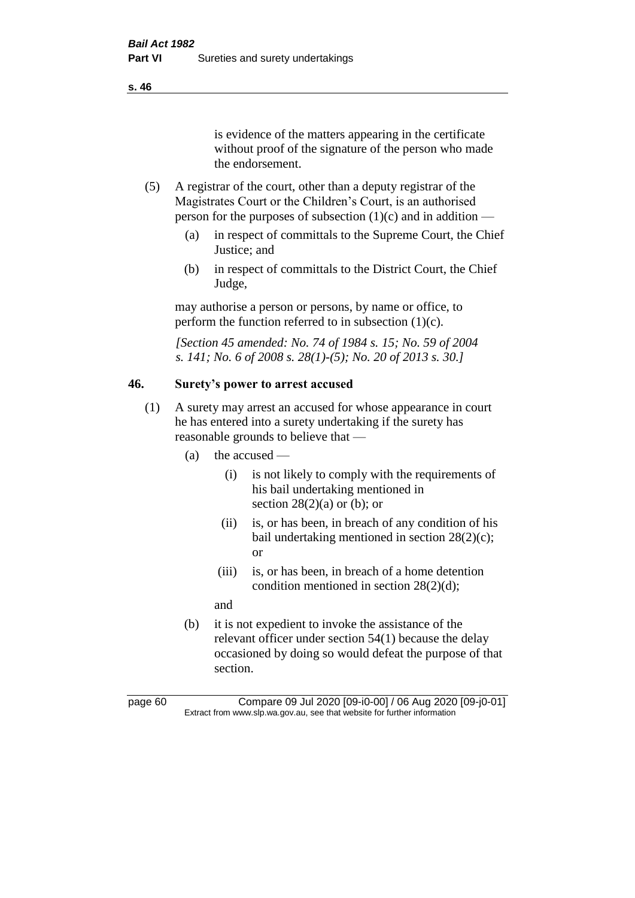is evidence of the matters appearing in the certificate without proof of the signature of the person who made the endorsement.

(5) A registrar of the court, other than a deputy registrar of the Magistrates Court or the Children's Court, is an authorised person for the purposes of subsection (1)(c) and in addition —

(a) in respect of committals to the Supreme Court, the Chief Justice; and

(b) in respect of committals to the District Court, the Chief Judge,

may authorise a person or persons, by name or office, to perform the function referred to in subsection (1)(c).

*[Section 45 amended: No. 74 of 1984 s. 15; No. 59 of 2004 s. 141; No. 6 of 2008 s. 28(1)-(5); No. 20 of 2013 s. 30.]*

## 46. Surety's power to arrest accused

(1) A surety may arrest an accused for whose appearance in court he has entered into a surety undertaking if the surety has reasonable grounds to believe that —

(a) the accused —

(i) is not likely to comply with the requirements of his bail undertaking mentioned in section 28(2)(a) or (b); or

(ii) is, or has been, in breach of any condition of his bail undertaking mentioned in section 28(2)(c); or

(iii) is, or has been, in breach of a home detention condition mentioned in section 28(2)(d);

and

(b) it is not expedient to invoke the assistance of the relevant officer under section 54(1) because the delay occasioned by doing so would defeat the purpose of that section.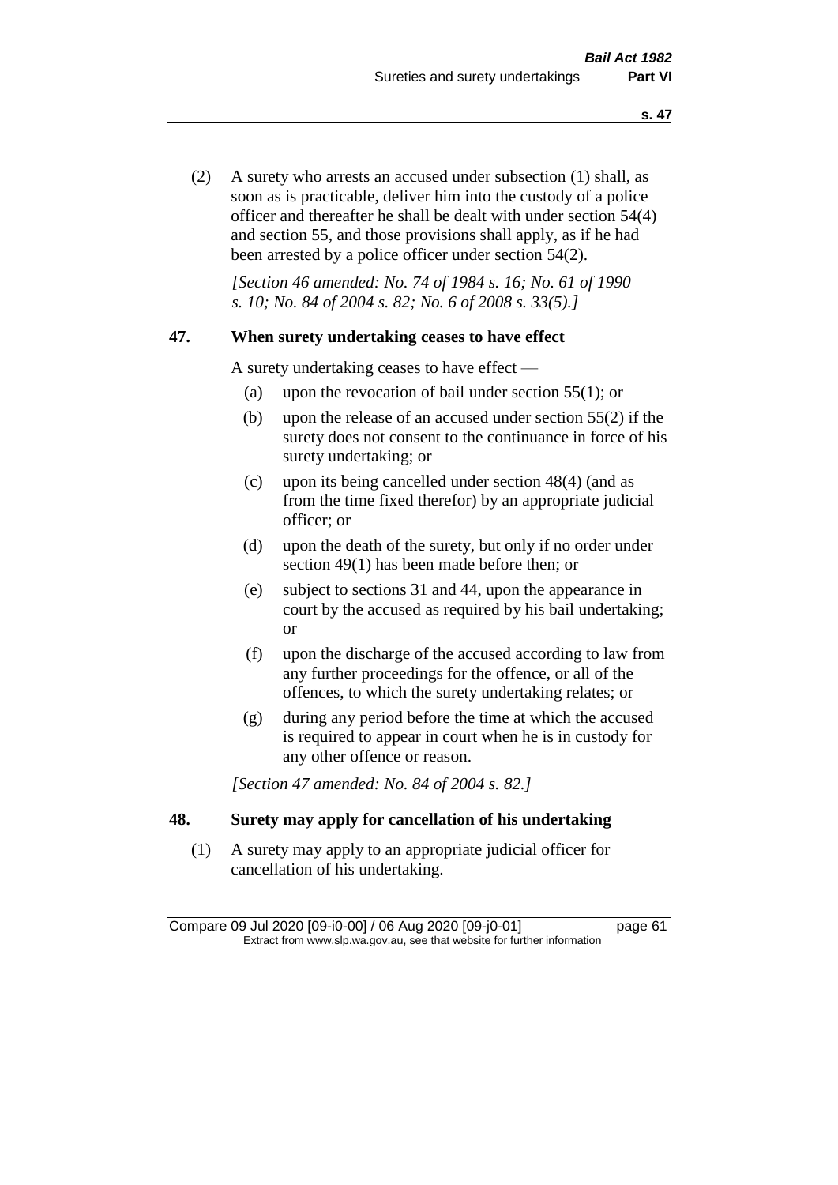(2) A surety who arrests an accused under subsection (1) shall, as soon as is practicable, deliver him into the custody of a police officer and thereafter he shall be dealt with under section 54(4) and section 55, and those provisions shall apply, as if he had been arrested by a police officer under section 54(2).

*[Section 46 amended: No. 74 of 1984 s. 16; No. 61 of 1990 s. 10; No. 84 of 2004 s. 82; No. 6 of 2008 s. 33(5).]*

## 47. When surety undertaking ceases to have effect

A surety undertaking ceases to have effect —

(a) upon the revocation of bail under section 55(1); or

(b) upon the release of an accused under section 55(2) if the surety does not consent to the continuance in force of his surety undertaking; or

(c) upon its being cancelled under section 48(4) (and as from the time fixed therefor) by an appropriate judicial officer; or

(d) upon the death of the surety, but only if no order under section 49(1) has been made before then; or

(e) subject to sections 31 and 44, upon the appearance in court by the accused as required by his bail undertaking; or

(f) upon the discharge of the accused according to law from any further proceedings for the offence, or all of the offences, to which the surety undertaking relates; or

(g) during any period before the time at which the accused is required to appear in court when he is in custody for any other offence or reason.

*[Section 47 amended: No. 84 of 2004 s. 82.]*

## 48. Surety may apply for cancellation of his undertaking

(1) A surety may apply to an appropriate judicial officer for cancellation of his undertaking.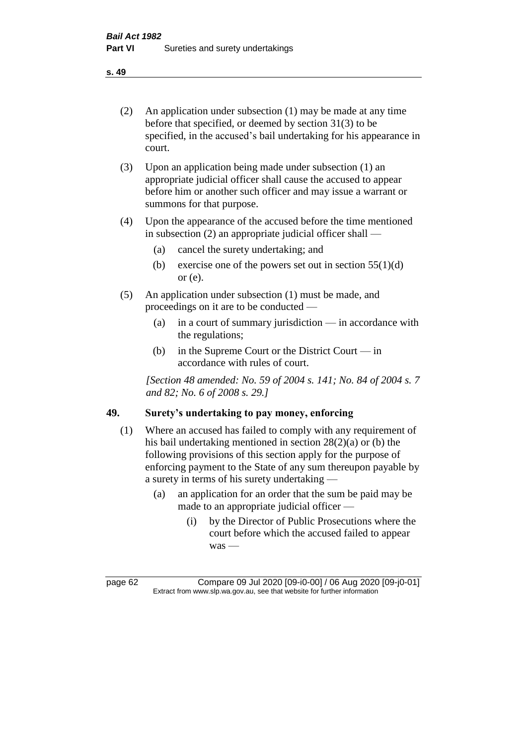(2) An application under subsection (1) may be made at any time before that specified, or deemed by section 31(3) to be specified, in the accused's bail undertaking for his appearance in court.

(3) Upon an application being made under subsection (1) an appropriate judicial officer shall cause the accused to appear before him or another such officer and may issue a warrant or summons for that purpose.

(4) Upon the appearance of the accused before the time mentioned in subsection (2) an appropriate judicial officer shall —

  (a) cancel the surety undertaking; and

  (b) exercise one of the powers set out in section 55(1)(d) or (e).

(5) An application under subsection (1) must be made, and proceedings on it are to be conducted —

  (a) in a court of summary jurisdiction — in accordance with the regulations;

  (b) in the Supreme Court or the District Court — in accordance with rules of court.

*[Section 48 amended: No. 59 of 2004 s. 141; No. 84 of 2004 s. 7 and 82; No. 6 of 2008 s. 29.]*

## 49. Surety's undertaking to pay money, enforcing

(1) Where an accused has failed to comply with any requirement of his bail undertaking mentioned in section 28(2)(a) or (b) the following provisions of this section apply for the purpose of enforcing payment to the State of any sum thereupon payable by a surety in terms of his surety undertaking —

  (a) an application for an order that the sum be paid may be made to an appropriate judicial officer —

    (i) by the Director of Public Prosecutions where the court before which the accused failed to appear was —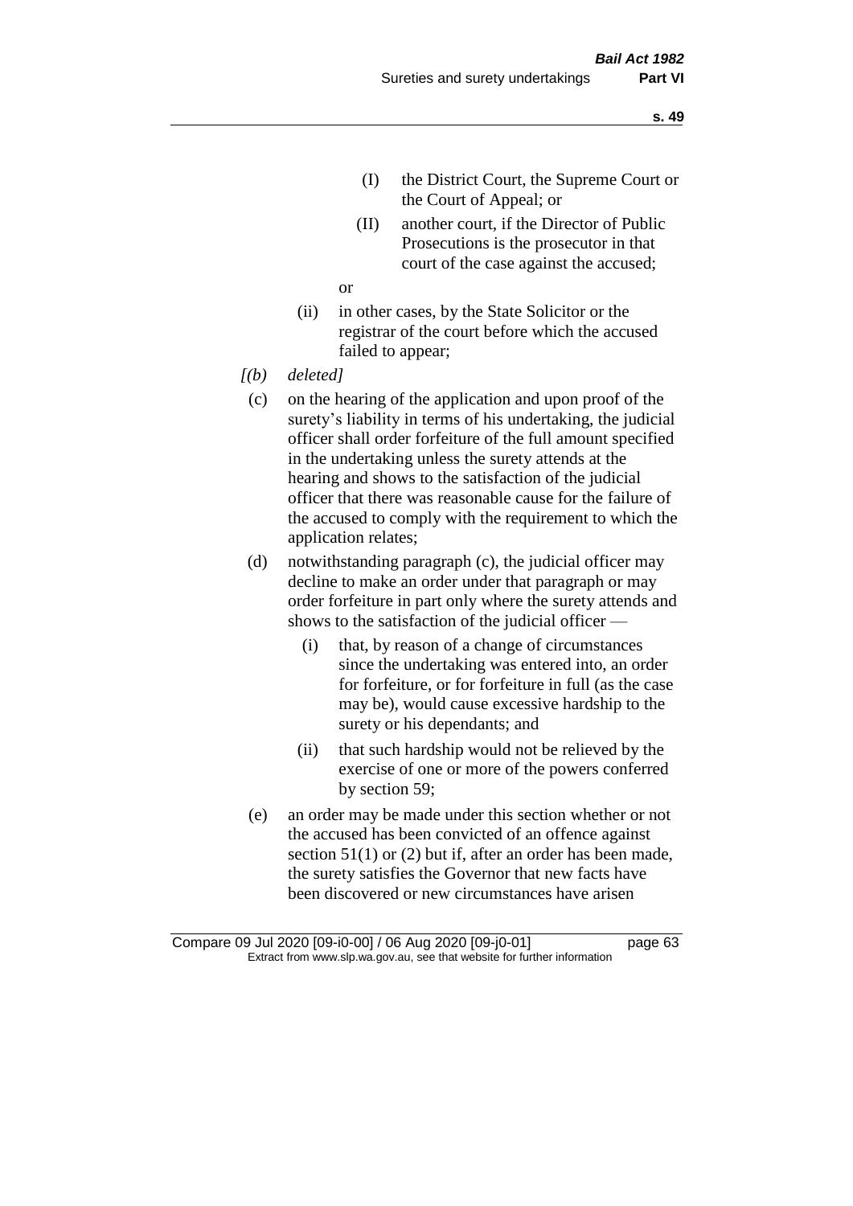(I) the District Court, the Supreme Court or the Court of Appeal; or

(II) another court, if the Director of Public Prosecutions is the prosecutor in that court of the case against the accused;

or

(ii) in other cases, by the State Solicitor or the registrar of the court before which the accused failed to appear;

*[(b) deleted]*

(c) on the hearing of the application and upon proof of the surety's liability in terms of his undertaking, the judicial officer shall order forfeiture of the full amount specified in the undertaking unless the surety attends at the hearing and shows to the satisfaction of the judicial officer that there was reasonable cause for the failure of the accused to comply with the requirement to which the application relates;

(d) notwithstanding paragraph (c), the judicial officer may decline to make an order under that paragraph or may order forfeiture in part only where the surety attends and shows to the satisfaction of the judicial officer —

(i) that, by reason of a change of circumstances since the undertaking was entered into, an order for forfeiture, or for forfeiture in full (as the case may be), would cause excessive hardship to the surety or his dependants; and

(ii) that such hardship would not be relieved by the exercise of one or more of the powers conferred by section 59;

(e) an order may be made under this section whether or not the accused has been convicted of an offence against section 51(1) or (2) but if, after an order has been made, the surety satisfies the Governor that new facts have been discovered or new circumstances have arisen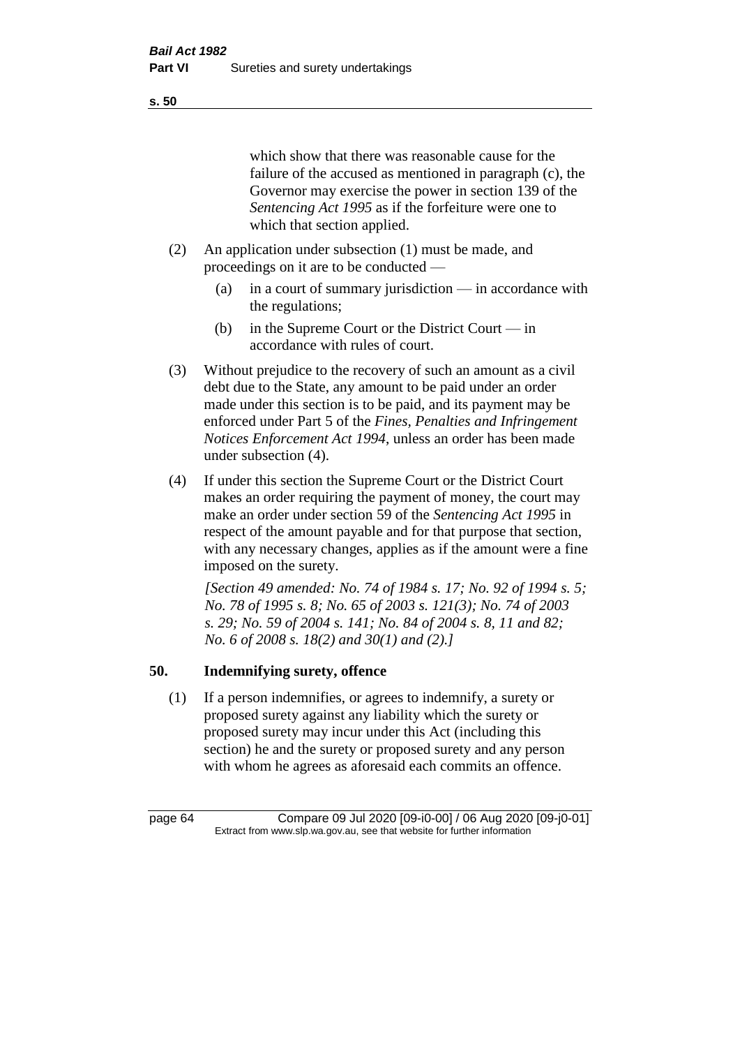which show that there was reasonable cause for the failure of the accused as mentioned in paragraph (c), the Governor may exercise the power in section 139 of the *Sentencing Act 1995* as if the forfeiture were one to which that section applied.

(2) An application under subsection (1) must be made, and proceedings on it are to be conducted —

(a) in a court of summary jurisdiction — in accordance with the regulations;

(b) in the Supreme Court or the District Court — in accordance with rules of court.

(3) Without prejudice to the recovery of such an amount as a civil debt due to the State, any amount to be paid under an order made under this section is to be paid, and its payment may be enforced under Part 5 of the *Fines, Penalties and Infringement Notices Enforcement Act 1994*, unless an order has been made under subsection (4).

(4) If under this section the Supreme Court or the District Court makes an order requiring the payment of money, the court may make an order under section 59 of the *Sentencing Act 1995* in respect of the amount payable and for that purpose that section, with any necessary changes, applies as if the amount were a fine imposed on the surety.

*[Section 49 amended: No. 74 of 1984 s. 17; No. 92 of 1994 s. 5; No. 78 of 1995 s. 8; No. 65 of 2003 s. 121(3); No. 74 of 2003 s. 29; No. 59 of 2004 s. 141; No. 84 of 2004 s. 8, 11 and 82; No. 6 of 2008 s. 18(2) and 30(1) and (2).]*

## 50. Indemnifying surety, offence

(1) If a person indemnifies, or agrees to indemnify, a surety or proposed surety against any liability which the surety or proposed surety may incur under this Act (including this section) he and the surety or proposed surety and any person with whom he agrees as aforesaid each commits an offence.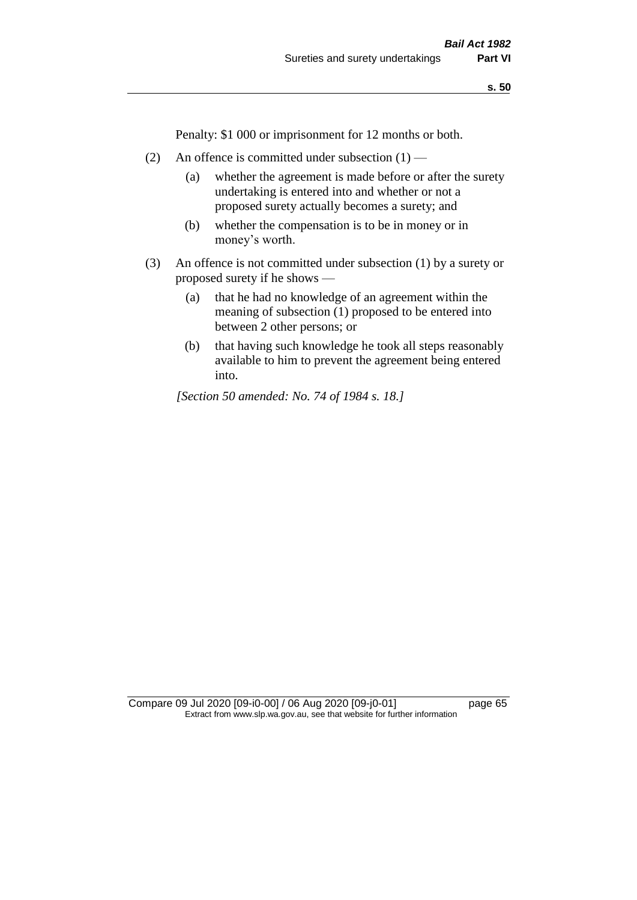Penalty: $1 000 or imprisonment for 12 months or both.

(2) An offence is committed under subsection (1) —

(a) whether the agreement is made before or after the surety undertaking is entered into and whether or not a proposed surety actually becomes a surety; and

(b) whether the compensation is to be in money or in money's worth.

(3) An offence is not committed under subsection (1) by a surety or proposed surety if he shows —

(a) that he had no knowledge of an agreement within the meaning of subsection (1) proposed to be entered into between 2 other persons; or

(b) that having such knowledge he took all steps reasonably available to him to prevent the agreement being entered into.

*[Section 50 amended: No. 74 of 1984 s. 18.]*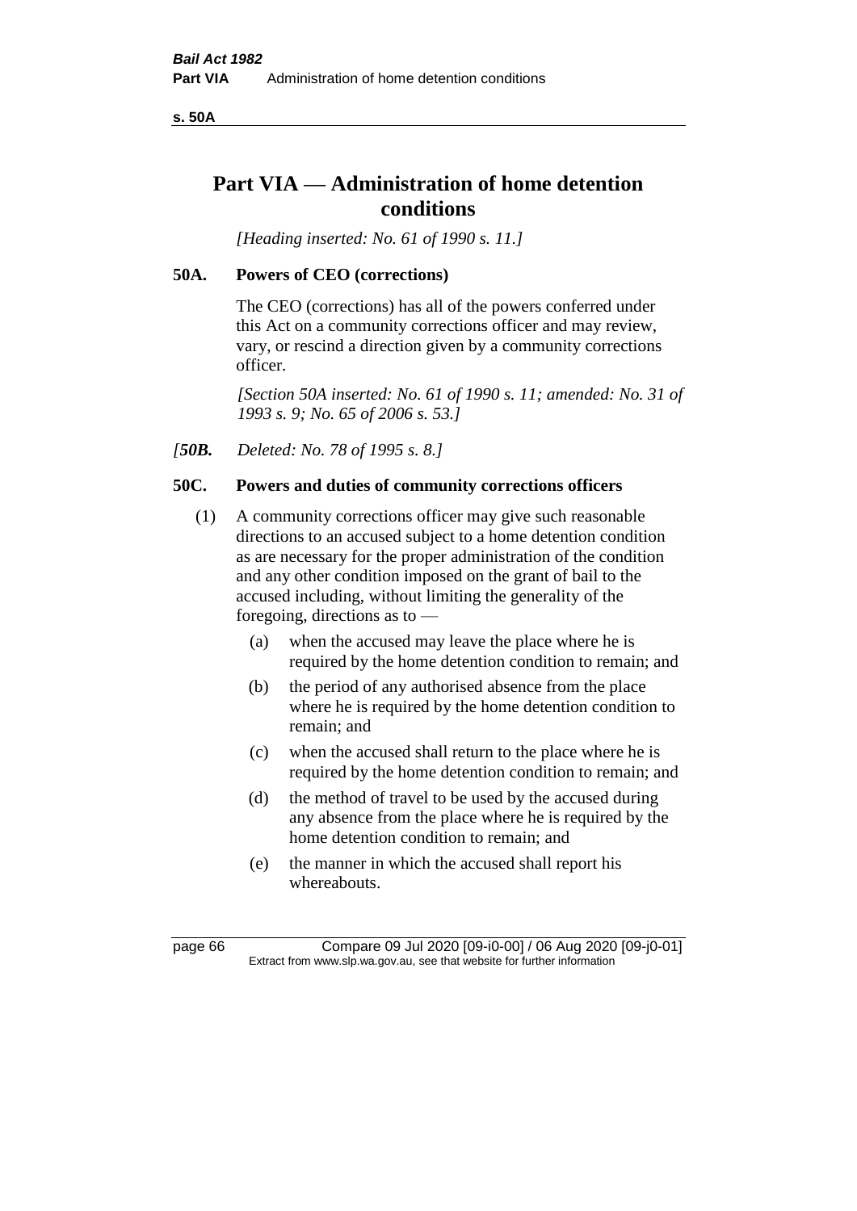# Part VIA — Administration of home detention conditions

*[Heading inserted: No. 61 of 1990 s. 11.]*

## 50A. Powers of CEO (corrections)

The CEO (corrections) has all of the powers conferred under this Act on a community corrections officer and may review, vary, or rescind a direction given by a community corrections officer.

*[Section 50A inserted: No. 61 of 1990 s. 11; amended: No. 31 of 1993 s. 9; No. 65 of 2006 s. 53.]*

*[**50B.** Deleted: No. 78 of 1995 s. 8.]*

## 50C. Powers and duties of community corrections officers

(1) A community corrections officer may give such reasonable directions to an accused subject to a home detention condition as are necessary for the proper administration of the condition and any other condition imposed on the grant of bail to the accused including, without limiting the generality of the foregoing, directions as to —

- (a) when the accused may leave the place where he is required by the home detention condition to remain; and
- (b) the period of any authorised absence from the place where he is required by the home detention condition to remain; and
- (c) when the accused shall return to the place where he is required by the home detention condition to remain; and
- (d) the method of travel to be used by the accused during any absence from the place where he is required by the home detention condition to remain; and
- (e) the manner in which the accused shall report his whereabouts.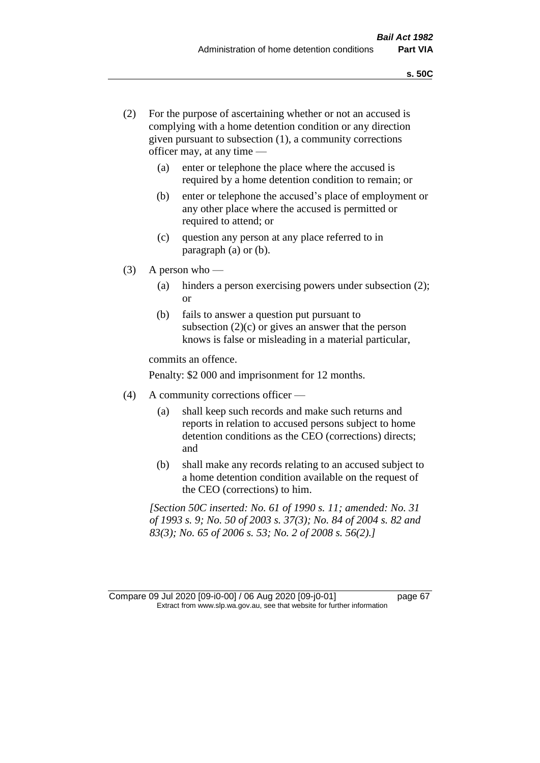(2) For the purpose of ascertaining whether or not an accused is complying with a home detention condition or any direction given pursuant to subsection (1), a community corrections officer may, at any time —

  (a) enter or telephone the place where the accused is required by a home detention condition to remain; or

  (b) enter or telephone the accused's place of employment or any other place where the accused is permitted or required to attend; or

  (c) question any person at any place referred to in paragraph (a) or (b).

(3) A person who —

  (a) hinders a person exercising powers under subsection (2); or

  (b) fails to answer a question put pursuant to subsection (2)(c) or gives an answer that the person knows is false or misleading in a material particular,

commits an offence.

Penalty: $2 000 and imprisonment for 12 months.

(4) A community corrections officer —

  (a) shall keep such records and make such returns and reports in relation to accused persons subject to home detention conditions as the CEO (corrections) directs; and

  (b) shall make any records relating to an accused subject to a home detention condition available on the request of the CEO (corrections) to him.

*[Section 50C inserted: No. 61 of 1990 s. 11; amended: No. 31 of 1993 s. 9; No. 50 of 2003 s. 37(3); No. 84 of 2004 s. 82 and 83(3); No. 65 of 2006 s. 53; No. 2 of 2008 s. 56(2).]*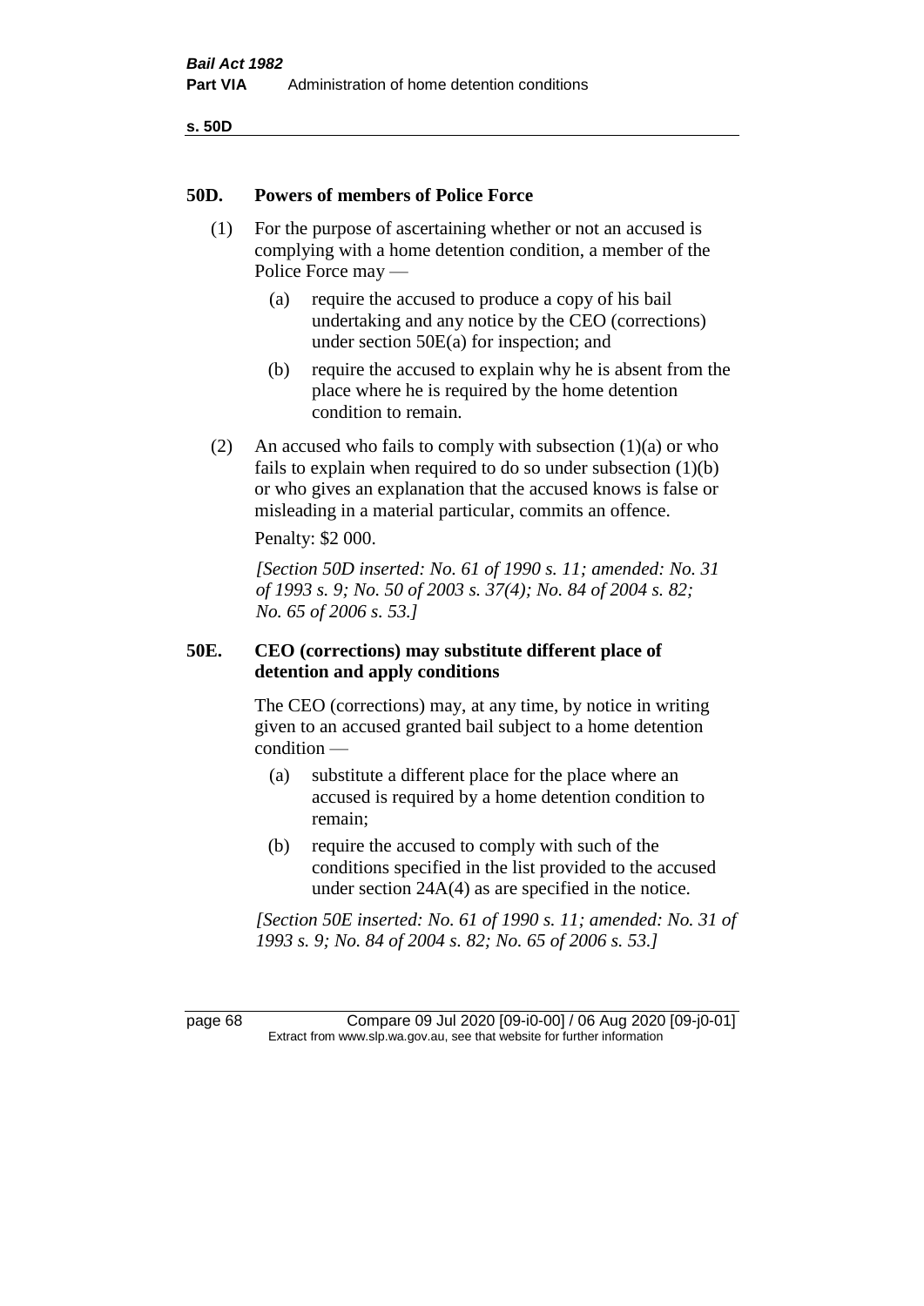## 50D. Powers of members of Police Force

(1) For the purpose of ascertaining whether or not an accused is complying with a home detention condition, a member of the Police Force may —

(a) require the accused to produce a copy of his bail undertaking and any notice by the CEO (corrections) under section 50E(a) for inspection; and

(b) require the accused to explain why he is absent from the place where he is required by the home detention condition to remain.

(2) An accused who fails to comply with subsection (1)(a) or who fails to explain when required to do so under subsection (1)(b) or who gives an explanation that the accused knows is false or misleading in a material particular, commits an offence.

Penalty: $2 000.

*[Section 50D inserted: No. 61 of 1990 s. 11; amended: No. 31 of 1993 s. 9; No. 50 of 2003 s. 37(4); No. 84 of 2004 s. 82; No. 65 of 2006 s. 53.]*

## 50E. CEO (corrections) may substitute different place of detention and apply conditions

The CEO (corrections) may, at any time, by notice in writing given to an accused granted bail subject to a home detention condition —

(a) substitute a different place for the place where an accused is required by a home detention condition to remain;

(b) require the accused to comply with such of the conditions specified in the list provided to the accused under section 24A(4) as are specified in the notice.

*[Section 50E inserted: No. 61 of 1990 s. 11; amended: No. 31 of 1993 s. 9; No. 84 of 2004 s. 82; No. 65 of 2006 s. 53.]*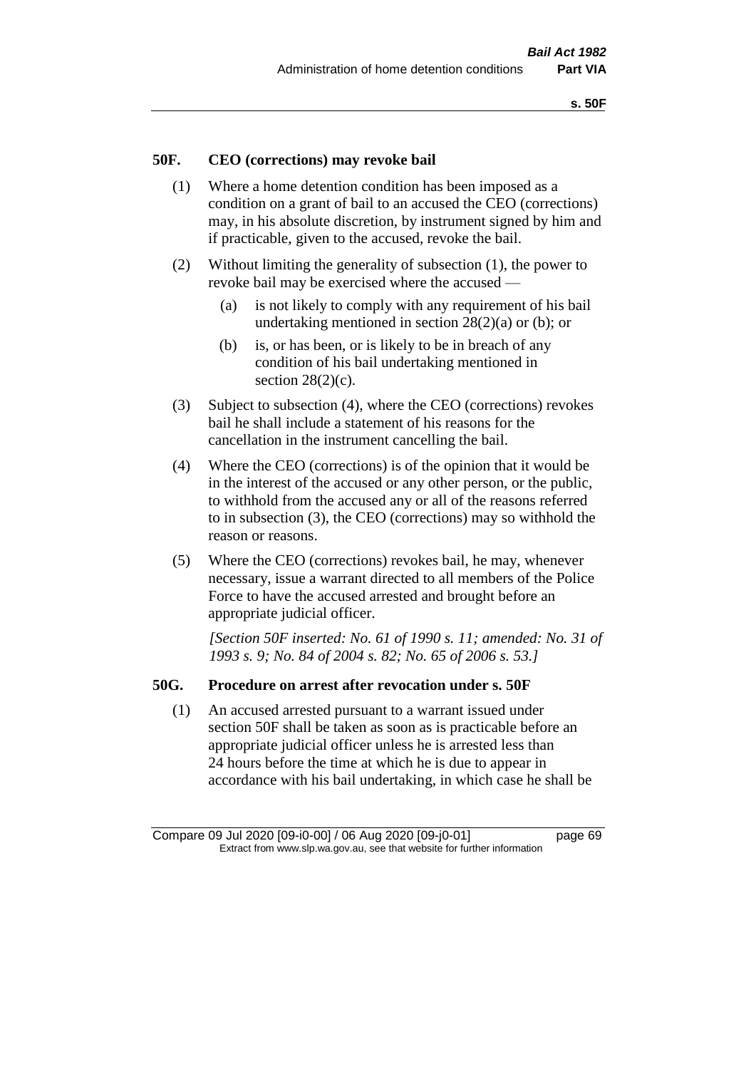## 50F. CEO (corrections) may revoke bail

(1) Where a home detention condition has been imposed as a condition on a grant of bail to an accused the CEO (corrections) may, in his absolute discretion, by instrument signed by him and if practicable, given to the accused, revoke the bail.

(2) Without limiting the generality of subsection (1), the power to revoke bail may be exercised where the accused —

(a) is not likely to comply with any requirement of his bail undertaking mentioned in section 28(2)(a) or (b); or

(b) is, or has been, or is likely to be in breach of any condition of his bail undertaking mentioned in section 28(2)(c).

(3) Subject to subsection (4), where the CEO (corrections) revokes bail he shall include a statement of his reasons for the cancellation in the instrument cancelling the bail.

(4) Where the CEO (corrections) is of the opinion that it would be in the interest of the accused or any other person, or the public, to withhold from the accused any or all of the reasons referred to in subsection (3), the CEO (corrections) may so withhold the reason or reasons.

(5) Where the CEO (corrections) revokes bail, he may, whenever necessary, issue a warrant directed to all members of the Police Force to have the accused arrested and brought before an appropriate judicial officer.

*[Section 50F inserted: No. 61 of 1990 s. 11; amended: No. 31 of 1993 s. 9; No. 84 of 2004 s. 82; No. 65 of 2006 s. 53.]*

## 50G. Procedure on arrest after revocation under s. 50F

(1) An accused arrested pursuant to a warrant issued under section 50F shall be taken as soon as is practicable before an appropriate judicial officer unless he is arrested less than 24 hours before the time at which he is due to appear in accordance with his bail undertaking, in which case he shall be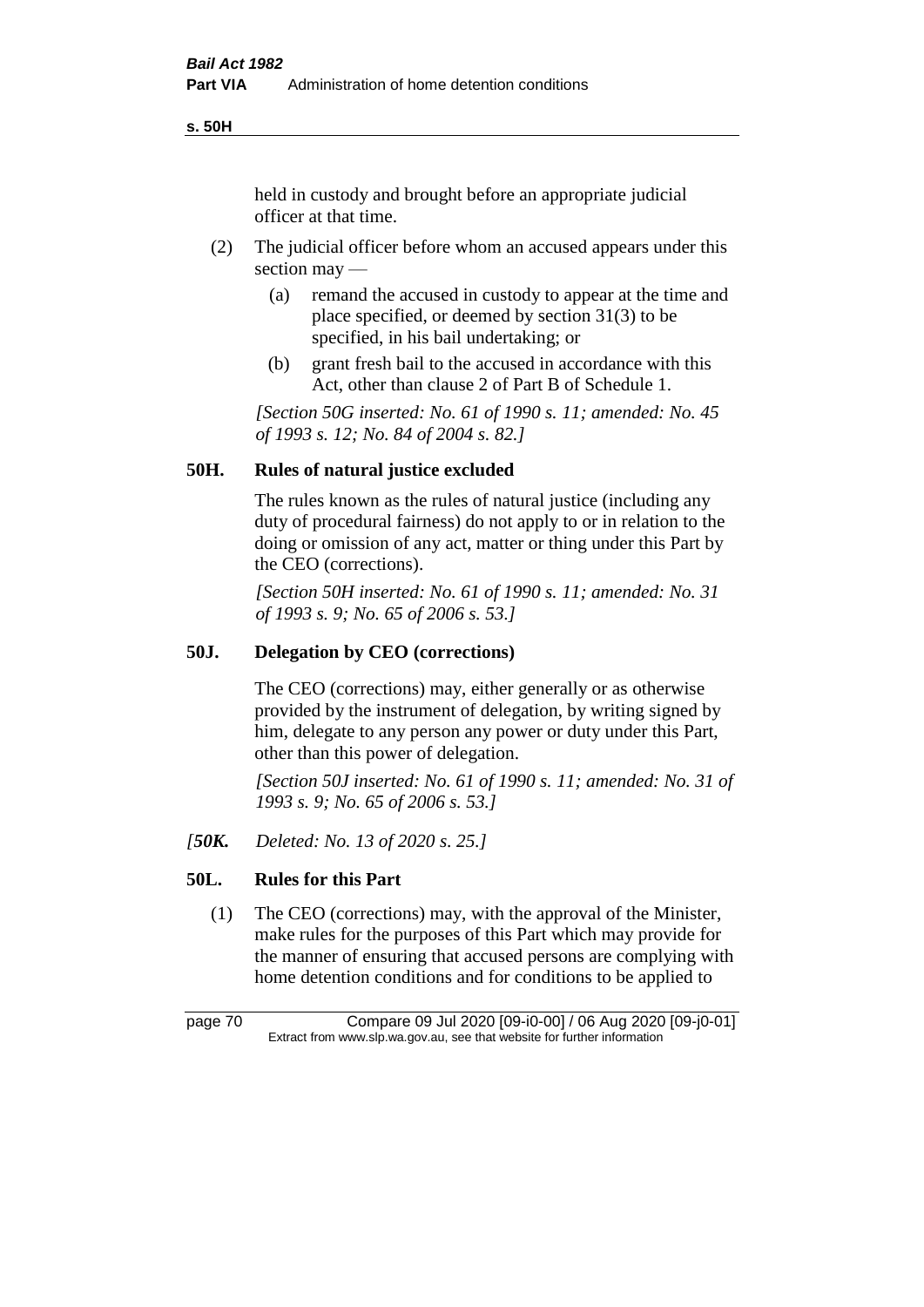held in custody and brought before an appropriate judicial officer at that time.

(2) The judicial officer before whom an accused appears under this section may —

(a) remand the accused in custody to appear at the time and place specified, or deemed by section 31(3) to be specified, in his bail undertaking; or

(b) grant fresh bail to the accused in accordance with this Act, other than clause 2 of Part B of Schedule 1.

*[Section 50G inserted: No. 61 of 1990 s. 11; amended: No. 45 of 1993 s. 12; No. 84 of 2004 s. 82.]*

## 50H. Rules of natural justice excluded

The rules known as the rules of natural justice (including any duty of procedural fairness) do not apply to or in relation to the doing or omission of any act, matter or thing under this Part by the CEO (corrections).

*[Section 50H inserted: No. 61 of 1990 s. 11; amended: No. 31 of 1993 s. 9; No. 65 of 2006 s. 53.]*

## 50J. Delegation by CEO (corrections)

The CEO (corrections) may, either generally or as otherwise provided by the instrument of delegation, by writing signed by him, delegate to any person any power or duty under this Part, other than this power of delegation.

*[Section 50J inserted: No. 61 of 1990 s. 11; amended: No. 31 of 1993 s. 9; No. 65 of 2006 s. 53.]*

*[**50K.** Deleted: No. 13 of 2020 s. 25.]*

## 50L. Rules for this Part

(1) The CEO (corrections) may, with the approval of the Minister, make rules for the purposes of this Part which may provide for the manner of ensuring that accused persons are complying with home detention conditions and for conditions to be applied to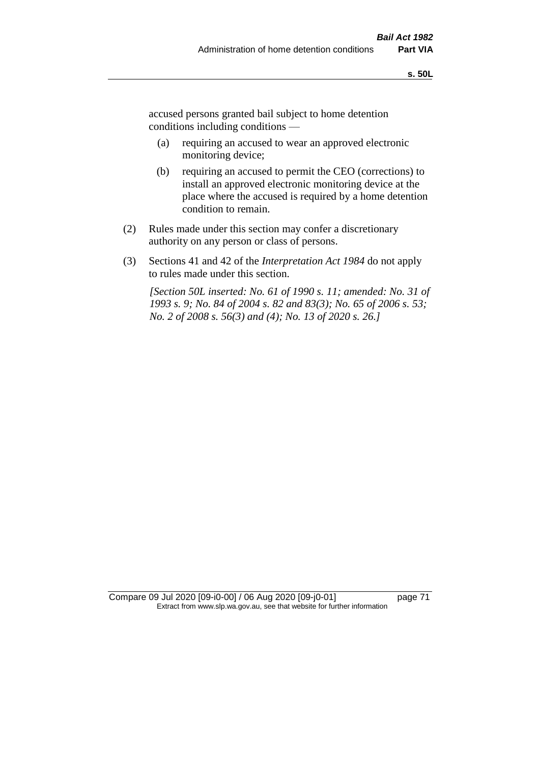accused persons granted bail subject to home detention conditions including conditions —

(a) requiring an accused to wear an approved electronic monitoring device;

(b) requiring an accused to permit the CEO (corrections) to install an approved electronic monitoring device at the place where the accused is required by a home detention condition to remain.

(2) Rules made under this section may confer a discretionary authority on any person or class of persons.

(3) Sections 41 and 42 of the *Interpretation Act 1984* do not apply to rules made under this section.

*[Section 50L inserted: No. 61 of 1990 s. 11; amended: No. 31 of 1993 s. 9; No. 84 of 2004 s. 82 and 83(3); No. 65 of 2006 s. 53; No. 2 of 2008 s. 56(3) and (4); No. 13 of 2020 s. 26.]*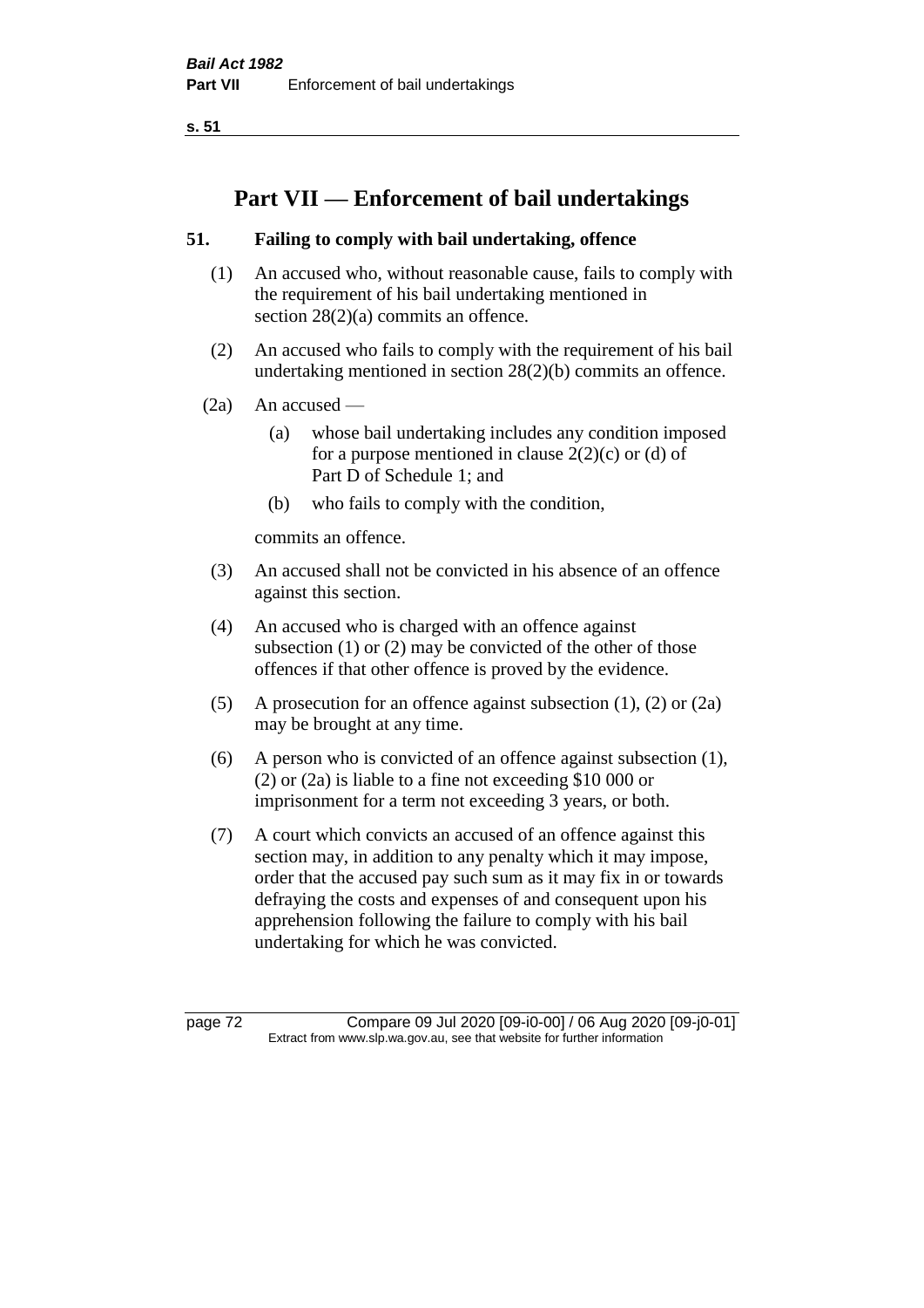# Part VII — Enforcement of bail undertakings

## 51. Failing to comply with bail undertaking, offence

(1) An accused who, without reasonable cause, fails to comply with the requirement of his bail undertaking mentioned in section 28(2)(a) commits an offence.

(2) An accused who fails to comply with the requirement of his bail undertaking mentioned in section 28(2)(b) commits an offence.

(2a) An accused —

- (a) whose bail undertaking includes any condition imposed for a purpose mentioned in clause 2(2)(c) or (d) of Part D of Schedule 1; and
- (b) who fails to comply with the condition,

commits an offence.

(3) An accused shall not be convicted in his absence of an offence against this section.

(4) An accused who is charged with an offence against subsection (1) or (2) may be convicted of the other of those offences if that other offence is proved by the evidence.

(5) A prosecution for an offence against subsection (1), (2) or (2a) may be brought at any time.

(6) A person who is convicted of an offence against subsection (1), (2) or (2a) is liable to a fine not exceeding $10 000 or imprisonment for a term not exceeding 3 years, or both.

(7) A court which convicts an accused of an offence against this section may, in addition to any penalty which it may impose, order that the accused pay such sum as it may fix in or towards defraying the costs and expenses of and consequent upon his apprehension following the failure to comply with his bail undertaking for which he was convicted.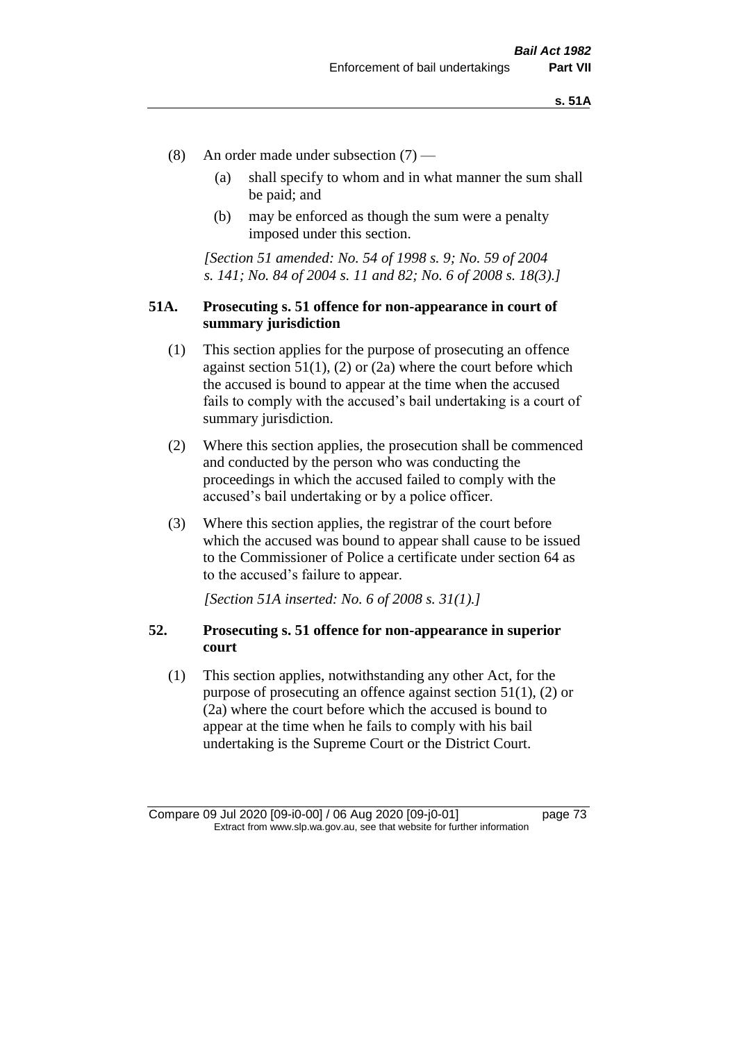(8) An order made under subsection (7) —

(a) shall specify to whom and in what manner the sum shall be paid; and

(b) may be enforced as though the sum were a penalty imposed under this section.

*[Section 51 amended: No. 54 of 1998 s. 9; No. 59 of 2004 s. 141; No. 84 of 2004 s. 11 and 82; No. 6 of 2008 s. 18(3).]*

### 51A. Prosecuting s. 51 offence for non-appearance in court of summary jurisdiction

(1) This section applies for the purpose of prosecuting an offence against section 51(1), (2) or (2a) where the court before which the accused is bound to appear at the time when the accused fails to comply with the accused's bail undertaking is a court of summary jurisdiction.

(2) Where this section applies, the prosecution shall be commenced and conducted by the person who was conducting the proceedings in which the accused failed to comply with the accused's bail undertaking or by a police officer.

(3) Where this section applies, the registrar of the court before which the accused was bound to appear shall cause to be issued to the Commissioner of Police a certificate under section 64 as to the accused's failure to appear.

*[Section 51A inserted: No. 6 of 2008 s. 31(1).]*

### 52. Prosecuting s. 51 offence for non-appearance in superior court

(1) This section applies, notwithstanding any other Act, for the purpose of prosecuting an offence against section 51(1), (2) or (2a) where the court before which the accused is bound to appear at the time when he fails to comply with his bail undertaking is the Supreme Court or the District Court.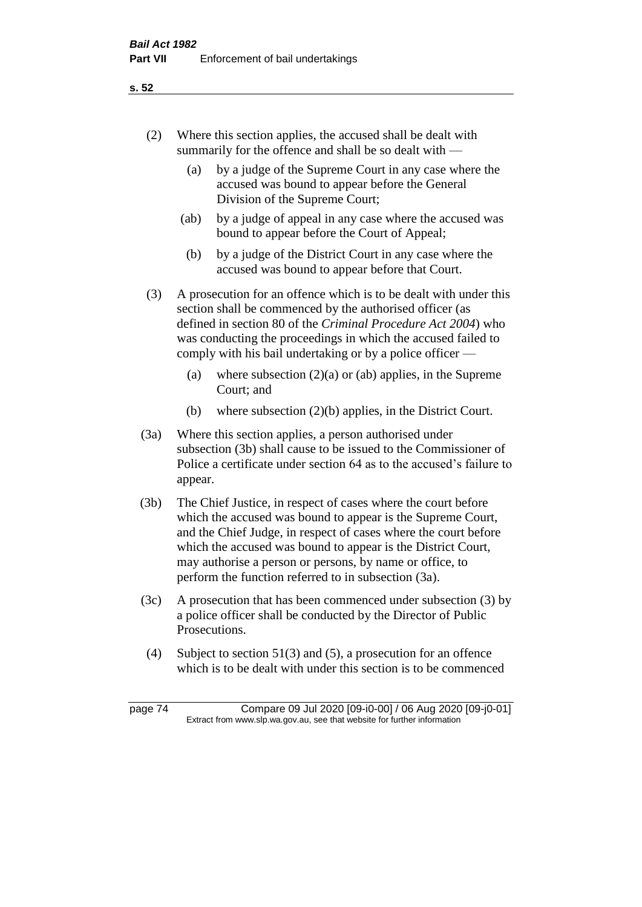(2) Where this section applies, the accused shall be dealt with summarily for the offence and shall be so dealt with —

(a) by a judge of the Supreme Court in any case where the accused was bound to appear before the General Division of the Supreme Court;

(ab) by a judge of appeal in any case where the accused was bound to appear before the Court of Appeal;

(b) by a judge of the District Court in any case where the accused was bound to appear before that Court.

(3) A prosecution for an offence which is to be dealt with under this section shall be commenced by the authorised officer (as defined in section 80 of the *Criminal Procedure Act 2004*) who was conducting the proceedings in which the accused failed to comply with his bail undertaking or by a police officer —

(a) where subsection (2)(a) or (ab) applies, in the Supreme Court; and

(b) where subsection (2)(b) applies, in the District Court.

(3a) Where this section applies, a person authorised under subsection (3b) shall cause to be issued to the Commissioner of Police a certificate under section 64 as to the accused's failure to appear.

(3b) The Chief Justice, in respect of cases where the court before which the accused was bound to appear is the Supreme Court, and the Chief Judge, in respect of cases where the court before which the accused was bound to appear is the District Court, may authorise a person or persons, by name or office, to perform the function referred to in subsection (3a).

(3c) A prosecution that has been commenced under subsection (3) by a police officer shall be conducted by the Director of Public Prosecutions.

(4) Subject to section 51(3) and (5), a prosecution for an offence which is to be dealt with under this section is to be commenced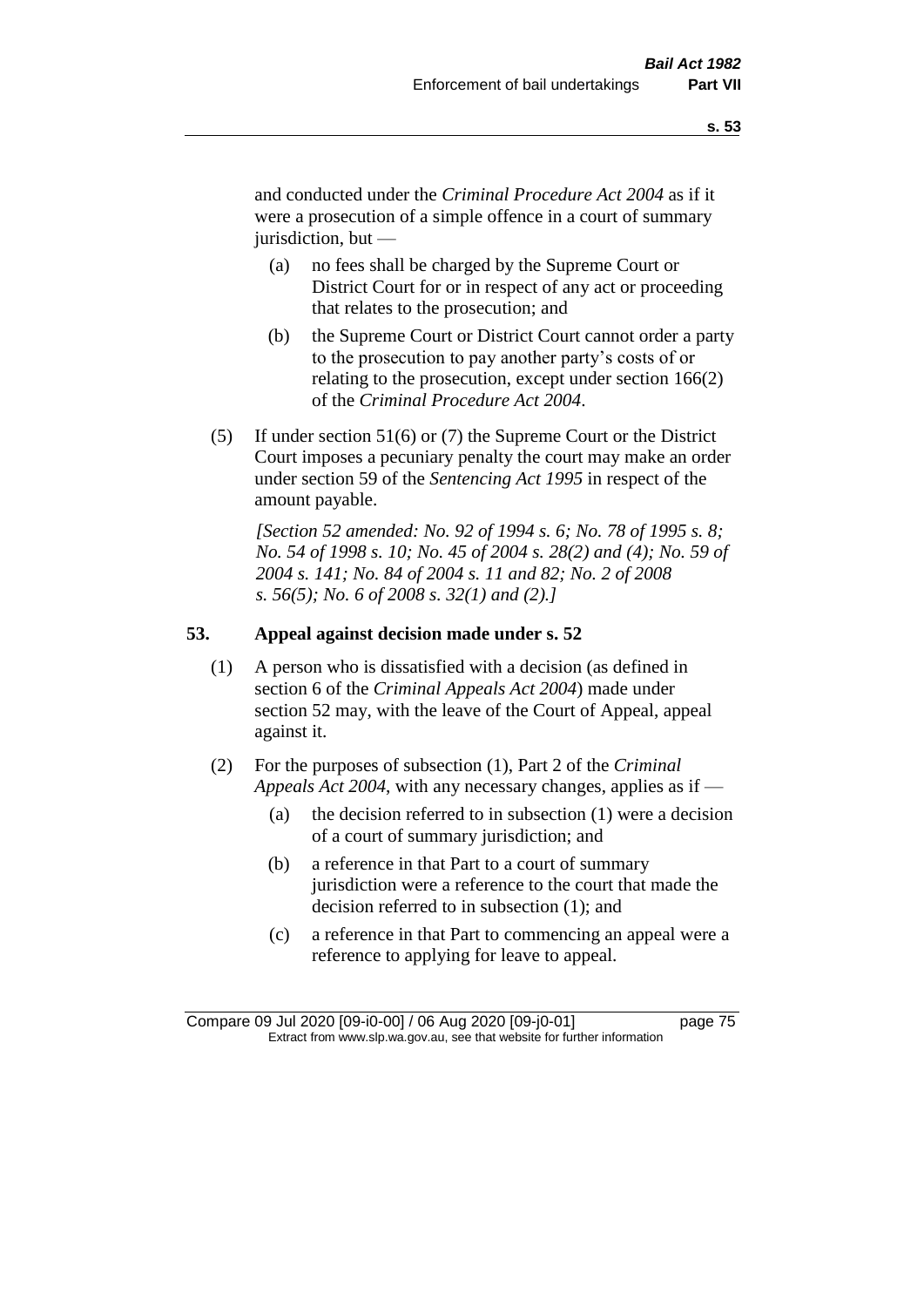and conducted under the *Criminal Procedure Act 2004* as if it were a prosecution of a simple offence in a court of summary jurisdiction, but —

- (a) no fees shall be charged by the Supreme Court or District Court for or in respect of any act or proceeding that relates to the prosecution; and
- (b) the Supreme Court or District Court cannot order a party to the prosecution to pay another party's costs of or relating to the prosecution, except under section 166(2) of the *Criminal Procedure Act 2004*.

(5) If under section 51(6) or (7) the Supreme Court or the District Court imposes a pecuniary penalty the court may make an order under section 59 of the *Sentencing Act 1995* in respect of the amount payable.

*[Section 52 amended: No. 92 of 1994 s. 6; No. 78 of 1995 s. 8; No. 54 of 1998 s. 10; No. 45 of 2004 s. 28(2) and (4); No. 59 of 2004 s. 141; No. 84 of 2004 s. 11 and 82; No. 2 of 2008 s. 56(5); No. 6 of 2008 s. 32(1) and (2).]*

**53. Appeal against decision made under s. 52**

(1) A person who is dissatisfied with a decision (as defined in section 6 of the *Criminal Appeals Act 2004*) made under section 52 may, with the leave of the Court of Appeal, appeal against it.

(2) For the purposes of subsection (1), Part 2 of the *Criminal Appeals Act 2004*, with any necessary changes, applies as if —

- (a) the decision referred to in subsection (1) were a decision of a court of summary jurisdiction; and
- (b) a reference in that Part to a court of summary jurisdiction were a reference to the court that made the decision referred to in subsection (1); and
- (c) a reference in that Part to commencing an appeal were a reference to applying for leave to appeal.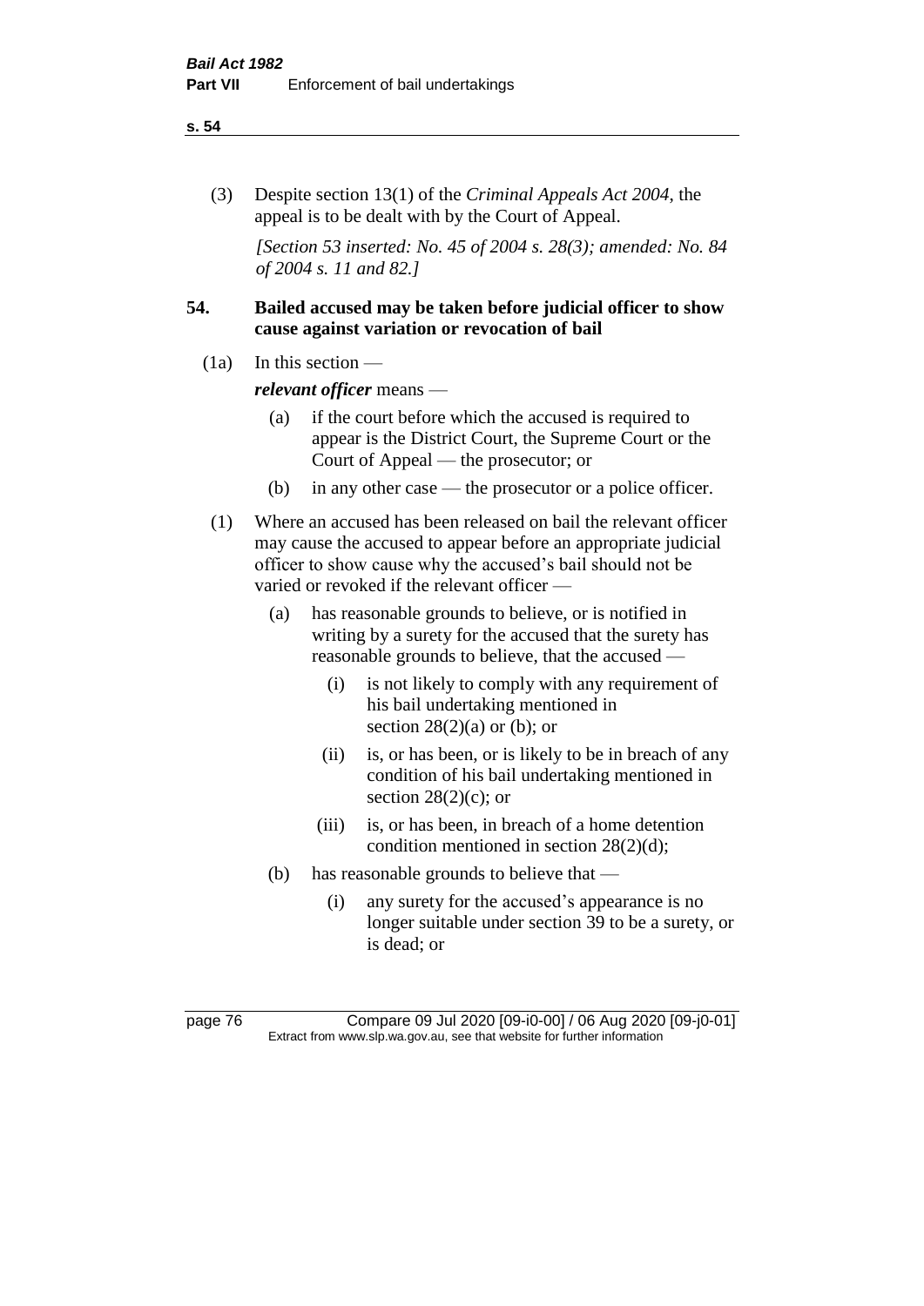(3) Despite section 13(1) of the *Criminal Appeals Act 2004*, the appeal is to be dealt with by the Court of Appeal.

*[Section 53 inserted: No. 45 of 2004 s. 28(3); amended: No. 84 of 2004 s. 11 and 82.]*

**54. Bailed accused may be taken before judicial officer to show cause against variation or revocation of bail**

(1a) In this section —

***relevant officer*** means —

(a) if the court before which the accused is required to appear is the District Court, the Supreme Court or the Court of Appeal — the prosecutor; or

(b) in any other case — the prosecutor or a police officer.

(1) Where an accused has been released on bail the relevant officer may cause the accused to appear before an appropriate judicial officer to show cause why the accused's bail should not be varied or revoked if the relevant officer —

(a) has reasonable grounds to believe, or is notified in writing by a surety for the accused that the surety has reasonable grounds to believe, that the accused —

(i) is not likely to comply with any requirement of his bail undertaking mentioned in section 28(2)(a) or (b); or

(ii) is, or has been, or is likely to be in breach of any condition of his bail undertaking mentioned in section 28(2)(c); or

(iii) is, or has been, in breach of a home detention condition mentioned in section 28(2)(d);

(b) has reasonable grounds to believe that —

(i) any surety for the accused's appearance is no longer suitable under section 39 to be a surety, or is dead; or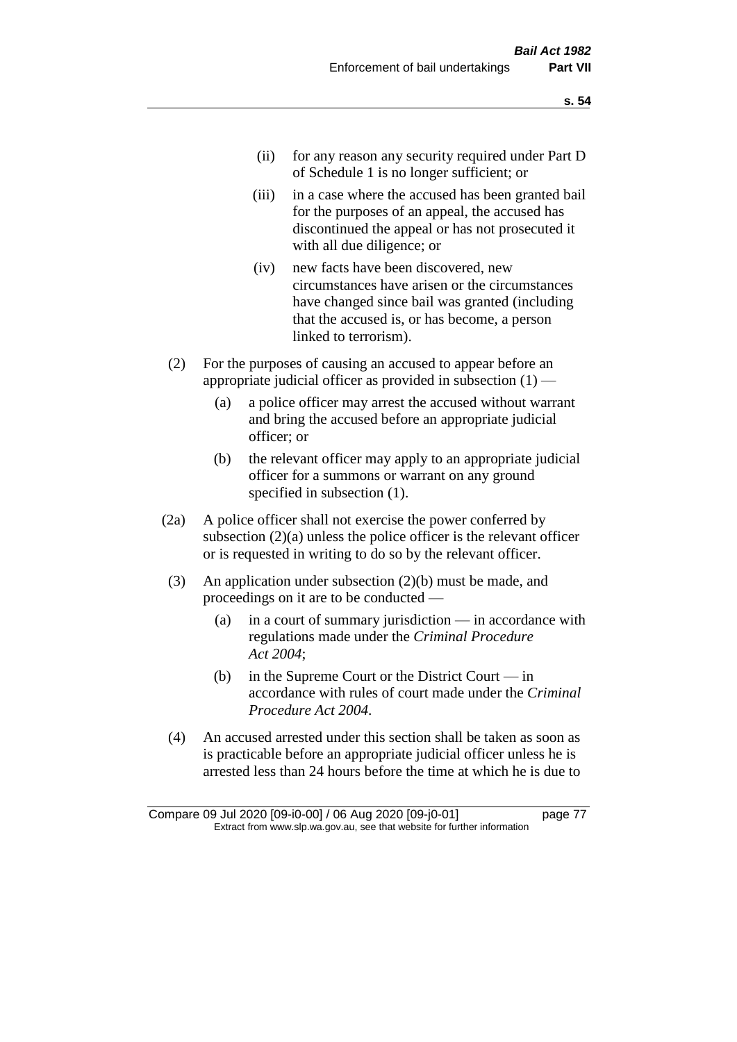(ii) for any reason any security required under Part D of Schedule 1 is no longer sufficient; or

(iii) in a case where the accused has been granted bail for the purposes of an appeal, the accused has discontinued the appeal or has not prosecuted it with all due diligence; or

(iv) new facts have been discovered, new circumstances have arisen or the circumstances have changed since bail was granted (including that the accused is, or has become, a person linked to terrorism).

(2) For the purposes of causing an accused to appear before an appropriate judicial officer as provided in subsection (1) —

(a) a police officer may arrest the accused without warrant and bring the accused before an appropriate judicial officer; or

(b) the relevant officer may apply to an appropriate judicial officer for a summons or warrant on any ground specified in subsection (1).

(2a) A police officer shall not exercise the power conferred by subsection (2)(a) unless the police officer is the relevant officer or is requested in writing to do so by the relevant officer.

(3) An application under subsection (2)(b) must be made, and proceedings on it are to be conducted —

(a) in a court of summary jurisdiction — in accordance with regulations made under the *Criminal Procedure Act 2004*;

(b) in the Supreme Court or the District Court — in accordance with rules of court made under the *Criminal Procedure Act 2004*.

(4) An accused arrested under this section shall be taken as soon as is practicable before an appropriate judicial officer unless he is arrested less than 24 hours before the time at which he is due to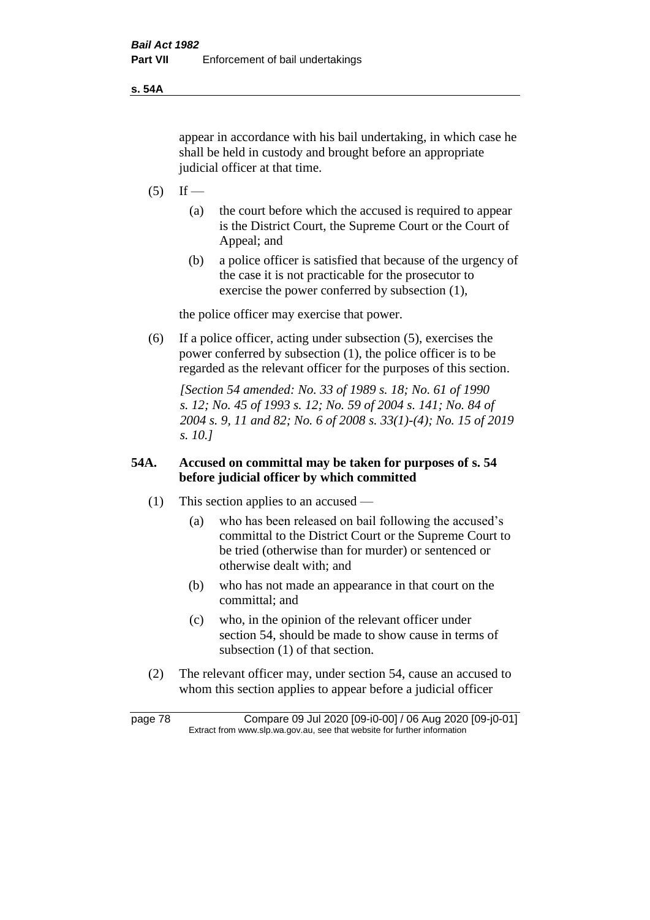appear in accordance with his bail undertaking, in which case he shall be held in custody and brought before an appropriate judicial officer at that time.

(5) If —

(a) the court before which the accused is required to appear is the District Court, the Supreme Court or the Court of Appeal; and

(b) a police officer is satisfied that because of the urgency of the case it is not practicable for the prosecutor to exercise the power conferred by subsection (1),

the police officer may exercise that power.

(6) If a police officer, acting under subsection (5), exercises the power conferred by subsection (1), the police officer is to be regarded as the relevant officer for the purposes of this section.

*[Section 54 amended: No. 33 of 1989 s. 18; No. 61 of 1990 s. 12; No. 45 of 1993 s. 12; No. 59 of 2004 s. 141; No. 84 of 2004 s. 9, 11 and 82; No. 6 of 2008 s. 33(1)-(4); No. 15 of 2019 s. 10.]*

### 54A. Accused on committal may be taken for purposes of s. 54 before judicial officer by which committed

(1) This section applies to an accused —

(a) who has been released on bail following the accused's committal to the District Court or the Supreme Court to be tried (otherwise than for murder) or sentenced or otherwise dealt with; and

(b) who has not made an appearance in that court on the committal; and

(c) who, in the opinion of the relevant officer under section 54, should be made to show cause in terms of subsection (1) of that section.

(2) The relevant officer may, under section 54, cause an accused to whom this section applies to appear before a judicial officer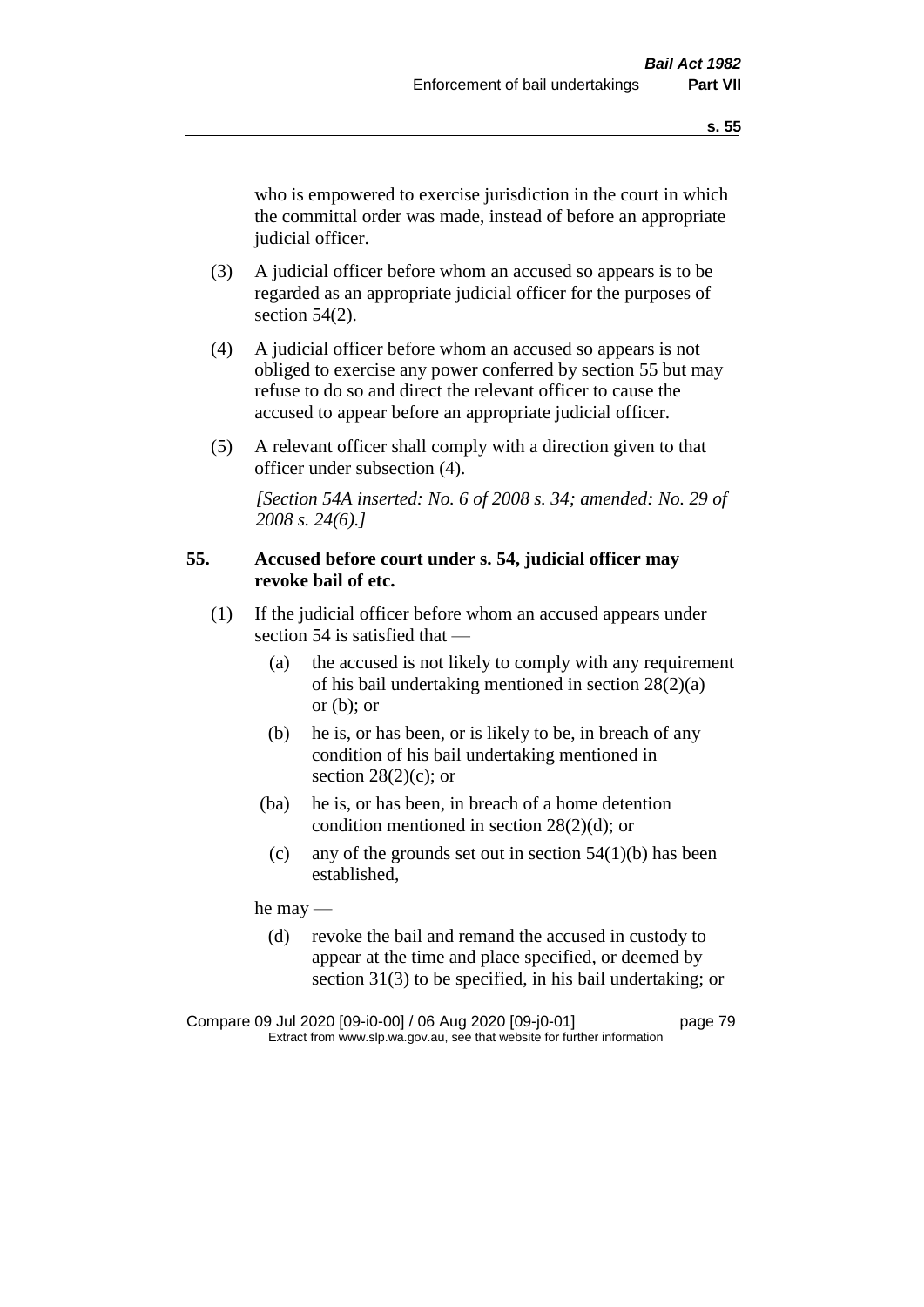who is empowered to exercise jurisdiction in the court in which the committal order was made, instead of before an appropriate judicial officer.

(3) A judicial officer before whom an accused so appears is to be regarded as an appropriate judicial officer for the purposes of section 54(2).

(4) A judicial officer before whom an accused so appears is not obliged to exercise any power conferred by section 55 but may refuse to do so and direct the relevant officer to cause the accused to appear before an appropriate judicial officer.

(5) A relevant officer shall comply with a direction given to that officer under subsection (4).

*[Section 54A inserted: No. 6 of 2008 s. 34; amended: No. 29 of 2008 s. 24(6).]*

### 55. Accused before court under s. 54, judicial officer may revoke bail of etc.

(1) If the judicial officer before whom an accused appears under section 54 is satisfied that —

(a) the accused is not likely to comply with any requirement of his bail undertaking mentioned in section 28(2)(a) or (b); or

(b) he is, or has been, or is likely to be, in breach of any condition of his bail undertaking mentioned in section 28(2)(c); or

(ba) he is, or has been, in breach of a home detention condition mentioned in section 28(2)(d); or

(c) any of the grounds set out in section 54(1)(b) has been established,

he may —

(d) revoke the bail and remand the accused in custody to appear at the time and place specified, or deemed by section 31(3) to be specified, in his bail undertaking; or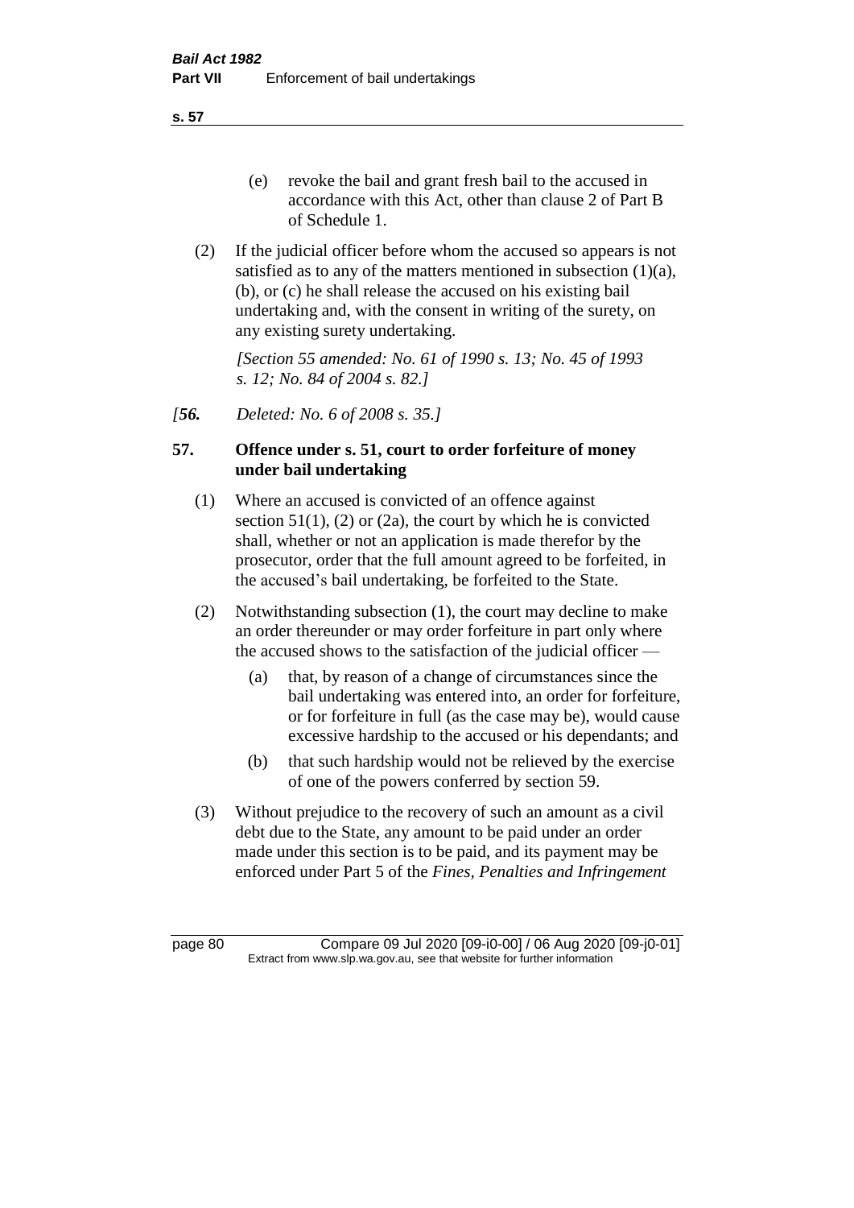(e) revoke the bail and grant fresh bail to the accused in accordance with this Act, other than clause 2 of Part B of Schedule 1.

(2) If the judicial officer before whom the accused so appears is not satisfied as to any of the matters mentioned in subsection (1)(a), (b), or (c) he shall release the accused on his existing bail undertaking and, with the consent in writing of the surety, on any existing surety undertaking.

*[Section 55 amended: No. 61 of 1990 s. 13; No. 45 of 1993 s. 12; No. 84 of 2004 s. 82.]*

*[**56.** Deleted: No. 6 of 2008 s. 35.]*

**57. Offence under s. 51, court to order forfeiture of money under bail undertaking**

(1) Where an accused is convicted of an offence against section 51(1), (2) or (2a), the court by which he is convicted shall, whether or not an application is made therefor by the prosecutor, order that the full amount agreed to be forfeited, in the accused's bail undertaking, be forfeited to the State.

(2) Notwithstanding subsection (1), the court may decline to make an order thereunder or may order forfeiture in part only where the accused shows to the satisfaction of the judicial officer —

(a) that, by reason of a change of circumstances since the bail undertaking was entered into, an order for forfeiture, or for forfeiture in full (as the case may be), would cause excessive hardship to the accused or his dependants; and

(b) that such hardship would not be relieved by the exercise of one of the powers conferred by section 59.

(3) Without prejudice to the recovery of such an amount as a civil debt due to the State, any amount to be paid under an order made under this section is to be paid, and its payment may be enforced under Part 5 of the *Fines, Penalties and Infringement*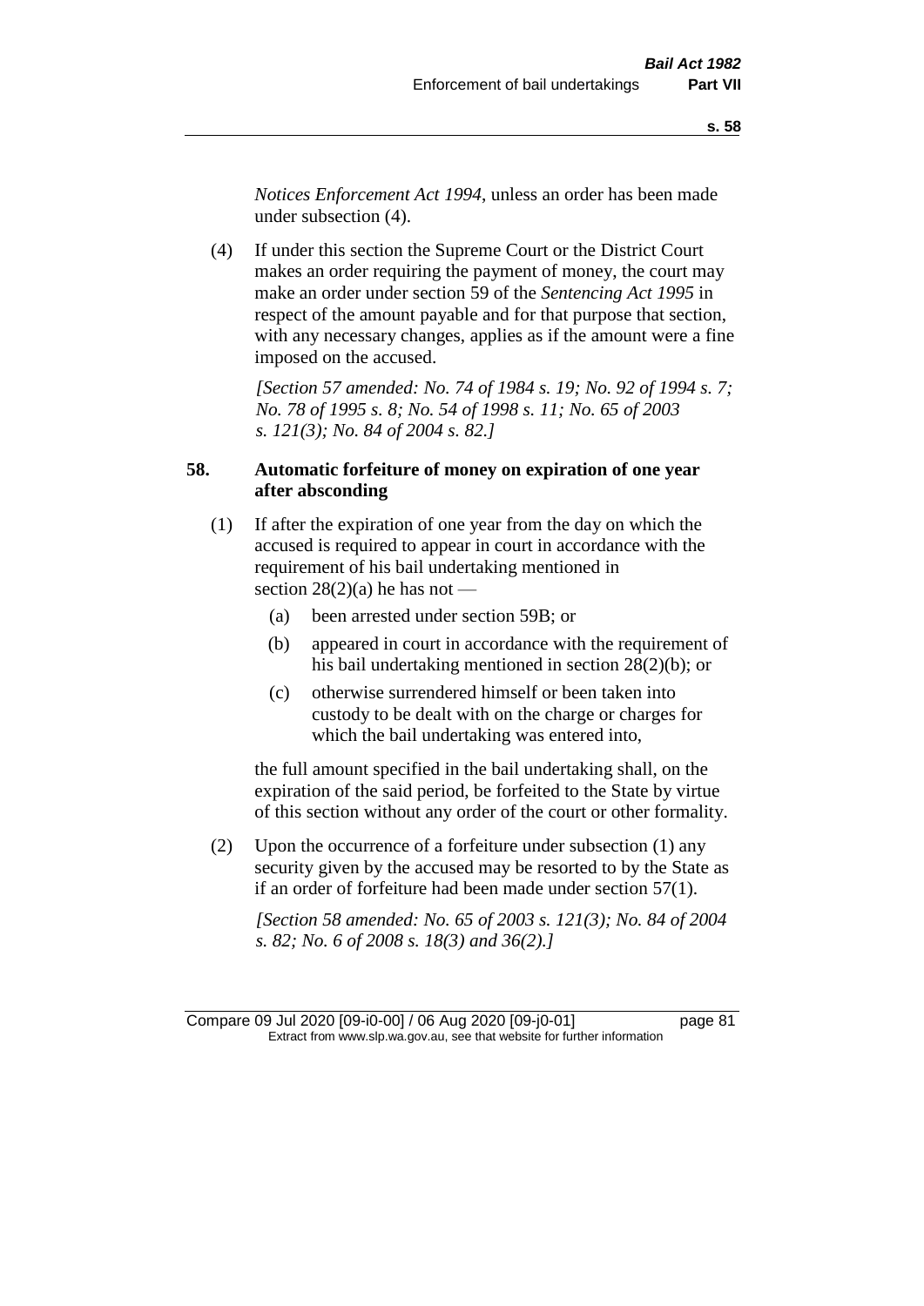*Notices Enforcement Act 1994*, unless an order has been made under subsection (4).

(4) If under this section the Supreme Court or the District Court makes an order requiring the payment of money, the court may make an order under section 59 of the *Sentencing Act 1995* in respect of the amount payable and for that purpose that section, with any necessary changes, applies as if the amount were a fine imposed on the accused.

*[Section 57 amended: No. 74 of 1984 s. 19; No. 92 of 1994 s. 7; No. 78 of 1995 s. 8; No. 54 of 1998 s. 11; No. 65 of 2003 s. 121(3); No. 84 of 2004 s. 82.]*

### 58. Automatic forfeiture of money on expiration of one year after absconding

(1) If after the expiration of one year from the day on which the accused is required to appear in court in accordance with the requirement of his bail undertaking mentioned in section 28(2)(a) he has not —

(a) been arrested under section 59B; or

(b) appeared in court in accordance with the requirement of his bail undertaking mentioned in section 28(2)(b); or

(c) otherwise surrendered himself or been taken into custody to be dealt with on the charge or charges for which the bail undertaking was entered into,

the full amount specified in the bail undertaking shall, on the expiration of the said period, be forfeited to the State by virtue of this section without any order of the court or other formality.

(2) Upon the occurrence of a forfeiture under subsection (1) any security given by the accused may be resorted to by the State as if an order of forfeiture had been made under section 57(1).

*[Section 58 amended: No. 65 of 2003 s. 121(3); No. 84 of 2004 s. 82; No. 6 of 2008 s. 18(3) and 36(2).]*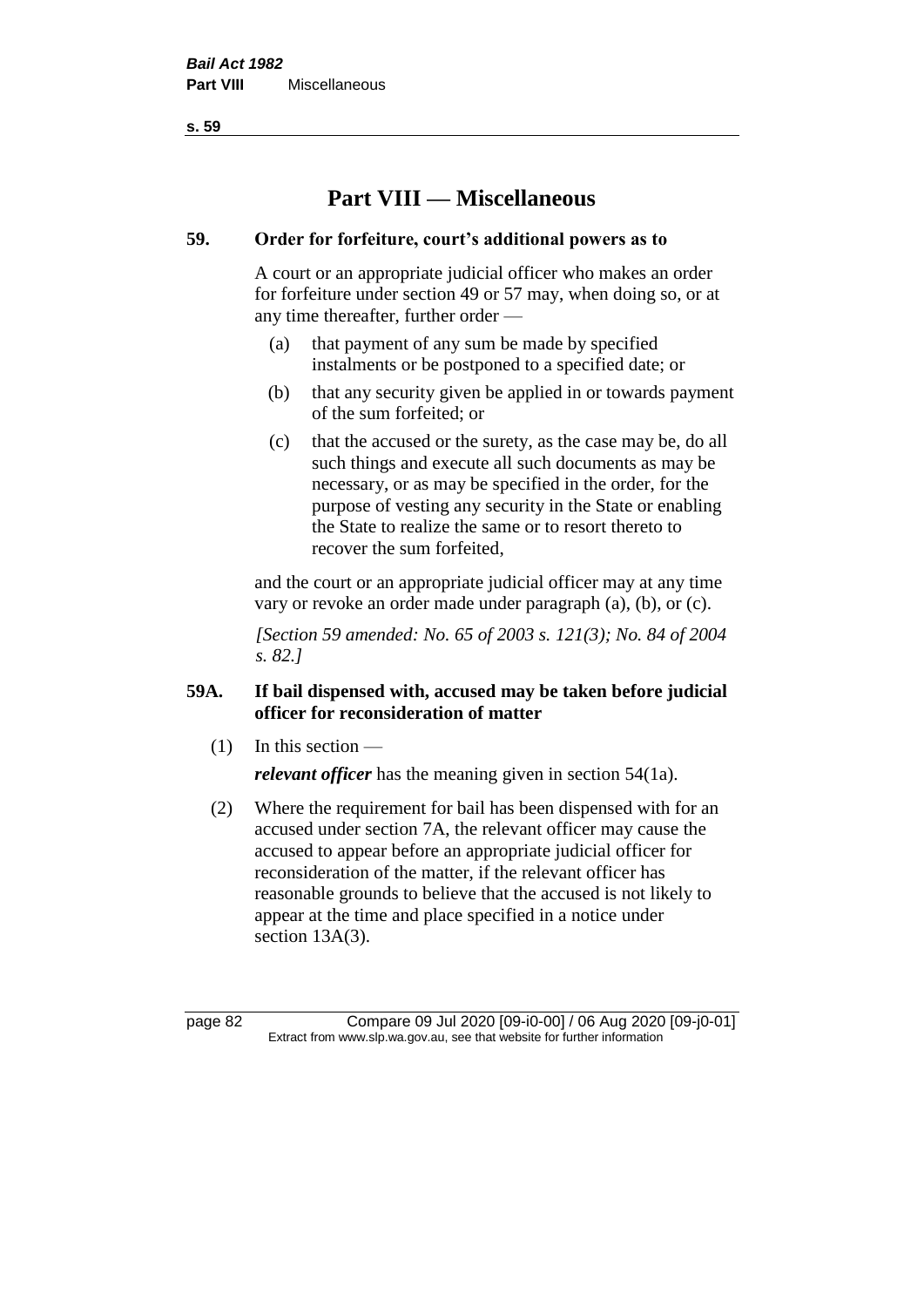# Part VIII — Miscellaneous

### 59. Order for forfeiture, court's additional powers as to

A court or an appropriate judicial officer who makes an order for forfeiture under section 49 or 57 may, when doing so, or at any time thereafter, further order —

(a) that payment of any sum be made by specified instalments or be postponed to a specified date; or

(b) that any security given be applied in or towards payment of the sum forfeited; or

(c) that the accused or the surety, as the case may be, do all such things and execute all such documents as may be necessary, or as may be specified in the order, for the purpose of vesting any security in the State or enabling the State to realize the same or to resort thereto to recover the sum forfeited,

and the court or an appropriate judicial officer may at any time vary or revoke an order made under paragraph (a), (b), or (c).

*[Section 59 amended: No. 65 of 2003 s. 121(3); No. 84 of 2004 s. 82.]*

### 59A. If bail dispensed with, accused may be taken before judicial officer for reconsideration of matter

(1) In this section —

***relevant officer*** has the meaning given in section 54(1a).

(2) Where the requirement for bail has been dispensed with for an accused under section 7A, the relevant officer may cause the accused to appear before an appropriate judicial officer for reconsideration of the matter, if the relevant officer has reasonable grounds to believe that the accused is not likely to appear at the time and place specified in a notice under section 13A(3).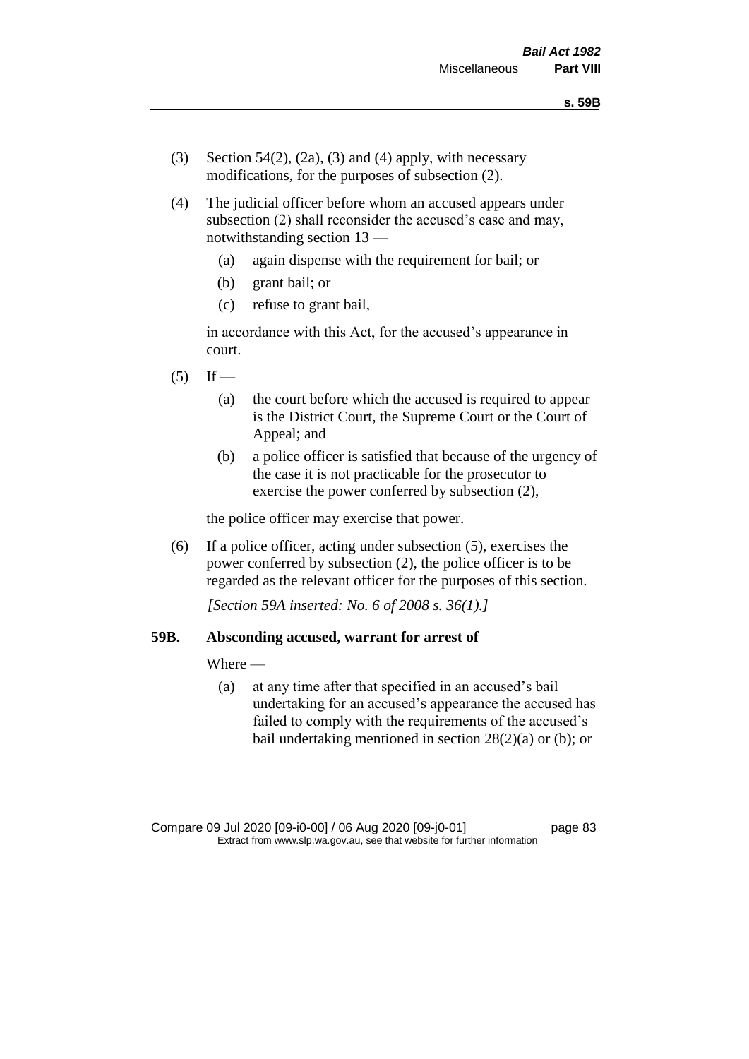(3) Section 54(2), (2a), (3) and (4) apply, with necessary modifications, for the purposes of subsection (2).

(4) The judicial officer before whom an accused appears under subsection (2) shall reconsider the accused's case and may, notwithstanding section 13 —

  (a) again dispense with the requirement for bail; or

  (b) grant bail; or

  (c) refuse to grant bail,

in accordance with this Act, for the accused's appearance in court.

(5) If —

  (a) the court before which the accused is required to appear is the District Court, the Supreme Court or the Court of Appeal; and

  (b) a police officer is satisfied that because of the urgency of the case it is not practicable for the prosecutor to exercise the power conferred by subsection (2),

the police officer may exercise that power.

(6) If a police officer, acting under subsection (5), exercises the power conferred by subsection (2), the police officer is to be regarded as the relevant officer for the purposes of this section.

*[Section 59A inserted: No. 6 of 2008 s. 36(1).]*

**59B. Absconding accused, warrant for arrest of**

Where —

  (a) at any time after that specified in an accused's bail undertaking for an accused's appearance the accused has failed to comply with the requirements of the accused's bail undertaking mentioned in section 28(2)(a) or (b); or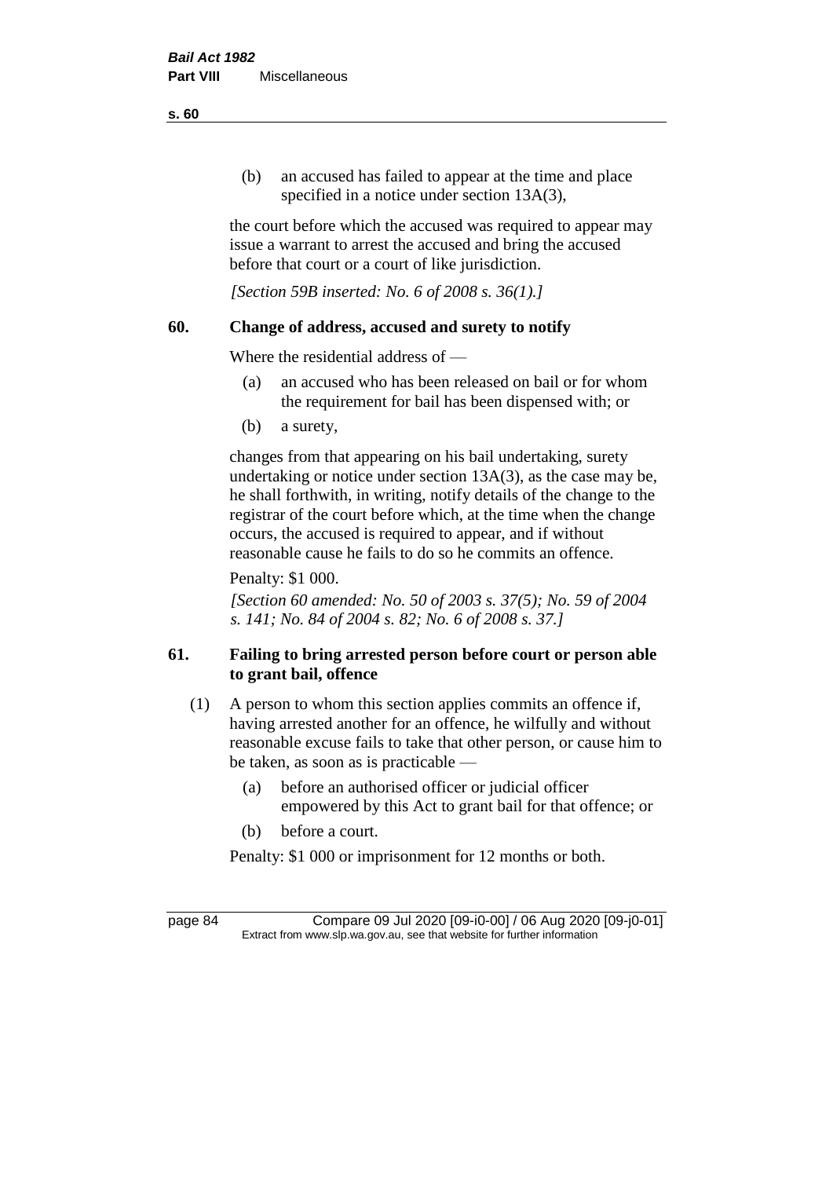(b) an accused has failed to appear at the time and place specified in a notice under section 13A(3),

the court before which the accused was required to appear may issue a warrant to arrest the accused and bring the accused before that court or a court of like jurisdiction.

*[Section 59B inserted: No. 6 of 2008 s. 36(1).]*

## 60. Change of address, accused and surety to notify

Where the residential address of —

(a) an accused who has been released on bail or for whom the requirement for bail has been dispensed with; or

(b) a surety,

changes from that appearing on his bail undertaking, surety undertaking or notice under section 13A(3), as the case may be, he shall forthwith, in writing, notify details of the change to the registrar of the court before which, at the time when the change occurs, the accused is required to appear, and if without reasonable cause he fails to do so he commits an offence.

Penalty: $1 000.

*[Section 60 amended: No. 50 of 2003 s. 37(5); No. 59 of 2004 s. 141; No. 84 of 2004 s. 82; No. 6 of 2008 s. 37.]*

## 61. Failing to bring arrested person before court or person able to grant bail, offence

(1) A person to whom this section applies commits an offence if, having arrested another for an offence, he wilfully and without reasonable excuse fails to take that other person, or cause him to be taken, as soon as is practicable —

(a) before an authorised officer or judicial officer empowered by this Act to grant bail for that offence; or

(b) before a court.

Penalty: $1 000 or imprisonment for 12 months or both.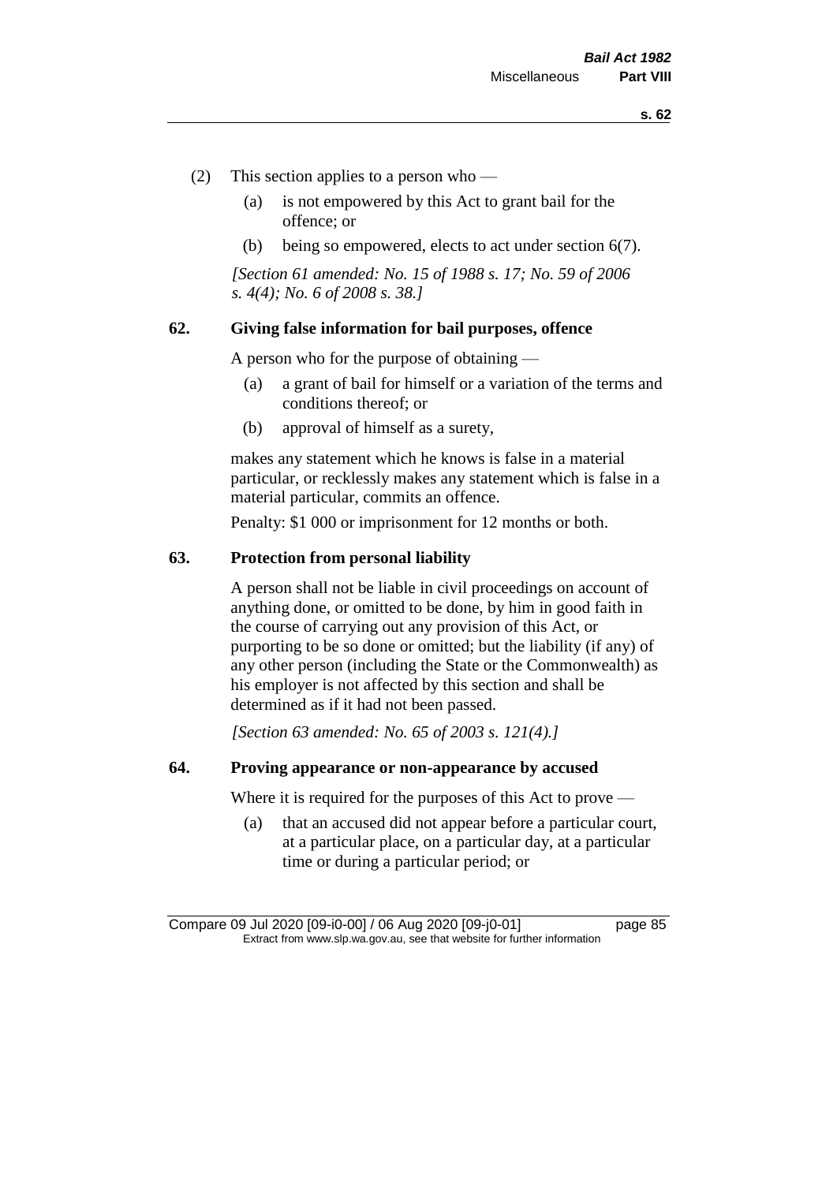(2) This section applies to a person who —

(a) is not empowered by this Act to grant bail for the offence; or

(b) being so empowered, elects to act under section 6(7).

*[Section 61 amended: No. 15 of 1988 s. 17; No. 59 of 2006 s. 4(4); No. 6 of 2008 s. 38.]*

## 62. Giving false information for bail purposes, offence

A person who for the purpose of obtaining —

(a) a grant of bail for himself or a variation of the terms and conditions thereof; or

(b) approval of himself as a surety,

makes any statement which he knows is false in a material particular, or recklessly makes any statement which is false in a material particular, commits an offence.

Penalty: $1 000 or imprisonment for 12 months or both.

## 63. Protection from personal liability

A person shall not be liable in civil proceedings on account of anything done, or omitted to be done, by him in good faith in the course of carrying out any provision of this Act, or purporting to be so done or omitted; but the liability (if any) of any other person (including the State or the Commonwealth) as his employer is not affected by this section and shall be determined as if it had not been passed.

*[Section 63 amended: No. 65 of 2003 s. 121(4).]*

## 64. Proving appearance or non-appearance by accused

Where it is required for the purposes of this Act to prove —

(a) that an accused did not appear before a particular court, at a particular place, on a particular day, at a particular time or during a particular period; or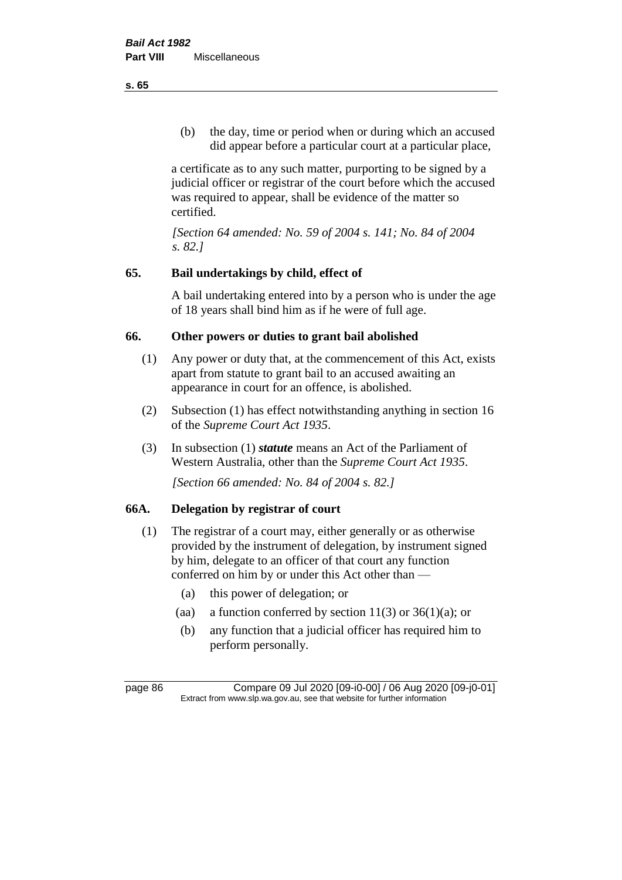(b) the day, time or period when or during which an accused did appear before a particular court at a particular place,

a certificate as to any such matter, purporting to be signed by a judicial officer or registrar of the court before which the accused was required to appear, shall be evidence of the matter so certified.

*[Section 64 amended: No. 59 of 2004 s. 141; No. 84 of 2004 s. 82.]*

## 65. Bail undertakings by child, effect of

A bail undertaking entered into by a person who is under the age of 18 years shall bind him as if he were of full age.

## 66. Other powers or duties to grant bail abolished

(1) Any power or duty that, at the commencement of this Act, exists apart from statute to grant bail to an accused awaiting an appearance in court for an offence, is abolished.

(2) Subsection (1) has effect notwithstanding anything in section 16 of the *Supreme Court Act 1935*.

(3) In subsection (1) ***statute*** means an Act of the Parliament of Western Australia, other than the *Supreme Court Act 1935*.

*[Section 66 amended: No. 84 of 2004 s. 82.]*

## 66A. Delegation by registrar of court

(1) The registrar of a court may, either generally or as otherwise provided by the instrument of delegation, by instrument signed by him, delegate to an officer of that court any function conferred on him by or under this Act other than —

(a) this power of delegation; or

(aa) a function conferred by section 11(3) or 36(1)(a); or

(b) any function that a judicial officer has required him to perform personally.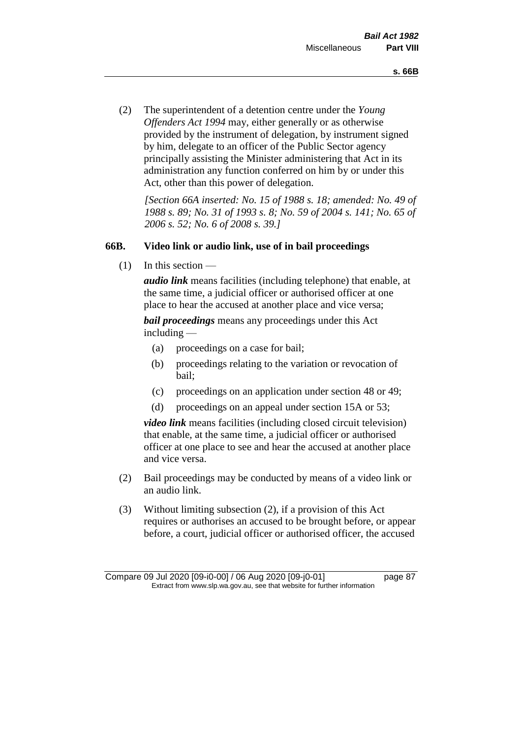(2) The superintendent of a detention centre under the *Young Offenders Act 1994* may, either generally or as otherwise provided by the instrument of delegation, by instrument signed by him, delegate to an officer of the Public Sector agency principally assisting the Minister administering that Act in its administration any function conferred on him by or under this Act, other than this power of delegation.

*[Section 66A inserted: No. 15 of 1988 s. 18; amended: No. 49 of 1988 s. 89; No. 31 of 1993 s. 8; No. 59 of 2004 s. 141; No. 65 of 2006 s. 52; No. 6 of 2008 s. 39.]*

### 66B. Video link or audio link, use of in bail proceedings

(1) In this section —

***audio link*** means facilities (including telephone) that enable, at the same time, a judicial officer or authorised officer at one place to hear the accused at another place and vice versa;

***bail proceedings*** means any proceedings under this Act including —

(a) proceedings on a case for bail;

(b) proceedings relating to the variation or revocation of bail;

(c) proceedings on an application under section 48 or 49;

(d) proceedings on an appeal under section 15A or 53;

***video link*** means facilities (including closed circuit television) that enable, at the same time, a judicial officer or authorised officer at one place to see and hear the accused at another place and vice versa.

(2) Bail proceedings may be conducted by means of a video link or an audio link.

(3) Without limiting subsection (2), if a provision of this Act requires or authorises an accused to be brought before, or appear before, a court, judicial officer or authorised officer, the accused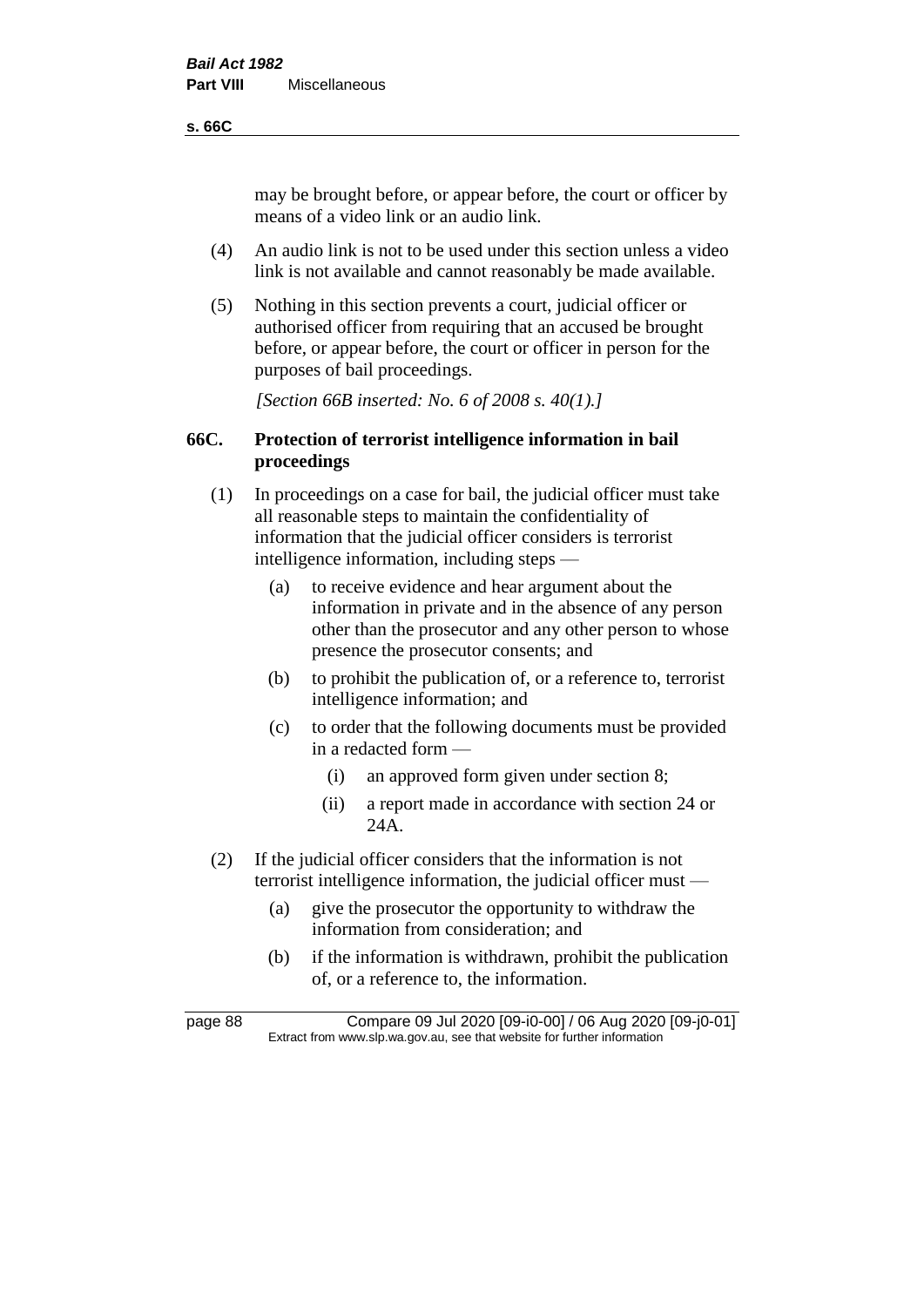may be brought before, or appear before, the court or officer by means of a video link or an audio link.

(4) An audio link is not to be used under this section unless a video link is not available and cannot reasonably be made available.

(5) Nothing in this section prevents a court, judicial officer or authorised officer from requiring that an accused be brought before, or appear before, the court or officer in person for the purposes of bail proceedings.

*[Section 66B inserted: No. 6 of 2008 s. 40(1).]*

## 66C. Protection of terrorist intelligence information in bail proceedings

(1) In proceedings on a case for bail, the judicial officer must take all reasonable steps to maintain the confidentiality of information that the judicial officer considers is terrorist intelligence information, including steps —

- (a) to receive evidence and hear argument about the information in private and in the absence of any person other than the prosecutor and any other person to whose presence the prosecutor consents; and
- (b) to prohibit the publication of, or a reference to, terrorist intelligence information; and
- (c) to order that the following documents must be provided in a redacted form —
  - (i) an approved form given under section 8;
  - (ii) a report made in accordance with section 24 or 24A.

(2) If the judicial officer considers that the information is not terrorist intelligence information, the judicial officer must —

- (a) give the prosecutor the opportunity to withdraw the information from consideration; and
- (b) if the information is withdrawn, prohibit the publication of, or a reference to, the information.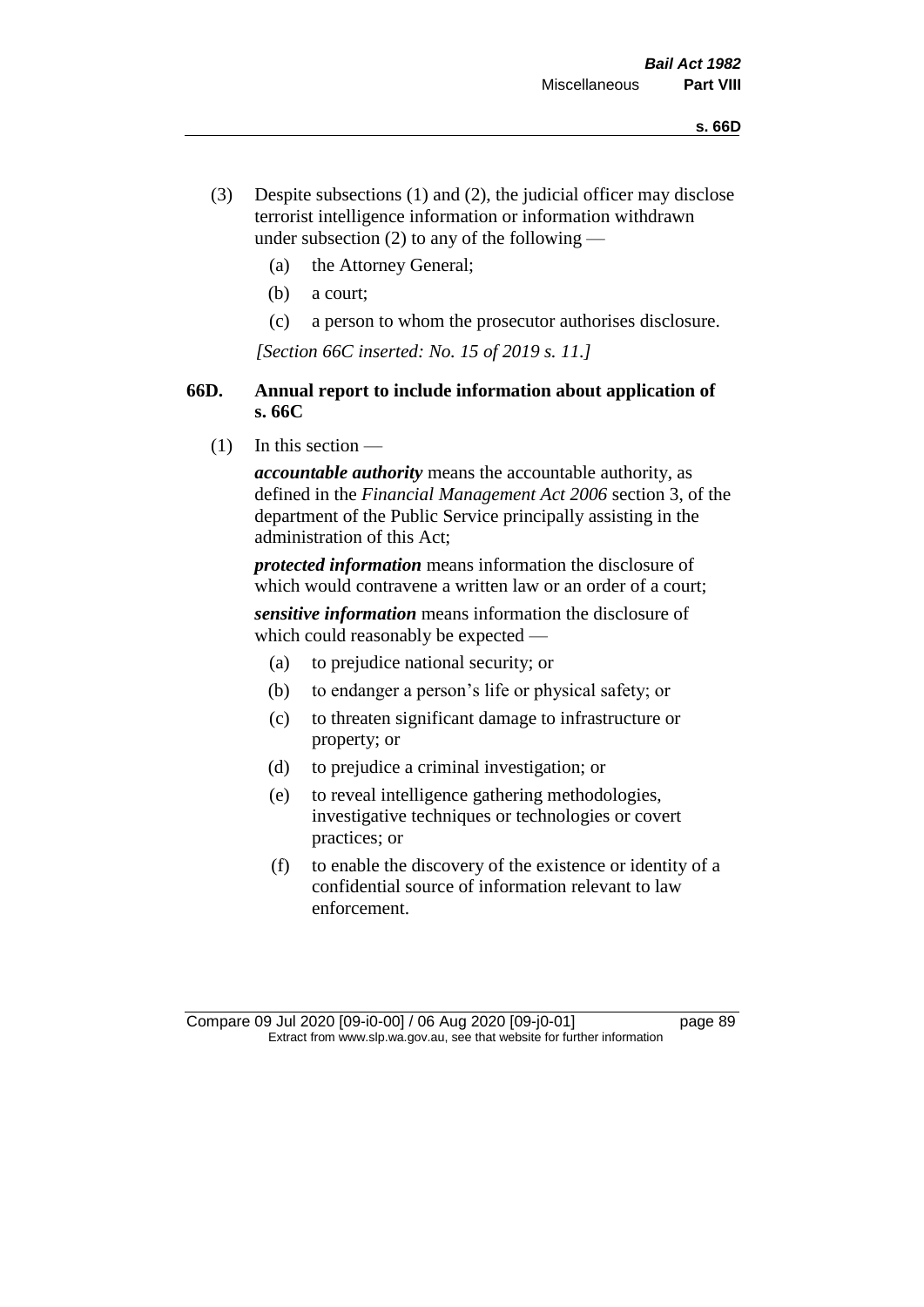(3) Despite subsections (1) and (2), the judicial officer may disclose terrorist intelligence information or information withdrawn under subsection (2) to any of the following —

(a) the Attorney General;

(b) a court;

(c) a person to whom the prosecutor authorises disclosure.

*[Section 66C inserted: No. 15 of 2019 s. 11.]*

## 66D. Annual report to include information about application of s. 66C

(1) In this section —

***accountable authority*** means the accountable authority, as defined in the *Financial Management Act 2006* section 3, of the department of the Public Service principally assisting in the administration of this Act;

***protected information*** means information the disclosure of which would contravene a written law or an order of a court;

***sensitive information*** means information the disclosure of which could reasonably be expected —

(a) to prejudice national security; or

(b) to endanger a person's life or physical safety; or

(c) to threaten significant damage to infrastructure or property; or

(d) to prejudice a criminal investigation; or

(e) to reveal intelligence gathering methodologies, investigative techniques or technologies or covert practices; or

(f) to enable the discovery of the existence or identity of a confidential source of information relevant to law enforcement.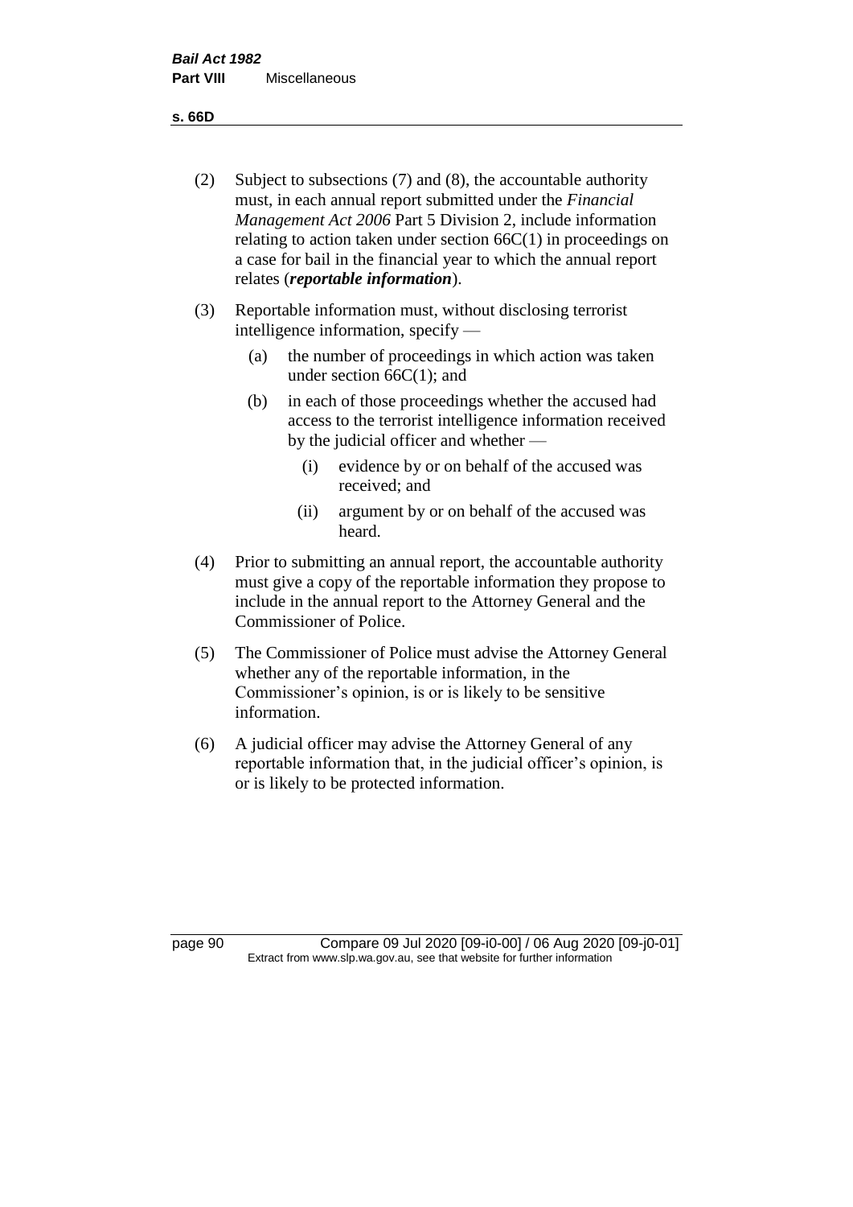(2) Subject to subsections (7) and (8), the accountable authority must, in each annual report submitted under the *Financial Management Act 2006* Part 5 Division 2, include information relating to action taken under section 66C(1) in proceedings on a case for bail in the financial year to which the annual report relates (***reportable information***).

(3) Reportable information must, without disclosing terrorist intelligence information, specify —

(a) the number of proceedings in which action was taken under section 66C(1); and

(b) in each of those proceedings whether the accused had access to the terrorist intelligence information received by the judicial officer and whether —

(i) evidence by or on behalf of the accused was received; and

(ii) argument by or on behalf of the accused was heard.

(4) Prior to submitting an annual report, the accountable authority must give a copy of the reportable information they propose to include in the annual report to the Attorney General and the Commissioner of Police.

(5) The Commissioner of Police must advise the Attorney General whether any of the reportable information, in the Commissioner's opinion, is or is likely to be sensitive information.

(6) A judicial officer may advise the Attorney General of any reportable information that, in the judicial officer's opinion, is or is likely to be protected information.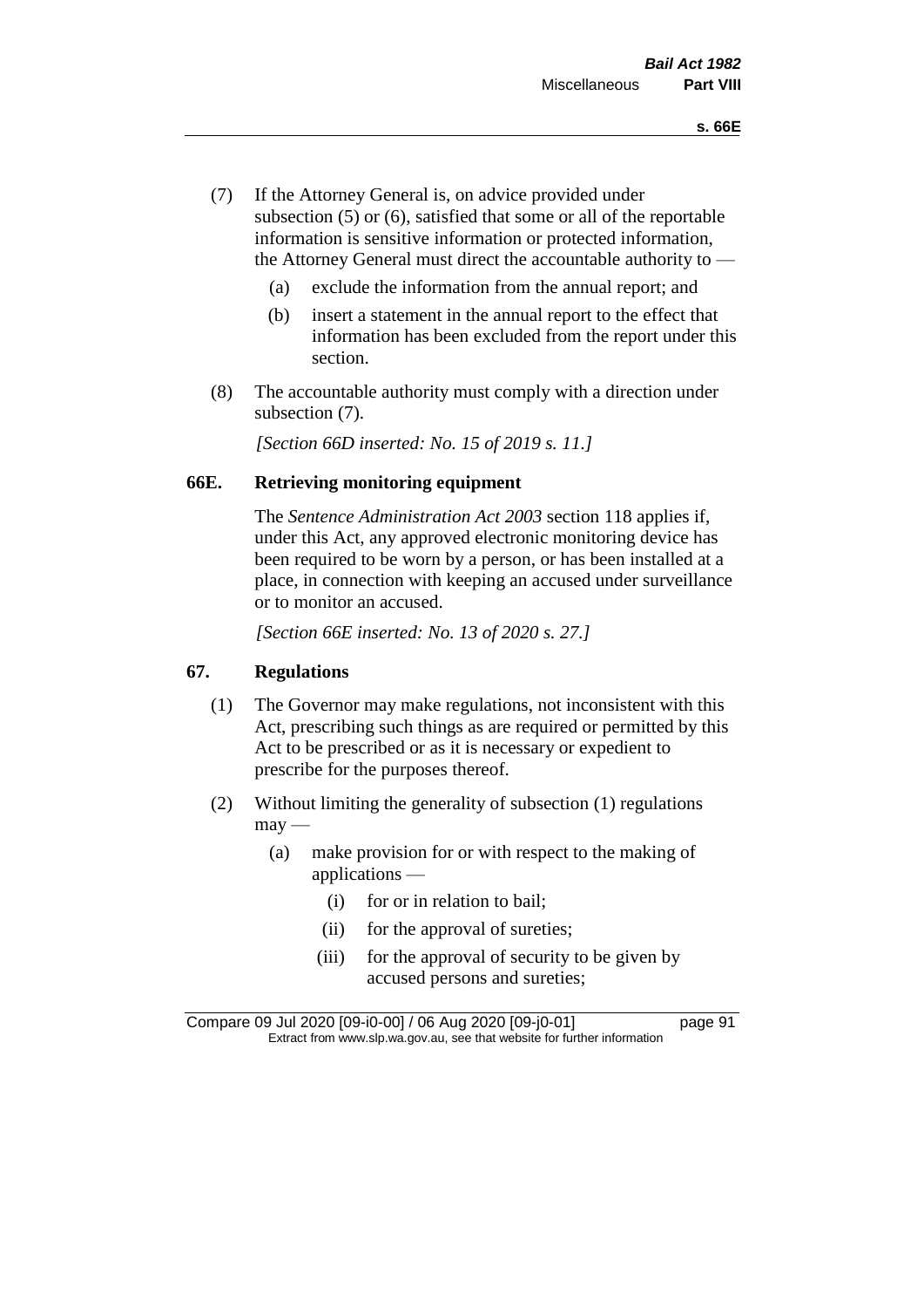(7) If the Attorney General is, on advice provided under subsection (5) or (6), satisfied that some or all of the reportable information is sensitive information or protected information, the Attorney General must direct the accountable authority to —

  (a) exclude the information from the annual report; and

  (b) insert a statement in the annual report to the effect that information has been excluded from the report under this section.

(8) The accountable authority must comply with a direction under subsection (7).

*[Section 66D inserted: No. 15 of 2019 s. 11.]*

### 66E. Retrieving monitoring equipment

The *Sentence Administration Act 2003* section 118 applies if, under this Act, any approved electronic monitoring device has been required to be worn by a person, or has been installed at a place, in connection with keeping an accused under surveillance or to monitor an accused.

*[Section 66E inserted: No. 13 of 2020 s. 27.]*

### 67. Regulations

(1) The Governor may make regulations, not inconsistent with this Act, prescribing such things as are required or permitted by this Act to be prescribed or as it is necessary or expedient to prescribe for the purposes thereof.

(2) Without limiting the generality of subsection (1) regulations may —

  (a) make provision for or with respect to the making of applications —

    (i) for or in relation to bail;

    (ii) for the approval of sureties;

    (iii) for the approval of security to be given by accused persons and sureties;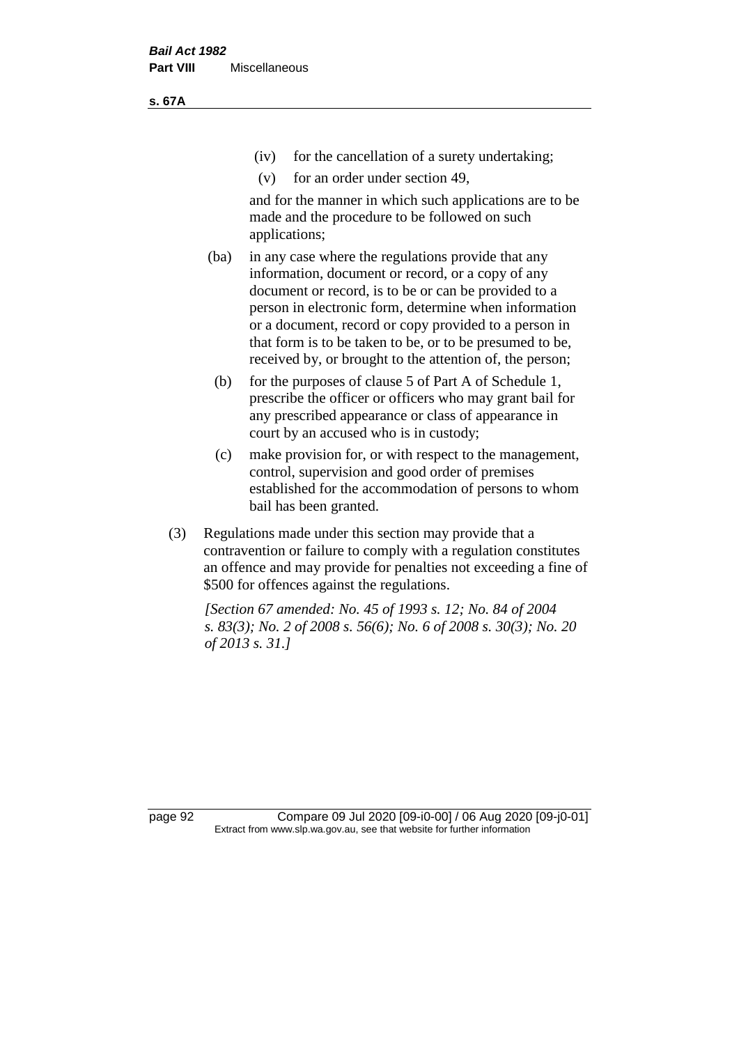(iv) for the cancellation of a surety undertaking;

(v) for an order under section 49,

and for the manner in which such applications are to be made and the procedure to be followed on such applications;

(ba) in any case where the regulations provide that any information, document or record, or a copy of any document or record, is to be or can be provided to a person in electronic form, determine when information or a document, record or copy provided to a person in that form is to be taken to be, or to be presumed to be, received by, or brought to the attention of, the person;

(b) for the purposes of clause 5 of Part A of Schedule 1, prescribe the officer or officers who may grant bail for any prescribed appearance or class of appearance in court by an accused who is in custody;

(c) make provision for, or with respect to the management, control, supervision and good order of premises established for the accommodation of persons to whom bail has been granted.

(3) Regulations made under this section may provide that a contravention or failure to comply with a regulation constitutes an offence and may provide for penalties not exceeding a fine of $500 for offences against the regulations.

*[Section 67 amended: No. 45 of 1993 s. 12; No. 84 of 2004 s. 83(3); No. 2 of 2008 s. 56(6); No. 6 of 2008 s. 30(3); No. 20 of 2013 s. 31.]*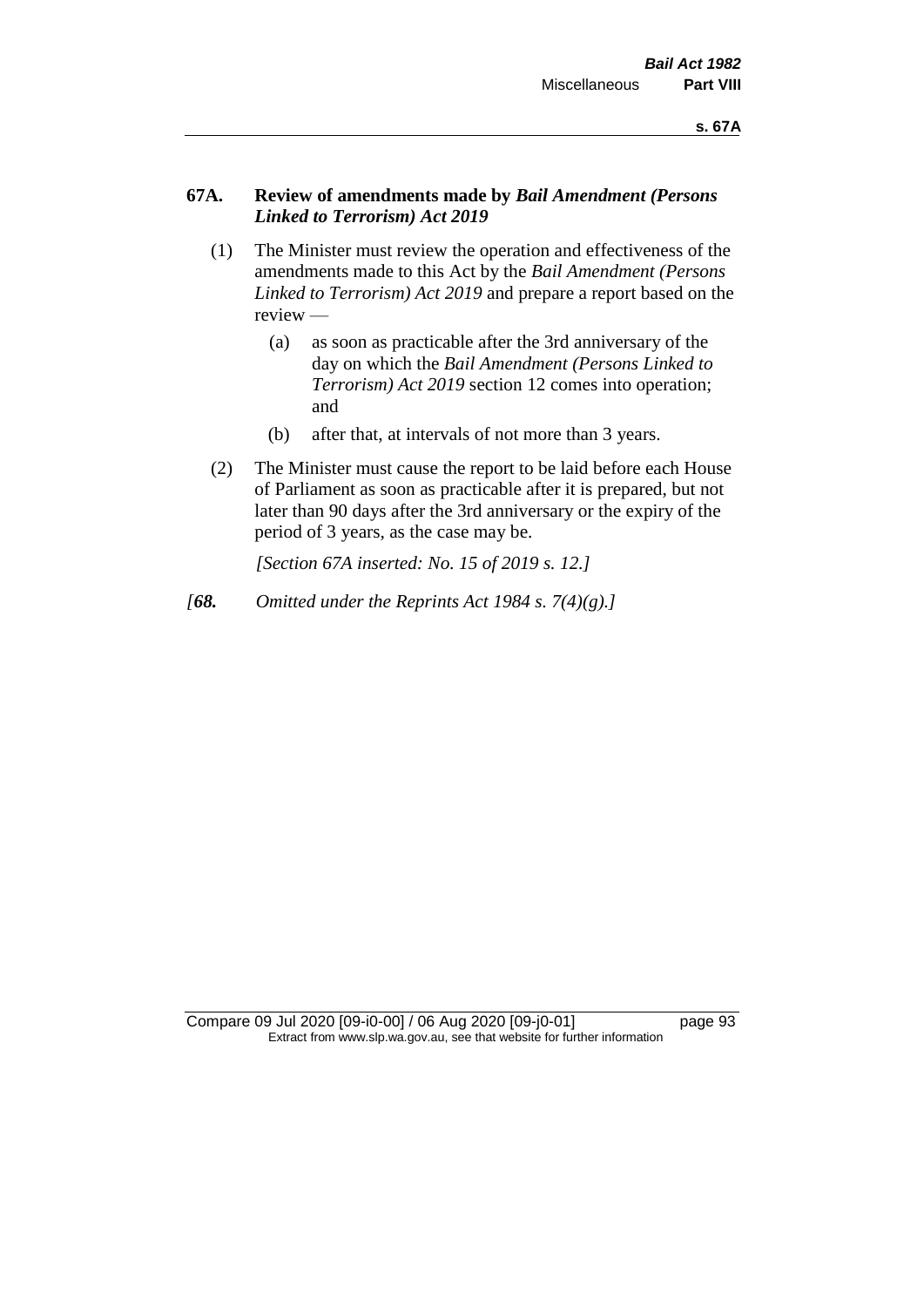## 67A. Review of amendments made by *Bail Amendment (Persons Linked to Terrorism) Act 2019*

(1) The Minister must review the operation and effectiveness of the amendments made to this Act by the *Bail Amendment (Persons Linked to Terrorism) Act 2019* and prepare a report based on the review —

(a) as soon as practicable after the 3rd anniversary of the day on which the *Bail Amendment (Persons Linked to Terrorism) Act 2019* section 12 comes into operation; and

(b) after that, at intervals of not more than 3 years.

(2) The Minister must cause the report to be laid before each House of Parliament as soon as practicable after it is prepared, but not later than 90 days after the 3rd anniversary or the expiry of the period of 3 years, as the case may be.

*[Section 67A inserted: No. 15 of 2019 s. 12.]*

*[**68.** Omitted under the Reprints Act 1984 s. 7(4)(g).]*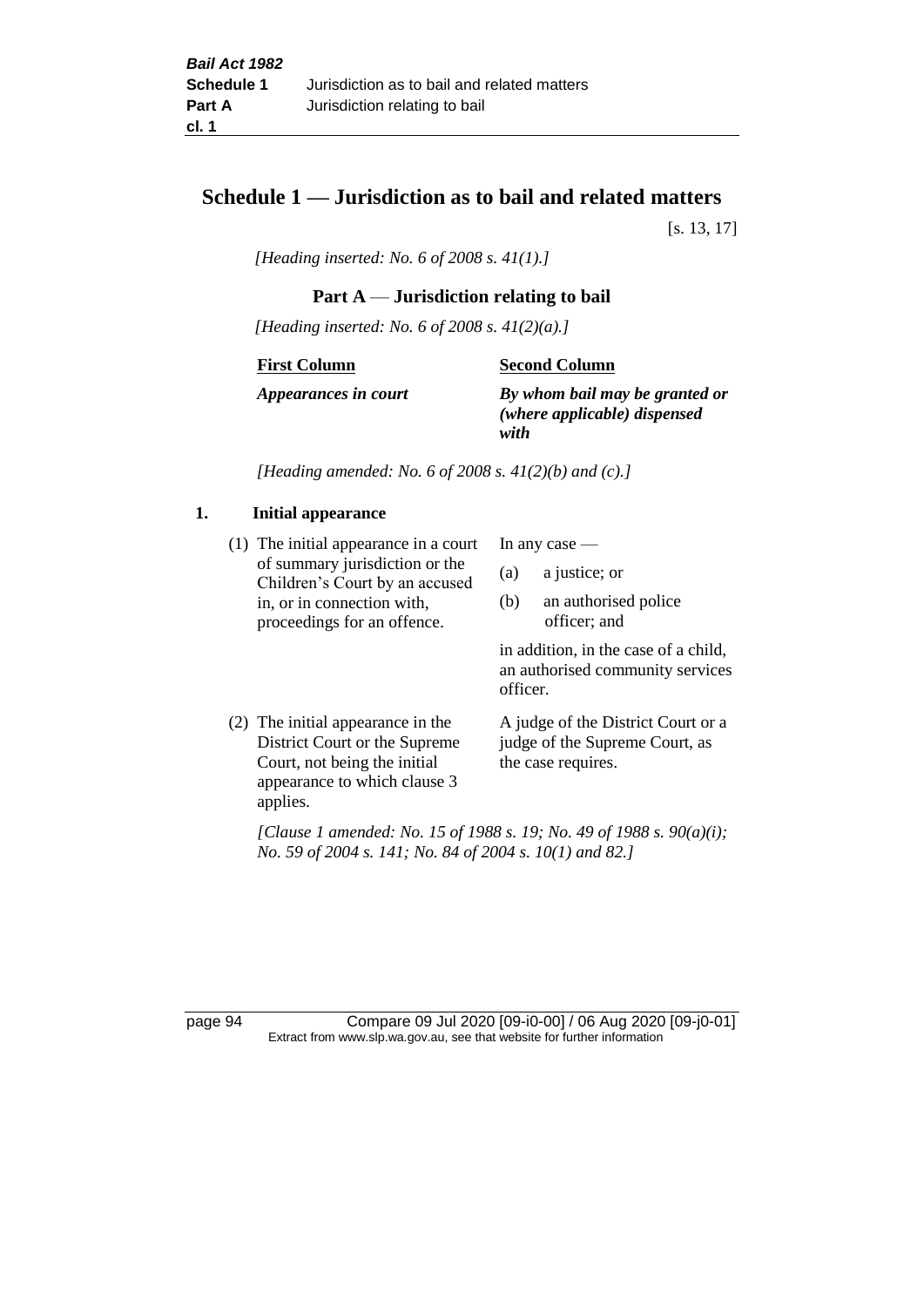# Schedule 1 — Jurisdiction as to bail and related matters

[s. 13, 17]

*[Heading inserted: No. 6 of 2008 s. 41(1).]*

## Part A — Jurisdiction relating to bail

*[Heading inserted: No. 6 of 2008 s. 41(2)(a).]*

| First Column | Second Column |
|---|---|
| ***Appearances in court*** | ***By whom bail may be granted or (where applicable) dispensed with*** |

*[Heading amended: No. 6 of 2008 s. 41(2)(b) and (c).]*

### 1. Initial appearance

| | |
|---|---|
| (1) The initial appearance in a court of summary jurisdiction or the Children's Court by an accused in, or in connection with, proceedings for an offence. | In any case — (a) a justice; or (b) an authorised police officer; and in addition, in the case of a child, an authorised community services officer. |
| (2) The initial appearance in the District Court or the Supreme Court, not being the initial appearance to which clause 3 applies. | A judge of the District Court or a judge of the Supreme Court, as the case requires. |

*[Clause 1 amended: No. 15 of 1988 s. 19; No. 49 of 1988 s. 90(a)(i); No. 59 of 2004 s. 141; No. 84 of 2004 s. 10(1) and 82.]*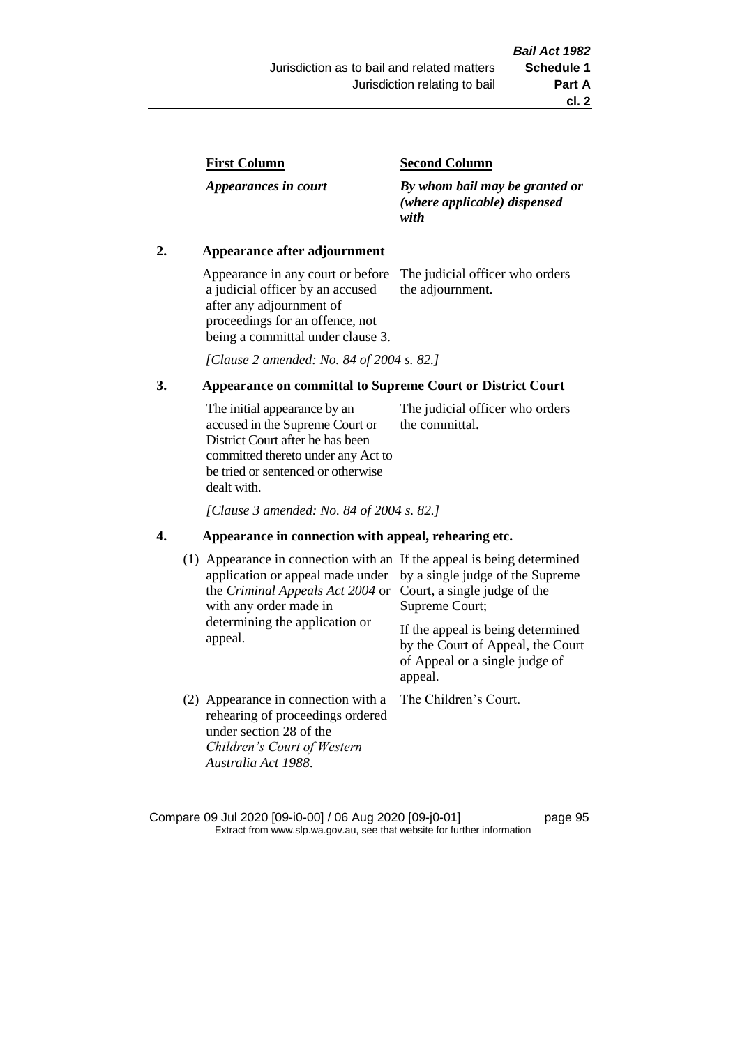| First Column | Second Column |
|---|---|
| *Appearances in court* | ***By whom bail may be granted or (where applicable) dispensed with*** |

**2. Appearance after adjournment**

| | |
|---|---|
| Appearance in any court or before a judicial officer by an accused after any adjournment of proceedings for an offence, not being a committal under clause 3. | The judicial officer who orders the adjournment. |

*[Clause 2 amended: No. 84 of 2004 s. 82.]*

**3. Appearance on committal to Supreme Court or District Court**

| | |
|---|---|
| The initial appearance by an accused in the Supreme Court or District Court after he has been committed thereto under any Act to be tried or sentenced or otherwise dealt with. | The judicial officer who orders the committal. |

*[Clause 3 amended: No. 84 of 2004 s. 82.]*

**4. Appearance in connection with appeal, rehearing etc.**

| | |
|---|---|
| (1) Appearance in connection with an application or appeal made under the *Criminal Appeals Act 2004* or with any order made in determining the application or appeal. | If the appeal is being determined by a single judge of the Supreme Court, a single judge of the Supreme Court;<br><br>If the appeal is being determined by the Court of Appeal, the Court of Appeal or a single judge of appeal. |
| (2) Appearance in connection with a rehearing of proceedings ordered under section 28 of the *Children's Court of Western Australia Act 1988*. | The Children's Court. |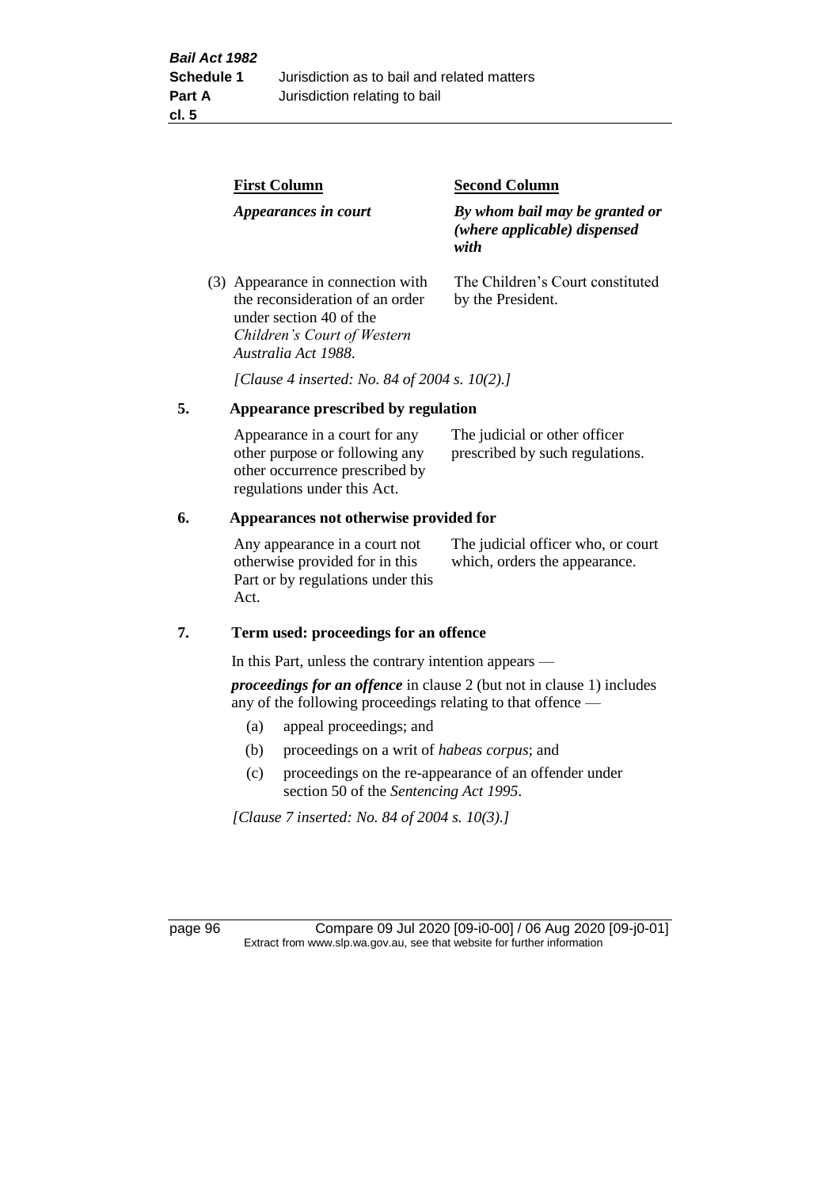| First Column | Second Column |
|---|---|
| ***Appearances in court*** | ***By whom bail may be granted or (where applicable) dispensed with*** |
| (3) Appearance in connection with the reconsideration of an order under section 40 of the *Children's Court of Western Australia Act 1988*. | The Children's Court constituted by the President. |

*[Clause 4 inserted: No. 84 of 2004 s. 10(2).]*

## 5. Appearance prescribed by regulation

| | |
|---|---|
| Appearance in a court for any other purpose or following any other occurrence prescribed by regulations under this Act. | The judicial or other officer prescribed by such regulations. |

## 6. Appearances not otherwise provided for

| | |
|---|---|
| Any appearance in a court not otherwise provided for in this Part or by regulations under this Act. | The judicial officer who, or court which, orders the appearance. |

## 7. Term used: proceedings for an offence

In this Part, unless the contrary intention appears —

***proceedings for an offence*** in clause 2 (but not in clause 1) includes any of the following proceedings relating to that offence —

- (a) appeal proceedings; and
- (b) proceedings on a writ of *habeas corpus*; and
- (c) proceedings on the re-appearance of an offender under section 50 of the *Sentencing Act 1995*.

*[Clause 7 inserted: No. 84 of 2004 s. 10(3).]*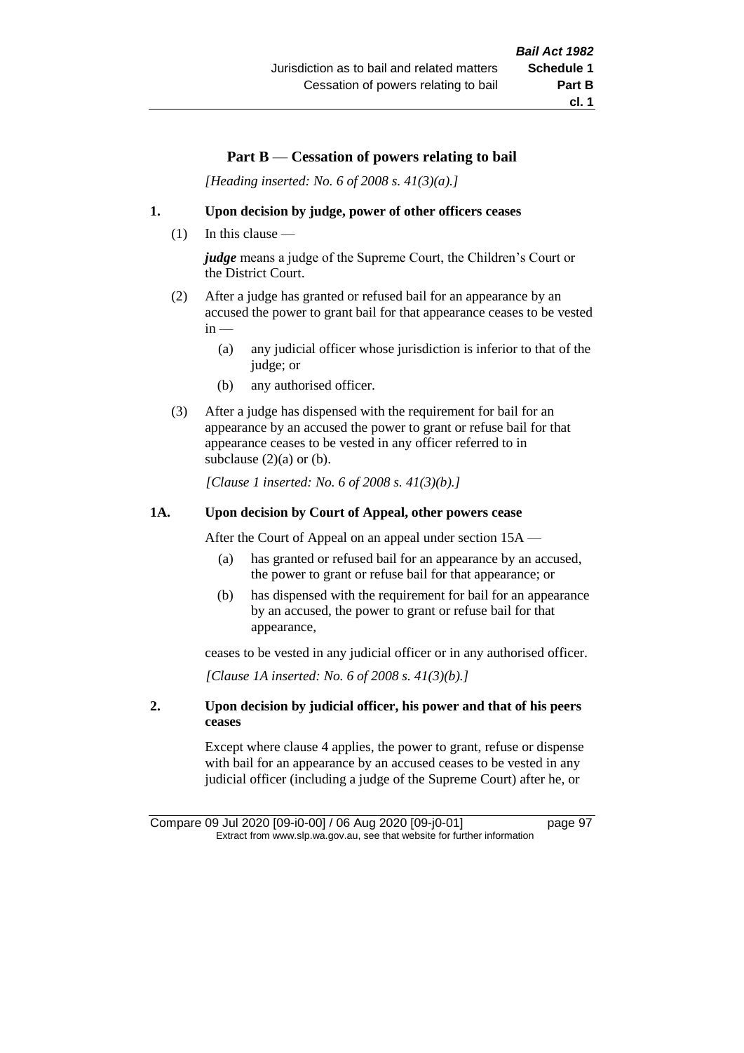## Part B — Cessation of powers relating to bail

*[Heading inserted: No. 6 of 2008 s. 41(3)(a).]*

**1. Upon decision by judge, power of other officers ceases**

(1) In this clause —

***judge*** means a judge of the Supreme Court, the Children's Court or the District Court.

(2) After a judge has granted or refused bail for an appearance by an accused the power to grant bail for that appearance ceases to be vested in —

(a) any judicial officer whose jurisdiction is inferior to that of the judge; or

(b) any authorised officer.

(3) After a judge has dispensed with the requirement for bail for an appearance by an accused the power to grant or refuse bail for that appearance ceases to be vested in any officer referred to in subclause (2)(a) or (b).

*[Clause 1 inserted: No. 6 of 2008 s. 41(3)(b).]*

**1A. Upon decision by Court of Appeal, other powers cease**

After the Court of Appeal on an appeal under section 15A —

(a) has granted or refused bail for an appearance by an accused, the power to grant or refuse bail for that appearance; or

(b) has dispensed with the requirement for bail for an appearance by an accused, the power to grant or refuse bail for that appearance,

ceases to be vested in any judicial officer or in any authorised officer.

*[Clause 1A inserted: No. 6 of 2008 s. 41(3)(b).]*

**2. Upon decision by judicial officer, his power and that of his peers ceases**

Except where clause 4 applies, the power to grant, refuse or dispense with bail for an appearance by an accused ceases to be vested in any judicial officer (including a judge of the Supreme Court) after he, or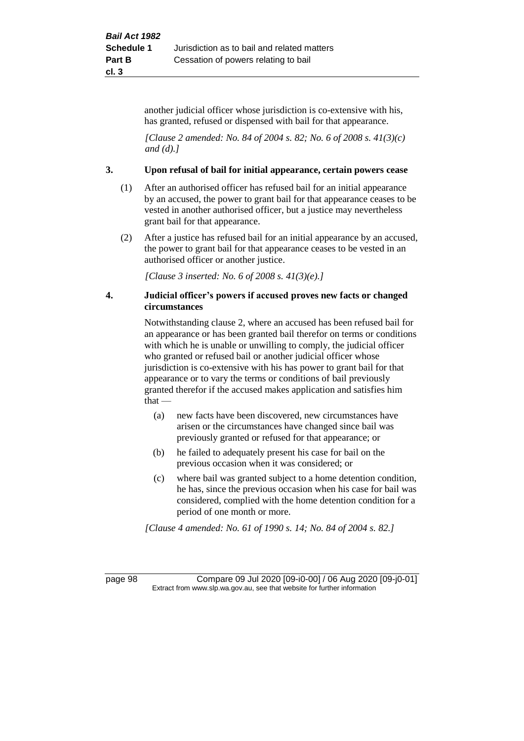another judicial officer whose jurisdiction is co-extensive with his, has granted, refused or dispensed with bail for that appearance.

*[Clause 2 amended: No. 84 of 2004 s. 82; No. 6 of 2008 s. 41(3)(c) and (d).]*

**3. Upon refusal of bail for initial appearance, certain powers cease**

(1) After an authorised officer has refused bail for an initial appearance by an accused, the power to grant bail for that appearance ceases to be vested in another authorised officer, but a justice may nevertheless grant bail for that appearance.

(2) After a justice has refused bail for an initial appearance by an accused, the power to grant bail for that appearance ceases to be vested in an authorised officer or another justice.

*[Clause 3 inserted: No. 6 of 2008 s. 41(3)(e).]*

**4. Judicial officer's powers if accused proves new facts or changed circumstances**

Notwithstanding clause 2, where an accused has been refused bail for an appearance or has been granted bail therefor on terms or conditions with which he is unable or unwilling to comply, the judicial officer who granted or refused bail or another judicial officer whose jurisdiction is co-extensive with his has power to grant bail for that appearance or to vary the terms or conditions of bail previously granted therefor if the accused makes application and satisfies him that —

(a) new facts have been discovered, new circumstances have arisen or the circumstances have changed since bail was previously granted or refused for that appearance; or

(b) he failed to adequately present his case for bail on the previous occasion when it was considered; or

(c) where bail was granted subject to a home detention condition, he has, since the previous occasion when his case for bail was considered, complied with the home detention condition for a period of one month or more.

*[Clause 4 amended: No. 61 of 1990 s. 14; No. 84 of 2004 s. 82.]*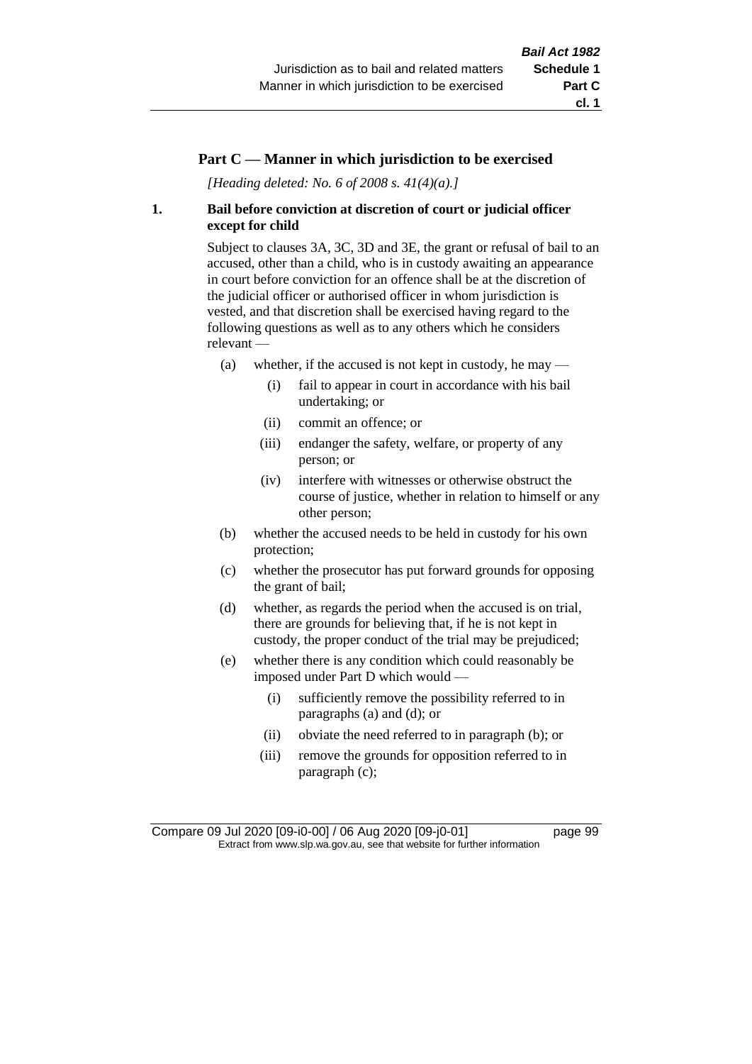## Part C — Manner in which jurisdiction to be exercised

*[Heading deleted: No. 6 of 2008 s. 41(4)(a).]*

### 1. Bail before conviction at discretion of court or judicial officer except for child

Subject to clauses 3A, 3C, 3D and 3E, the grant or refusal of bail to an accused, other than a child, who is in custody awaiting an appearance in court before conviction for an offence shall be at the discretion of the judicial officer or authorised officer in whom jurisdiction is vested, and that discretion shall be exercised having regard to the following questions as well as to any others which he considers relevant —

- (a) whether, if the accused is not kept in custody, he may —
  - (i) fail to appear in court in accordance with his bail undertaking; or
  - (ii) commit an offence; or
  - (iii) endanger the safety, welfare, or property of any person; or
  - (iv) interfere with witnesses or otherwise obstruct the course of justice, whether in relation to himself or any other person;
- (b) whether the accused needs to be held in custody for his own protection;
- (c) whether the prosecutor has put forward grounds for opposing the grant of bail;
- (d) whether, as regards the period when the accused is on trial, there are grounds for believing that, if he is not kept in custody, the proper conduct of the trial may be prejudiced;
- (e) whether there is any condition which could reasonably be imposed under Part D which would —
  - (i) sufficiently remove the possibility referred to in paragraphs (a) and (d); or
  - (ii) obviate the need referred to in paragraph (b); or
  - (iii) remove the grounds for opposition referred to in paragraph (c);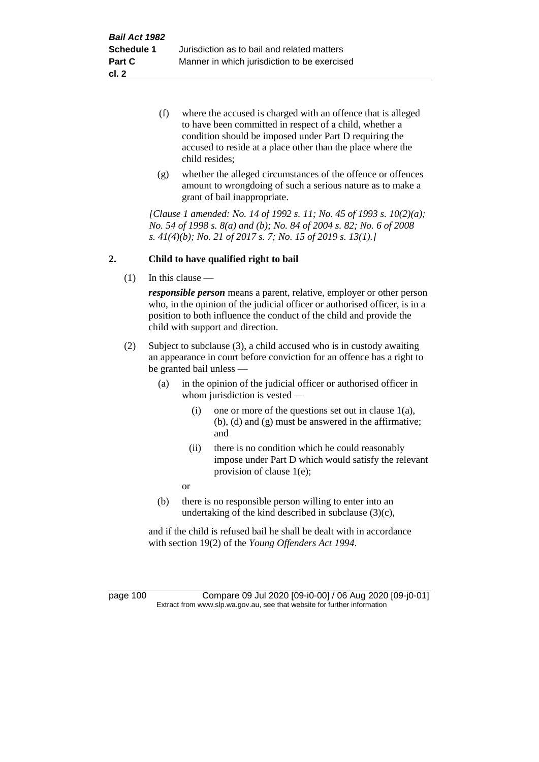(f) where the accused is charged with an offence that is alleged to have been committed in respect of a child, whether a condition should be imposed under Part D requiring the accused to reside at a place other than the place where the child resides;

(g) whether the alleged circumstances of the offence or offences amount to wrongdoing of such a serious nature as to make a grant of bail inappropriate.

*[Clause 1 amended: No. 14 of 1992 s. 11; No. 45 of 1993 s. 10(2)(a); No. 54 of 1998 s. 8(a) and (b); No. 84 of 2004 s. 82; No. 6 of 2008 s. 41(4)(b); No. 21 of 2017 s. 7; No. 15 of 2019 s. 13(1).]*

## 2. Child to have qualified right to bail

(1) In this clause —

***responsible person*** means a parent, relative, employer or other person who, in the opinion of the judicial officer or authorised officer, is in a position to both influence the conduct of the child and provide the child with support and direction.

(2) Subject to subclause (3), a child accused who is in custody awaiting an appearance in court before conviction for an offence has a right to be granted bail unless —

(a) in the opinion of the judicial officer or authorised officer in whom jurisdiction is vested —

(i) one or more of the questions set out in clause 1(a), (b), (d) and (g) must be answered in the affirmative; and

(ii) there is no condition which he could reasonably impose under Part D which would satisfy the relevant provision of clause 1(e);

or

(b) there is no responsible person willing to enter into an undertaking of the kind described in subclause (3)(c),

and if the child is refused bail he shall be dealt with in accordance with section 19(2) of the *Young Offenders Act 1994*.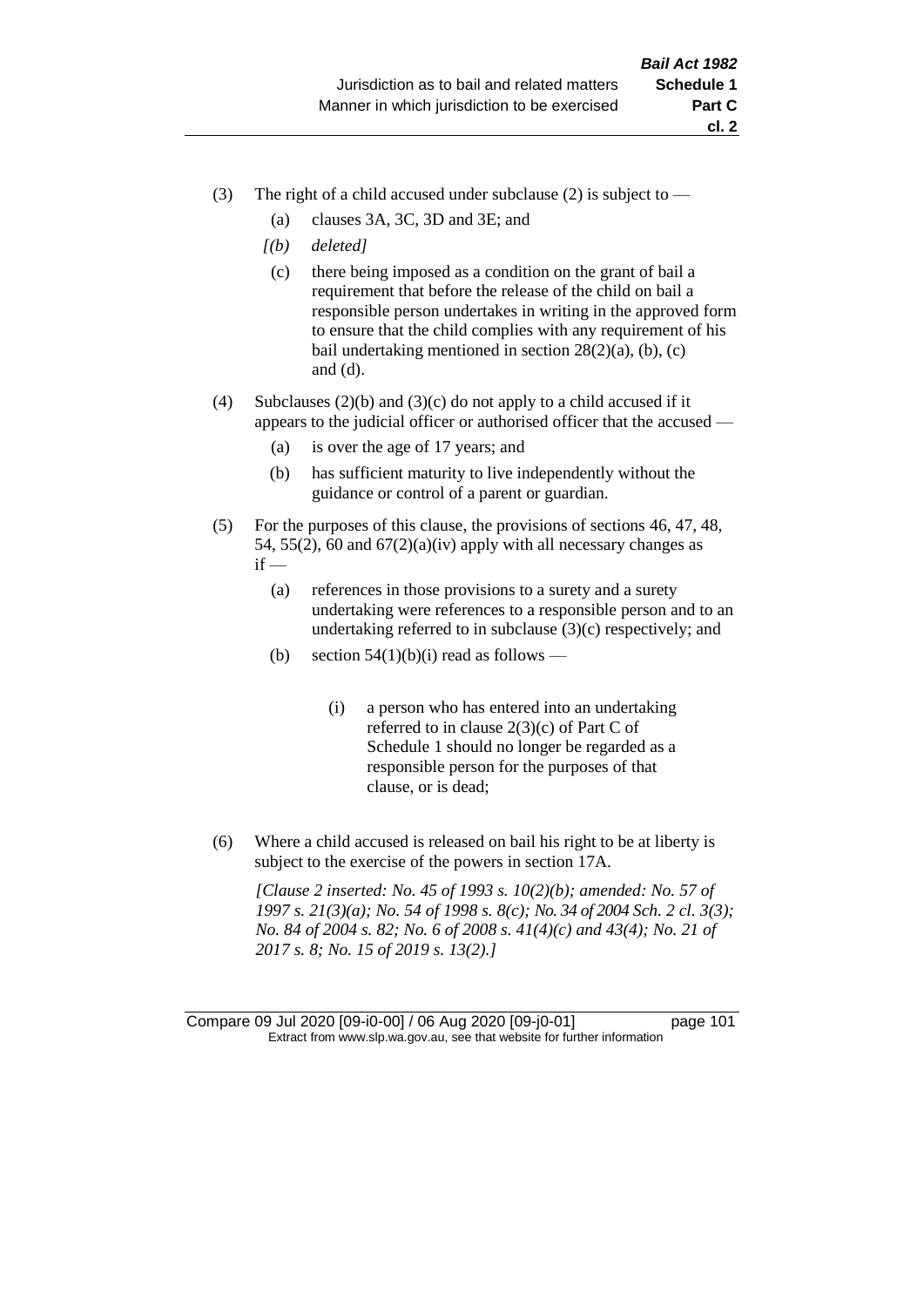(3) The right of a child accused under subclause (2) is subject to —

  (a) clauses 3A, 3C, 3D and 3E; and

  *[(b) deleted]*

  (c) there being imposed as a condition on the grant of bail a requirement that before the release of the child on bail a responsible person undertakes in writing in the approved form to ensure that the child complies with any requirement of his bail undertaking mentioned in section 28(2)(a), (b), (c) and (d).

(4) Subclauses (2)(b) and (3)(c) do not apply to a child accused if it appears to the judicial officer or authorised officer that the accused —

  (a) is over the age of 17 years; and

  (b) has sufficient maturity to live independently without the guidance or control of a parent or guardian.

(5) For the purposes of this clause, the provisions of sections 46, 47, 48, 54, 55(2), 60 and 67(2)(a)(iv) apply with all necessary changes as if —

  (a) references in those provisions to a surety and a surety undertaking were references to a responsible person and to an undertaking referred to in subclause (3)(c) respectively; and

  (b) section 54(1)(b)(i) read as follows —

    (i) a person who has entered into an undertaking referred to in clause 2(3)(c) of Part C of Schedule 1 should no longer be regarded as a responsible person for the purposes of that clause, or is dead;

(6) Where a child accused is released on bail his right to be at liberty is subject to the exercise of the powers in section 17A.

*[Clause 2 inserted: No. 45 of 1993 s. 10(2)(b); amended: No. 57 of 1997 s. 21(3)(a); No. 54 of 1998 s. 8(c); No. 34 of 2004 Sch. 2 cl. 3(3); No. 84 of 2004 s. 82; No. 6 of 2008 s. 41(4)(c) and 43(4); No. 21 of 2017 s. 8; No. 15 of 2019 s. 13(2).]*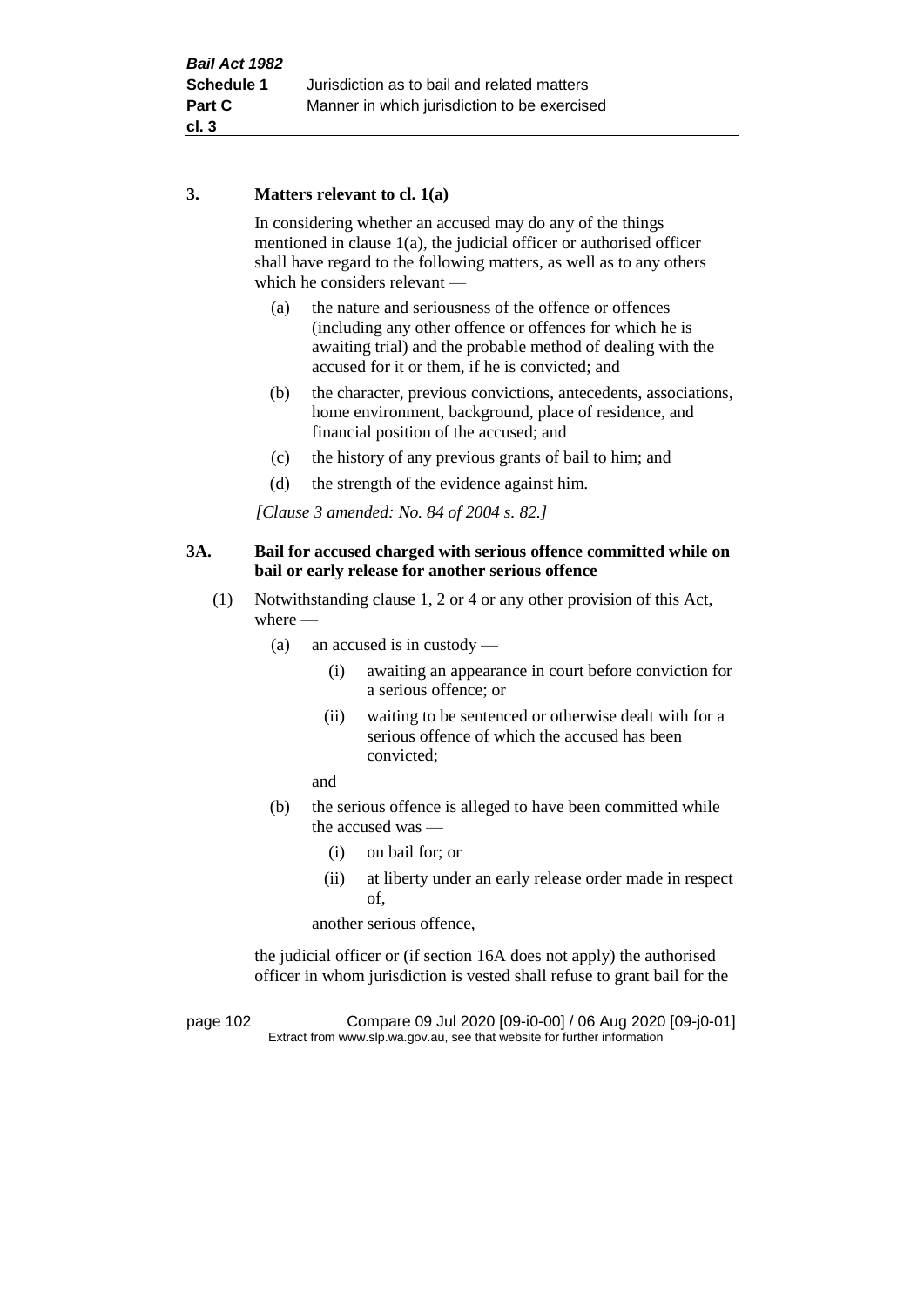## 3. Matters relevant to cl. 1(a)

In considering whether an accused may do any of the things mentioned in clause 1(a), the judicial officer or authorised officer shall have regard to the following matters, as well as to any others which he considers relevant —

- (a) the nature and seriousness of the offence or offences (including any other offence or offences for which he is awaiting trial) and the probable method of dealing with the accused for it or them, if he is convicted; and
- (b) the character, previous convictions, antecedents, associations, home environment, background, place of residence, and financial position of the accused; and
- (c) the history of any previous grants of bail to him; and
- (d) the strength of the evidence against him.

*[Clause 3 amended: No. 84 of 2004 s. 82.]*

## 3A. Bail for accused charged with serious offence committed while on bail or early release for another serious offence

(1) Notwithstanding clause 1, 2 or 4 or any other provision of this Act, where —

- (a) an accused is in custody —
  - (i) awaiting an appearance in court before conviction for a serious offence; or
  - (ii) waiting to be sentenced or otherwise dealt with for a serious offence of which the accused has been convicted;

  and
- (b) the serious offence is alleged to have been committed while the accused was —
  - (i) on bail for; or
  - (ii) at liberty under an early release order made in respect of,

  another serious offence,

the judicial officer or (if section 16A does not apply) the authorised officer in whom jurisdiction is vested shall refuse to grant bail for the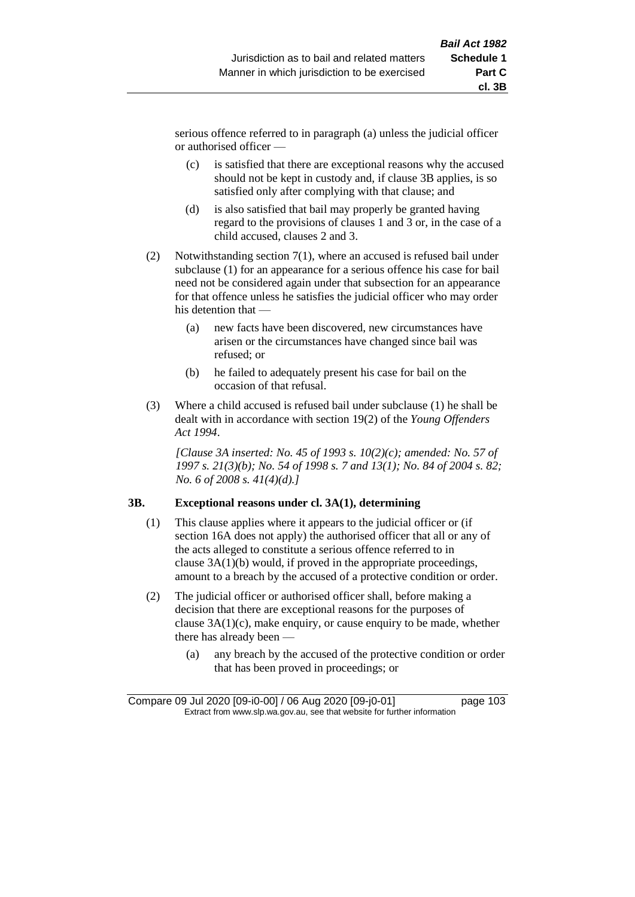serious offence referred to in paragraph (a) unless the judicial officer or authorised officer —

(c) is satisfied that there are exceptional reasons why the accused should not be kept in custody and, if clause 3B applies, is so satisfied only after complying with that clause; and

(d) is also satisfied that bail may properly be granted having regard to the provisions of clauses 1 and 3 or, in the case of a child accused, clauses 2 and 3.

(2) Notwithstanding section 7(1), where an accused is refused bail under subclause (1) for an appearance for a serious offence his case for bail need not be considered again under that subsection for an appearance for that offence unless he satisfies the judicial officer who may order his detention that —

(a) new facts have been discovered, new circumstances have arisen or the circumstances have changed since bail was refused; or

(b) he failed to adequately present his case for bail on the occasion of that refusal.

(3) Where a child accused is refused bail under subclause (1) he shall be dealt with in accordance with section 19(2) of the *Young Offenders Act 1994*.

*[Clause 3A inserted: No. 45 of 1993 s. 10(2)(c); amended: No. 57 of 1997 s. 21(3)(b); No. 54 of 1998 s. 7 and 13(1); No. 84 of 2004 s. 82; No. 6 of 2008 s. 41(4)(d).]*

**3B. Exceptional reasons under cl. 3A(1), determining**

(1) This clause applies where it appears to the judicial officer or (if section 16A does not apply) the authorised officer that all or any of the acts alleged to constitute a serious offence referred to in clause 3A(1)(b) would, if proved in the appropriate proceedings, amount to a breach by the accused of a protective condition or order.

(2) The judicial officer or authorised officer shall, before making a decision that there are exceptional reasons for the purposes of clause 3A(1)(c), make enquiry, or cause enquiry to be made, whether there has already been —

(a) any breach by the accused of the protective condition or order that has been proved in proceedings; or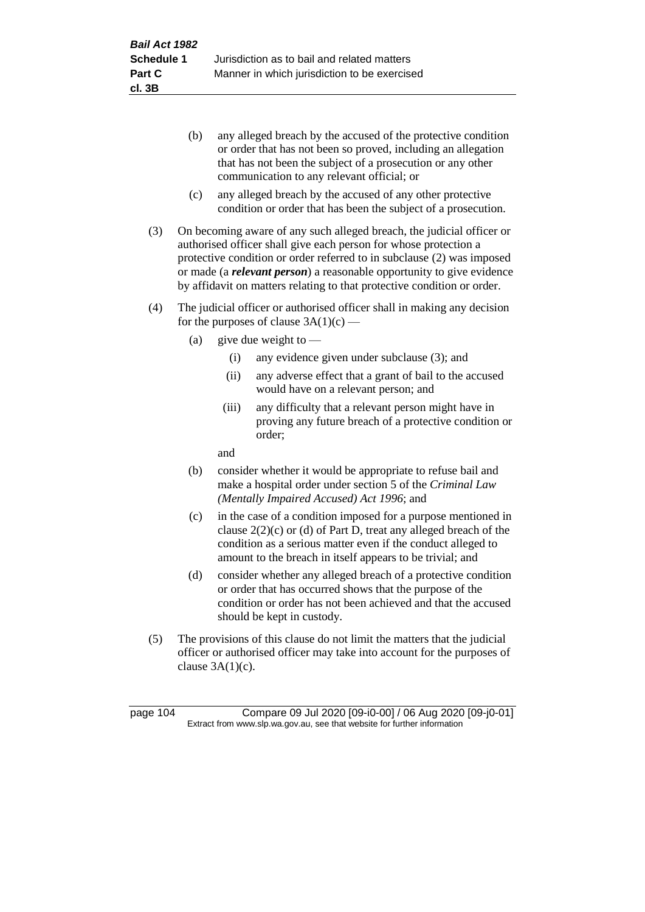(b) any alleged breach by the accused of the protective condition or order that has not been so proved, including an allegation that has not been the subject of a prosecution or any other communication to any relevant official; or

(c) any alleged breach by the accused of any other protective condition or order that has been the subject of a prosecution.

(3) On becoming aware of any such alleged breach, the judicial officer or authorised officer shall give each person for whose protection a protective condition or order referred to in subclause (2) was imposed or made (a ***relevant person***) a reasonable opportunity to give evidence by affidavit on matters relating to that protective condition or order.

(4) The judicial officer or authorised officer shall in making any decision for the purposes of clause 3A(1)(c) —

(a) give due weight to —

(i) any evidence given under subclause (3); and

(ii) any adverse effect that a grant of bail to the accused would have on a relevant person; and

(iii) any difficulty that a relevant person might have in proving any future breach of a protective condition or order;

and

(b) consider whether it would be appropriate to refuse bail and make a hospital order under section 5 of the *Criminal Law (Mentally Impaired Accused) Act 1996*; and

(c) in the case of a condition imposed for a purpose mentioned in clause 2(2)(c) or (d) of Part D, treat any alleged breach of the condition as a serious matter even if the conduct alleged to amount to the breach in itself appears to be trivial; and

(d) consider whether any alleged breach of a protective condition or order that has occurred shows that the purpose of the condition or order has not been achieved and that the accused should be kept in custody.

(5) The provisions of this clause do not limit the matters that the judicial officer or authorised officer may take into account for the purposes of clause 3A(1)(c).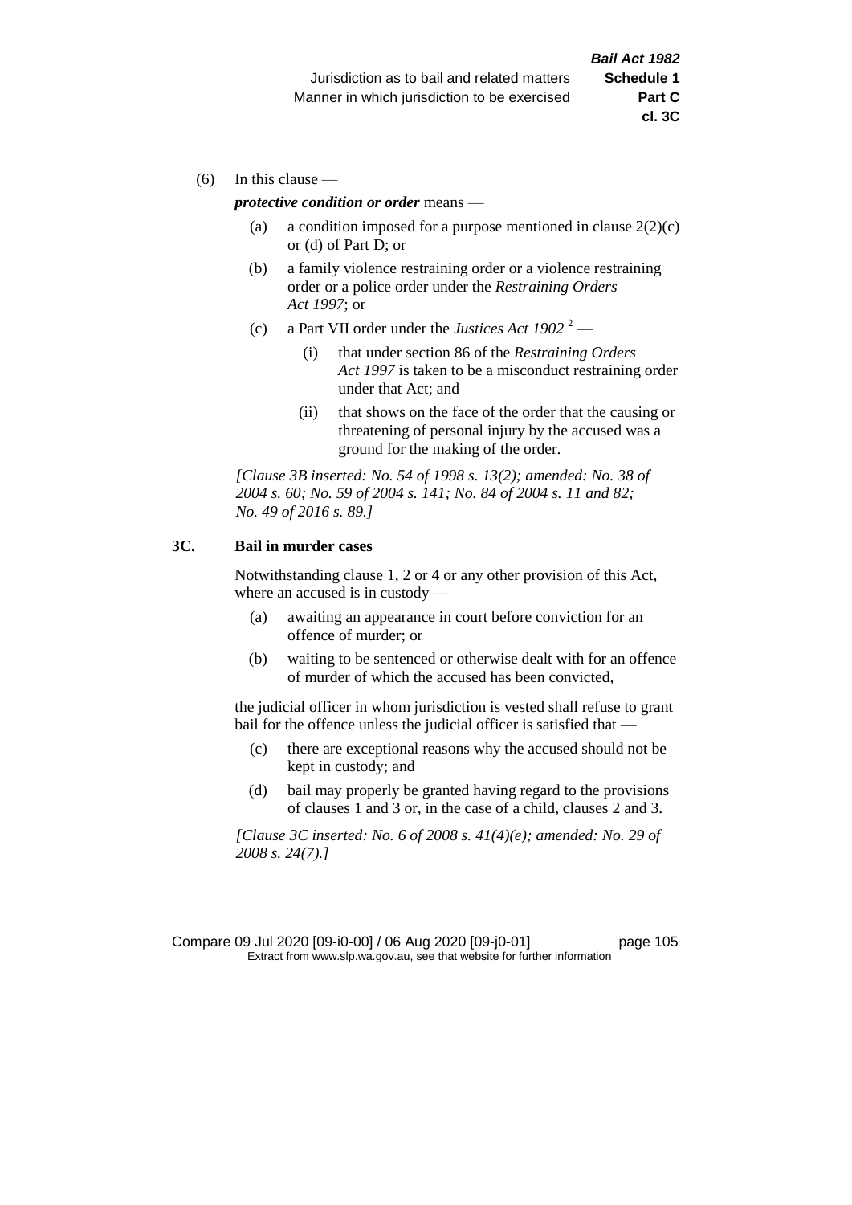(6) In this clause —

***protective condition or order*** means —

(a) a condition imposed for a purpose mentioned in clause 2(2)(c) or (d) of Part D; or

(b) a family violence restraining order or a violence restraining order or a police order under the *Restraining Orders Act 1997*; or

(c) a Part VII order under the *Justices Act 1902* [2] —

(i) that under section 86 of the *Restraining Orders Act 1997* is taken to be a misconduct restraining order under that Act; and

(ii) that shows on the face of the order that the causing or threatening of personal injury by the accused was a ground for the making of the order.

*[Clause 3B inserted: No. 54 of 1998 s. 13(2); amended: No. 38 of 2004 s. 60; No. 59 of 2004 s. 141; No. 84 of 2004 s. 11 and 82; No. 49 of 2016 s. 89.]*

## 3C. Bail in murder cases

Notwithstanding clause 1, 2 or 4 or any other provision of this Act, where an accused is in custody —

(a) awaiting an appearance in court before conviction for an offence of murder; or

(b) waiting to be sentenced or otherwise dealt with for an offence of murder of which the accused has been convicted,

the judicial officer in whom jurisdiction is vested shall refuse to grant bail for the offence unless the judicial officer is satisfied that —

(c) there are exceptional reasons why the accused should not be kept in custody; and

(d) bail may properly be granted having regard to the provisions of clauses 1 and 3 or, in the case of a child, clauses 2 and 3.

*[Clause 3C inserted: No. 6 of 2008 s. 41(4)(e); amended: No. 29 of 2008 s. 24(7).]*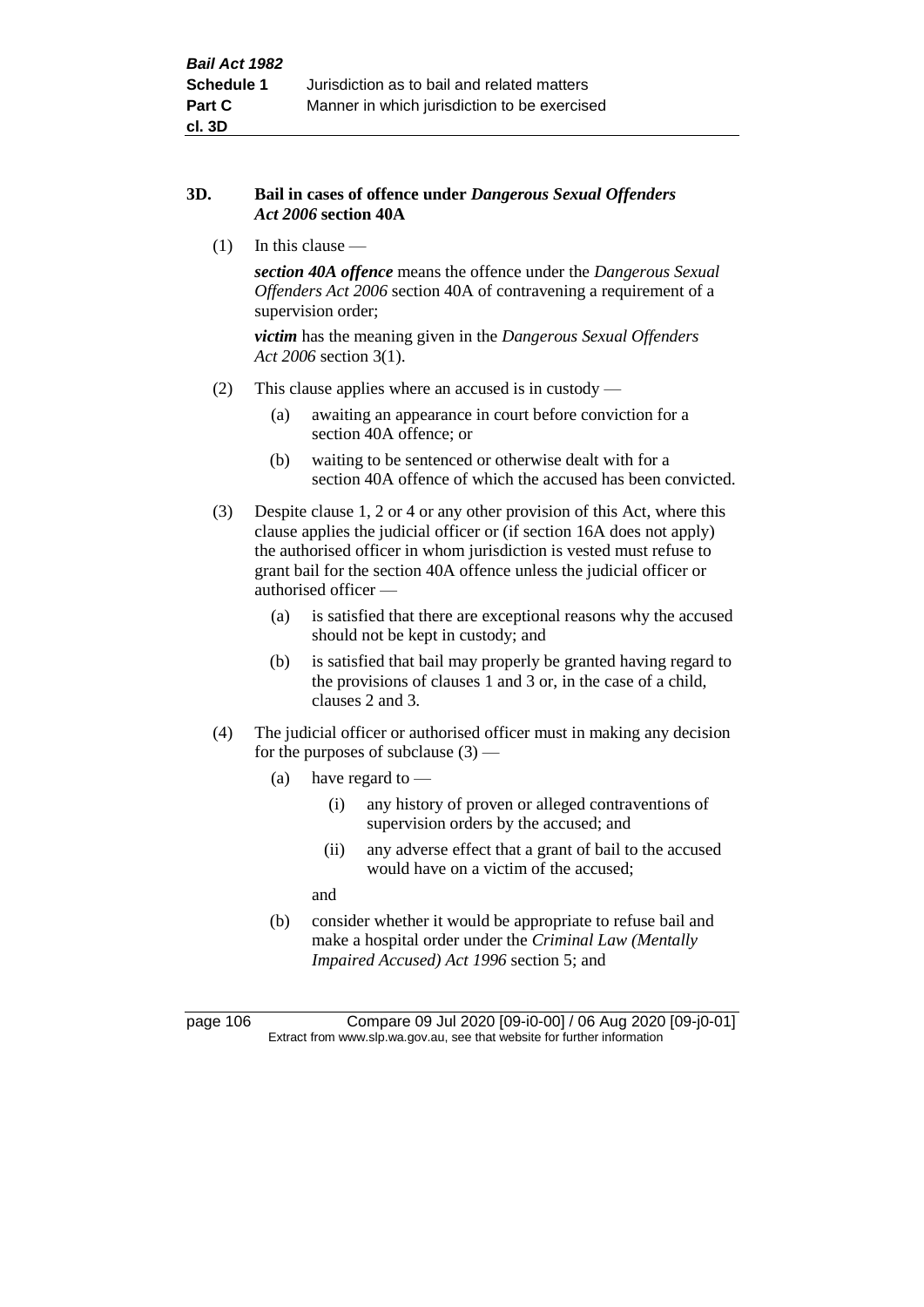### 3D. Bail in cases of offence under *Dangerous Sexual Offenders Act 2006* section 40A

(1) In this clause —

***section 40A offence*** means the offence under the *Dangerous Sexual Offenders Act 2006* section 40A of contravening a requirement of a supervision order;

***victim*** has the meaning given in the *Dangerous Sexual Offenders Act 2006* section 3(1).

(2) This clause applies where an accused is in custody —

- (a) awaiting an appearance in court before conviction for a section 40A offence; or
- (b) waiting to be sentenced or otherwise dealt with for a section 40A offence of which the accused has been convicted.

(3) Despite clause 1, 2 or 4 or any other provision of this Act, where this clause applies the judicial officer or (if section 16A does not apply) the authorised officer in whom jurisdiction is vested must refuse to grant bail for the section 40A offence unless the judicial officer or authorised officer —

- (a) is satisfied that there are exceptional reasons why the accused should not be kept in custody; and
- (b) is satisfied that bail may properly be granted having regard to the provisions of clauses 1 and 3 or, in the case of a child, clauses 2 and 3.

(4) The judicial officer or authorised officer must in making any decision for the purposes of subclause (3) —

- (a) have regard to —
  - (i) any history of proven or alleged contraventions of supervision orders by the accused; and
  - (ii) any adverse effect that a grant of bail to the accused would have on a victim of the accused;

  and

- (b) consider whether it would be appropriate to refuse bail and make a hospital order under the *Criminal Law (Mentally Impaired Accused) Act 1996* section 5; and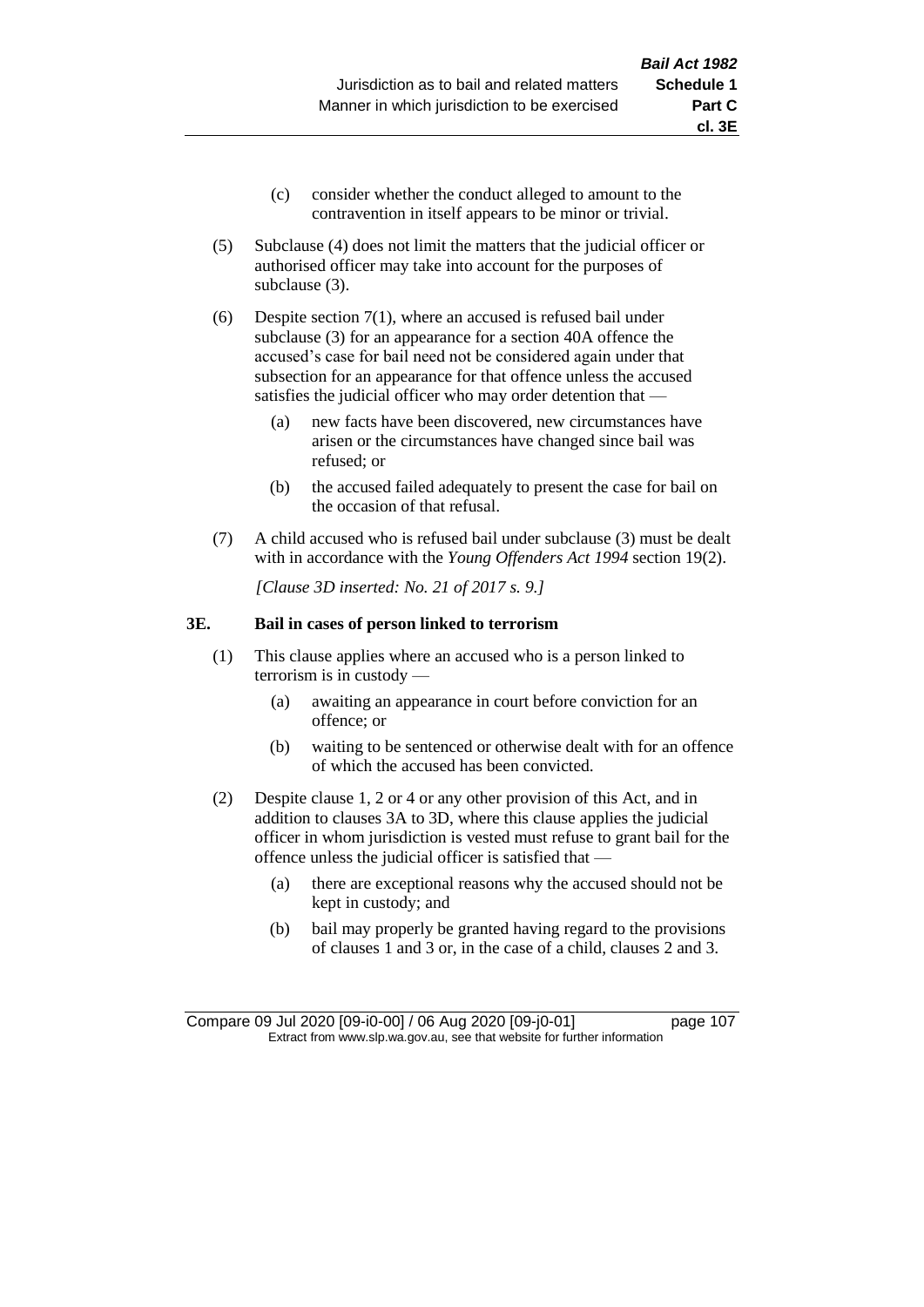(c) consider whether the conduct alleged to amount to the contravention in itself appears to be minor or trivial.

(5) Subclause (4) does not limit the matters that the judicial officer or authorised officer may take into account for the purposes of subclause (3).

(6) Despite section 7(1), where an accused is refused bail under subclause (3) for an appearance for a section 40A offence the accused's case for bail need not be considered again under that subsection for an appearance for that offence unless the accused satisfies the judicial officer who may order detention that —

(a) new facts have been discovered, new circumstances have arisen or the circumstances have changed since bail was refused; or

(b) the accused failed adequately to present the case for bail on the occasion of that refusal.

(7) A child accused who is refused bail under subclause (3) must be dealt with in accordance with the *Young Offenders Act 1994* section 19(2).

*[Clause 3D inserted: No. 21 of 2017 s. 9.]*

**3E. Bail in cases of person linked to terrorism**

(1) This clause applies where an accused who is a person linked to terrorism is in custody —

(a) awaiting an appearance in court before conviction for an offence; or

(b) waiting to be sentenced or otherwise dealt with for an offence of which the accused has been convicted.

(2) Despite clause 1, 2 or 4 or any other provision of this Act, and in addition to clauses 3A to 3D, where this clause applies the judicial officer in whom jurisdiction is vested must refuse to grant bail for the offence unless the judicial officer is satisfied that —

(a) there are exceptional reasons why the accused should not be kept in custody; and

(b) bail may properly be granted having regard to the provisions of clauses 1 and 3 or, in the case of a child, clauses 2 and 3.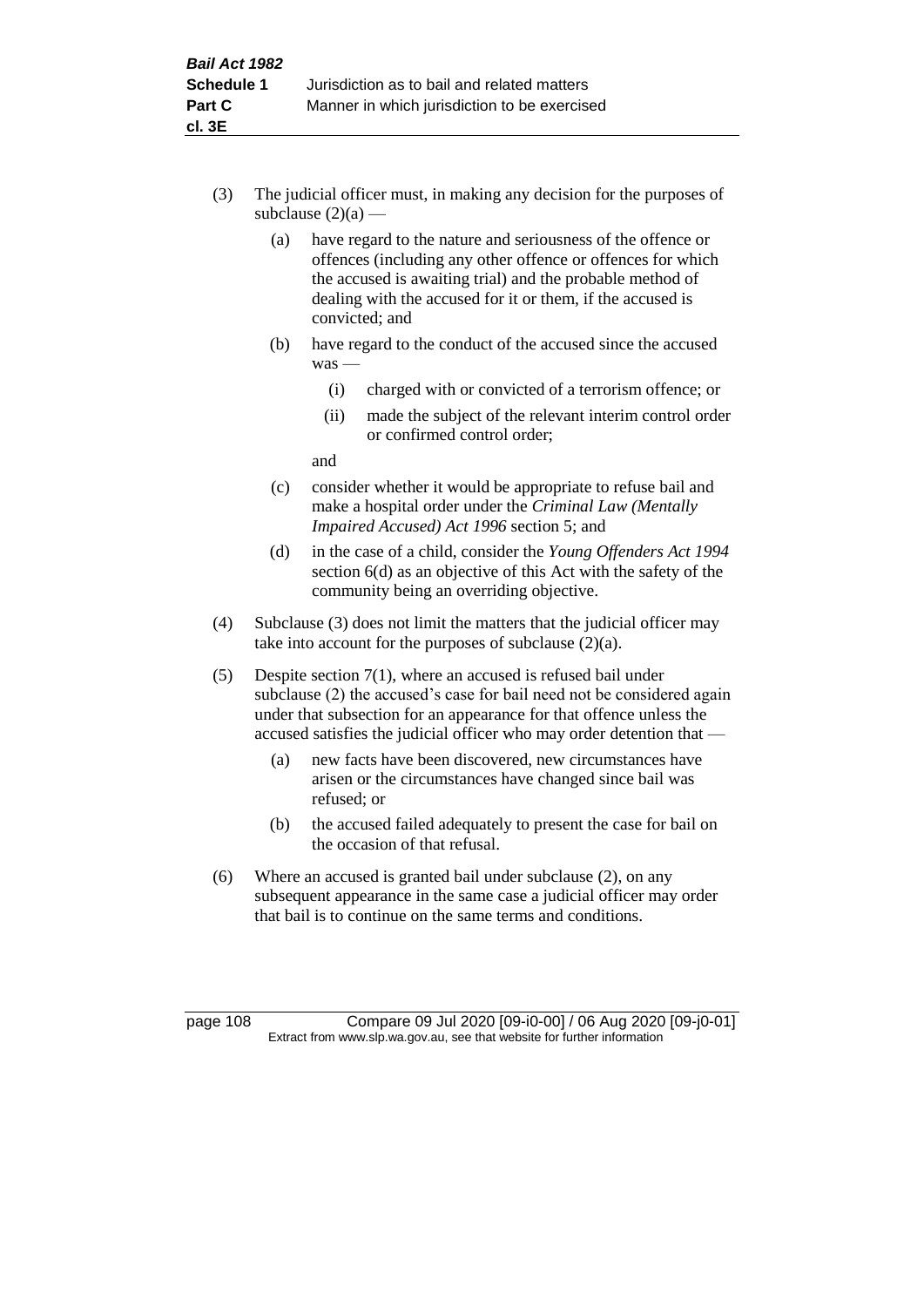(3) The judicial officer must, in making any decision for the purposes of subclause (2)(a) —

  (a) have regard to the nature and seriousness of the offence or offences (including any other offence or offences for which the accused is awaiting trial) and the probable method of dealing with the accused for it or them, if the accused is convicted; and

  (b) have regard to the conduct of the accused since the accused was —

    (i) charged with or convicted of a terrorism offence; or

    (ii) made the subject of the relevant interim control order or confirmed control order;

  and

  (c) consider whether it would be appropriate to refuse bail and make a hospital order under the *Criminal Law (Mentally Impaired Accused) Act 1996* section 5; and

  (d) in the case of a child, consider the *Young Offenders Act 1994* section 6(d) as an objective of this Act with the safety of the community being an overriding objective.

(4) Subclause (3) does not limit the matters that the judicial officer may take into account for the purposes of subclause (2)(a).

(5) Despite section 7(1), where an accused is refused bail under subclause (2) the accused's case for bail need not be considered again under that subsection for an appearance for that offence unless the accused satisfies the judicial officer who may order detention that —

  (a) new facts have been discovered, new circumstances have arisen or the circumstances have changed since bail was refused; or

  (b) the accused failed adequately to present the case for bail on the occasion of that refusal.

(6) Where an accused is granted bail under subclause (2), on any subsequent appearance in the same case a judicial officer may order that bail is to continue on the same terms and conditions.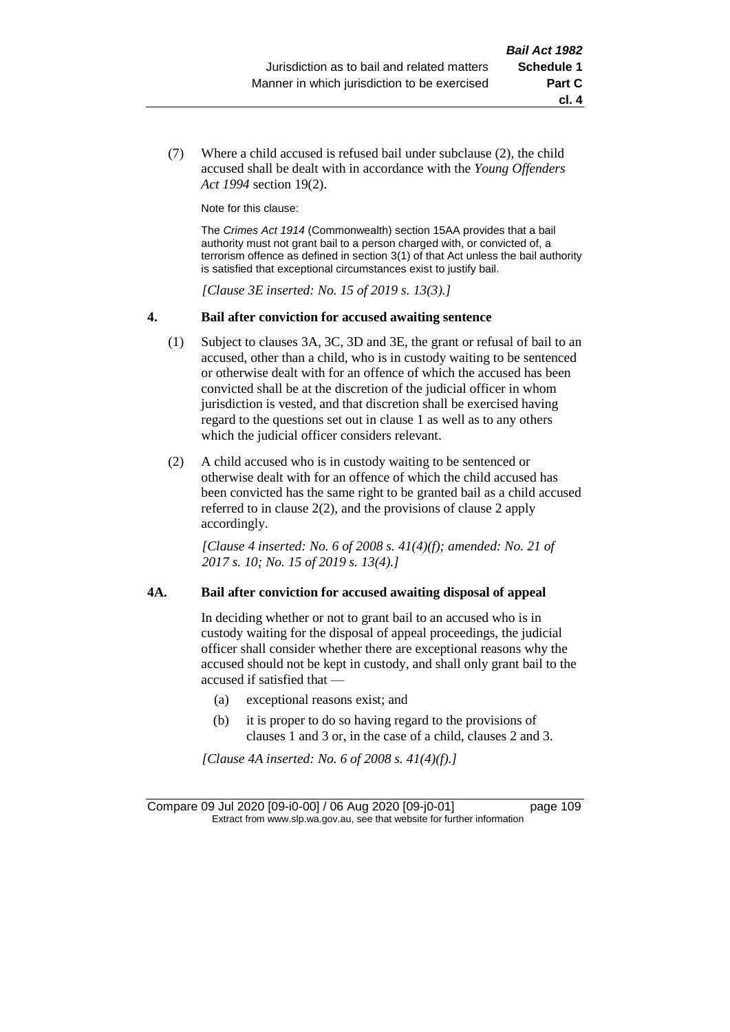(7) Where a child accused is refused bail under subclause (2), the child accused shall be dealt with in accordance with the *Young Offenders Act 1994* section 19(2).

Note for this clause:

The *Crimes Act 1914* (Commonwealth) section 15AA provides that a bail authority must not grant bail to a person charged with, or convicted of, a terrorism offence as defined in section 3(1) of that Act unless the bail authority is satisfied that exceptional circumstances exist to justify bail.

*[Clause 3E inserted: No. 15 of 2019 s. 13(3).]*

## 4. Bail after conviction for accused awaiting sentence

(1) Subject to clauses 3A, 3C, 3D and 3E, the grant or refusal of bail to an accused, other than a child, who is in custody waiting to be sentenced or otherwise dealt with for an offence of which the accused has been convicted shall be at the discretion of the judicial officer in whom jurisdiction is vested, and that discretion shall be exercised having regard to the questions set out in clause 1 as well as to any others which the judicial officer considers relevant.

(2) A child accused who is in custody waiting to be sentenced or otherwise dealt with for an offence of which the child accused has been convicted has the same right to be granted bail as a child accused referred to in clause 2(2), and the provisions of clause 2 apply accordingly.

*[Clause 4 inserted: No. 6 of 2008 s. 41(4)(f); amended: No. 21 of 2017 s. 10; No. 15 of 2019 s. 13(4).]*

## 4A. Bail after conviction for accused awaiting disposal of appeal

In deciding whether or not to grant bail to an accused who is in custody waiting for the disposal of appeal proceedings, the judicial officer shall consider whether there are exceptional reasons why the accused should not be kept in custody, and shall only grant bail to the accused if satisfied that —

(a) exceptional reasons exist; and

(b) it is proper to do so having regard to the provisions of clauses 1 and 3 or, in the case of a child, clauses 2 and 3.

*[Clause 4A inserted: No. 6 of 2008 s. 41(4)(f).]*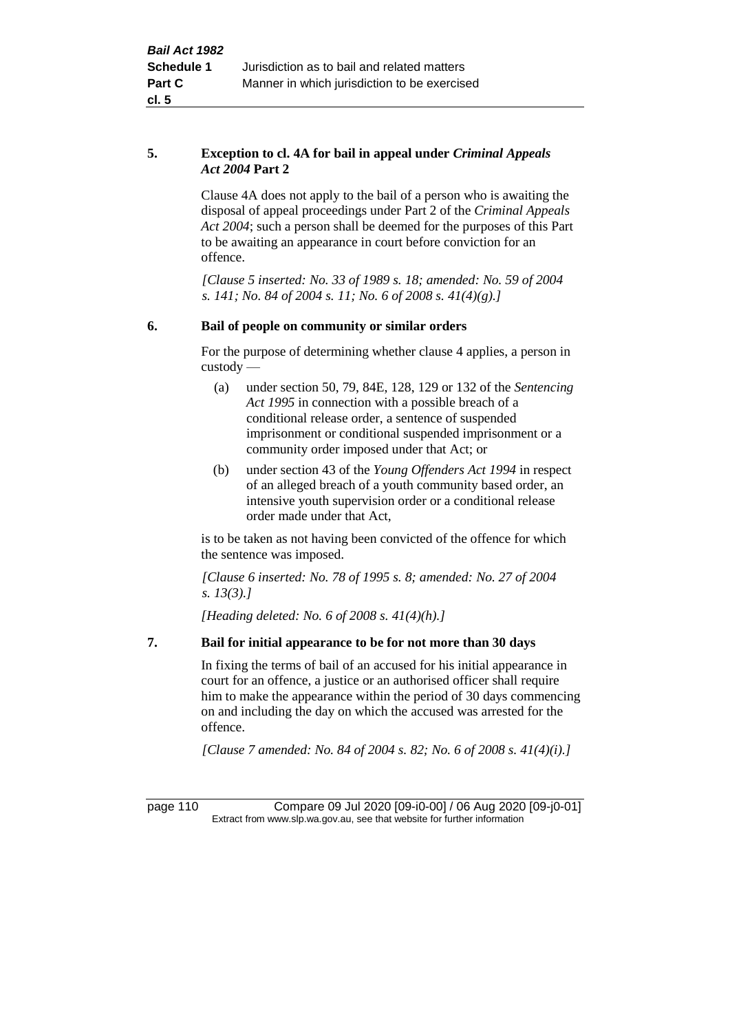### 5. Exception to cl. 4A for bail in appeal under *Criminal Appeals Act 2004* Part 2

Clause 4A does not apply to the bail of a person who is awaiting the disposal of appeal proceedings under Part 2 of the *Criminal Appeals Act 2004*; such a person shall be deemed for the purposes of this Part to be awaiting an appearance in court before conviction for an offence.

*[Clause 5 inserted: No. 33 of 1989 s. 18; amended: No. 59 of 2004 s. 141; No. 84 of 2004 s. 11; No. 6 of 2008 s. 41(4)(g).]*

### 6. Bail of people on community or similar orders

For the purpose of determining whether clause 4 applies, a person in custody —

(a) under section 50, 79, 84E, 128, 129 or 132 of the *Sentencing Act 1995* in connection with a possible breach of a conditional release order, a sentence of suspended imprisonment or conditional suspended imprisonment or a community order imposed under that Act; or

(b) under section 43 of the *Young Offenders Act 1994* in respect of an alleged breach of a youth community based order, an intensive youth supervision order or a conditional release order made under that Act,

is to be taken as not having been convicted of the offence for which the sentence was imposed.

*[Clause 6 inserted: No. 78 of 1995 s. 8; amended: No. 27 of 2004 s. 13(3).]*

*[Heading deleted: No. 6 of 2008 s. 41(4)(h).]*

### 7. Bail for initial appearance to be for not more than 30 days

In fixing the terms of bail of an accused for his initial appearance in court for an offence, a justice or an authorised officer shall require him to make the appearance within the period of 30 days commencing on and including the day on which the accused was arrested for the offence.

*[Clause 7 amended: No. 84 of 2004 s. 82; No. 6 of 2008 s. 41(4)(i).]*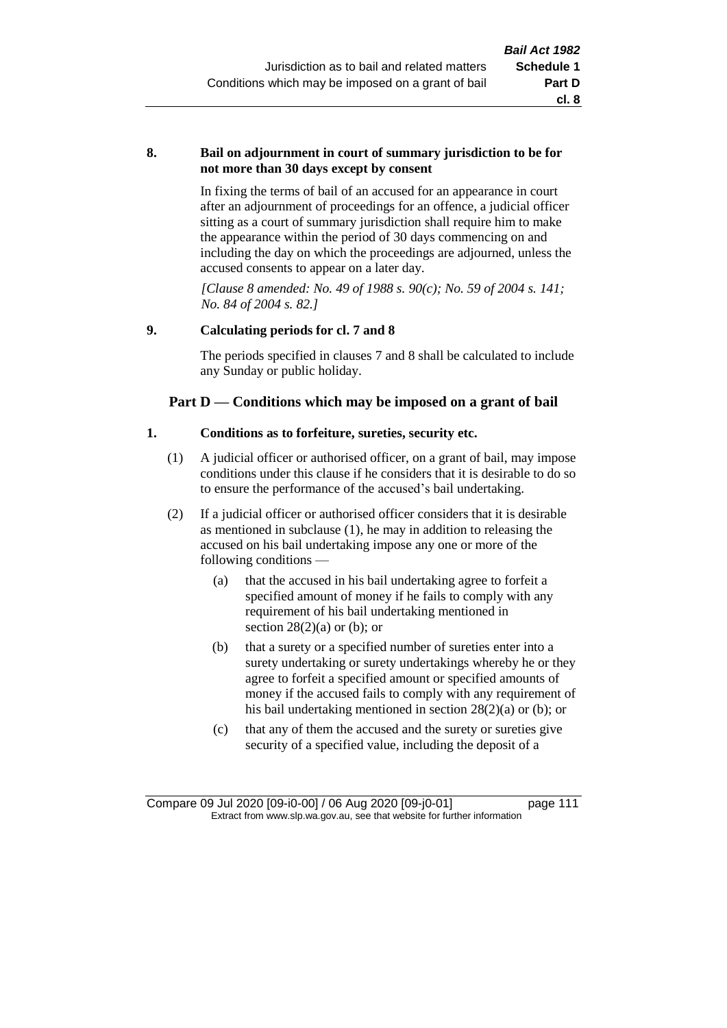**8. Bail on adjournment in court of summary jurisdiction to be for not more than 30 days except by consent**

In fixing the terms of bail of an accused for an appearance in court after an adjournment of proceedings for an offence, a judicial officer sitting as a court of summary jurisdiction shall require him to make the appearance within the period of 30 days commencing on and including the day on which the proceedings are adjourned, unless the accused consents to appear on a later day.

*[Clause 8 amended: No. 49 of 1988 s. 90(c); No. 59 of 2004 s. 141; No. 84 of 2004 s. 82.]*

**9. Calculating periods for cl. 7 and 8**

The periods specified in clauses 7 and 8 shall be calculated to include any Sunday or public holiday.

## Part D — Conditions which may be imposed on a grant of bail

**1. Conditions as to forfeiture, sureties, security etc.**

(1) A judicial officer or authorised officer, on a grant of bail, may impose conditions under this clause if he considers that it is desirable to do so to ensure the performance of the accused's bail undertaking.

(2) If a judicial officer or authorised officer considers that it is desirable as mentioned in subclause (1), he may in addition to releasing the accused on his bail undertaking impose any one or more of the following conditions —

(a) that the accused in his bail undertaking agree to forfeit a specified amount of money if he fails to comply with any requirement of his bail undertaking mentioned in section 28(2)(a) or (b); or

(b) that a surety or a specified number of sureties enter into a surety undertaking or surety undertakings whereby he or they agree to forfeit a specified amount or specified amounts of money if the accused fails to comply with any requirement of his bail undertaking mentioned in section 28(2)(a) or (b); or

(c) that any of them the accused and the surety or sureties give security of a specified value, including the deposit of a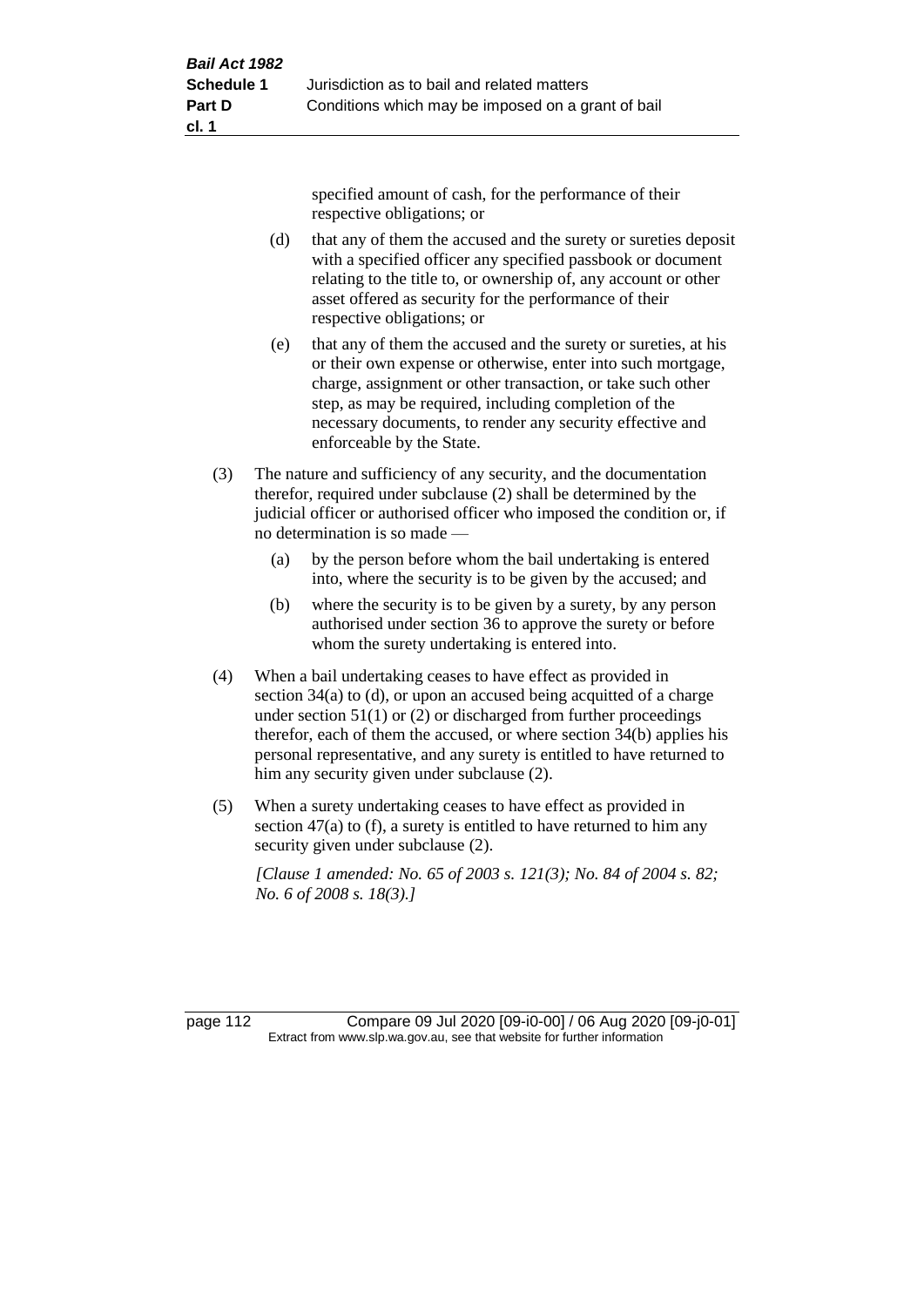specified amount of cash, for the performance of their respective obligations; or

(d) that any of them the accused and the surety or sureties deposit with a specified officer any specified passbook or document relating to the title to, or ownership of, any account or other asset offered as security for the performance of their respective obligations; or

(e) that any of them the accused and the surety or sureties, at his or their own expense or otherwise, enter into such mortgage, charge, assignment or other transaction, or take such other step, as may be required, including completion of the necessary documents, to render any security effective and enforceable by the State.

(3) The nature and sufficiency of any security, and the documentation therefor, required under subclause (2) shall be determined by the judicial officer or authorised officer who imposed the condition or, if no determination is so made —

(a) by the person before whom the bail undertaking is entered into, where the security is to be given by the accused; and

(b) where the security is to be given by a surety, by any person authorised under section 36 to approve the surety or before whom the surety undertaking is entered into.

(4) When a bail undertaking ceases to have effect as provided in section 34(a) to (d), or upon an accused being acquitted of a charge under section 51(1) or (2) or discharged from further proceedings therefor, each of them the accused, or where section 34(b) applies his personal representative, and any surety is entitled to have returned to him any security given under subclause (2).

(5) When a surety undertaking ceases to have effect as provided in section 47(a) to (f), a surety is entitled to have returned to him any security given under subclause (2).

*[Clause 1 amended: No. 65 of 2003 s. 121(3); No. 84 of 2004 s. 82; No. 6 of 2008 s. 18(3).]*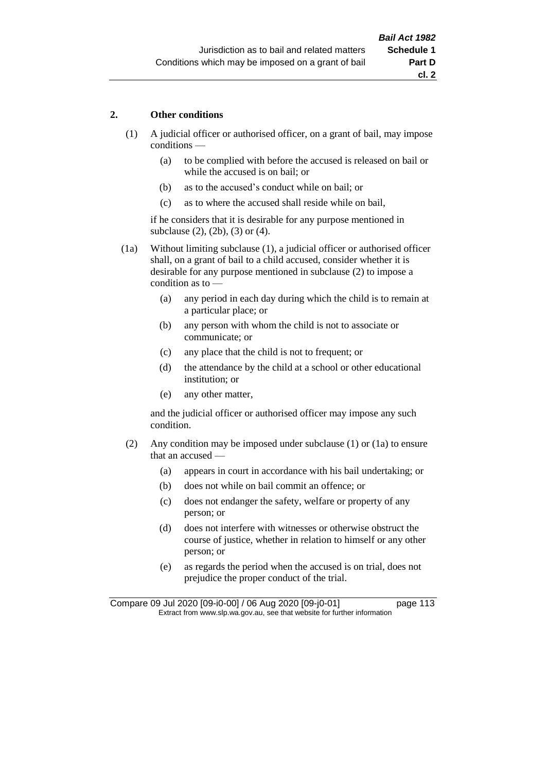## 2. Other conditions

(1) A judicial officer or authorised officer, on a grant of bail, may impose conditions —

- (a) to be complied with before the accused is released on bail or while the accused is on bail; or
- (b) as to the accused's conduct while on bail; or
- (c) as to where the accused shall reside while on bail,

if he considers that it is desirable for any purpose mentioned in subclause (2), (2b), (3) or (4).

(1a) Without limiting subclause (1), a judicial officer or authorised officer shall, on a grant of bail to a child accused, consider whether it is desirable for any purpose mentioned in subclause (2) to impose a condition as to —

- (a) any period in each day during which the child is to remain at a particular place; or
- (b) any person with whom the child is not to associate or communicate; or
- (c) any place that the child is not to frequent; or
- (d) the attendance by the child at a school or other educational institution; or
- (e) any other matter,

and the judicial officer or authorised officer may impose any such condition.

(2) Any condition may be imposed under subclause (1) or (1a) to ensure that an accused —

- (a) appears in court in accordance with his bail undertaking; or
- (b) does not while on bail commit an offence; or
- (c) does not endanger the safety, welfare or property of any person; or
- (d) does not interfere with witnesses or otherwise obstruct the course of justice, whether in relation to himself or any other person; or
- (e) as regards the period when the accused is on trial, does not prejudice the proper conduct of the trial.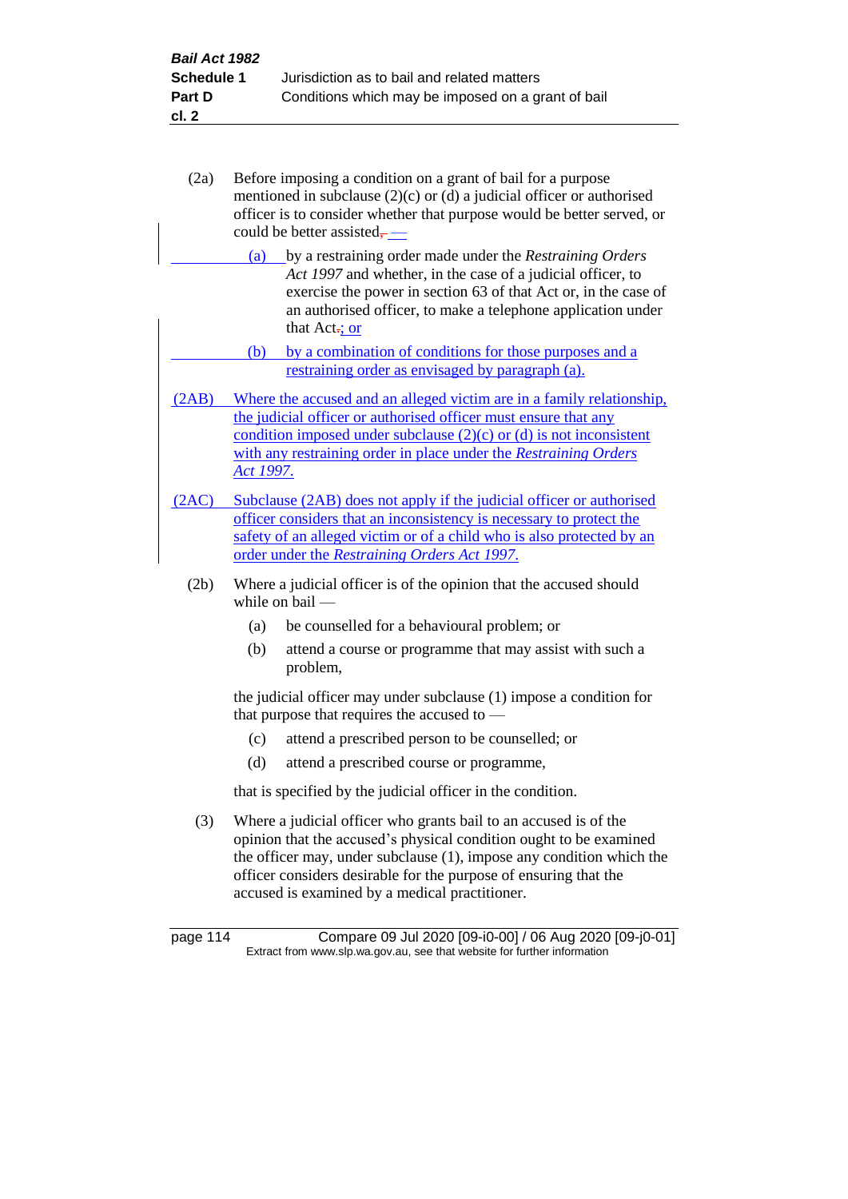(2a) Before imposing a condition on a grant of bail for a purpose mentioned in subclause (2)(c) or (d) a judicial officer or authorised officer is to consider whether that purpose would be better served, or could be better assisted, —

(a) by a restraining order made under the *Restraining Orders Act 1997* and whether, in the case of a judicial officer, to exercise the power in section 63 of that Act or, in the case of an authorised officer, to make a telephone application under that Act.; or

(b) by a combination of conditions for those purposes and a restraining order as envisaged by paragraph (a).

(2AB) Where the accused and an alleged victim are in a family relationship, the judicial officer or authorised officer must ensure that any condition imposed under subclause (2)(c) or (d) is not inconsistent with any restraining order in place under the *Restraining Orders Act 1997*.

(2AC) Subclause (2AB) does not apply if the judicial officer or authorised officer considers that an inconsistency is necessary to protect the safety of an alleged victim or of a child who is also protected by an order under the *Restraining Orders Act 1997*.

(2b) Where a judicial officer is of the opinion that the accused should while on bail —

(a) be counselled for a behavioural problem; or

(b) attend a course or programme that may assist with such a problem,

the judicial officer may under subclause (1) impose a condition for that purpose that requires the accused to —

(c) attend a prescribed person to be counselled; or

(d) attend a prescribed course or programme,

that is specified by the judicial officer in the condition.

(3) Where a judicial officer who grants bail to an accused is of the opinion that the accused's physical condition ought to be examined the officer may, under subclause (1), impose any condition which the officer considers desirable for the purpose of ensuring that the accused is examined by a medical practitioner.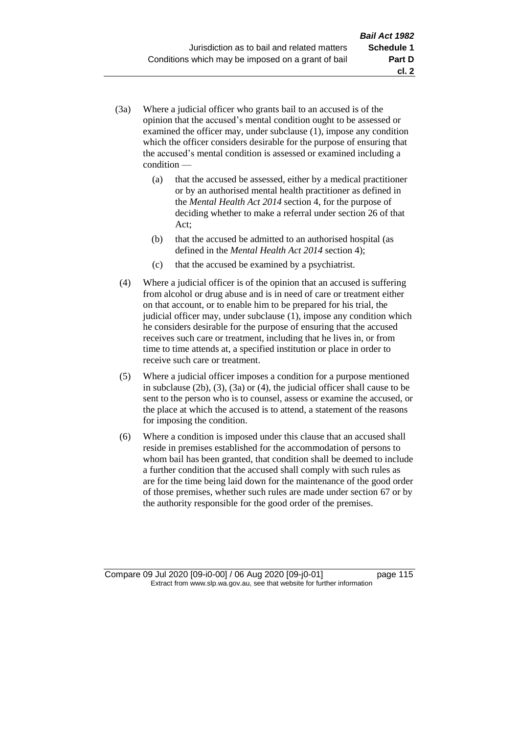(3a) Where a judicial officer who grants bail to an accused is of the opinion that the accused's mental condition ought to be assessed or examined the officer may, under subclause (1), impose any condition which the officer considers desirable for the purpose of ensuring that the accused's mental condition is assessed or examined including a condition —

(a) that the accused be assessed, either by a medical practitioner or by an authorised mental health practitioner as defined in the *Mental Health Act 2014* section 4, for the purpose of deciding whether to make a referral under section 26 of that Act;

(b) that the accused be admitted to an authorised hospital (as defined in the *Mental Health Act 2014* section 4);

(c) that the accused be examined by a psychiatrist.

(4) Where a judicial officer is of the opinion that an accused is suffering from alcohol or drug abuse and is in need of care or treatment either on that account, or to enable him to be prepared for his trial, the judicial officer may, under subclause (1), impose any condition which he considers desirable for the purpose of ensuring that the accused receives such care or treatment, including that he lives in, or from time to time attends at, a specified institution or place in order to receive such care or treatment.

(5) Where a judicial officer imposes a condition for a purpose mentioned in subclause (2b), (3), (3a) or (4), the judicial officer shall cause to be sent to the person who is to counsel, assess or examine the accused, or the place at which the accused is to attend, a statement of the reasons for imposing the condition.

(6) Where a condition is imposed under this clause that an accused shall reside in premises established for the accommodation of persons to whom bail has been granted, that condition shall be deemed to include a further condition that the accused shall comply with such rules as are for the time being laid down for the maintenance of the good order of those premises, whether such rules are made under section 67 or by the authority responsible for the good order of the premises.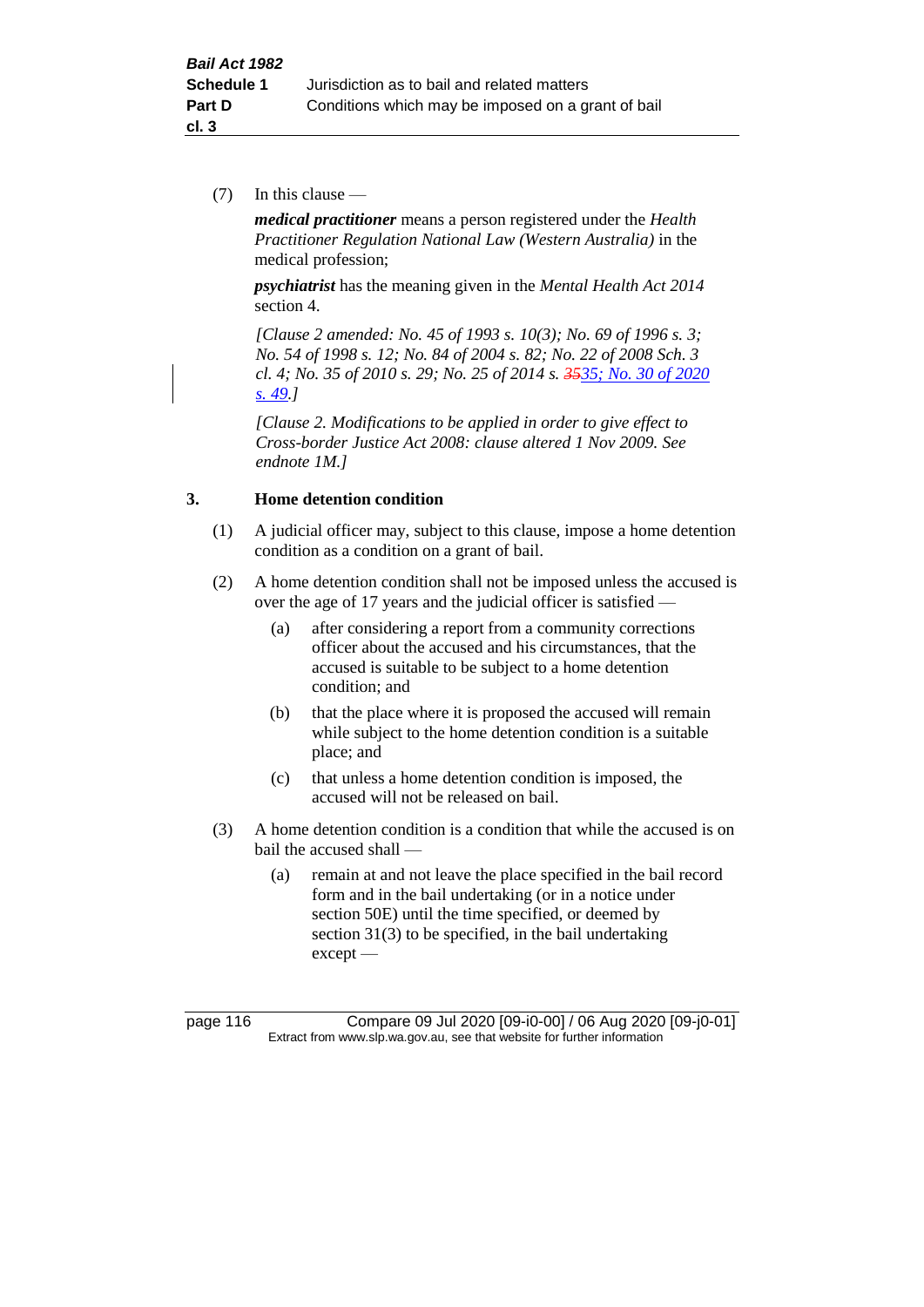(7) In this clause —

***medical practitioner*** means a person registered under the *Health Practitioner Regulation National Law (Western Australia)* in the medical profession;

***psychiatrist*** has the meaning given in the *Mental Health Act 2014* section 4.

*[Clause 2 amended: No. 45 of 1993 s. 10(3); No. 69 of 1996 s. 3; No. 54 of 1998 s. 12; No. 84 of 2004 s. 82; No. 22 of 2008 Sch. 3 cl. 4; No. 35 of 2010 s. 29; No. 25 of 2014 s. ~~35~~35; No. 30 of 2020 s. 49.]*

*[Clause 2. Modifications to be applied in order to give effect to Cross-border Justice Act 2008: clause altered 1 Nov 2009. See endnote 1M.]*

### 3. Home detention condition

(1) A judicial officer may, subject to this clause, impose a home detention condition as a condition on a grant of bail.

(2) A home detention condition shall not be imposed unless the accused is over the age of 17 years and the judicial officer is satisfied —

(a) after considering a report from a community corrections officer about the accused and his circumstances, that the accused is suitable to be subject to a home detention condition; and

(b) that the place where it is proposed the accused will remain while subject to the home detention condition is a suitable place; and

(c) that unless a home detention condition is imposed, the accused will not be released on bail.

(3) A home detention condition is a condition that while the accused is on bail the accused shall —

(a) remain at and not leave the place specified in the bail record form and in the bail undertaking (or in a notice under section 50E) until the time specified, or deemed by section 31(3) to be specified, in the bail undertaking except —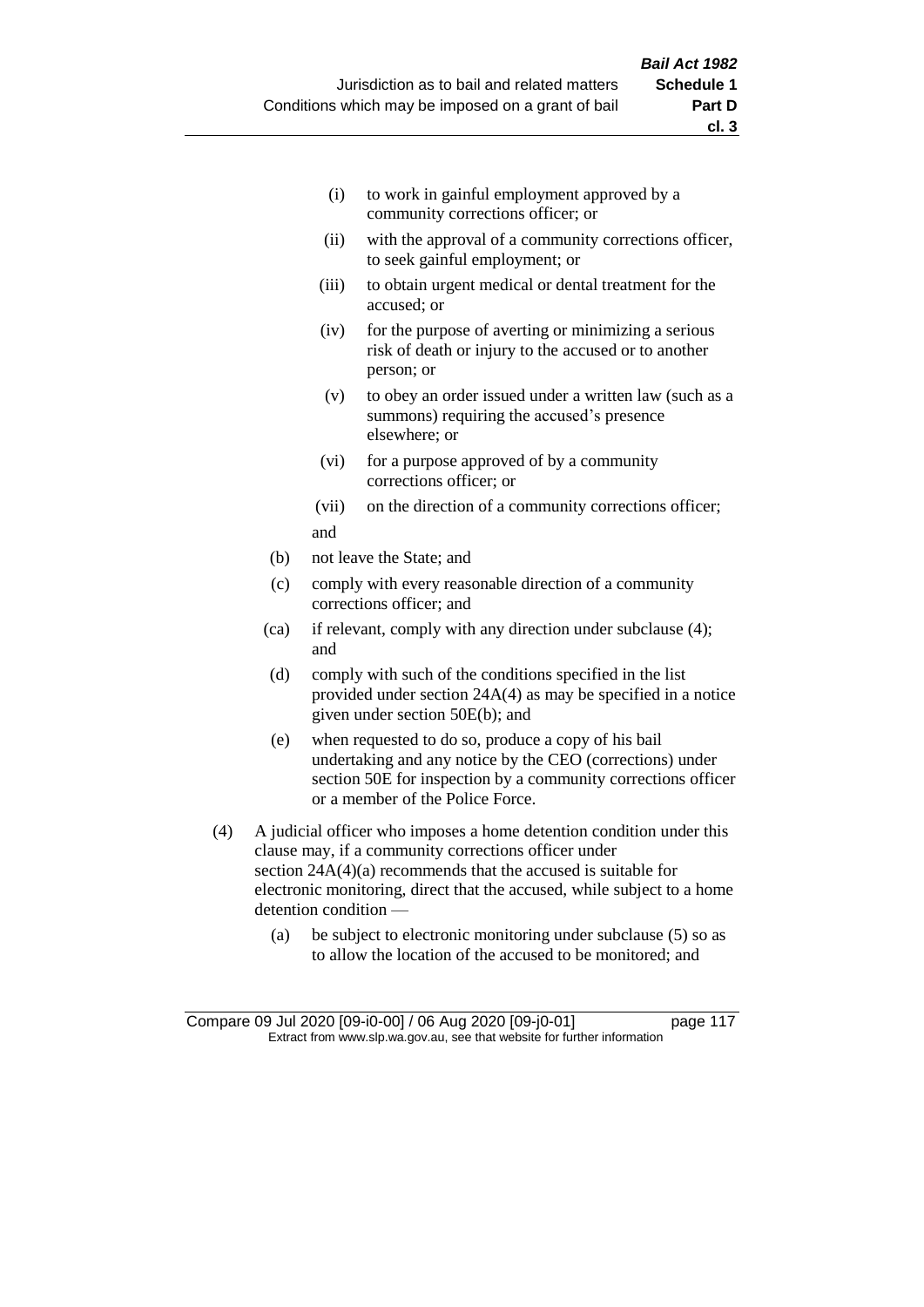(i) to work in gainful employment approved by a community corrections officer; or

(ii) with the approval of a community corrections officer, to seek gainful employment; or

(iii) to obtain urgent medical or dental treatment for the accused; or

(iv) for the purpose of averting or minimizing a serious risk of death or injury to the accused or to another person; or

(v) to obey an order issued under a written law (such as a summons) requiring the accused's presence elsewhere; or

(vi) for a purpose approved of by a community corrections officer; or

(vii) on the direction of a community corrections officer;

and

(b) not leave the State; and

(c) comply with every reasonable direction of a community corrections officer; and

(ca) if relevant, comply with any direction under subclause (4); and

(d) comply with such of the conditions specified in the list provided under section 24A(4) as may be specified in a notice given under section 50E(b); and

(e) when requested to do so, produce a copy of his bail undertaking and any notice by the CEO (corrections) under section 50E for inspection by a community corrections officer or a member of the Police Force.

(4) A judicial officer who imposes a home detention condition under this clause may, if a community corrections officer under section 24A(4)(a) recommends that the accused is suitable for electronic monitoring, direct that the accused, while subject to a home detention condition —

(a) be subject to electronic monitoring under subclause (5) so as to allow the location of the accused to be monitored; and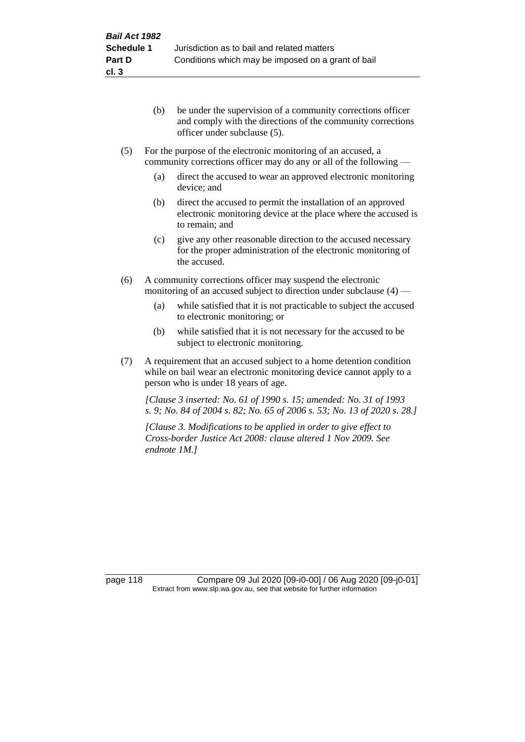(b) be under the supervision of a community corrections officer and comply with the directions of the community corrections officer under subclause (5).

(5) For the purpose of the electronic monitoring of an accused, a community corrections officer may do any or all of the following —

(a) direct the accused to wear an approved electronic monitoring device; and

(b) direct the accused to permit the installation of an approved electronic monitoring device at the place where the accused is to remain; and

(c) give any other reasonable direction to the accused necessary for the proper administration of the electronic monitoring of the accused.

(6) A community corrections officer may suspend the electronic monitoring of an accused subject to direction under subclause (4) —

(a) while satisfied that it is not practicable to subject the accused to electronic monitoring; or

(b) while satisfied that it is not necessary for the accused to be subject to electronic monitoring.

(7) A requirement that an accused subject to a home detention condition while on bail wear an electronic monitoring device cannot apply to a person who is under 18 years of age.

*[Clause 3 inserted: No. 61 of 1990 s. 15; amended: No. 31 of 1993 s. 9; No. 84 of 2004 s. 82; No. 65 of 2006 s. 53; No. 13 of 2020 s. 28.]*

*[Clause 3. Modifications to be applied in order to give effect to Cross-border Justice Act 2008: clause altered 1 Nov 2009. See endnote 1M.]*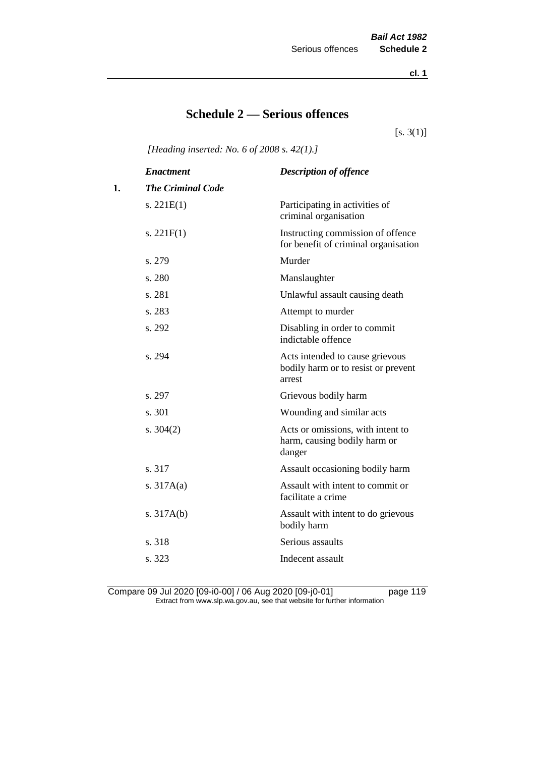# Schedule 2 — Serious offences

[s. 3(1)]

*[Heading inserted: No. 6 of 2008 s. 42(1).]*

| | *Enactment* | *Description of offence* |
|---|---|---|
| **1.** | ***The Criminal Code*** | |
| | s. 221E(1) | Participating in activities of criminal organisation |
| | s. 221F(1) | Instructing commission of offence for benefit of criminal organisation |
| | s. 279 | Murder |
| | s. 280 | Manslaughter |
| | s. 281 | Unlawful assault causing death |
| | s. 283 | Attempt to murder |
| | s. 292 | Disabling in order to commit indictable offence |
| | s. 294 | Acts intended to cause grievous bodily harm or to resist or prevent arrest |
| | s. 297 | Grievous bodily harm |
| | s. 301 | Wounding and similar acts |
| | s. 304(2) | Acts or omissions, with intent to harm, causing bodily harm or danger |
| | s. 317 | Assault occasioning bodily harm |
| | s. 317A(a) | Assault with intent to commit or facilitate a crime |
| | s. 317A(b) | Assault with intent to do grievous bodily harm |
| | s. 318 | Serious assaults |
| | s. 323 | Indecent assault |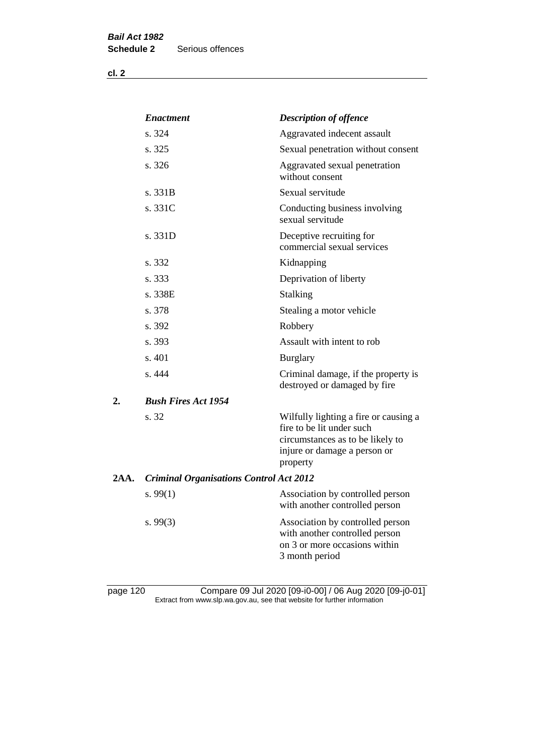| *Enactment* | *Description of offence* |
|---|---|
| s. 324 | Aggravated indecent assault |
| s. 325 | Sexual penetration without consent |
| s. 326 | Aggravated sexual penetration without consent |
| s. 331B | Sexual servitude |
| s. 331C | Conducting business involving sexual servitude |
| s. 331D | Deceptive recruiting for commercial sexual services |
| s. 332 | Kidnapping |
| s. 333 | Deprivation of liberty |
| s. 338E | Stalking |
| s. 378 | Stealing a motor vehicle |
| s. 392 | Robbery |
| s. 393 | Assault with intent to rob |
| s. 401 | Burglary |
| s. 444 | Criminal damage, if the property is destroyed or damaged by fire |

**2.** ***Bush Fires Act 1954***

| | |
|---|---|
| s. 32 | Wilfully lighting a fire or causing a fire to be lit under such circumstances as to be likely to injure or damage a person or property |

**2AA.** ***Criminal Organisations Control Act 2012***

| | |
|---|---|
| s. 99(1) | Association by controlled person with another controlled person |
| s. 99(3) | Association by controlled person with another controlled person on 3 or more occasions within 3 month period |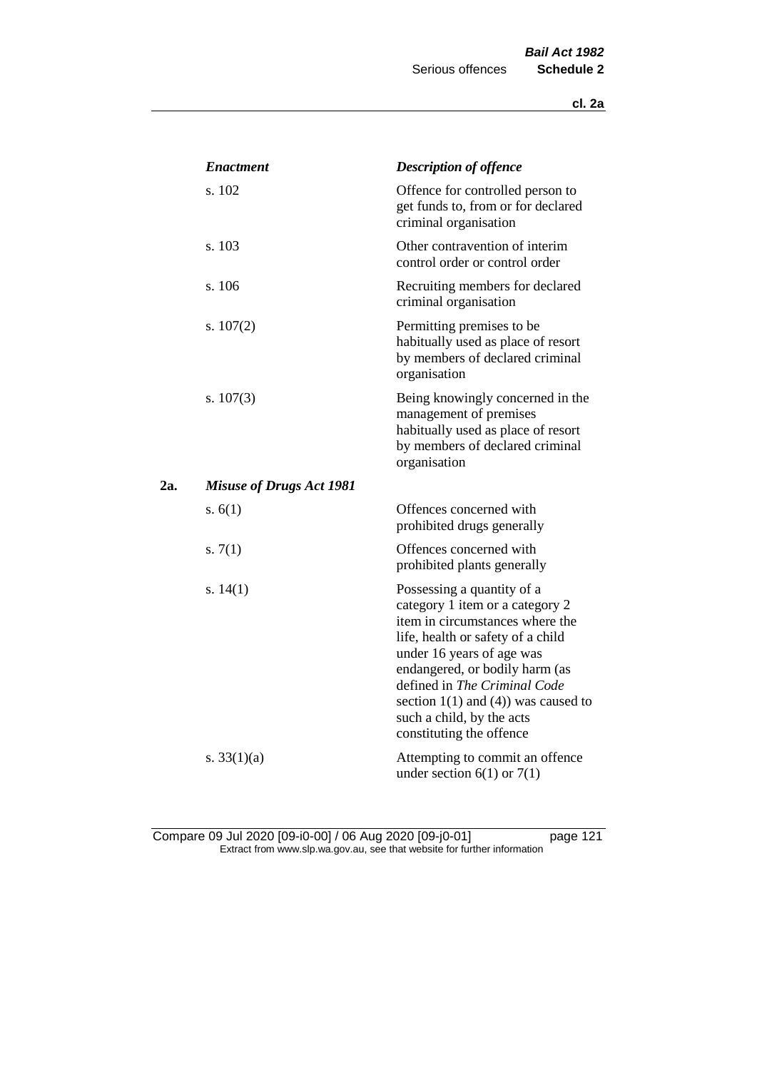| | *Enactment* | *Description of offence* |
|---|---|---|
| | s. 102 | Offence for controlled person to get funds to, from or for declared criminal organisation |
| | s. 103 | Other contravention of interim control order or control order |
| | s. 106 | Recruiting members for declared criminal organisation |
| | s. 107(2) | Permitting premises to be habitually used as place of resort by members of declared criminal organisation |
| | s. 107(3) | Being knowingly concerned in the management of premises habitually used as place of resort by members of declared criminal organisation |
| **2a.** | ***Misuse of Drugs Act 1981*** | |
| | s. 6(1) | Offences concerned with prohibited drugs generally |
| | s. 7(1) | Offences concerned with prohibited plants generally |
| | s. 14(1) | Possessing a quantity of a category 1 item or a category 2 item in circumstances where the life, health or safety of a child under 16 years of age was endangered, or bodily harm (as defined in *The Criminal Code* section 1(1) and (4)) was caused to such a child, by the acts constituting the offence |
| | s. 33(1)(a) | Attempting to commit an offence under section 6(1) or 7(1) |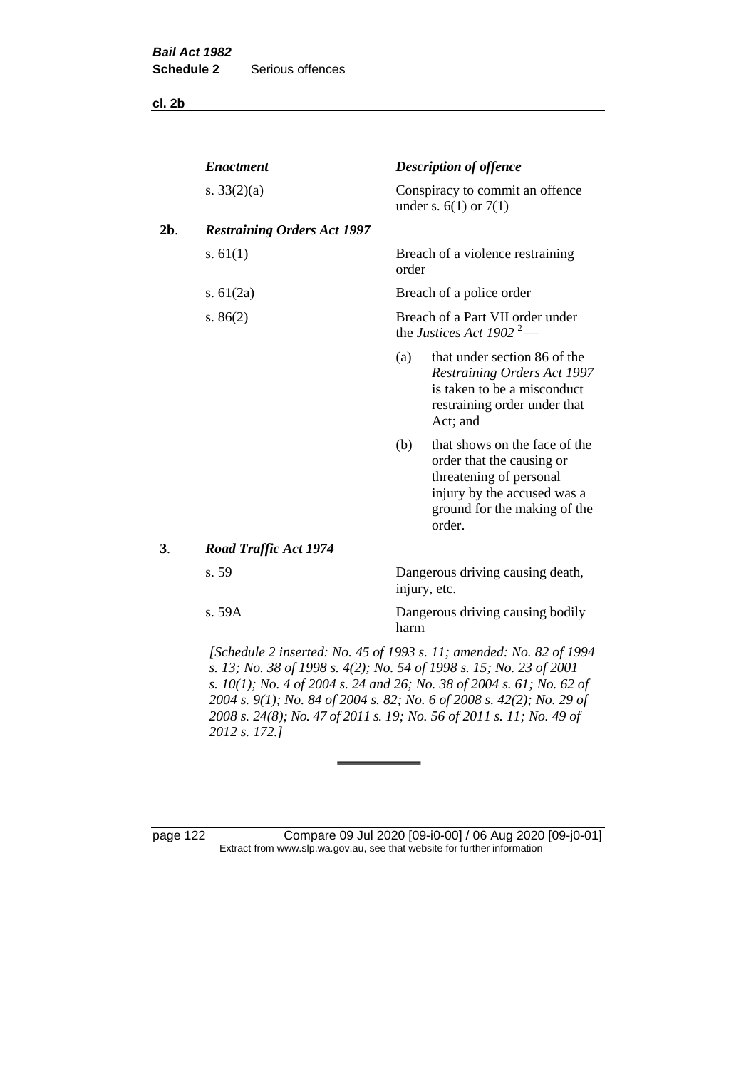| | *Enactment* | *Description of offence* |
|---|---|---|
| | s. 33(2)(a) | Conspiracy to commit an offence under s. 6(1) or 7(1) |
| **2b**. | ***Restraining Orders Act 1997*** | |
| | s. 61(1) | Breach of a violence restraining order |
| | s. 61(2a) | Breach of a police order |
| | s. 86(2) | Breach of a Part VII order under the *Justices Act 1902* [2] —<br>(a) that under section 86 of the *Restraining Orders Act 1997* is taken to be a misconduct restraining order under that Act; and<br>(b) that shows on the face of the order that the causing or threatening of personal injury by the accused was a ground for the making of the order. |
| **3**. | ***Road Traffic Act 1974*** | |
| | s. 59 | Dangerous driving causing death, injury, etc. |
| | s. 59A | Dangerous driving causing bodily harm |

*[Schedule 2 inserted: No. 45 of 1993 s. 11; amended: No. 82 of 1994 s. 13; No. 38 of 1998 s. 4(2); No. 54 of 1998 s. 15; No. 23 of 2001 s. 10(1); No. 4 of 2004 s. 24 and 26; No. 38 of 2004 s. 61; No. 62 of 2004 s. 9(1); No. 84 of 2004 s. 82; No. 6 of 2008 s. 42(2); No. 29 of 2008 s. 24(8); No. 47 of 2011 s. 19; No. 56 of 2011 s. 11; No. 49 of 2012 s. 172.]*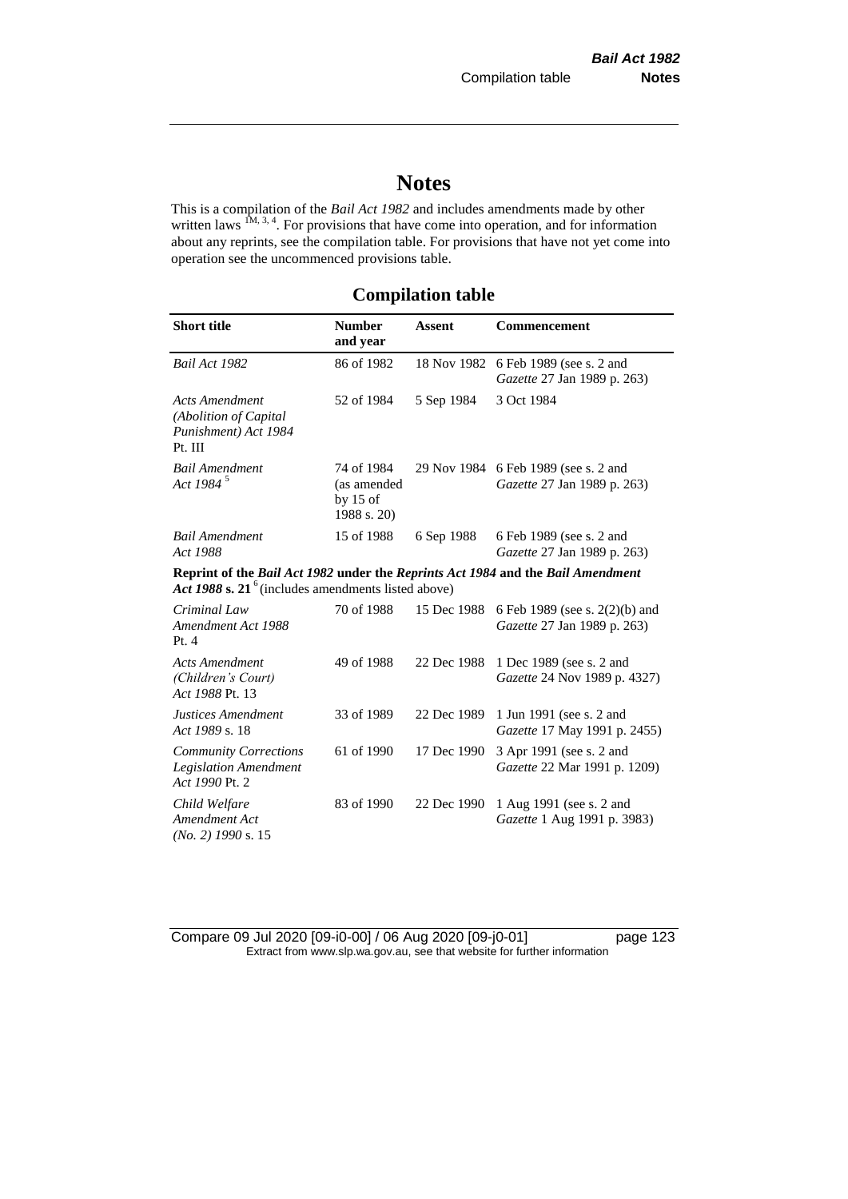# Notes

This is a compilation of the *Bail Act 1982* and includes amendments made by other written laws [1M, 3, 4]. For provisions that have come into operation, and for information about any reprints, see the compilation table. For provisions that have not yet come into operation see the uncommenced provisions table.

## Compilation table

| Short title | Number and year | Assent | Commencement |
|---|---|---|---|
| *Bail Act 1982* | 86 of 1982 | 18 Nov 1982 | 6 Feb 1989 (see s. 2 and *Gazette* 27 Jan 1989 p. 263) |
| *Acts Amendment (Abolition of Capital Punishment) Act 1984* Pt. III | 52 of 1984 | 5 Sep 1984 | 3 Oct 1984 |
| *Bail Amendment Act 1984* [5] | 74 of 1984 (as amended by 15 of 1988 s. 20) | 29 Nov 1984 | 6 Feb 1989 (see s. 2 and *Gazette* 27 Jan 1989 p. 263) |
| *Bail Amendment Act 1988* | 15 of 1988 | 6 Sep 1988 | 6 Feb 1989 (see s. 2 and *Gazette* 27 Jan 1989 p. 263) |
| **Reprint of the *Bail Act 1982* under the *Reprints Act 1984* and the *Bail Amendment Act 1988* s. 21** [6] (includes amendments listed above) | | | |
| *Criminal Law Amendment Act 1988* Pt. 4 | 70 of 1988 | 15 Dec 1988 | 6 Feb 1989 (see s. 2(2)(b) and *Gazette* 27 Jan 1989 p. 263) |
| *Acts Amendment (Children's Court) Act 1988* Pt. 13 | 49 of 1988 | 22 Dec 1988 | 1 Dec 1989 (see s. 2 and *Gazette* 24 Nov 1989 p. 4327) |
| *Justices Amendment Act 1989* s. 18 | 33 of 1989 | 22 Dec 1989 | 1 Jun 1991 (see s. 2 and *Gazette* 17 May 1991 p. 2455) |
| *Community Corrections Legislation Amendment Act 1990* Pt. 2 | 61 of 1990 | 17 Dec 1990 | 3 Apr 1991 (see s. 2 and *Gazette* 22 Mar 1991 p. 1209) |
| *Child Welfare Amendment Act (No. 2) 1990* s. 15 | 83 of 1990 | 22 Dec 1990 | 1 Aug 1991 (see s. 2 and *Gazette* 1 Aug 1991 p. 3983) |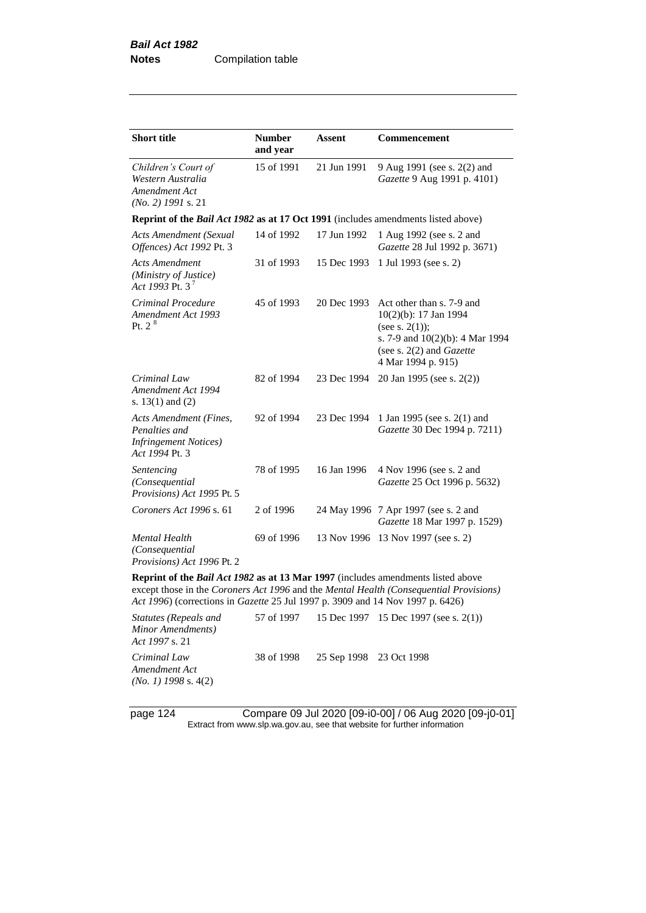| Short title | Number and year | Assent | Commencement |
|---|---|---|---|
| *Children's Court of Western Australia Amendment Act (No. 2) 1991* s. 21 | 15 of 1991 | 21 Jun 1991 | 9 Aug 1991 (see s. 2(2) and *Gazette* 9 Aug 1991 p. 4101) |
| **Reprint of the *Bail Act 1982* as at 17 Oct 1991** (includes amendments listed above) | | | |
| *Acts Amendment (Sexual Offences) Act 1992* Pt. 3 | 14 of 1992 | 17 Jun 1992 | 1 Aug 1992 (see s. 2 and *Gazette* 28 Jul 1992 p. 3671) |
| *Acts Amendment (Ministry of Justice) Act 1993* Pt. 3 [7] | 31 of 1993 | 15 Dec 1993 | 1 Jul 1993 (see s. 2) |
| *Criminal Procedure Amendment Act 1993* Pt. 2 [8] | 45 of 1993 | 20 Dec 1993 | Act other than s. 7-9 and 10(2)(b): 17 Jan 1994 (see s. 2(1)); s. 7-9 and 10(2)(b): 4 Mar 1994 (see s. 2(2) and *Gazette* 4 Mar 1994 p. 915) |
| *Criminal Law Amendment Act 1994* s. 13(1) and (2) | 82 of 1994 | 23 Dec 1994 | 20 Jan 1995 (see s. 2(2)) |
| *Acts Amendment (Fines, Penalties and Infringement Notices) Act 1994* Pt. 3 | 92 of 1994 | 23 Dec 1994 | 1 Jan 1995 (see s. 2(1) and *Gazette* 30 Dec 1994 p. 7211) |
| *Sentencing (Consequential Provisions) Act 1995* Pt. 5 | 78 of 1995 | 16 Jan 1996 | 4 Nov 1996 (see s. 2 and *Gazette* 25 Oct 1996 p. 5632) |
| *Coroners Act 1996* s. 61 | 2 of 1996 | 24 May 1996 | 7 Apr 1997 (see s. 2 and *Gazette* 18 Mar 1997 p. 1529) |
| *Mental Health (Consequential Provisions) Act 1996* Pt. 2 | 69 of 1996 | 13 Nov 1996 | 13 Nov 1997 (see s. 2) |
| **Reprint of the *Bail Act 1982* as at 13 Mar 1997** (includes amendments listed above except those in the *Coroners Act 1996* and the *Mental Health (Consequential Provisions) Act 1996*) (corrections in *Gazette* 25 Jul 1997 p. 3909 and 14 Nov 1997 p. 6426) | | | |
| *Statutes (Repeals and Minor Amendments) Act 1997* s. 21 | 57 of 1997 | 15 Dec 1997 | 15 Dec 1997 (see s. 2(1)) |
| *Criminal Law Amendment Act (No. 1) 1998* s. 4(2) | 38 of 1998 | 25 Sep 1998 | 23 Oct 1998 |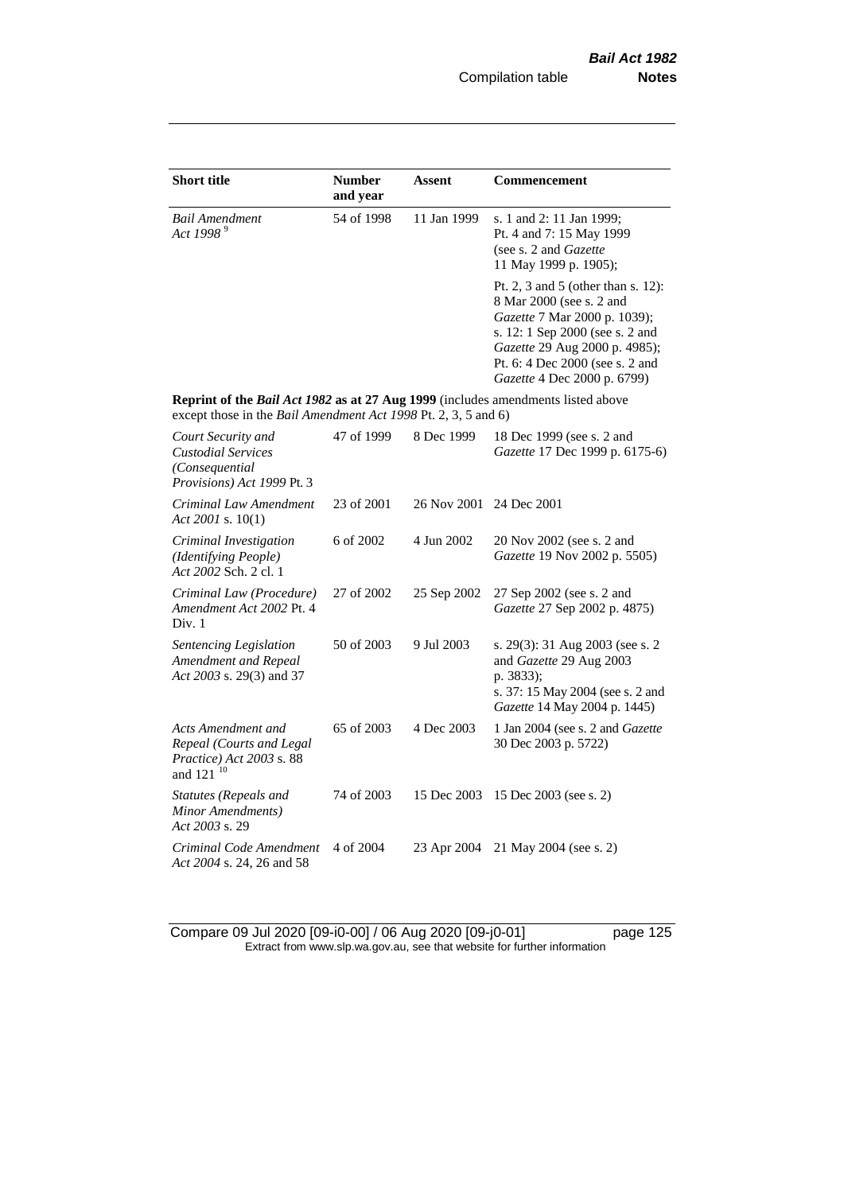| Short title | Number and year | Assent | Commencement |
|---|---|---|---|
| *Bail Amendment Act 1998* [9] | 54 of 1998 | 11 Jan 1999 | s. 1 and 2: 11 Jan 1999; Pt. 4 and 7: 15 May 1999 (see s. 2 and *Gazette* 11 May 1999 p. 1905); |
| | | | Pt. 2, 3 and 5 (other than s. 12): 8 Mar 2000 (see s. 2 and *Gazette* 7 Mar 2000 p. 1039); s. 12: 1 Sep 2000 (see s. 2 and *Gazette* 29 Aug 2000 p. 4985); Pt. 6: 4 Dec 2000 (see s. 2 and *Gazette* 4 Dec 2000 p. 6799) |
| **Reprint of the *Bail Act 1982* as at 27 Aug 1999** (includes amendments listed above except those in the *Bail Amendment Act 1998* Pt. 2, 3, 5 and 6) | | | |
| *Court Security and Custodial Services (Consequential Provisions) Act 1999* Pt. 3 | 47 of 1999 | 8 Dec 1999 | 18 Dec 1999 (see s. 2 and *Gazette* 17 Dec 1999 p. 6175-6) |
| *Criminal Law Amendment Act 2001* s. 10(1) | 23 of 2001 | 26 Nov 2001 | 24 Dec 2001 |
| *Criminal Investigation (Identifying People) Act 2002* Sch. 2 cl. 1 | 6 of 2002 | 4 Jun 2002 | 20 Nov 2002 (see s. 2 and *Gazette* 19 Nov 2002 p. 5505) |
| *Criminal Law (Procedure) Amendment Act 2002* Pt. 4 Div. 1 | 27 of 2002 | 25 Sep 2002 | 27 Sep 2002 (see s. 2 and *Gazette* 27 Sep 2002 p. 4875) |
| *Sentencing Legislation Amendment and Repeal Act 2003* s. 29(3) and 37 | 50 of 2003 | 9 Jul 2003 | s. 29(3): 31 Aug 2003 (see s. 2 and *Gazette* 29 Aug 2003 p. 3833); s. 37: 15 May 2004 (see s. 2 and *Gazette* 14 May 2004 p. 1445) |
| *Acts Amendment and Repeal (Courts and Legal Practice) Act 2003* s. 88 and 121 [10] | 65 of 2003 | 4 Dec 2003 | 1 Jan 2004 (see s. 2 and *Gazette* 30 Dec 2003 p. 5722) |
| *Statutes (Repeals and Minor Amendments) Act 2003* s. 29 | 74 of 2003 | 15 Dec 2003 | 15 Dec 2003 (see s. 2) |
| *Criminal Code Amendment Act 2004* s. 24, 26 and 58 | 4 of 2004 | 23 Apr 2004 | 21 May 2004 (see s. 2) |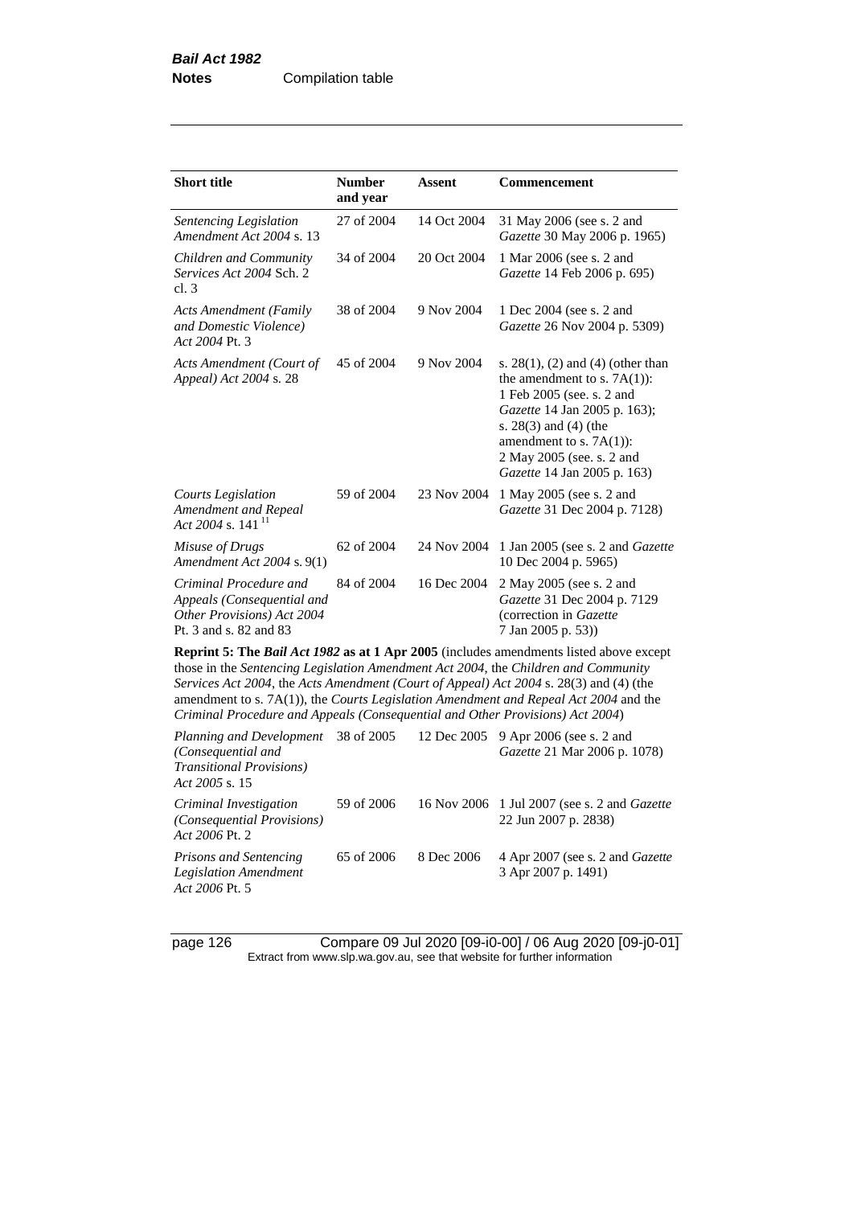| Short title | Number and year | Assent | Commencement |
|---|---|---|---|
| *Sentencing Legislation Amendment Act 2004* s. 13 | 27 of 2004 | 14 Oct 2004 | 31 May 2006 (see s. 2 and *Gazette* 30 May 2006 p. 1965) |
| *Children and Community Services Act 2004* Sch. 2 cl. 3 | 34 of 2004 | 20 Oct 2004 | 1 Mar 2006 (see s. 2 and *Gazette* 14 Feb 2006 p. 695) |
| *Acts Amendment (Family and Domestic Violence) Act 2004* Pt. 3 | 38 of 2004 | 9 Nov 2004 | 1 Dec 2004 (see s. 2 and *Gazette* 26 Nov 2004 p. 5309) |
| *Acts Amendment (Court of Appeal) Act 2004* s. 28 | 45 of 2004 | 9 Nov 2004 | s. 28(1), (2) and (4) (other than the amendment to s. 7A(1)): 1 Feb 2005 (see. s. 2 and *Gazette* 14 Jan 2005 p. 163); s. 28(3) and (4) (the amendment to s. 7A(1)): 2 May 2005 (see. s. 2 and *Gazette* 14 Jan 2005 p. 163) |
| *Courts Legislation Amendment and Repeal Act 2004* s. 141 [11] | 59 of 2004 | 23 Nov 2004 | 1 May 2005 (see s. 2 and *Gazette* 31 Dec 2004 p. 7128) |
| *Misuse of Drugs Amendment Act 2004* s. 9(1) | 62 of 2004 | 24 Nov 2004 | 1 Jan 2005 (see s. 2 and *Gazette* 10 Dec 2004 p. 5965) |
| *Criminal Procedure and Appeals (Consequential and Other Provisions) Act 2004* Pt. 3 and s. 82 and 83 | 84 of 2004 | 16 Dec 2004 | 2 May 2005 (see s. 2 and *Gazette* 31 Dec 2004 p. 7129 (correction in *Gazette* 7 Jan 2005 p. 53)) |
| **Reprint 5: The *Bail Act 1982* as at 1 Apr 2005** (includes amendments listed above except those in the *Sentencing Legislation Amendment Act 2004*, the *Children and Community Services Act 2004*, the *Acts Amendment (Court of Appeal) Act 2004* s. 28(3) and (4) (the amendment to s. 7A(1)), the *Courts Legislation Amendment and Repeal Act 2004* and the *Criminal Procedure and Appeals (Consequential and Other Provisions) Act 2004*) | | | |
| *Planning and Development (Consequential and Transitional Provisions) Act 2005* s. 15 | 38 of 2005 | 12 Dec 2005 | 9 Apr 2006 (see s. 2 and *Gazette* 21 Mar 2006 p. 1078) |
| *Criminal Investigation (Consequential Provisions) Act 2006* Pt. 2 | 59 of 2006 | 16 Nov 2006 | 1 Jul 2007 (see s. 2 and *Gazette* 22 Jun 2007 p. 2838) |
| *Prisons and Sentencing Legislation Amendment Act 2006* Pt. 5 | 65 of 2006 | 8 Dec 2006 | 4 Apr 2007 (see s. 2 and *Gazette* 3 Apr 2007 p. 1491) |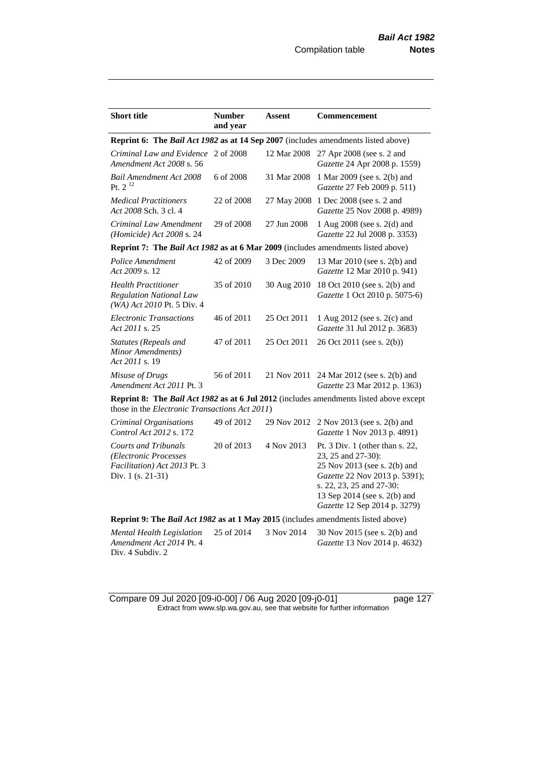| **Short title** | **Number and year** | **Assent** | **Commencement** |
|---|---|---|---|
| **Reprint 6: The *Bail Act 1982* as at 14 Sep 2007** (includes amendments listed above) | | | |
| *Criminal Law and Evidence Amendment Act 2008* s. 56 | 2 of 2008 | 12 Mar 2008 | 27 Apr 2008 (see s. 2 and *Gazette* 24 Apr 2008 p. 1559) |
| *Bail Amendment Act 2008* Pt. 2 [12] | 6 of 2008 | 31 Mar 2008 | 1 Mar 2009 (see s. 2(b) and *Gazette* 27 Feb 2009 p. 511) |
| *Medical Practitioners Act 2008* Sch. 3 cl. 4 | 22 of 2008 | 27 May 2008 | 1 Dec 2008 (see s. 2 and *Gazette* 25 Nov 2008 p. 4989) |
| *Criminal Law Amendment (Homicide) Act 2008* s. 24 | 29 of 2008 | 27 Jun 2008 | 1 Aug 2008 (see s. 2(d) and *Gazette* 22 Jul 2008 p. 3353) |
| **Reprint 7: The *Bail Act 1982* as at 6 Mar 2009** (includes amendments listed above) | | | |
| *Police Amendment Act 2009* s. 12 | 42 of 2009 | 3 Dec 2009 | 13 Mar 2010 (see s. 2(b) and *Gazette* 12 Mar 2010 p. 941) |
| *Health Practitioner Regulation National Law (WA) Act 2010* Pt. 5 Div. 4 | 35 of 2010 | 30 Aug 2010 | 18 Oct 2010 (see s. 2(b) and *Gazette* 1 Oct 2010 p. 5075-6) |
| *Electronic Transactions Act 2011* s. 25 | 46 of 2011 | 25 Oct 2011 | 1 Aug 2012 (see s. 2(c) and *Gazette* 31 Jul 2012 p. 3683) |
| *Statutes (Repeals and Minor Amendments) Act 2011* s. 19 | 47 of 2011 | 25 Oct 2011 | 26 Oct 2011 (see s. 2(b)) |
| *Misuse of Drugs Amendment Act 2011* Pt. 3 | 56 of 2011 | 21 Nov 2011 | 24 Mar 2012 (see s. 2(b) and *Gazette* 23 Mar 2012 p. 1363) |
| **Reprint 8: The *Bail Act 1982* as at 6 Jul 2012** (includes amendments listed above except those in the *Electronic Transactions Act 2011*) | | | |
| *Criminal Organisations Control Act 2012* s. 172 | 49 of 2012 | 29 Nov 2012 | 2 Nov 2013 (see s. 2(b) and *Gazette* 1 Nov 2013 p. 4891) |
| *Courts and Tribunals (Electronic Processes Facilitation) Act 2013* Pt. 3 Div. 1 (s. 21-31) | 20 of 2013 | 4 Nov 2013 | Pt. 3 Div. 1 (other than s. 22, 23, 25 and 27-30): 25 Nov 2013 (see s. 2(b) and *Gazette* 22 Nov 2013 p. 5391); s. 22, 23, 25 and 27-30: 13 Sep 2014 (see s. 2(b) and *Gazette* 12 Sep 2014 p. 3279) |
| **Reprint 9: The *Bail Act 1982* as at 1 May 2015** (includes amendments listed above) | | | |
| *Mental Health Legislation Amendment Act 2014* Pt. 4 Div. 4 Subdiv. 2 | 25 of 2014 | 3 Nov 2014 | 30 Nov 2015 (see s. 2(b) and *Gazette* 13 Nov 2014 p. 4632) |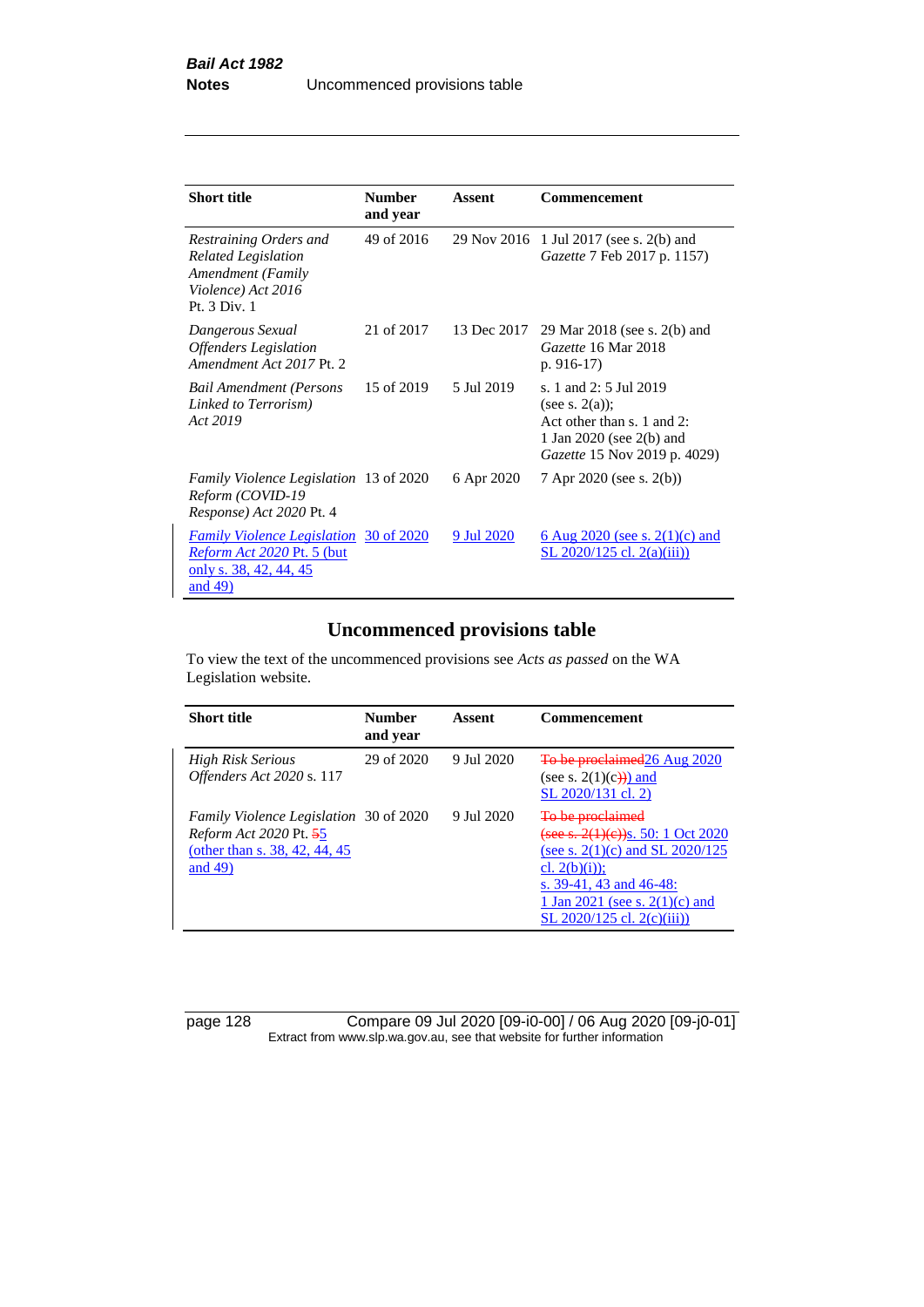| Short title | Number and year | Assent | Commencement |
|---|---|---|---|
| *Restraining Orders and Related Legislation Amendment (Family Violence) Act 2016* Pt. 3 Div. 1 | 49 of 2016 | 29 Nov 2016 | 1 Jul 2017 (see s. 2(b) and *Gazette* 7 Feb 2017 p. 1157) |
| *Dangerous Sexual Offenders Legislation Amendment Act 2017* Pt. 2 | 21 of 2017 | 13 Dec 2017 | 29 Mar 2018 (see s. 2(b) and *Gazette* 16 Mar 2018 p. 916-17) |
| *Bail Amendment (Persons Linked to Terrorism) Act 2019* | 15 of 2019 | 5 Jul 2019 | s. 1 and 2: 5 Jul 2019 (see s. 2(a)); Act other than s. 1 and 2: 1 Jan 2020 (see 2(b) and *Gazette* 15 Nov 2019 p. 4029) |
| *Family Violence Legislation Reform (COVID-19 Response) Act 2020* Pt. 4 | 13 of 2020 | 6 Apr 2020 | 7 Apr 2020 (see s. 2(b)) |
| *Family Violence Legislation Reform Act 2020* Pt. 5 (but only s. 38, 42, 44, 45 and 49) | 30 of 2020 | 9 Jul 2020 | 6 Aug 2020 (see s. 2(1)(c) and SL 2020/125 cl. 2(a)(iii)) |

## Uncommenced provisions table

To view the text of the uncommenced provisions see *Acts as passed* on the WA Legislation website.

| Short title | Number and year | Assent | Commencement |
|---|---|---|---|
| *High Risk Serious Offenders Act 2020* s. 117 | 29 of 2020 | 9 Jul 2020 | ~~To be proclaimed~~26 Aug 2020 (see s. 2(1)(c~~)~~)) and SL 2020/131 cl. 2) |
| *Family Violence Legislation Reform Act 2020* Pt. ~~5~~5 (other than s. 38, 42, 44, 45 and 49) | 30 of 2020 | 9 Jul 2020 | ~~To be proclaimed (see s. 2(1)(c))~~s. 50: 1 Oct 2020 (see s. 2(1)(c) and SL 2020/125 cl. 2(b)(i)); s. 39-41, 43 and 46-48: 1 Jan 2021 (see s. 2(1)(c) and SL 2020/125 cl. 2(c)(iii)) |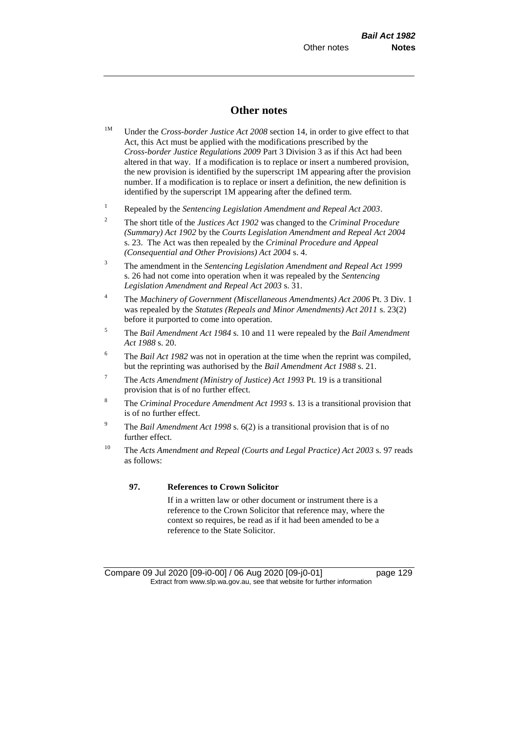# Other notes

[1M] Under the *Cross-border Justice Act 2008* section 14, in order to give effect to that Act, this Act must be applied with the modifications prescribed by the *Cross-border Justice Regulations 2009* Part 3 Division 3 as if this Act had been altered in that way. If a modification is to replace or insert a numbered provision, the new provision is identified by the superscript 1M appearing after the provision number. If a modification is to replace or insert a definition, the new definition is identified by the superscript 1M appearing after the defined term.

[1] Repealed by the *Sentencing Legislation Amendment and Repeal Act 2003*.

[2] The short title of the *Justices Act 1902* was changed to the *Criminal Procedure (Summary) Act 1902* by the *Courts Legislation Amendment and Repeal Act 2004* s. 23. The Act was then repealed by the *Criminal Procedure and Appeal (Consequential and Other Provisions) Act 2004* s. 4.

[3] The amendment in the *Sentencing Legislation Amendment and Repeal Act 1999* s. 26 had not come into operation when it was repealed by the *Sentencing Legislation Amendment and Repeal Act 2003* s. 31.

[4] The *Machinery of Government (Miscellaneous Amendments) Act 2006* Pt. 3 Div. 1 was repealed by the *Statutes (Repeals and Minor Amendments) Act 2011* s. 23(2) before it purported to come into operation.

[5] The *Bail Amendment Act 1984* s. 10 and 11 were repealed by the *Bail Amendment Act 1988* s. 20.

[6] The *Bail Act 1982* was not in operation at the time when the reprint was compiled, but the reprinting was authorised by the *Bail Amendment Act 1988* s. 21.

[7] The *Acts Amendment (Ministry of Justice) Act 1993* Pt. 19 is a transitional provision that is of no further effect.

[8] The *Criminal Procedure Amendment Act 1993* s. 13 is a transitional provision that is of no further effect.

[9] The *Bail Amendment Act 1998* s. 6(2) is a transitional provision that is of no further effect.

[10] The *Acts Amendment and Repeal (Courts and Legal Practice) Act 2003* s. 97 reads as follows:

**97. References to Crown Solicitor**

If in a written law or other document or instrument there is a reference to the Crown Solicitor that reference may, where the context so requires, be read as if it had been amended to be a reference to the State Solicitor.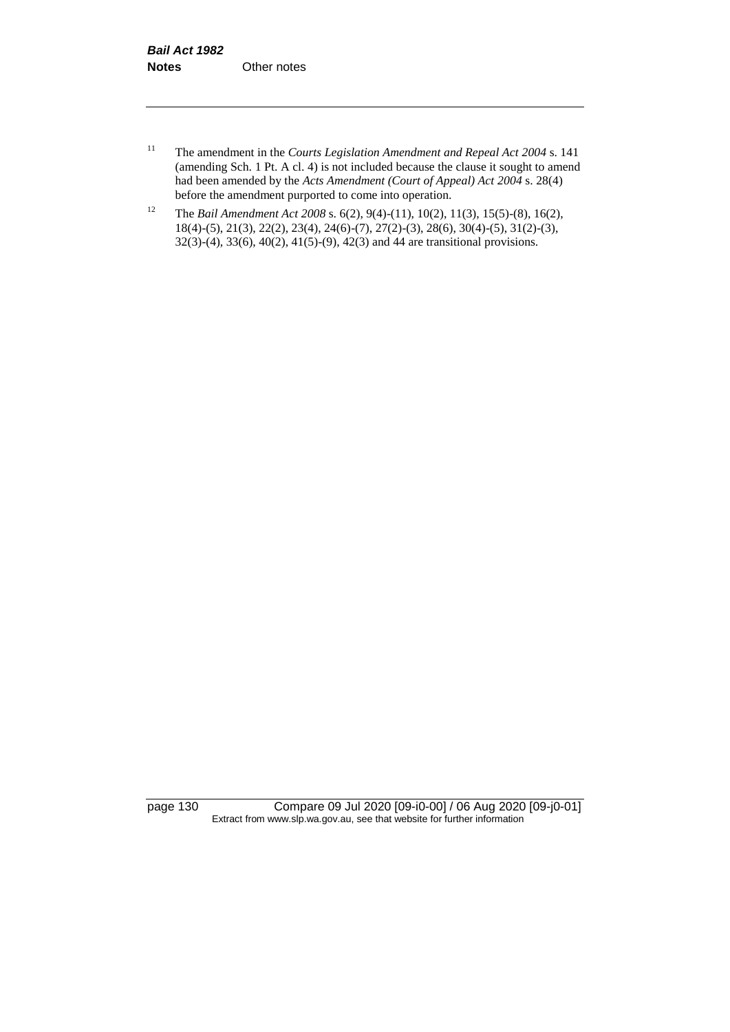[11] The amendment in the *Courts Legislation Amendment and Repeal Act 2004* s. 141 (amending Sch. 1 Pt. A cl. 4) is not included because the clause it sought to amend had been amended by the *Acts Amendment (Court of Appeal) Act 2004* s. 28(4) before the amendment purported to come into operation.

[12] The *Bail Amendment Act 2008* s. 6(2), 9(4)-(11), 10(2), 11(3), 15(5)-(8), 16(2), 18(4)-(5), 21(3), 22(2), 23(4), 24(6)-(7), 27(2)-(3), 28(6), 30(4)-(5), 31(2)-(3), 32(3)-(4), 33(6), 40(2), 41(5)-(9), 42(3) and 44 are transitional provisions.